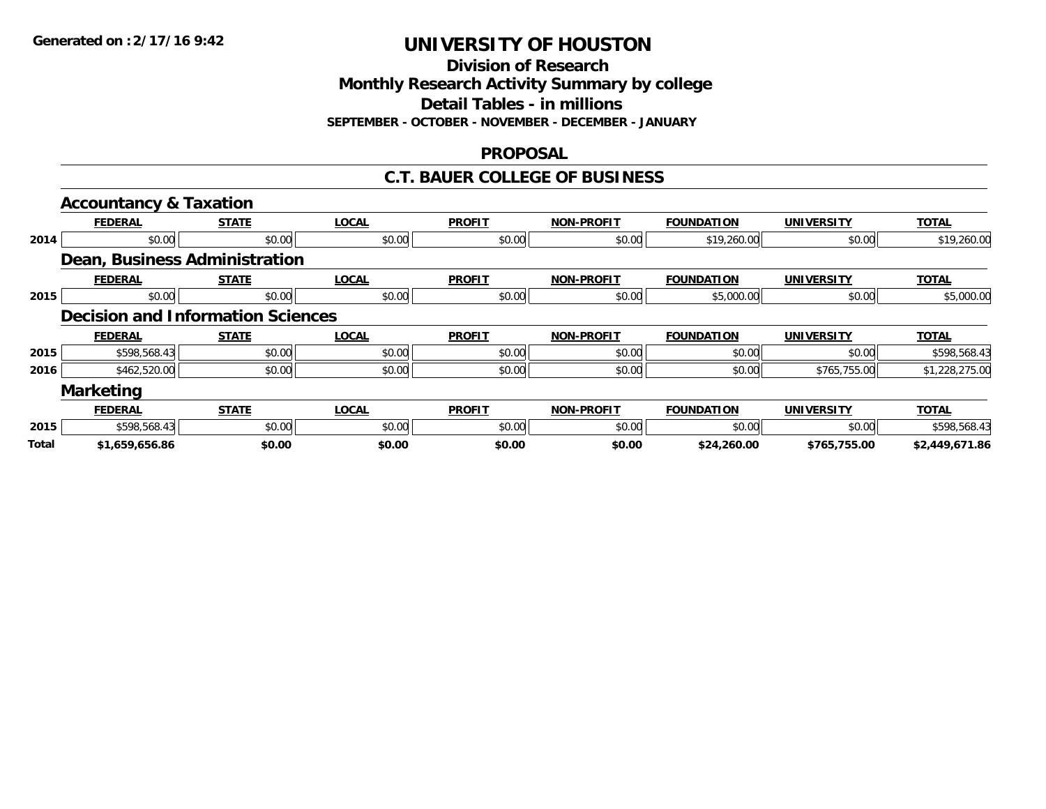Generated on :2/17/16 9:42

# UNIVERSITY OF HOUSTON

## Division of Research

## Monthly Research Activity Summary by college

## Detail Tables - in millions

**SEPTEMBER - OCTOBER - NOVEMBER - DECEMBER - JANUARY**

## PROPOSAL

## C.T. BAUER COLLEGE OF BUSINESS

### Accountancy & Taxation

| | FEDERAL | STATE | LOCAL | PROFIT | NON-PROFIT | FOUNDATION | UNIVERSITY | TOTAL |
|---|---|---|---|---|---|---|---|---|
| 2014 | $0.00 | $0.00 | $0.00 | $0.00 | $0.00 | $19,260.00 | $0.00 | $19,260.00 |

### Dean, Business Administration

| | FEDERAL | STATE | LOCAL | PROFIT | NON-PROFIT | FOUNDATION | UNIVERSITY | TOTAL |
|---|---|---|---|---|---|---|---|---|
| 2015 | $0.00 | $0.00 | $0.00 | $0.00 | $0.00 | $5,000.00 | $0.00 | $5,000.00 |

### Decision and Information Sciences

| | FEDERAL | STATE | LOCAL | PROFIT | NON-PROFIT | FOUNDATION | UNIVERSITY | TOTAL |
|---|---|---|---|---|---|---|---|---|
| 2015 | $598,568.43 | $0.00 | $0.00 | $0.00 | $0.00 | $0.00 | $0.00 | $598,568.43 |
| 2016 | $462,520.00 | $0.00 | $0.00 | $0.00 | $0.00 | $0.00 | $765,755.00 | $1,228,275.00 |

### Marketing

| | FEDERAL | STATE | LOCAL | PROFIT | NON-PROFIT | FOUNDATION | UNIVERSITY | TOTAL |
|---|---|---|---|---|---|---|---|---|
| 2015 | $598,568.43 | $0.00 | $0.00 | $0.00 | $0.00 | $0.00 | $0.00 | $598,568.43 |
| **Total** | **$1,659,656.86** | **$0.00** | **$0.00** | **$0.00** | **$0.00** | **$24,260.00** | **$765,755.00** | **$2,449,671.86** |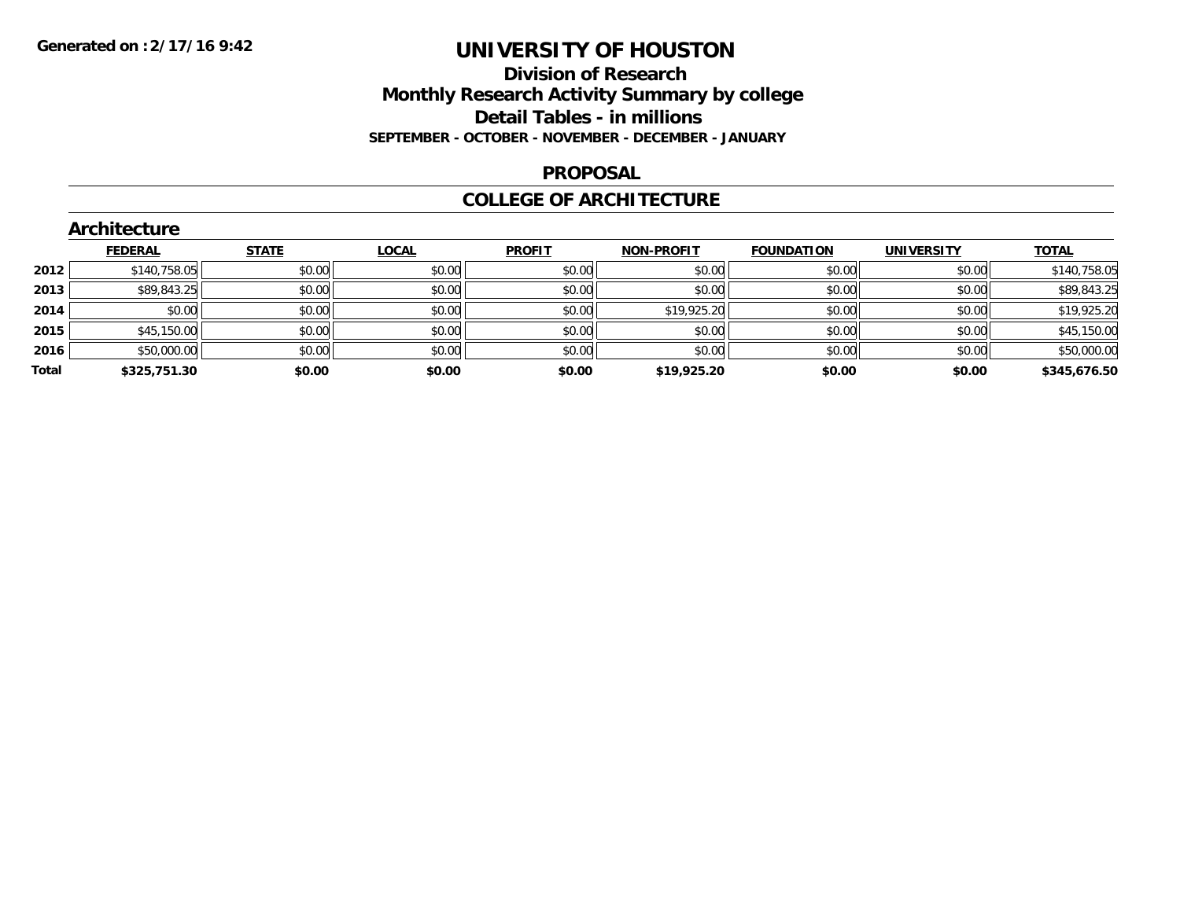# UNIVERSITY OF HOUSTON

## Division of Research

## Monthly Research Activity Summary by college

## Detail Tables - in millions

**SEPTEMBER - OCTOBER - NOVEMBER - DECEMBER - JANUARY**

**Generated on :2/17/16 9:42**

## PROPOSAL

## COLLEGE OF ARCHITECTURE

### Architecture

| | FEDERAL | STATE | LOCAL | PROFIT | NON-PROFIT | FOUNDATION | UNIVERSITY | TOTAL |
|---|---|---|---|---|---|---|---|---|
| **2012** | $140,758.05 | $0.00 | $0.00 | $0.00 | $0.00 | $0.00 | $0.00 | $140,758.05 |
| **2013** | $89,843.25 | $0.00 | $0.00 | $0.00 | $0.00 | $0.00 | $0.00 | $89,843.25 |
| **2014** | $0.00 | $0.00 | $0.00 | $0.00 | $19,925.20 | $0.00 | $0.00 | $19,925.20 |
| **2015** | $45,150.00 | $0.00 | $0.00 | $0.00 | $0.00 | $0.00 | $0.00 | $45,150.00 |
| **2016** | $50,000.00 | $0.00 | $0.00 | $0.00 | $0.00 | $0.00 | $0.00 | $50,000.00 |
| **Total** | **$325,751.30** | **$0.00** | **$0.00** | **$0.00** | **$19,925.20** | **$0.00** | **$0.00** | **$345,676.50** |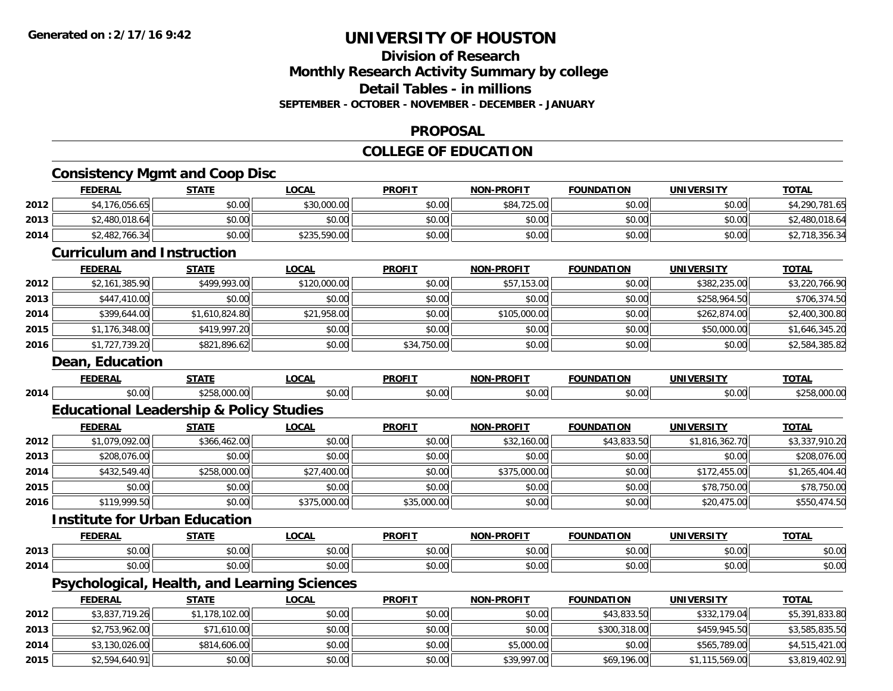# UNIVERSITY OF HOUSTON

## Division of Research
## Monthly Research Activity Summary by college
## Detail Tables - in millions
### SEPTEMBER - OCTOBER - NOVEMBER - DECEMBER - JANUARY

Generated on : 2/17/16 9:42

## PROPOSAL

## COLLEGE OF EDUCATION

### Consistency Mgmt and Coop Disc

| | FEDERAL | STATE | LOCAL | PROFIT | NON-PROFIT | FOUNDATION | UNIVERSITY | TOTAL |
|---|---|---|---|---|---|---|---|---|
| 2012 | $4,176,056.65 | $0.00 | $30,000.00 | $0.00 | $84,725.00 | $0.00 | $0.00 | $4,290,781.65 |
| 2013 | $2,480,018.64 | $0.00 | $0.00 | $0.00 | $0.00 | $0.00 | $0.00 | $2,480,018.64 |
| 2014 | $2,482,766.34 | $0.00 | $235,590.00 | $0.00 | $0.00 | $0.00 | $0.00 | $2,718,356.34 |

### Curriculum and Instruction

| | FEDERAL | STATE | LOCAL | PROFIT | NON-PROFIT | FOUNDATION | UNIVERSITY | TOTAL |
|---|---|---|---|---|---|---|---|---|
| 2012 | $2,161,385.90 | $499,993.00 | $120,000.00 | $0.00 | $57,153.00 | $0.00 | $382,235.00 | $3,220,766.90 |
| 2013 | $447,410.00 | $0.00 | $0.00 | $0.00 | $0.00 | $0.00 | $258,964.50 | $706,374.50 |
| 2014 | $399,644.00 | $1,610,824.80 | $21,958.00 | $0.00 | $105,000.00 | $0.00 | $262,874.00 | $2,400,300.80 |
| 2015 | $1,176,348.00 | $419,997.20 | $0.00 | $0.00 | $0.00 | $0.00 | $50,000.00 | $1,646,345.20 |
| 2016 | $1,727,739.20 | $821,896.62 | $0.00 | $34,750.00 | $0.00 | $0.00 | $0.00 | $2,584,385.82 |

### Dean, Education

| | FEDERAL | STATE | LOCAL | PROFIT | NON-PROFIT | FOUNDATION | UNIVERSITY | TOTAL |
|---|---|---|---|---|---|---|---|---|
| 2014 | $0.00 | $258,000.00 | $0.00 | $0.00 | $0.00 | $0.00 | $0.00 | $258,000.00 |

### Educational Leadership & Policy Studies

| | FEDERAL | STATE | LOCAL | PROFIT | NON-PROFIT | FOUNDATION | UNIVERSITY | TOTAL |
|---|---|---|---|---|---|---|---|---|
| 2012 | $1,079,092.00 | $366,462.00 | $0.00 | $0.00 | $32,160.00 | $43,833.50 | $1,816,362.70 | $3,337,910.20 |
| 2013 | $208,076.00 | $0.00 | $0.00 | $0.00 | $0.00 | $0.00 | $0.00 | $208,076.00 |
| 2014 | $432,549.40 | $258,000.00 | $27,400.00 | $0.00 | $375,000.00 | $0.00 | $172,455.00 | $1,265,404.40 |
| 2015 | $0.00 | $0.00 | $0.00 | $0.00 | $0.00 | $0.00 | $78,750.00 | $78,750.00 |
| 2016 | $119,999.50 | $0.00 | $375,000.00 | $35,000.00 | $0.00 | $0.00 | $20,475.00 | $550,474.50 |

### Institute for Urban Education

| | FEDERAL | STATE | LOCAL | PROFIT | NON-PROFIT | FOUNDATION | UNIVERSITY | TOTAL |
|---|---|---|---|---|---|---|---|---|
| 2013 | $0.00 | $0.00 | $0.00 | $0.00 | $0.00 | $0.00 | $0.00 | $0.00 |
| 2014 | $0.00 | $0.00 | $0.00 | $0.00 | $0.00 | $0.00 | $0.00 | $0.00 |

### Psychological, Health, and Learning Sciences

| | FEDERAL | STATE | LOCAL | PROFIT | NON-PROFIT | FOUNDATION | UNIVERSITY | TOTAL |
|---|---|---|---|---|---|---|---|---|
| 2012 | $3,837,719.26 | $1,178,102.00 | $0.00 | $0.00 | $0.00 | $43,833.50 | $332,179.04 | $5,391,833.80 |
| 2013 | $2,753,962.00 | $71,610.00 | $0.00 | $0.00 | $0.00 | $300,318.00 | $459,945.50 | $3,585,835.50 |
| 2014 | $3,130,026.00 | $814,606.00 | $0.00 | $0.00 | $5,000.00 | $0.00 | $565,789.00 | $4,515,421.00 |
| 2015 | $2,594,640.91 | $0.00 | $0.00 | $0.00 | $39,997.00 | $69,196.00 | $1,115,569.00 | $3,819,402.91 |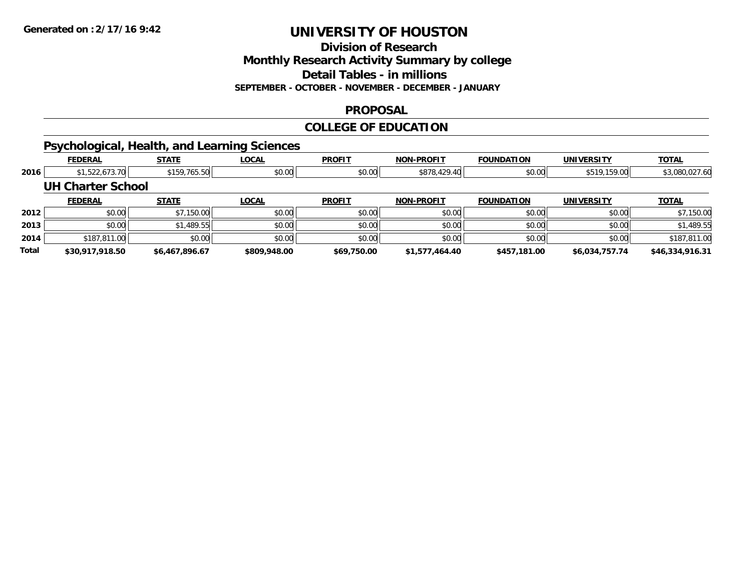# UNIVERSITY OF HOUSTON

## Division of Research

## Monthly Research Activity Summary by college

## Detail Tables - in millions

**SEPTEMBER - OCTOBER - NOVEMBER - DECEMBER - JANUARY**

## PROPOSAL

## COLLEGE OF EDUCATION

### Psychological, Health, and Learning Sciences

| | FEDERAL | STATE | LOCAL | PROFIT | NON-PROFIT | FOUNDATION | UNIVERSITY | TOTAL |
|---|---|---|---|---|---|---|---|---|
| 2016 | $1,522,673.70 | $159,765.50 | $0.00 | $0.00 | $878,429.40 | $0.00 | $519,159.00 | $3,080,027.60 |

### UH Charter School

| | FEDERAL | STATE | LOCAL | PROFIT | NON-PROFIT | FOUNDATION | UNIVERSITY | TOTAL |
|---|---|---|---|---|---|---|---|---|
| 2012 | $0.00 | $7,150.00 | $0.00 | $0.00 | $0.00 | $0.00 | $0.00 | $7,150.00 |
| 2013 | $0.00 | $1,489.55 | $0.00 | $0.00 | $0.00 | $0.00 | $0.00 | $1,489.55 |
| 2014 | $187,811.00 | $0.00 | $0.00 | $0.00 | $0.00 | $0.00 | $0.00 | $187,811.00 |
| **Total** | **$30,917,918.50** | **$6,467,896.67** | **$809,948.00** | **$69,750.00** | **$1,577,464.40** | **$457,181.00** | **$6,034,757.74** | **$46,334,916.31** |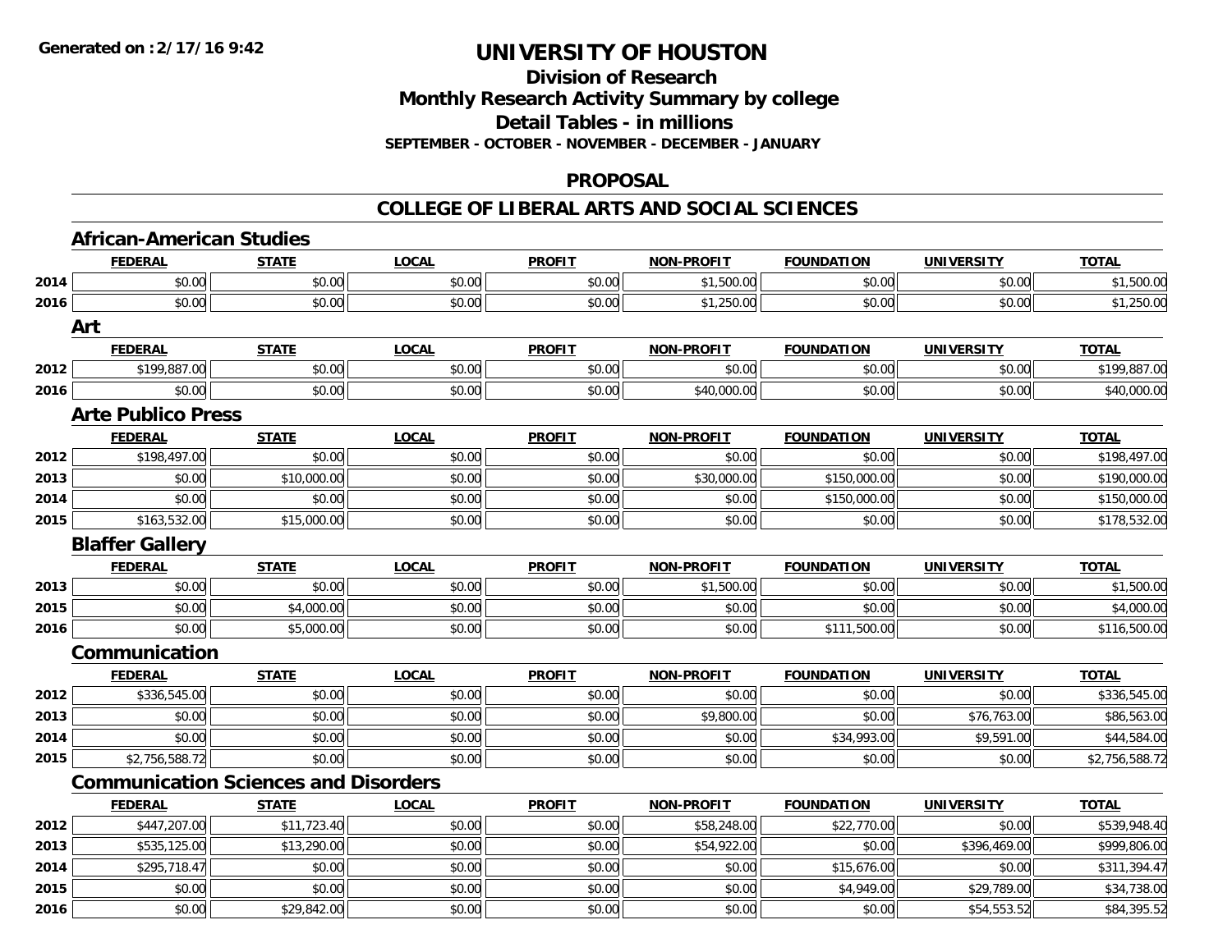# UNIVERSITY OF HOUSTON

## Division of Research
## Monthly Research Activity Summary by college
## Detail Tables - in millions
### SEPTEMBER - OCTOBER - NOVEMBER - DECEMBER - JANUARY

## PROPOSAL

## COLLEGE OF LIBERAL ARTS AND SOCIAL SCIENCES

### African-American Studies

| | FEDERAL | STATE | LOCAL | PROFIT | NON-PROFIT | FOUNDATION | UNIVERSITY | TOTAL |
|---|---|---|---|---|---|---|---|---|
| 2014 | $0.00 | $0.00 | $0.00 | $0.00 | $1,500.00 | $0.00 | $0.00 | $1,500.00 |
| 2016 | $0.00 | $0.00 | $0.00 | $0.00 | $1,250.00 | $0.00 | $0.00 | $1,250.00 |

### Art

| | FEDERAL | STATE | LOCAL | PROFIT | NON-PROFIT | FOUNDATION | UNIVERSITY | TOTAL |
|---|---|---|---|---|---|---|---|---|
| 2012 | $199,887.00 | $0.00 | $0.00 | $0.00 | $0.00 | $0.00 | $0.00 | $199,887.00 |
| 2016 | $0.00 | $0.00 | $0.00 | $0.00 | $40,000.00 | $0.00 | $0.00 | $40,000.00 |

### Arte Publico Press

| | FEDERAL | STATE | LOCAL | PROFIT | NON-PROFIT | FOUNDATION | UNIVERSITY | TOTAL |
|---|---|---|---|---|---|---|---|---|
| 2012 | $198,497.00 | $0.00 | $0.00 | $0.00 | $0.00 | $0.00 | $0.00 | $198,497.00 |
| 2013 | $0.00 | $10,000.00 | $0.00 | $0.00 | $30,000.00 | $150,000.00 | $0.00 | $190,000.00 |
| 2014 | $0.00 | $0.00 | $0.00 | $0.00 | $0.00 | $150,000.00 | $0.00 | $150,000.00 |
| 2015 | $163,532.00 | $15,000.00 | $0.00 | $0.00 | $0.00 | $0.00 | $0.00 | $178,532.00 |

### Blaffer Gallery

| | FEDERAL | STATE | LOCAL | PROFIT | NON-PROFIT | FOUNDATION | UNIVERSITY | TOTAL |
|---|---|---|---|---|---|---|---|---|
| 2013 | $0.00 | $0.00 | $0.00 | $0.00 | $1,500.00 | $0.00 | $0.00 | $1,500.00 |
| 2015 | $0.00 | $4,000.00 | $0.00 | $0.00 | $0.00 | $0.00 | $0.00 | $4,000.00 |
| 2016 | $0.00 | $5,000.00 | $0.00 | $0.00 | $0.00 | $111,500.00 | $0.00 | $116,500.00 |

### Communication

| | FEDERAL | STATE | LOCAL | PROFIT | NON-PROFIT | FOUNDATION | UNIVERSITY | TOTAL |
|---|---|---|---|---|---|---|---|---|
| 2012 | $336,545.00 | $0.00 | $0.00 | $0.00 | $0.00 | $0.00 | $0.00 | $336,545.00 |
| 2013 | $0.00 | $0.00 | $0.00 | $0.00 | $9,800.00 | $0.00 | $76,763.00 | $86,563.00 |
| 2014 | $0.00 | $0.00 | $0.00 | $0.00 | $0.00 | $34,993.00 | $9,591.00 | $44,584.00 |
| 2015 | $2,756,588.72 | $0.00 | $0.00 | $0.00 | $0.00 | $0.00 | $0.00 | $2,756,588.72 |

### Communication Sciences and Disorders

| | FEDERAL | STATE | LOCAL | PROFIT | NON-PROFIT | FOUNDATION | UNIVERSITY | TOTAL |
|---|---|---|---|---|---|---|---|---|
| 2012 | $447,207.00 | $11,723.40 | $0.00 | $0.00 | $58,248.00 | $22,770.00 | $0.00 | $539,948.40 |
| 2013 | $535,125.00 | $13,290.00 | $0.00 | $0.00 | $54,922.00 | $0.00 | $396,469.00 | $999,806.00 |
| 2014 | $295,718.47 | $0.00 | $0.00 | $0.00 | $0.00 | $15,676.00 | $0.00 | $311,394.47 |
| 2015 | $0.00 | $0.00 | $0.00 | $0.00 | $0.00 | $4,949.00 | $29,789.00 | $34,738.00 |
| 2016 | $0.00 | $29,842.00 | $0.00 | $0.00 | $0.00 | $0.00 | $54,553.52 | $84,395.52 |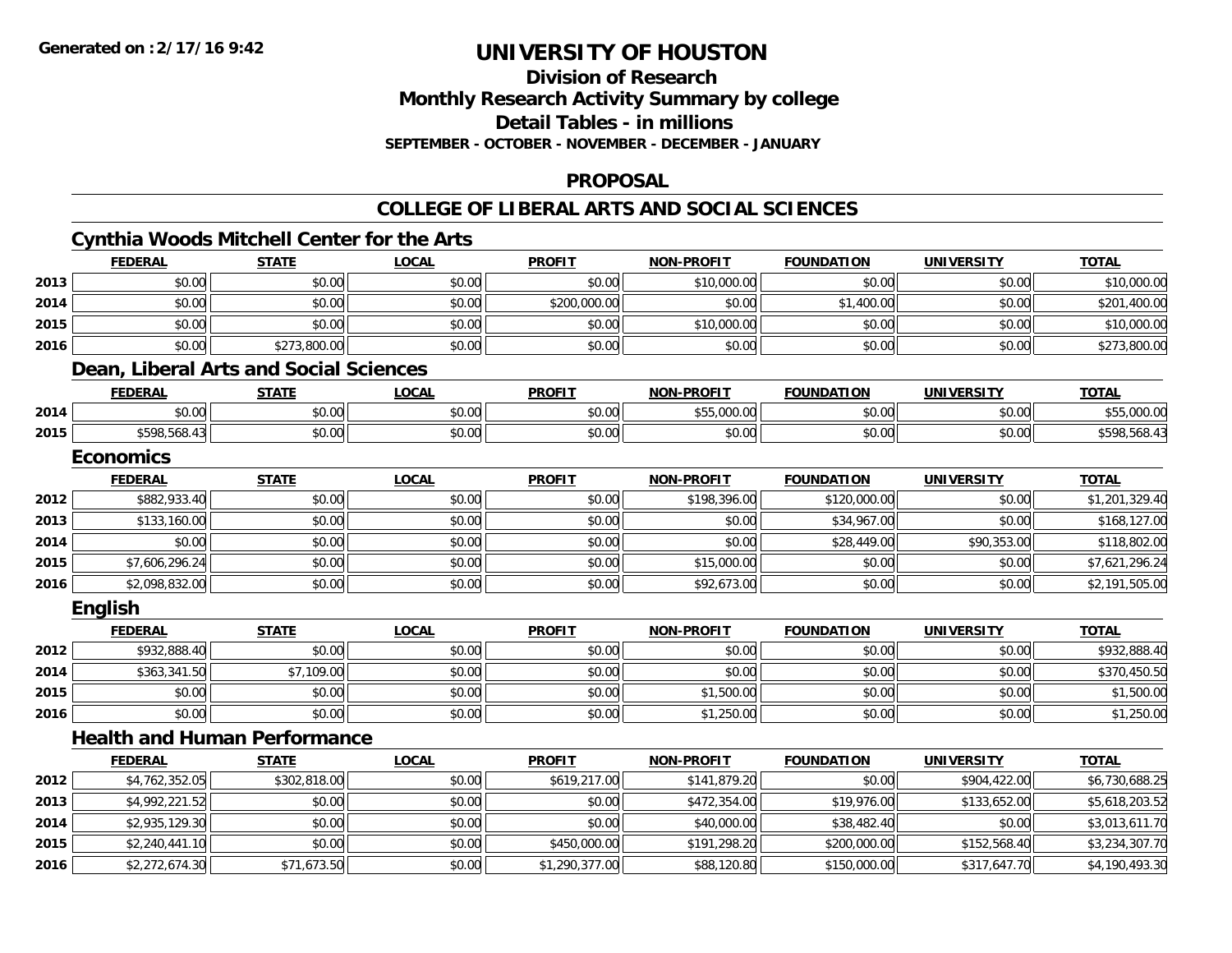Generated on :2/17/16 9:42

# UNIVERSITY OF HOUSTON

## Division of Research
## Monthly Research Activity Summary by college
## Detail Tables - in millions
### SEPTEMBER - OCTOBER - NOVEMBER - DECEMBER - JANUARY

## PROPOSAL

## COLLEGE OF LIBERAL ARTS AND SOCIAL SCIENCES

### Cynthia Woods Mitchell Center for the Arts

| | FEDERAL | STATE | LOCAL | PROFIT | NON-PROFIT | FOUNDATION | UNIVERSITY | TOTAL |
|---|---|---|---|---|---|---|---|---|
| 2013 | $0.00 | $0.00 | $0.00 | $0.00 | $10,000.00 | $0.00 | $0.00 | $10,000.00 |
| 2014 | $0.00 | $0.00 | $0.00 | $200,000.00 | $0.00 | $1,400.00 | $0.00 | $201,400.00 |
| 2015 | $0.00 | $0.00 | $0.00 | $0.00 | $10,000.00 | $0.00 | $0.00 | $10,000.00 |
| 2016 | $0.00 | $273,800.00 | $0.00 | $0.00 | $0.00 | $0.00 | $0.00 | $273,800.00 |

### Dean, Liberal Arts and Social Sciences

| | FEDERAL | STATE | LOCAL | PROFIT | NON-PROFIT | FOUNDATION | UNIVERSITY | TOTAL |
|---|---|---|---|---|---|---|---|---|
| 2014 | $0.00 | $0.00 | $0.00 | $0.00 | $55,000.00 | $0.00 | $0.00 | $55,000.00 |
| 2015 | $598,568.43 | $0.00 | $0.00 | $0.00 | $0.00 | $0.00 | $0.00 | $598,568.43 |

### Economics

| | FEDERAL | STATE | LOCAL | PROFIT | NON-PROFIT | FOUNDATION | UNIVERSITY | TOTAL |
|---|---|---|---|---|---|---|---|---|
| 2012 | $882,933.40 | $0.00 | $0.00 | $0.00 | $198,396.00 | $120,000.00 | $0.00 | $1,201,329.40 |
| 2013 | $133,160.00 | $0.00 | $0.00 | $0.00 | $0.00 | $34,967.00 | $0.00 | $168,127.00 |
| 2014 | $0.00 | $0.00 | $0.00 | $0.00 | $0.00 | $28,449.00 | $90,353.00 | $118,802.00 |
| 2015 | $7,606,296.24 | $0.00 | $0.00 | $0.00 | $15,000.00 | $0.00 | $0.00 | $7,621,296.24 |
| 2016 | $2,098,832.00 | $0.00 | $0.00 | $0.00 | $92,673.00 | $0.00 | $0.00 | $2,191,505.00 |

### English

| | FEDERAL | STATE | LOCAL | PROFIT | NON-PROFIT | FOUNDATION | UNIVERSITY | TOTAL |
|---|---|---|---|---|---|---|---|---|
| 2012 | $932,888.40 | $0.00 | $0.00 | $0.00 | $0.00 | $0.00 | $0.00 | $932,888.40 |
| 2014 | $363,341.50 | $7,109.00 | $0.00 | $0.00 | $0.00 | $0.00 | $0.00 | $370,450.50 |
| 2015 | $0.00 | $0.00 | $0.00 | $0.00 | $1,500.00 | $0.00 | $0.00 | $1,500.00 |
| 2016 | $0.00 | $0.00 | $0.00 | $0.00 | $1,250.00 | $0.00 | $0.00 | $1,250.00 |

### Health and Human Performance

| | FEDERAL | STATE | LOCAL | PROFIT | NON-PROFIT | FOUNDATION | UNIVERSITY | TOTAL |
|---|---|---|---|---|---|---|---|---|
| 2012 | $4,762,352.05 | $302,818.00 | $0.00 | $619,217.00 | $141,879.20 | $0.00 | $904,422.00 | $6,730,688.25 |
| 2013 | $4,992,221.52 | $0.00 | $0.00 | $0.00 | $472,354.00 | $19,976.00 | $133,652.00 | $5,618,203.52 |
| 2014 | $2,935,129.30 | $0.00 | $0.00 | $0.00 | $40,000.00 | $38,482.40 | $0.00 | $3,013,611.70 |
| 2015 | $2,240,441.10 | $0.00 | $0.00 | $450,000.00 | $191,298.20 | $200,000.00 | $152,568.40 | $3,234,307.70 |
| 2016 | $2,272,674.30 | $71,673.50 | $0.00 | $1,290,377.00 | $88,120.80 | $150,000.00 | $317,647.70 | $4,190,493.30 |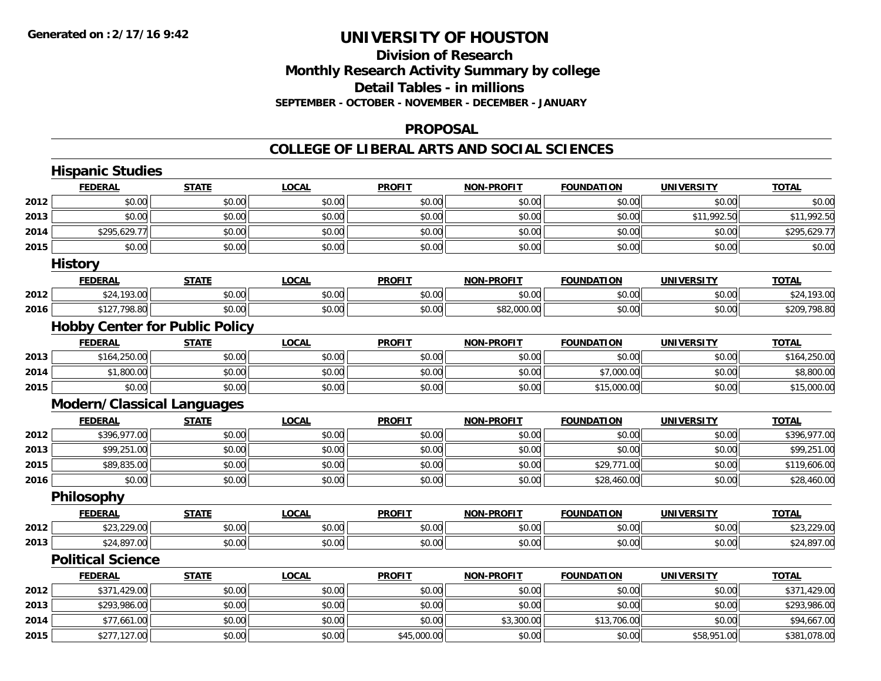# UNIVERSITY OF HOUSTON

## Division of Research
## Monthly Research Activity Summary by college
## Detail Tables - in millions
### SEPTEMBER - OCTOBER - NOVEMBER - DECEMBER - JANUARY

## PROPOSAL

## COLLEGE OF LIBERAL ARTS AND SOCIAL SCIENCES

### Hispanic Studies

| | FEDERAL | STATE | LOCAL | PROFIT | NON-PROFIT | FOUNDATION | UNIVERSITY | TOTAL |
|---|---|---|---|---|---|---|---|---|
| 2012 | $0.00 | $0.00 | $0.00 | $0.00 | $0.00 | $0.00 | $0.00 | $0.00 |
| 2013 | $0.00 | $0.00 | $0.00 | $0.00 | $0.00 | $0.00 | $11,992.50 | $11,992.50 |
| 2014 | $295,629.77 | $0.00 | $0.00 | $0.00 | $0.00 | $0.00 | $0.00 | $295,629.77 |
| 2015 | $0.00 | $0.00 | $0.00 | $0.00 | $0.00 | $0.00 | $0.00 | $0.00 |

### History

| | FEDERAL | STATE | LOCAL | PROFIT | NON-PROFIT | FOUNDATION | UNIVERSITY | TOTAL |
|---|---|---|---|---|---|---|---|---|
| 2012 | $24,193.00 | $0.00 | $0.00 | $0.00 | $0.00 | $0.00 | $0.00 | $24,193.00 |
| 2016 | $127,798.80 | $0.00 | $0.00 | $0.00 | $82,000.00 | $0.00 | $0.00 | $209,798.80 |

### Hobby Center for Public Policy

| | FEDERAL | STATE | LOCAL | PROFIT | NON-PROFIT | FOUNDATION | UNIVERSITY | TOTAL |
|---|---|---|---|---|---|---|---|---|
| 2013 | $164,250.00 | $0.00 | $0.00 | $0.00 | $0.00 | $0.00 | $0.00 | $164,250.00 |
| 2014 | $1,800.00 | $0.00 | $0.00 | $0.00 | $0.00 | $7,000.00 | $0.00 | $8,800.00 |
| 2015 | $0.00 | $0.00 | $0.00 | $0.00 | $0.00 | $15,000.00 | $0.00 | $15,000.00 |

### Modern/Classical Languages

| | FEDERAL | STATE | LOCAL | PROFIT | NON-PROFIT | FOUNDATION | UNIVERSITY | TOTAL |
|---|---|---|---|---|---|---|---|---|
| 2012 | $396,977.00 | $0.00 | $0.00 | $0.00 | $0.00 | $0.00 | $0.00 | $396,977.00 |
| 2013 | $99,251.00 | $0.00 | $0.00 | $0.00 | $0.00 | $0.00 | $0.00 | $99,251.00 |
| 2015 | $89,835.00 | $0.00 | $0.00 | $0.00 | $0.00 | $29,771.00 | $0.00 | $119,606.00 |
| 2016 | $0.00 | $0.00 | $0.00 | $0.00 | $0.00 | $28,460.00 | $0.00 | $28,460.00 |

### Philosophy

| | FEDERAL | STATE | LOCAL | PROFIT | NON-PROFIT | FOUNDATION | UNIVERSITY | TOTAL |
|---|---|---|---|---|---|---|---|---|
| 2012 | $23,229.00 | $0.00 | $0.00 | $0.00 | $0.00 | $0.00 | $0.00 | $23,229.00 |
| 2013 | $24,897.00 | $0.00 | $0.00 | $0.00 | $0.00 | $0.00 | $0.00 | $24,897.00 |

### Political Science

| | FEDERAL | STATE | LOCAL | PROFIT | NON-PROFIT | FOUNDATION | UNIVERSITY | TOTAL |
|---|---|---|---|---|---|---|---|---|
| 2012 | $371,429.00 | $0.00 | $0.00 | $0.00 | $0.00 | $0.00 | $0.00 | $371,429.00 |
| 2013 | $293,986.00 | $0.00 | $0.00 | $0.00 | $0.00 | $0.00 | $0.00 | $293,986.00 |
| 2014 | $77,661.00 | $0.00 | $0.00 | $0.00 | $3,300.00 | $13,706.00 | $0.00 | $94,667.00 |
| 2015 | $277,127.00 | $0.00 | $0.00 | $45,000.00 | $0.00 | $0.00 | $58,951.00 | $381,078.00 |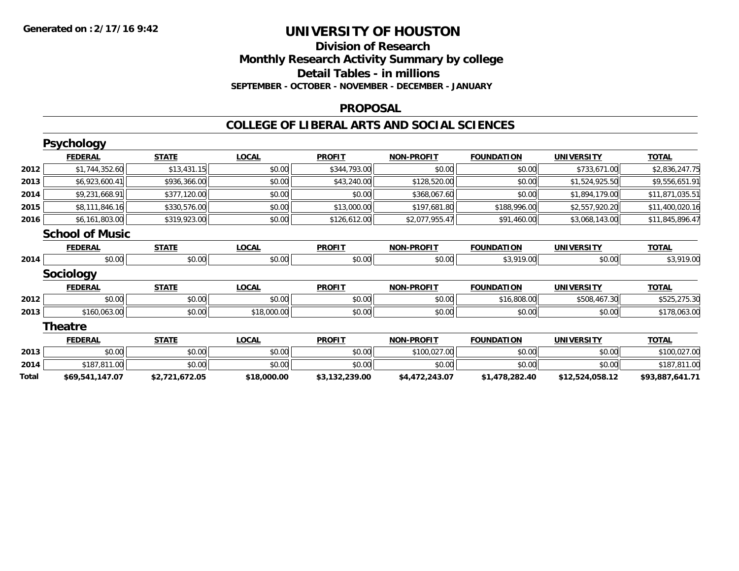**Generated on :2/17/16 9:42**

# UNIVERSITY OF HOUSTON

## Division of Research
## Monthly Research Activity Summary by college
## Detail Tables - in millions
### SEPTEMBER - OCTOBER - NOVEMBER - DECEMBER - JANUARY

## PROPOSAL

## COLLEGE OF LIBERAL ARTS AND SOCIAL SCIENCES

### Psychology

| | FEDERAL | STATE | LOCAL | PROFIT | NON-PROFIT | FOUNDATION | UNIVERSITY | TOTAL |
|---|---|---|---|---|---|---|---|---|
| 2012 | $1,744,352.60 | $13,431.15 | $0.00 | $344,793.00 | $0.00 | $0.00 | $733,671.00 | $2,836,247.75 |
| 2013 | $6,923,600.41 | $936,366.00 | $0.00 | $43,240.00 | $128,520.00 | $0.00 | $1,524,925.50 | $9,556,651.91 |
| 2014 | $9,231,668.91 | $377,120.00 | $0.00 | $0.00 | $368,067.60 | $0.00 | $1,894,179.00 | $11,871,035.51 |
| 2015 | $8,111,846.16 | $330,576.00 | $0.00 | $13,000.00 | $197,681.80 | $188,996.00 | $2,557,920.20 | $11,400,020.16 |
| 2016 | $6,161,803.00 | $319,923.00 | $0.00 | $126,612.00 | $2,077,955.47 | $91,460.00 | $3,068,143.00 | $11,845,896.47 |

### School of Music

| | FEDERAL | STATE | LOCAL | PROFIT | NON-PROFIT | FOUNDATION | UNIVERSITY | TOTAL |
|---|---|---|---|---|---|---|---|---|
| 2014 | $0.00 | $0.00 | $0.00 | $0.00 | $0.00 | $3,919.00 | $0.00 | $3,919.00 |

### Sociology

| | FEDERAL | STATE | LOCAL | PROFIT | NON-PROFIT | FOUNDATION | UNIVERSITY | TOTAL |
|---|---|---|---|---|---|---|---|---|
| 2012 | $0.00 | $0.00 | $0.00 | $0.00 | $0.00 | $16,808.00 | $508,467.30 | $525,275.30 |
| 2013 | $160,063.00 | $0.00 | $18,000.00 | $0.00 | $0.00 | $0.00 | $0.00 | $178,063.00 |

### Theatre

| | FEDERAL | STATE | LOCAL | PROFIT | NON-PROFIT | FOUNDATION | UNIVERSITY | TOTAL |
|---|---|---|---|---|---|---|---|---|
| 2013 | $0.00 | $0.00 | $0.00 | $0.00 | $100,027.00 | $0.00 | $0.00 | $100,027.00 |
| 2014 | $187,811.00 | $0.00 | $0.00 | $0.00 | $0.00 | $0.00 | $0.00 | $187,811.00 |
| **Total** | **$69,541,147.07** | **$2,721,672.05** | **$18,000.00** | **$3,132,239.00** | **$4,472,243.07** | **$1,478,282.40** | **$12,524,058.12** | **$93,887,641.71** |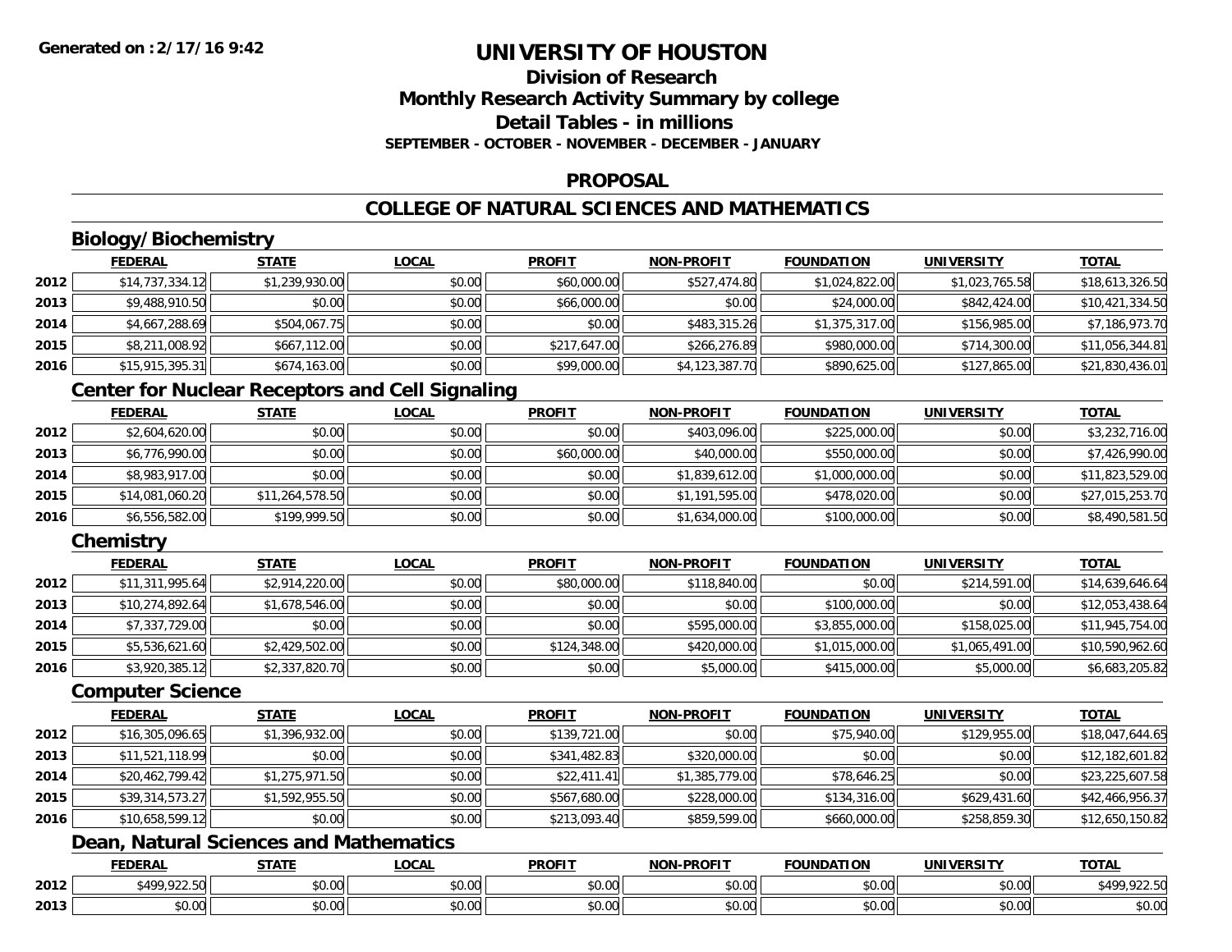# UNIVERSITY OF HOUSTON

## Division of Research
## Monthly Research Activity Summary by college
## Detail Tables - in millions

**SEPTEMBER - OCTOBER - NOVEMBER - DECEMBER - JANUARY**

## PROPOSAL

## COLLEGE OF NATURAL SCIENCES AND MATHEMATICS

### Biology/Biochemistry

| | FEDERAL | STATE | LOCAL | PROFIT | NON-PROFIT | FOUNDATION | UNIVERSITY | TOTAL |
|---|---|---|---|---|---|---|---|---|
| 2012 | $14,737,334.12 | $1,239,930.00 | $0.00 | $60,000.00 | $527,474.80 | $1,024,822.00 | $1,023,765.58 | $18,613,326.50 |
| 2013 | $9,488,910.50 | $0.00 | $0.00 | $66,000.00 | $0.00 | $24,000.00 | $842,424.00 | $10,421,334.50 |
| 2014 | $4,667,288.69 | $504,067.75 | $0.00 | $0.00 | $483,315.26 | $1,375,317.00 | $156,985.00 | $7,186,973.70 |
| 2015 | $8,211,008.92 | $667,112.00 | $0.00 | $217,647.00 | $266,276.89 | $980,000.00 | $714,300.00 | $11,056,344.81 |
| 2016 | $15,915,395.31 | $674,163.00 | $0.00 | $99,000.00 | $4,123,387.70 | $890,625.00 | $127,865.00 | $21,830,436.01 |

### Center for Nuclear Receptors and Cell Signaling

| | FEDERAL | STATE | LOCAL | PROFIT | NON-PROFIT | FOUNDATION | UNIVERSITY | TOTAL |
|---|---|---|---|---|---|---|---|---|
| 2012 | $2,604,620.00 | $0.00 | $0.00 | $0.00 | $403,096.00 | $225,000.00 | $0.00 | $3,232,716.00 |
| 2013 | $6,776,990.00 | $0.00 | $0.00 | $60,000.00 | $40,000.00 | $550,000.00 | $0.00 | $7,426,990.00 |
| 2014 | $8,983,917.00 | $0.00 | $0.00 | $0.00 | $1,839,612.00 | $1,000,000.00 | $0.00 | $11,823,529.00 |
| 2015 | $14,081,060.20 | $11,264,578.50 | $0.00 | $0.00 | $1,191,595.00 | $478,020.00 | $0.00 | $27,015,253.70 |
| 2016 | $6,556,582.00 | $199,999.50 | $0.00 | $0.00 | $1,634,000.00 | $100,000.00 | $0.00 | $8,490,581.50 |

### Chemistry

| | FEDERAL | STATE | LOCAL | PROFIT | NON-PROFIT | FOUNDATION | UNIVERSITY | TOTAL |
|---|---|---|---|---|---|---|---|---|
| 2012 | $11,311,995.64 | $2,914,220.00 | $0.00 | $80,000.00 | $118,840.00 | $0.00 | $214,591.00 | $14,639,646.64 |
| 2013 | $10,274,892.64 | $1,678,546.00 | $0.00 | $0.00 | $0.00 | $100,000.00 | $0.00 | $12,053,438.64 |
| 2014 | $7,337,729.00 | $0.00 | $0.00 | $0.00 | $595,000.00 | $3,855,000.00 | $158,025.00 | $11,945,754.00 |
| 2015 | $5,536,621.60 | $2,429,502.00 | $0.00 | $124,348.00 | $420,000.00 | $1,015,000.00 | $1,065,491.00 | $10,590,962.60 |
| 2016 | $3,920,385.12 | $2,337,820.70 | $0.00 | $0.00 | $5,000.00 | $415,000.00 | $5,000.00 | $6,683,205.82 |

### Computer Science

| | FEDERAL | STATE | LOCAL | PROFIT | NON-PROFIT | FOUNDATION | UNIVERSITY | TOTAL |
|---|---|---|---|---|---|---|---|---|
| 2012 | $16,305,096.65 | $1,396,932.00 | $0.00 | $139,721.00 | $0.00 | $75,940.00 | $129,955.00 | $18,047,644.65 |
| 2013 | $11,521,118.99 | $0.00 | $0.00 | $341,482.83 | $320,000.00 | $0.00 | $0.00 | $12,182,601.82 |
| 2014 | $20,462,799.42 | $1,275,971.50 | $0.00 | $22,411.41 | $1,385,779.00 | $78,646.25 | $0.00 | $23,225,607.58 |
| 2015 | $39,314,573.27 | $1,592,955.50 | $0.00 | $567,680.00 | $228,000.00 | $134,316.00 | $629,431.60 | $42,466,956.37 |
| 2016 | $10,658,599.12 | $0.00 | $0.00 | $213,093.40 | $859,599.00 | $660,000.00 | $258,859.30 | $12,650,150.82 |

### Dean, Natural Sciences and Mathematics

| | FEDERAL | STATE | LOCAL | PROFIT | NON-PROFIT | FOUNDATION | UNIVERSITY | TOTAL |
|---|---|---|---|---|---|---|---|---|
| 2012 | $499,922.50 | $0.00 | $0.00 | $0.00 | $0.00 | $0.00 | $0.00 | $499,922.50 |
| 2013 | $0.00 | $0.00 | $0.00 | $0.00 | $0.00 | $0.00 | $0.00 | $0.00 |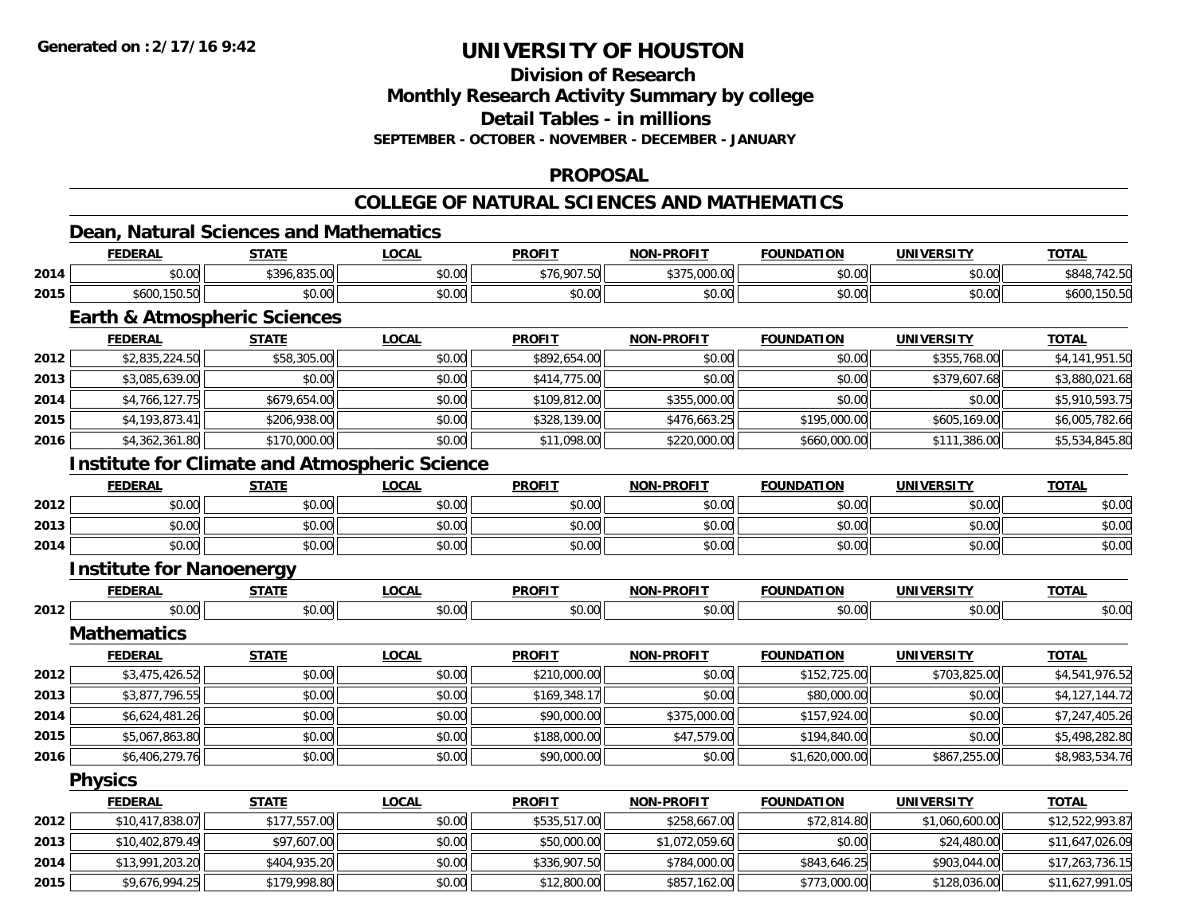**Generated on :2/17/16 9:42**

# UNIVERSITY OF HOUSTON

## Division of Research
## Monthly Research Activity Summary by college
## Detail Tables - in millions
### SEPTEMBER - OCTOBER - NOVEMBER - DECEMBER - JANUARY

## PROPOSAL

## COLLEGE OF NATURAL SCIENCES AND MATHEMATICS

### Dean, Natural Sciences and Mathematics

| | FEDERAL | STATE | LOCAL | PROFIT | NON-PROFIT | FOUNDATION | UNIVERSITY | TOTAL |
|---|---|---|---|---|---|---|---|---|
| 2014 | $0.00 | $396,835.00 | $0.00 | $76,907.50 | $375,000.00 | $0.00 | $0.00 | $848,742.50 |
| 2015 | $600,150.50 | $0.00 | $0.00 | $0.00 | $0.00 | $0.00 | $0.00 | $600,150.50 |

### Earth & Atmospheric Sciences

| | FEDERAL | STATE | LOCAL | PROFIT | NON-PROFIT | FOUNDATION | UNIVERSITY | TOTAL |
|---|---|---|---|---|---|---|---|---|
| 2012 | $2,835,224.50 | $58,305.00 | $0.00 | $892,654.00 | $0.00 | $0.00 | $355,768.00 | $4,141,951.50 |
| 2013 | $3,085,639.00 | $0.00 | $0.00 | $414,775.00 | $0.00 | $0.00 | $379,607.68 | $3,880,021.68 |
| 2014 | $4,766,127.75 | $679,654.00 | $0.00 | $109,812.00 | $355,000.00 | $0.00 | $0.00 | $5,910,593.75 |
| 2015 | $4,193,873.41 | $206,938.00 | $0.00 | $328,139.00 | $476,663.25 | $195,000.00 | $605,169.00 | $6,005,782.66 |
| 2016 | $4,362,361.80 | $170,000.00 | $0.00 | $11,098.00 | $220,000.00 | $660,000.00 | $111,386.00 | $5,534,845.80 |

### Institute for Climate and Atmospheric Science

| | FEDERAL | STATE | LOCAL | PROFIT | NON-PROFIT | FOUNDATION | UNIVERSITY | TOTAL |
|---|---|---|---|---|---|---|---|---|
| 2012 | $0.00 | $0.00 | $0.00 | $0.00 | $0.00 | $0.00 | $0.00 | $0.00 |
| 2013 | $0.00 | $0.00 | $0.00 | $0.00 | $0.00 | $0.00 | $0.00 | $0.00 |
| 2014 | $0.00 | $0.00 | $0.00 | $0.00 | $0.00 | $0.00 | $0.00 | $0.00 |

### Institute for Nanoenergy

| | FEDERAL | STATE | LOCAL | PROFIT | NON-PROFIT | FOUNDATION | UNIVERSITY | TOTAL |
|---|---|---|---|---|---|---|---|---|
| 2012 | $0.00 | $0.00 | $0.00 | $0.00 | $0.00 | $0.00 | $0.00 | $0.00 |

### Mathematics

| | FEDERAL | STATE | LOCAL | PROFIT | NON-PROFIT | FOUNDATION | UNIVERSITY | TOTAL |
|---|---|---|---|---|---|---|---|---|
| 2012 | $3,475,426.52 | $0.00 | $0.00 | $210,000.00 | $0.00 | $152,725.00 | $703,825.00 | $4,541,976.52 |
| 2013 | $3,877,796.55 | $0.00 | $0.00 | $169,348.17 | $0.00 | $80,000.00 | $0.00 | $4,127,144.72 |
| 2014 | $6,624,481.26 | $0.00 | $0.00 | $90,000.00 | $375,000.00 | $157,924.00 | $0.00 | $7,247,405.26 |
| 2015 | $5,067,863.80 | $0.00 | $0.00 | $188,000.00 | $47,579.00 | $194,840.00 | $0.00 | $5,498,282.80 |
| 2016 | $6,406,279.76 | $0.00 | $0.00 | $90,000.00 | $0.00 | $1,620,000.00 | $867,255.00 | $8,983,534.76 |

### Physics

| | FEDERAL | STATE | LOCAL | PROFIT | NON-PROFIT | FOUNDATION | UNIVERSITY | TOTAL |
|---|---|---|---|---|---|---|---|---|
| 2012 | $10,417,838.07 | $177,557.00 | $0.00 | $535,517.00 | $258,667.00 | $72,814.80 | $1,060,600.00 | $12,522,993.87 |
| 2013 | $10,402,879.49 | $97,607.00 | $0.00 | $50,000.00 | $1,072,059.60 | $0.00 | $24,480.00 | $11,647,026.09 |
| 2014 | $13,991,203.20 | $404,935.20 | $0.00 | $336,907.50 | $784,000.00 | $843,646.25 | $903,044.00 | $17,263,736.15 |
| 2015 | $9,676,994.25 | $179,998.80 | $0.00 | $12,800.00 | $857,162.00 | $773,000.00 | $128,036.00 | $11,627,991.05 |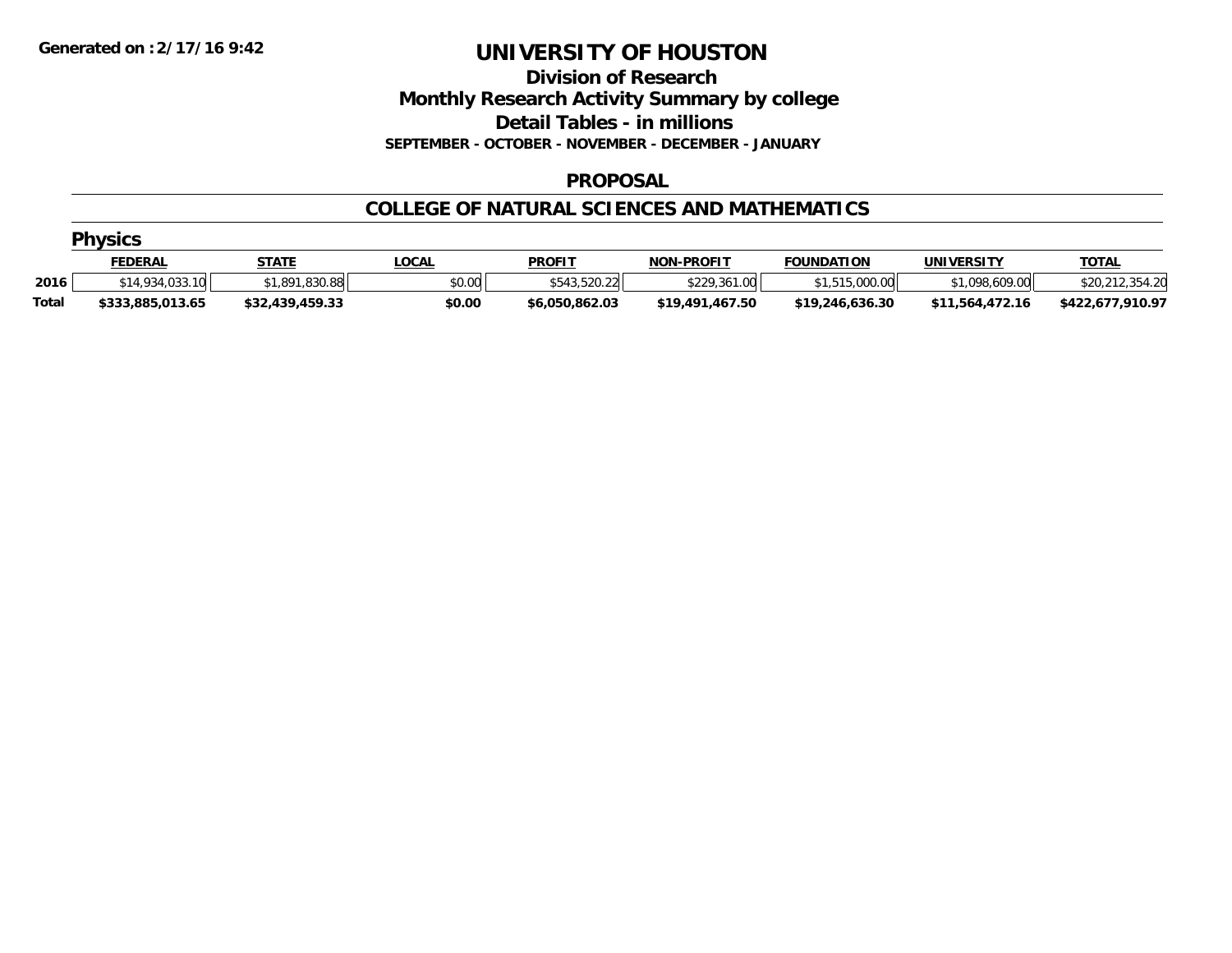# UNIVERSITY OF HOUSTON

**Generated on :2/17/16 9:42**

## Division of Research

## Monthly Research Activity Summary by college

## Detail Tables - in millions

**SEPTEMBER - OCTOBER - NOVEMBER - DECEMBER - JANUARY**

### PROPOSAL

### COLLEGE OF NATURAL SCIENCES AND MATHEMATICS

#### Physics

| | FEDERAL | STATE | LOCAL | PROFIT | NON-PROFIT | FOUNDATION | UNIVERSITY | TOTAL |
|---|---|---|---|---|---|---|---|---|
| 2016 | $14,934,033.10 | $1,891,830.88 | $0.00 | $543,520.22 | $229,361.00 | $1,515,000.00 | $1,098,609.00 | $20,212,354.20 |
| **Total** | **$333,885,013.65** | **$32,439,459.33** | **$0.00** | **$6,050,862.03** | **$19,491,467.50** | **$19,246,636.30** | **$11,564,472.16** | **$422,677,910.97** |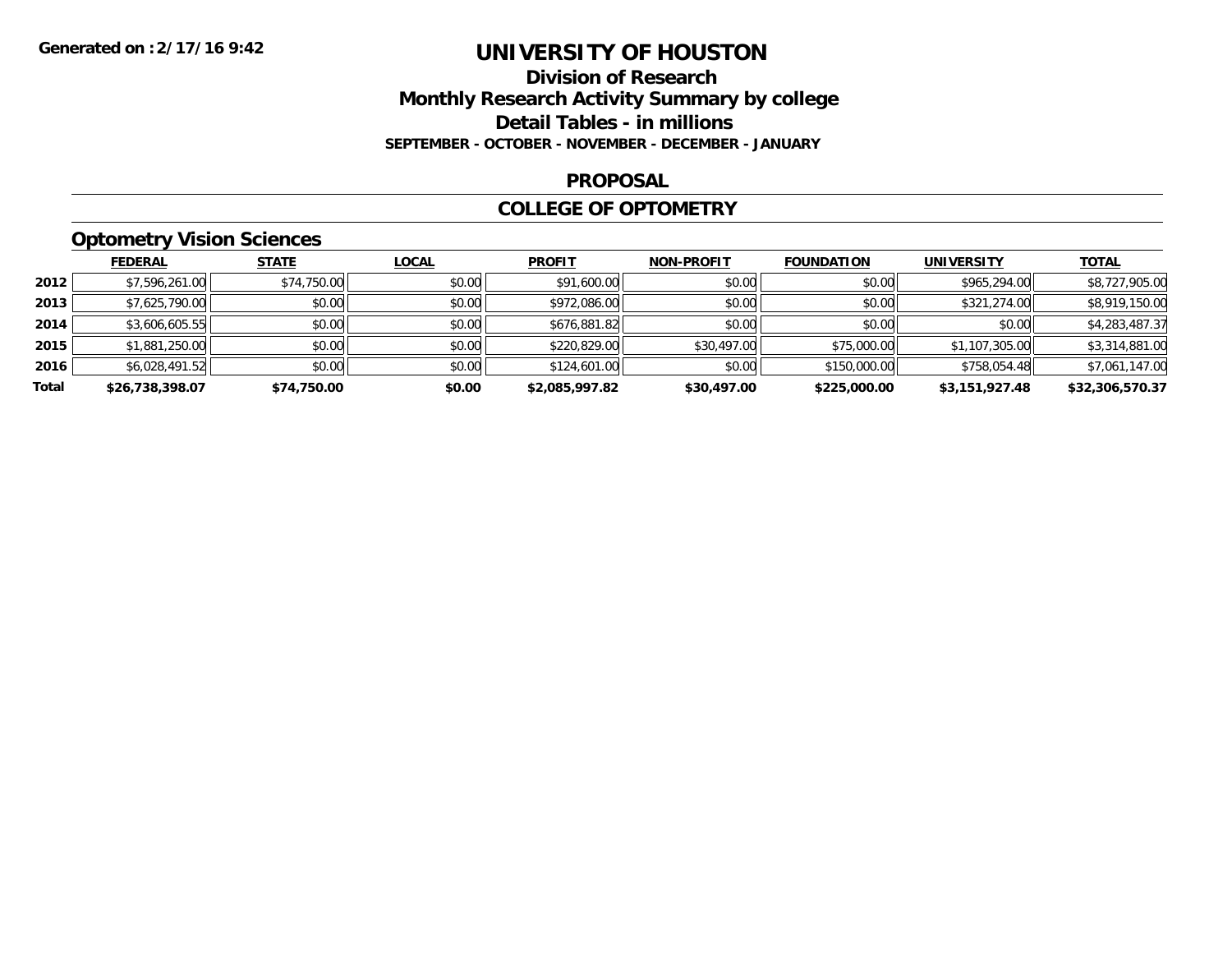# UNIVERSITY OF HOUSTON

## Division of Research
## Monthly Research Activity Summary by college
## Detail Tables - in millions

**SEPTEMBER - OCTOBER - NOVEMBER - DECEMBER - JANUARY**

**Generated on : 2/17/16 9:42**

## PROPOSAL

## COLLEGE OF OPTOMETRY

### Optometry Vision Sciences

| | FEDERAL | STATE | LOCAL | PROFIT | NON-PROFIT | FOUNDATION | UNIVERSITY | TOTAL |
|---|---|---|---|---|---|---|---|---|
| 2012 | $7,596,261.00 | $74,750.00 | $0.00 | $91,600.00 | $0.00 | $0.00 | $965,294.00 | $8,727,905.00 |
| 2013 | $7,625,790.00 | $0.00 | $0.00 | $972,086.00 | $0.00 | $0.00 | $321,274.00 | $8,919,150.00 |
| 2014 | $3,606,605.55 | $0.00 | $0.00 | $676,881.82 | $0.00 | $0.00 | $0.00 | $4,283,487.37 |
| 2015 | $1,881,250.00 | $0.00 | $0.00 | $220,829.00 | $30,497.00 | $75,000.00 | $1,107,305.00 | $3,314,881.00 |
| 2016 | $6,028,491.52 | $0.00 | $0.00 | $124,601.00 | $0.00 | $150,000.00 | $758,054.48 | $7,061,147.00 |
| **Total** | **$26,738,398.07** | **$74,750.00** | **$0.00** | **$2,085,997.82** | **$30,497.00** | **$225,000.00** | **$3,151,927.48** | **$32,306,570.37** |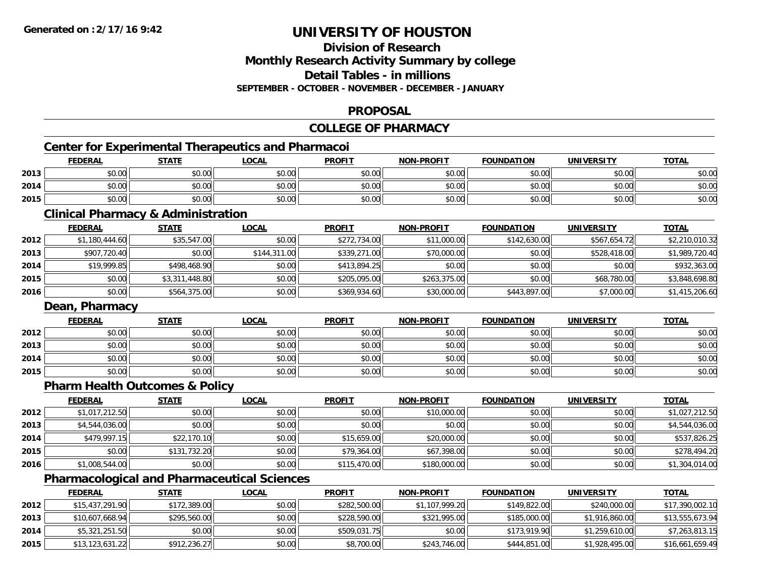# UNIVERSITY OF HOUSTON

## Division of Research
## Monthly Research Activity Summary by college
## Detail Tables - in millions
### SEPTEMBER - OCTOBER - NOVEMBER - DECEMBER - JANUARY

## PROPOSAL

## COLLEGE OF PHARMACY

### Center for Experimental Therapeutics and Pharmacoi

| | FEDERAL | STATE | LOCAL | PROFIT | NON-PROFIT | FOUNDATION | UNIVERSITY | TOTAL |
|---|---|---|---|---|---|---|---|---|
| 2013 | $0.00 | $0.00 | $0.00 | $0.00 | $0.00 | $0.00 | $0.00 | $0.00 |
| 2014 | $0.00 | $0.00 | $0.00 | $0.00 | $0.00 | $0.00 | $0.00 | $0.00 |
| 2015 | $0.00 | $0.00 | $0.00 | $0.00 | $0.00 | $0.00 | $0.00 | $0.00 |

### Clinical Pharmacy & Administration

| | FEDERAL | STATE | LOCAL | PROFIT | NON-PROFIT | FOUNDATION | UNIVERSITY | TOTAL |
|---|---|---|---|---|---|---|---|---|
| 2012 | $1,180,444.60 | $35,547.00 | $0.00 | $272,734.00 | $11,000.00 | $142,630.00 | $567,654.72 | $2,210,010.32 |
| 2013 | $907,720.40 | $0.00 | $144,311.00 | $339,271.00 | $70,000.00 | $0.00 | $528,418.00 | $1,989,720.40 |
| 2014 | $19,999.85 | $498,468.90 | $0.00 | $413,894.25 | $0.00 | $0.00 | $0.00 | $932,363.00 |
| 2015 | $0.00 | $3,311,448.80 | $0.00 | $205,095.00 | $263,375.00 | $0.00 | $68,780.00 | $3,848,698.80 |
| 2016 | $0.00 | $564,375.00 | $0.00 | $369,934.60 | $30,000.00 | $443,897.00 | $7,000.00 | $1,415,206.60 |

### Dean, Pharmacy

| | FEDERAL | STATE | LOCAL | PROFIT | NON-PROFIT | FOUNDATION | UNIVERSITY | TOTAL |
|---|---|---|---|---|---|---|---|---|
| 2012 | $0.00 | $0.00 | $0.00 | $0.00 | $0.00 | $0.00 | $0.00 | $0.00 |
| 2013 | $0.00 | $0.00 | $0.00 | $0.00 | $0.00 | $0.00 | $0.00 | $0.00 |
| 2014 | $0.00 | $0.00 | $0.00 | $0.00 | $0.00 | $0.00 | $0.00 | $0.00 |
| 2015 | $0.00 | $0.00 | $0.00 | $0.00 | $0.00 | $0.00 | $0.00 | $0.00 |

### Pharm Health Outcomes & Policy

| | FEDERAL | STATE | LOCAL | PROFIT | NON-PROFIT | FOUNDATION | UNIVERSITY | TOTAL |
|---|---|---|---|---|---|---|---|---|
| 2012 | $1,017,212.50 | $0.00 | $0.00 | $0.00 | $10,000.00 | $0.00 | $0.00 | $1,027,212.50 |
| 2013 | $4,544,036.00 | $0.00 | $0.00 | $0.00 | $0.00 | $0.00 | $0.00 | $4,544,036.00 |
| 2014 | $479,997.15 | $22,170.10 | $0.00 | $15,659.00 | $20,000.00 | $0.00 | $0.00 | $537,826.25 |
| 2015 | $0.00 | $131,732.20 | $0.00 | $79,364.00 | $67,398.00 | $0.00 | $0.00 | $278,494.20 |
| 2016 | $1,008,544.00 | $0.00 | $0.00 | $115,470.00 | $180,000.00 | $0.00 | $0.00 | $1,304,014.00 |

### Pharmacological and Pharmaceutical Sciences

| | FEDERAL | STATE | LOCAL | PROFIT | NON-PROFIT | FOUNDATION | UNIVERSITY | TOTAL |
|---|---|---|---|---|---|---|---|---|
| 2012 | $15,437,291.90 | $172,389.00 | $0.00 | $282,500.00 | $1,107,999.20 | $149,822.00 | $240,000.00 | $17,390,002.10 |
| 2013 | $10,607,668.94 | $295,560.00 | $0.00 | $228,590.00 | $321,995.00 | $185,000.00 | $1,916,860.00 | $13,555,673.94 |
| 2014 | $5,321,251.50 | $0.00 | $0.00 | $509,031.75 | $0.00 | $173,919.90 | $1,259,610.00 | $7,263,813.15 |
| 2015 | $13,123,631.22 | $912,236.27 | $0.00 | $8,700.00 | $243,746.00 | $444,851.00 | $1,928,495.00 | $16,661,659.49 |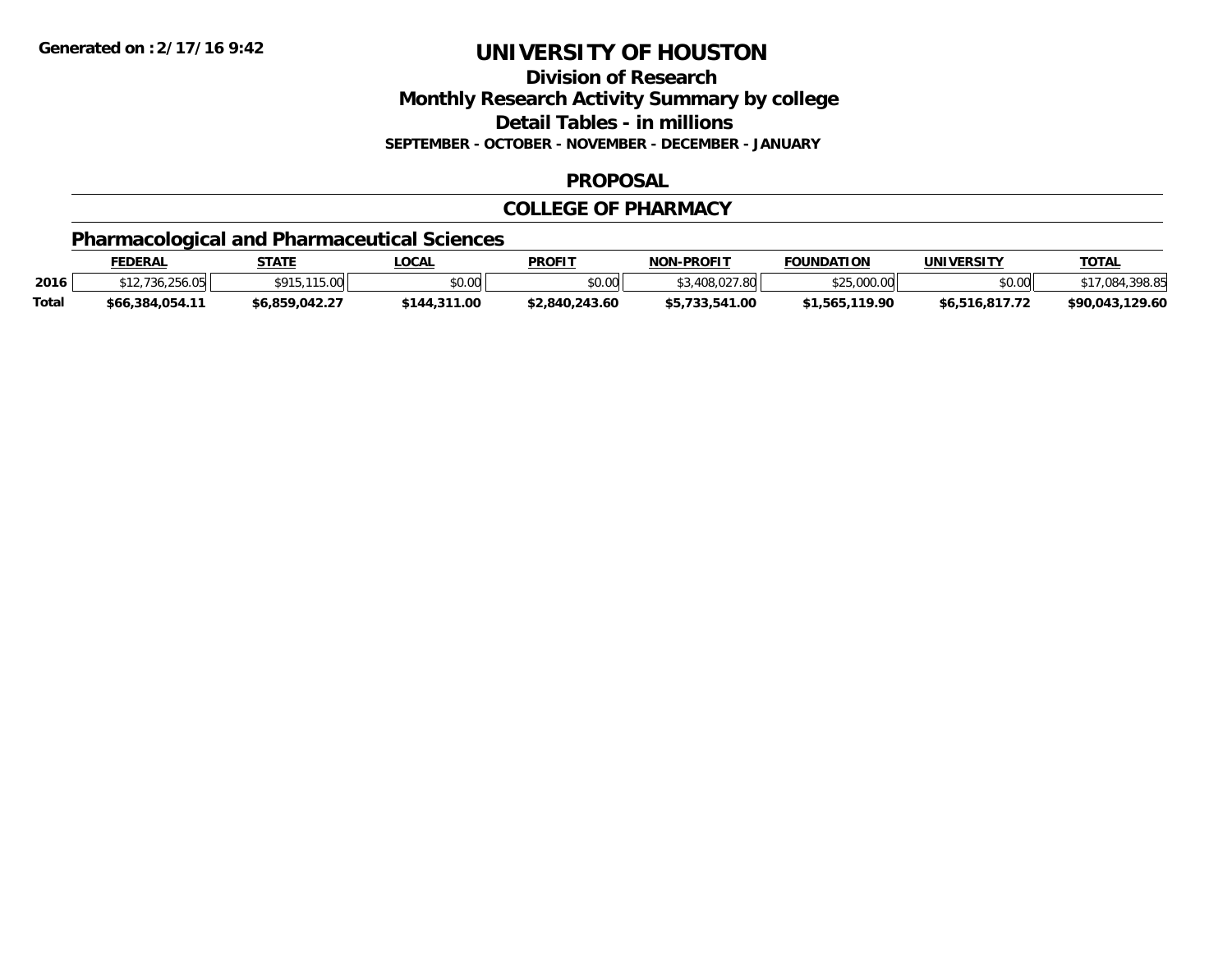**Generated on :2/17/16 9:42**

# UNIVERSITY OF HOUSTON

## Division of Research

## Monthly Research Activity Summary by college

## Detail Tables - in millions

**SEPTEMBER - OCTOBER - NOVEMBER - DECEMBER - JANUARY**

### PROPOSAL

### COLLEGE OF PHARMACY

### Pharmacological and Pharmaceutical Sciences

| | FEDERAL | STATE | LOCAL | PROFIT | NON-PROFIT | FOUNDATION | UNIVERSITY | TOTAL |
|---|---|---|---|---|---|---|---|---|
| 2016 | $12,736,256.05 | $915,115.00 | $0.00 | $0.00 | $3,408,027.80 | $25,000.00 | $0.00 | $17,084,398.85 |
| **Total** | **$66,384,054.11** | **$6,859,042.27** | **$144,311.00** | **$2,840,243.60** | **$5,733,541.00** | **$1,565,119.90** | **$6,516,817.72** | **$90,043,129.60** |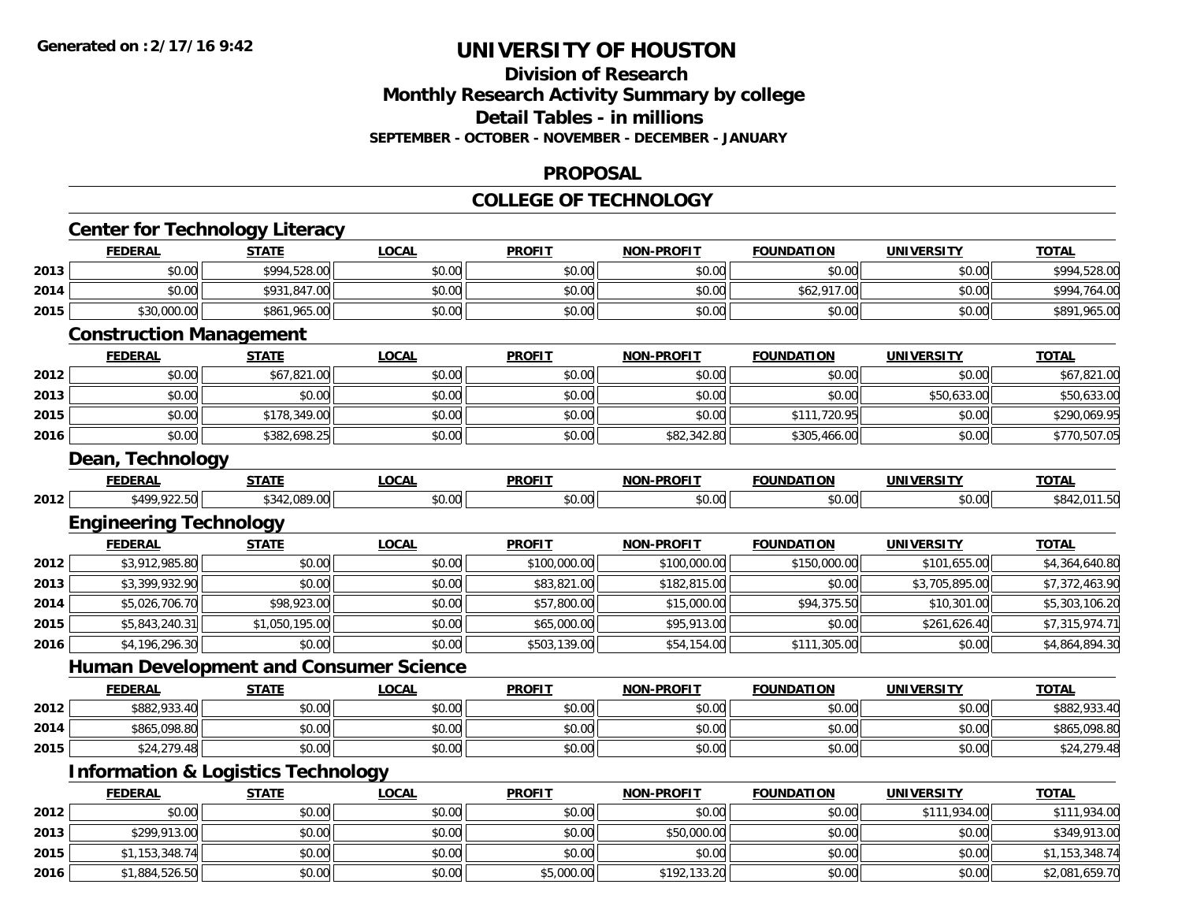**Generated on :2/17/16 9:42**

# UNIVERSITY OF HOUSTON

## Division of Research
## Monthly Research Activity Summary by college
## Detail Tables - in millions
### SEPTEMBER - OCTOBER - NOVEMBER - DECEMBER - JANUARY

## PROPOSAL

## COLLEGE OF TECHNOLOGY

### Center for Technology Literacy

| | FEDERAL | STATE | LOCAL | PROFIT | NON-PROFIT | FOUNDATION | UNIVERSITY | TOTAL |
|---|---|---|---|---|---|---|---|---|
| 2013 | $0.00 | $994,528.00 | $0.00 | $0.00 | $0.00 | $0.00 | $0.00 | $994,528.00 |
| 2014 | $0.00 | $931,847.00 | $0.00 | $0.00 | $0.00 | $62,917.00 | $0.00 | $994,764.00 |
| 2015 | $30,000.00 | $861,965.00 | $0.00 | $0.00 | $0.00 | $0.00 | $0.00 | $891,965.00 |

### Construction Management

| | FEDERAL | STATE | LOCAL | PROFIT | NON-PROFIT | FOUNDATION | UNIVERSITY | TOTAL |
|---|---|---|---|---|---|---|---|---|
| 2012 | $0.00 | $67,821.00 | $0.00 | $0.00 | $0.00 | $0.00 | $0.00 | $67,821.00 |
| 2013 | $0.00 | $0.00 | $0.00 | $0.00 | $0.00 | $0.00 | $50,633.00 | $50,633.00 |
| 2015 | $0.00 | $178,349.00 | $0.00 | $0.00 | $0.00 | $111,720.95 | $0.00 | $290,069.95 |
| 2016 | $0.00 | $382,698.25 | $0.00 | $0.00 | $82,342.80 | $305,466.00 | $0.00 | $770,507.05 |

### Dean, Technology

| | FEDERAL | STATE | LOCAL | PROFIT | NON-PROFIT | FOUNDATION | UNIVERSITY | TOTAL |
|---|---|---|---|---|---|---|---|---|
| 2012 | $499,922.50 | $342,089.00 | $0.00 | $0.00 | $0.00 | $0.00 | $0.00 | $842,011.50 |

### Engineering Technology

| | FEDERAL | STATE | LOCAL | PROFIT | NON-PROFIT | FOUNDATION | UNIVERSITY | TOTAL |
|---|---|---|---|---|---|---|---|---|
| 2012 | $3,912,985.80 | $0.00 | $0.00 | $100,000.00 | $100,000.00 | $150,000.00 | $101,655.00 | $4,364,640.80 |
| 2013 | $3,399,932.90 | $0.00 | $0.00 | $83,821.00 | $182,815.00 | $0.00 | $3,705,895.00 | $7,372,463.90 |
| 2014 | $5,026,706.70 | $98,923.00 | $0.00 | $57,800.00 | $15,000.00 | $94,375.50 | $10,301.00 | $5,303,106.20 |
| 2015 | $5,843,240.31 | $1,050,195.00 | $0.00 | $65,000.00 | $95,913.00 | $0.00 | $261,626.40 | $7,315,974.71 |
| 2016 | $4,196,296.30 | $0.00 | $0.00 | $503,139.00 | $54,154.00 | $111,305.00 | $0.00 | $4,864,894.30 |

### Human Development and Consumer Science

| | FEDERAL | STATE | LOCAL | PROFIT | NON-PROFIT | FOUNDATION | UNIVERSITY | TOTAL |
|---|---|---|---|---|---|---|---|---|
| 2012 | $882,933.40 | $0.00 | $0.00 | $0.00 | $0.00 | $0.00 | $0.00 | $882,933.40 |
| 2014 | $865,098.80 | $0.00 | $0.00 | $0.00 | $0.00 | $0.00 | $0.00 | $865,098.80 |
| 2015 | $24,279.48 | $0.00 | $0.00 | $0.00 | $0.00 | $0.00 | $0.00 | $24,279.48 |

### Information & Logistics Technology

| | FEDERAL | STATE | LOCAL | PROFIT | NON-PROFIT | FOUNDATION | UNIVERSITY | TOTAL |
|---|---|---|---|---|---|---|---|---|
| 2012 | $0.00 | $0.00 | $0.00 | $0.00 | $0.00 | $0.00 | $111,934.00 | $111,934.00 |
| 2013 | $299,913.00 | $0.00 | $0.00 | $0.00 | $50,000.00 | $0.00 | $0.00 | $349,913.00 |
| 2015 | $1,153,348.74 | $0.00 | $0.00 | $0.00 | $0.00 | $0.00 | $0.00 | $1,153,348.74 |
| 2016 | $1,884,526.50 | $0.00 | $0.00 | $5,000.00 | $192,133.20 | $0.00 | $0.00 | $2,081,659.70 |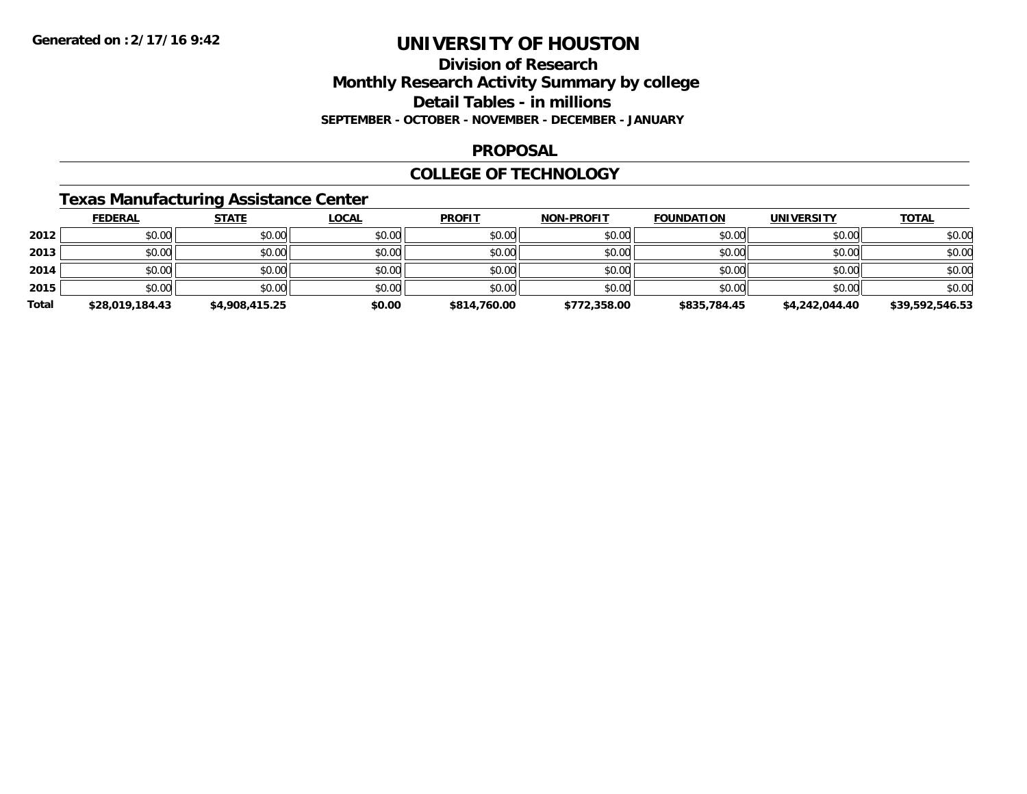# UNIVERSITY OF HOUSTON

## Division of Research

## Monthly Research Activity Summary by college

## Detail Tables - in millions

**SEPTEMBER - OCTOBER - NOVEMBER - DECEMBER - JANUARY**

## PROPOSAL

## COLLEGE OF TECHNOLOGY

### Texas Manufacturing Assistance Center

| | FEDERAL | STATE | LOCAL | PROFIT | NON-PROFIT | FOUNDATION | UNIVERSITY | TOTAL |
|---|---|---|---|---|---|---|---|---|
| 2012 | $0.00 | $0.00 | $0.00 | $0.00 | $0.00 | $0.00 | $0.00 | $0.00 |
| 2013 | $0.00 | $0.00 | $0.00 | $0.00 | $0.00 | $0.00 | $0.00 | $0.00 |
| 2014 | $0.00 | $0.00 | $0.00 | $0.00 | $0.00 | $0.00 | $0.00 | $0.00 |
| 2015 | $0.00 | $0.00 | $0.00 | $0.00 | $0.00 | $0.00 | $0.00 | $0.00 |
| **Total** | **$28,019,184.43** | **$4,908,415.25** | **$0.00** | **$814,760.00** | **$772,358.00** | **$835,784.45** | **$4,242,044.40** | **$39,592,546.53** |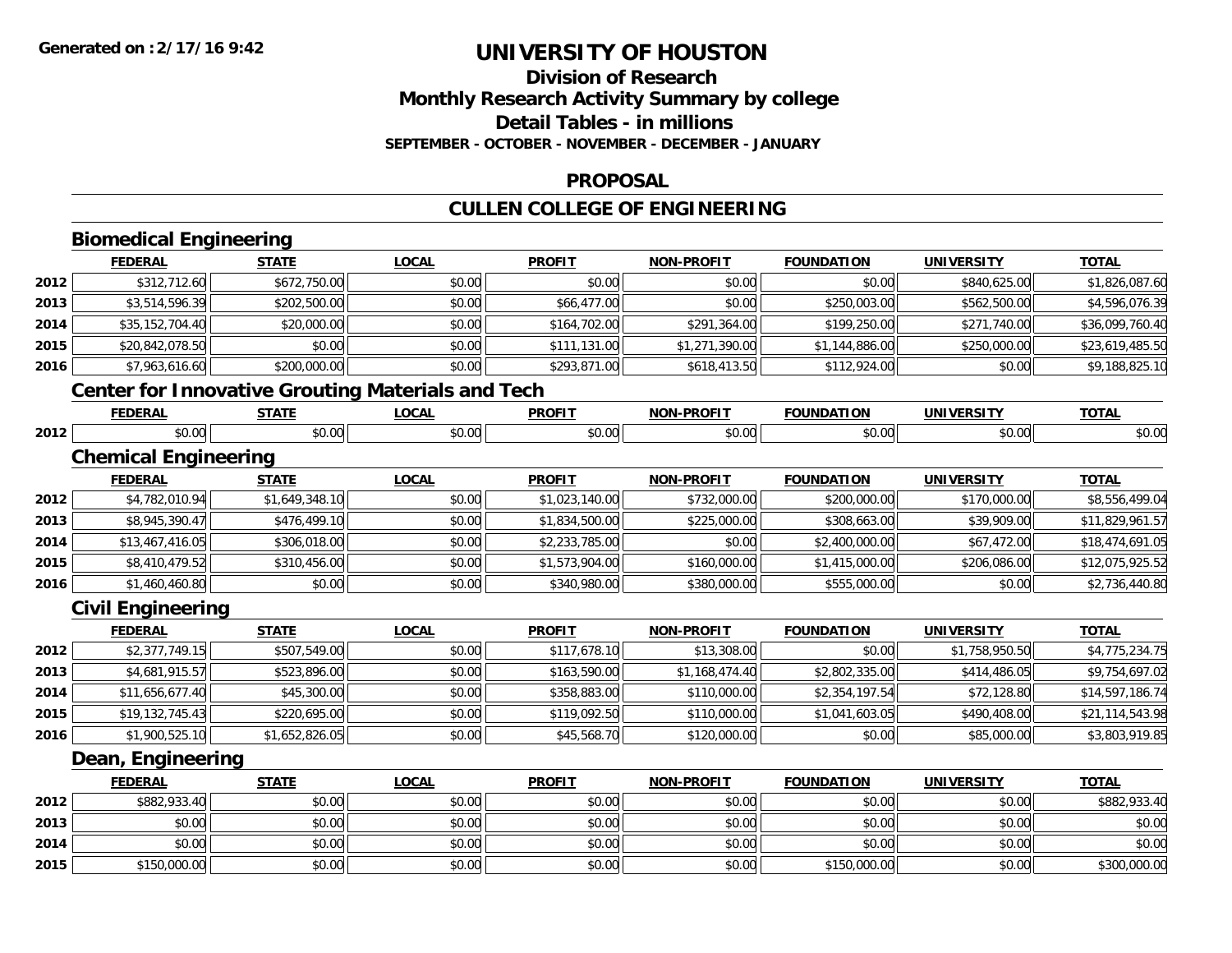Generated on :2/17/16 9:42

# UNIVERSITY OF HOUSTON

## Division of Research
## Monthly Research Activity Summary by college
## Detail Tables - in millions
### SEPTEMBER - OCTOBER - NOVEMBER - DECEMBER - JANUARY

## PROPOSAL

## CULLEN COLLEGE OF ENGINEERING

### Biomedical Engineering

| | FEDERAL | STATE | LOCAL | PROFIT | NON-PROFIT | FOUNDATION | UNIVERSITY | TOTAL |
|---|---|---|---|---|---|---|---|---|
| 2012 | $312,712.60 | $672,750.00 | $0.00 | $0.00 | $0.00 | $0.00 | $840,625.00 | $1,826,087.60 |
| 2013 | $3,514,596.39 | $202,500.00 | $0.00 | $66,477.00 | $0.00 | $250,003.00 | $562,500.00 | $4,596,076.39 |
| 2014 | $35,152,704.40 | $20,000.00 | $0.00 | $164,702.00 | $291,364.00 | $199,250.00 | $271,740.00 | $36,099,760.40 |
| 2015 | $20,842,078.50 | $0.00 | $0.00 | $111,131.00 | $1,271,390.00 | $1,144,886.00 | $250,000.00 | $23,619,485.50 |
| 2016 | $7,963,616.60 | $200,000.00 | $0.00 | $293,871.00 | $618,413.50 | $112,924.00 | $0.00 | $9,188,825.10 |

### Center for Innovative Grouting Materials and Tech

| | FEDERAL | STATE | LOCAL | PROFIT | NON-PROFIT | FOUNDATION | UNIVERSITY | TOTAL |
|---|---|---|---|---|---|---|---|---|
| 2012 | $0.00 | $0.00 | $0.00 | $0.00 | $0.00 | $0.00 | $0.00 | $0.00 |

### Chemical Engineering

| | FEDERAL | STATE | LOCAL | PROFIT | NON-PROFIT | FOUNDATION | UNIVERSITY | TOTAL |
|---|---|---|---|---|---|---|---|---|
| 2012 | $4,782,010.94 | $1,649,348.10 | $0.00 | $1,023,140.00 | $732,000.00 | $200,000.00 | $170,000.00 | $8,556,499.04 |
| 2013 | $8,945,390.47 | $476,499.10 | $0.00 | $1,834,500.00 | $225,000.00 | $308,663.00 | $39,909.00 | $11,829,961.57 |
| 2014 | $13,467,416.05 | $306,018.00 | $0.00 | $2,233,785.00 | $0.00 | $2,400,000.00 | $67,472.00 | $18,474,691.05 |
| 2015 | $8,410,479.52 | $310,456.00 | $0.00 | $1,573,904.00 | $160,000.00 | $1,415,000.00 | $206,086.00 | $12,075,925.52 |
| 2016 | $1,460,460.80 | $0.00 | $0.00 | $340,980.00 | $380,000.00 | $555,000.00 | $0.00 | $2,736,440.80 |

### Civil Engineering

| | FEDERAL | STATE | LOCAL | PROFIT | NON-PROFIT | FOUNDATION | UNIVERSITY | TOTAL |
|---|---|---|---|---|---|---|---|---|
| 2012 | $2,377,749.15 | $507,549.00 | $0.00 | $117,678.10 | $13,308.00 | $0.00 | $1,758,950.50 | $4,775,234.75 |
| 2013 | $4,681,915.57 | $523,896.00 | $0.00 | $163,590.00 | $1,168,474.40 | $2,802,335.00 | $414,486.05 | $9,754,697.02 |
| 2014 | $11,656,677.40 | $45,300.00 | $0.00 | $358,883.00 | $110,000.00 | $2,354,197.54 | $72,128.80 | $14,597,186.74 |
| 2015 | $19,132,745.43 | $220,695.00 | $0.00 | $119,092.50 | $110,000.00 | $1,041,603.05 | $490,408.00 | $21,114,543.98 |
| 2016 | $1,900,525.10 | $1,652,826.05 | $0.00 | $45,568.70 | $120,000.00 | $0.00 | $85,000.00 | $3,803,919.85 |

### Dean, Engineering

| | FEDERAL | STATE | LOCAL | PROFIT | NON-PROFIT | FOUNDATION | UNIVERSITY | TOTAL |
|---|---|---|---|---|---|---|---|---|
| 2012 | $882,933.40 | $0.00 | $0.00 | $0.00 | $0.00 | $0.00 | $0.00 | $882,933.40 |
| 2013 | $0.00 | $0.00 | $0.00 | $0.00 | $0.00 | $0.00 | $0.00 | $0.00 |
| 2014 | $0.00 | $0.00 | $0.00 | $0.00 | $0.00 | $0.00 | $0.00 | $0.00 |
| 2015 | $150,000.00 | $0.00 | $0.00 | $0.00 | $0.00 | $150,000.00 | $0.00 | $300,000.00 |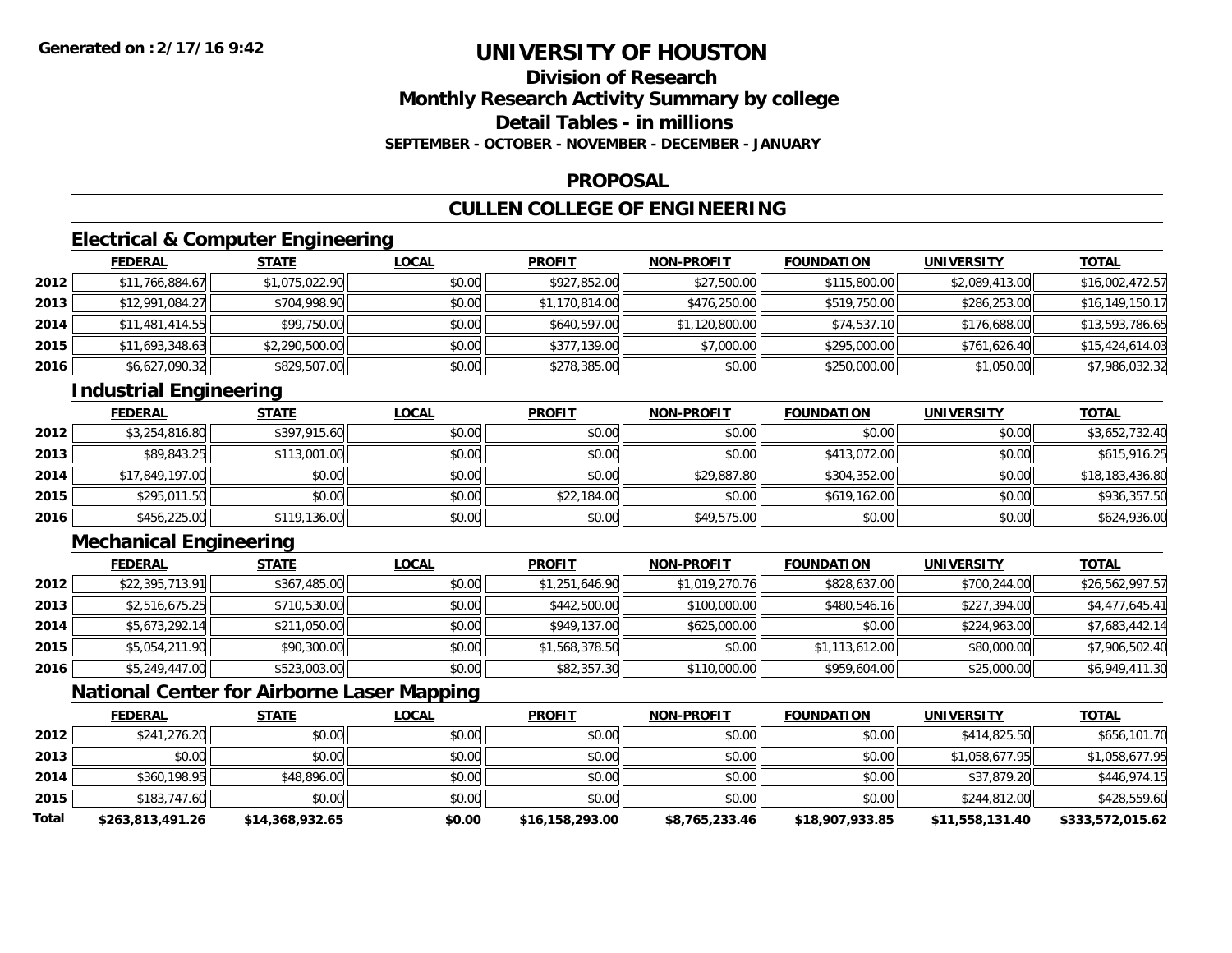Generated on :2/17/16 9:42

# UNIVERSITY OF HOUSTON

## Division of Research
## Monthly Research Activity Summary by college
## Detail Tables - in millions
### SEPTEMBER - OCTOBER - NOVEMBER - DECEMBER - JANUARY

## PROPOSAL

## CULLEN COLLEGE OF ENGINEERING

### Electrical & Computer Engineering

| | FEDERAL | STATE | LOCAL | PROFIT | NON-PROFIT | FOUNDATION | UNIVERSITY | TOTAL |
|---|---|---|---|---|---|---|---|---|
| 2012 | $11,766,884.67 | $1,075,022.90 | $0.00 | $927,852.00 | $27,500.00 | $115,800.00 | $2,089,413.00 | $16,002,472.57 |
| 2013 | $12,991,084.27 | $704,998.90 | $0.00 | $1,170,814.00 | $476,250.00 | $519,750.00 | $286,253.00 | $16,149,150.17 |
| 2014 | $11,481,414.55 | $99,750.00 | $0.00 | $640,597.00 | $1,120,800.00 | $74,537.10 | $176,688.00 | $13,593,786.65 |
| 2015 | $11,693,348.63 | $2,290,500.00 | $0.00 | $377,139.00 | $7,000.00 | $295,000.00 | $761,626.40 | $15,424,614.03 |
| 2016 | $6,627,090.32 | $829,507.00 | $0.00 | $278,385.00 | $0.00 | $250,000.00 | $1,050.00 | $7,986,032.32 |

### Industrial Engineering

| | FEDERAL | STATE | LOCAL | PROFIT | NON-PROFIT | FOUNDATION | UNIVERSITY | TOTAL |
|---|---|---|---|---|---|---|---|---|
| 2012 | $3,254,816.80 | $397,915.60 | $0.00 | $0.00 | $0.00 | $0.00 | $0.00 | $3,652,732.40 |
| 2013 | $89,843.25 | $113,001.00 | $0.00 | $0.00 | $0.00 | $413,072.00 | $0.00 | $615,916.25 |
| 2014 | $17,849,197.00 | $0.00 | $0.00 | $0.00 | $29,887.80 | $304,352.00 | $0.00 | $18,183,436.80 |
| 2015 | $295,011.50 | $0.00 | $0.00 | $22,184.00 | $0.00 | $619,162.00 | $0.00 | $936,357.50 |
| 2016 | $456,225.00 | $119,136.00 | $0.00 | $0.00 | $49,575.00 | $0.00 | $0.00 | $624,936.00 |

### Mechanical Engineering

| | FEDERAL | STATE | LOCAL | PROFIT | NON-PROFIT | FOUNDATION | UNIVERSITY | TOTAL |
|---|---|---|---|---|---|---|---|---|
| 2012 | $22,395,713.91 | $367,485.00 | $0.00 | $1,251,646.90 | $1,019,270.76 | $828,637.00 | $700,244.00 | $26,562,997.57 |
| 2013 | $2,516,675.25 | $710,530.00 | $0.00 | $442,500.00 | $100,000.00 | $480,546.16 | $227,394.00 | $4,477,645.41 |
| 2014 | $5,673,292.14 | $211,050.00 | $0.00 | $949,137.00 | $625,000.00 | $0.00 | $224,963.00 | $7,683,442.14 |
| 2015 | $5,054,211.90 | $90,300.00 | $0.00 | $1,568,378.50 | $0.00 | $1,113,612.00 | $80,000.00 | $7,906,502.40 |
| 2016 | $5,249,447.00 | $523,003.00 | $0.00 | $82,357.30 | $110,000.00 | $959,604.00 | $25,000.00 | $6,949,411.30 |

### National Center for Airborne Laser Mapping

| | FEDERAL | STATE | LOCAL | PROFIT | NON-PROFIT | FOUNDATION | UNIVERSITY | TOTAL |
|---|---|---|---|---|---|---|---|---|
| 2012 | $241,276.20 | $0.00 | $0.00 | $0.00 | $0.00 | $0.00 | $414,825.50 | $656,101.70 |
| 2013 | $0.00 | $0.00 | $0.00 | $0.00 | $0.00 | $0.00 | $1,058,677.95 | $1,058,677.95 |
| 2014 | $360,198.95 | $48,896.00 | $0.00 | $0.00 | $0.00 | $0.00 | $37,879.20 | $446,974.15 |
| 2015 | $183,747.60 | $0.00 | $0.00 | $0.00 | $0.00 | $0.00 | $244,812.00 | $428,559.60 |
| **Total** | **$263,813,491.26** | **$14,368,932.65** | **$0.00** | **$16,158,293.00** | **$8,765,233.46** | **$18,907,933.85** | **$11,558,131.40** | **$333,572,015.62** |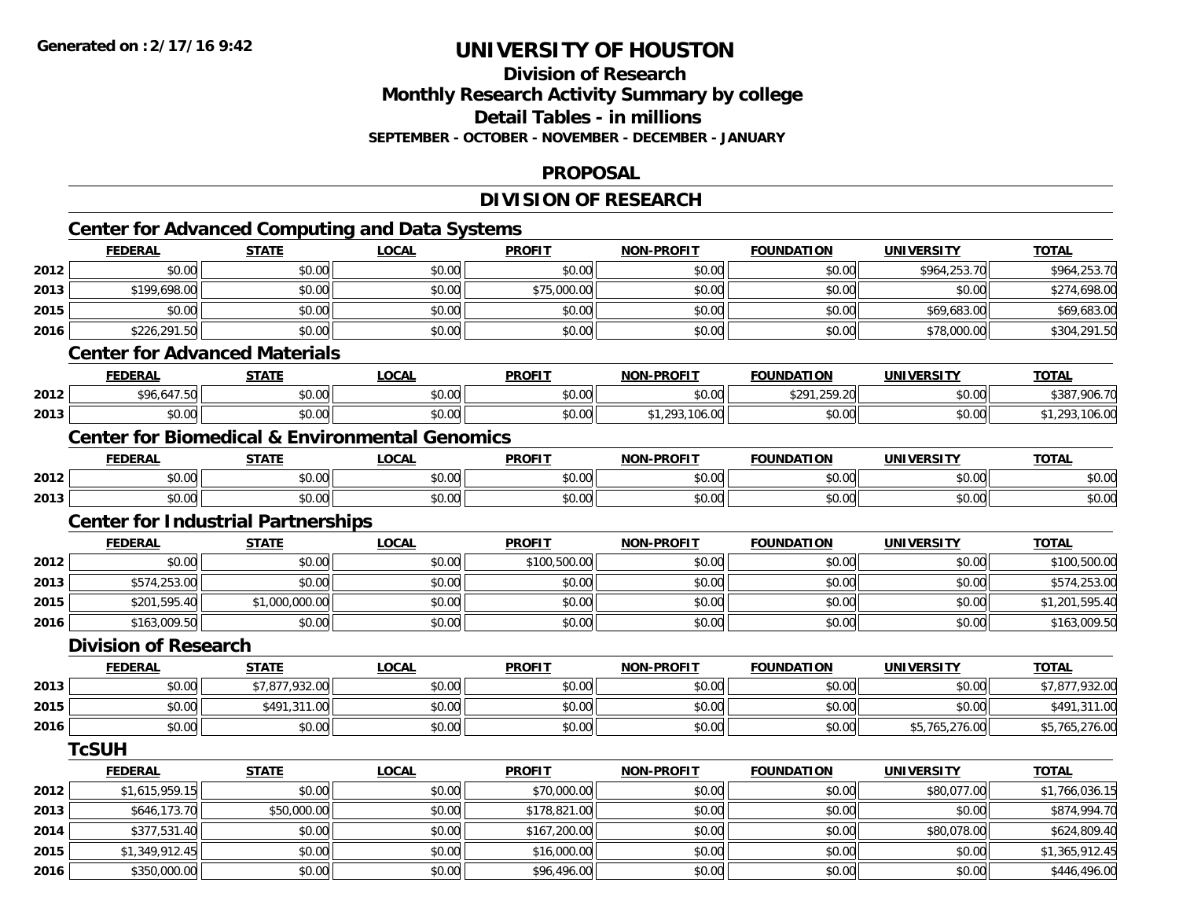**Generated on :2/17/16 9:42**

# UNIVERSITY OF HOUSTON

## Division of Research
## Monthly Research Activity Summary by college
## Detail Tables - in millions
### SEPTEMBER - OCTOBER - NOVEMBER - DECEMBER - JANUARY

## PROPOSAL

## DIVISION OF RESEARCH

### Center for Advanced Computing and Data Systems

| | FEDERAL | STATE | LOCAL | PROFIT | NON-PROFIT | FOUNDATION | UNIVERSITY | TOTAL |
|---|---|---|---|---|---|---|---|---|
| 2012 | $0.00 | $0.00 | $0.00 | $0.00 | $0.00 | $0.00 | $964,253.70 | $964,253.70 |
| 2013 | $199,698.00 | $0.00 | $0.00 | $75,000.00 | $0.00 | $0.00 | $0.00 | $274,698.00 |
| 2015 | $0.00 | $0.00 | $0.00 | $0.00 | $0.00 | $0.00 | $69,683.00 | $69,683.00 |
| 2016 | $226,291.50 | $0.00 | $0.00 | $0.00 | $0.00 | $0.00 | $78,000.00 | $304,291.50 |

### Center for Advanced Materials

| | FEDERAL | STATE | LOCAL | PROFIT | NON-PROFIT | FOUNDATION | UNIVERSITY | TOTAL |
|---|---|---|---|---|---|---|---|---|
| 2012 | $96,647.50 | $0.00 | $0.00 | $0.00 | $0.00 | $291,259.20 | $0.00 | $387,906.70 |
| 2013 | $0.00 | $0.00 | $0.00 | $0.00 | $1,293,106.00 | $0.00 | $0.00 | $1,293,106.00 |

### Center for Biomedical & Environmental Genomics

| | FEDERAL | STATE | LOCAL | PROFIT | NON-PROFIT | FOUNDATION | UNIVERSITY | TOTAL |
|---|---|---|---|---|---|---|---|---|
| 2012 | $0.00 | $0.00 | $0.00 | $0.00 | $0.00 | $0.00 | $0.00 | $0.00 |
| 2013 | $0.00 | $0.00 | $0.00 | $0.00 | $0.00 | $0.00 | $0.00 | $0.00 |

### Center for Industrial Partnerships

| | FEDERAL | STATE | LOCAL | PROFIT | NON-PROFIT | FOUNDATION | UNIVERSITY | TOTAL |
|---|---|---|---|---|---|---|---|---|
| 2012 | $0.00 | $0.00 | $0.00 | $100,500.00 | $0.00 | $0.00 | $0.00 | $100,500.00 |
| 2013 | $574,253.00 | $0.00 | $0.00 | $0.00 | $0.00 | $0.00 | $0.00 | $574,253.00 |
| 2015 | $201,595.40 | $1,000,000.00 | $0.00 | $0.00 | $0.00 | $0.00 | $0.00 | $1,201,595.40 |
| 2016 | $163,009.50 | $0.00 | $0.00 | $0.00 | $0.00 | $0.00 | $0.00 | $163,009.50 |

### Division of Research

| | FEDERAL | STATE | LOCAL | PROFIT | NON-PROFIT | FOUNDATION | UNIVERSITY | TOTAL |
|---|---|---|---|---|---|---|---|---|
| 2013 | $0.00 | $7,877,932.00 | $0.00 | $0.00 | $0.00 | $0.00 | $0.00 | $7,877,932.00 |
| 2015 | $0.00 | $491,311.00 | $0.00 | $0.00 | $0.00 | $0.00 | $0.00 | $491,311.00 |
| 2016 | $0.00 | $0.00 | $0.00 | $0.00 | $0.00 | $0.00 | $5,765,276.00 | $5,765,276.00 |

### TcSUH

| | FEDERAL | STATE | LOCAL | PROFIT | NON-PROFIT | FOUNDATION | UNIVERSITY | TOTAL |
|---|---|---|---|---|---|---|---|---|
| 2012 | $1,615,959.15 | $0.00 | $0.00 | $70,000.00 | $0.00 | $0.00 | $80,077.00 | $1,766,036.15 |
| 2013 | $646,173.70 | $50,000.00 | $0.00 | $178,821.00 | $0.00 | $0.00 | $0.00 | $874,994.70 |
| 2014 | $377,531.40 | $0.00 | $0.00 | $167,200.00 | $0.00 | $0.00 | $80,078.00 | $624,809.40 |
| 2015 | $1,349,912.45 | $0.00 | $0.00 | $16,000.00 | $0.00 | $0.00 | $0.00 | $1,365,912.45 |
| 2016 | $350,000.00 | $0.00 | $0.00 | $96,496.00 | $0.00 | $0.00 | $0.00 | $446,496.00 |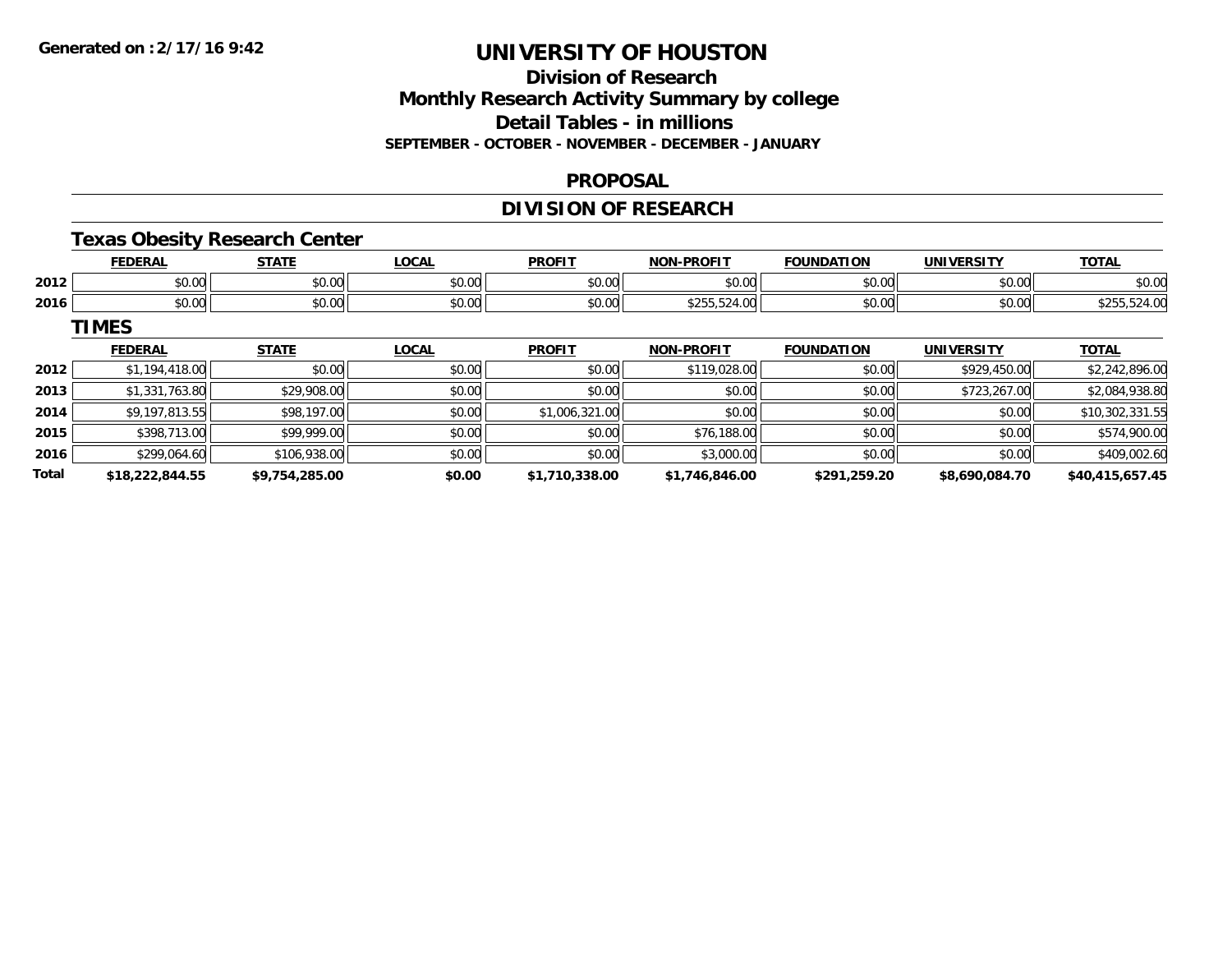# UNIVERSITY OF HOUSTON

## Division of Research
## Monthly Research Activity Summary by college
## Detail Tables - in millions

**SEPTEMBER - OCTOBER - NOVEMBER - DECEMBER - JANUARY**

**Generated on : 2/17/16 9:42**

## PROPOSAL

## DIVISION OF RESEARCH

### Texas Obesity Research Center

| | FEDERAL | STATE | LOCAL | PROFIT | NON-PROFIT | FOUNDATION | UNIVERSITY | TOTAL |
|---|---|---|---|---|---|---|---|---|
| 2012 | $0.00 | $0.00 | $0.00 | $0.00 | $0.00 | $0.00 | $0.00 | $0.00 |
| 2016 | $0.00 | $0.00 | $0.00 | $0.00 | $255,524.00 | $0.00 | $0.00 | $255,524.00 |

### TIMES

| | FEDERAL | STATE | LOCAL | PROFIT | NON-PROFIT | FOUNDATION | UNIVERSITY | TOTAL |
|---|---|---|---|---|---|---|---|---|
| 2012 | $1,194,418.00 | $0.00 | $0.00 | $0.00 | $119,028.00 | $0.00 | $929,450.00 | $2,242,896.00 |
| 2013 | $1,331,763.80 | $29,908.00 | $0.00 | $0.00 | $0.00 | $0.00 | $723,267.00 | $2,084,938.80 |
| 2014 | $9,197,813.55 | $98,197.00 | $0.00 | $1,006,321.00 | $0.00 | $0.00 | $0.00 | $10,302,331.55 |
| 2015 | $398,713.00 | $99,999.00 | $0.00 | $0.00 | $76,188.00 | $0.00 | $0.00 | $574,900.00 |
| 2016 | $299,064.60 | $106,938.00 | $0.00 | $0.00 | $3,000.00 | $0.00 | $0.00 | $409,002.60 |
| **Total** | **$18,222,844.55** | **$9,754,285.00** | **$0.00** | **$1,710,338.00** | **$1,746,846.00** | **$291,259.20** | **$8,690,084.70** | **$40,415,657.45** |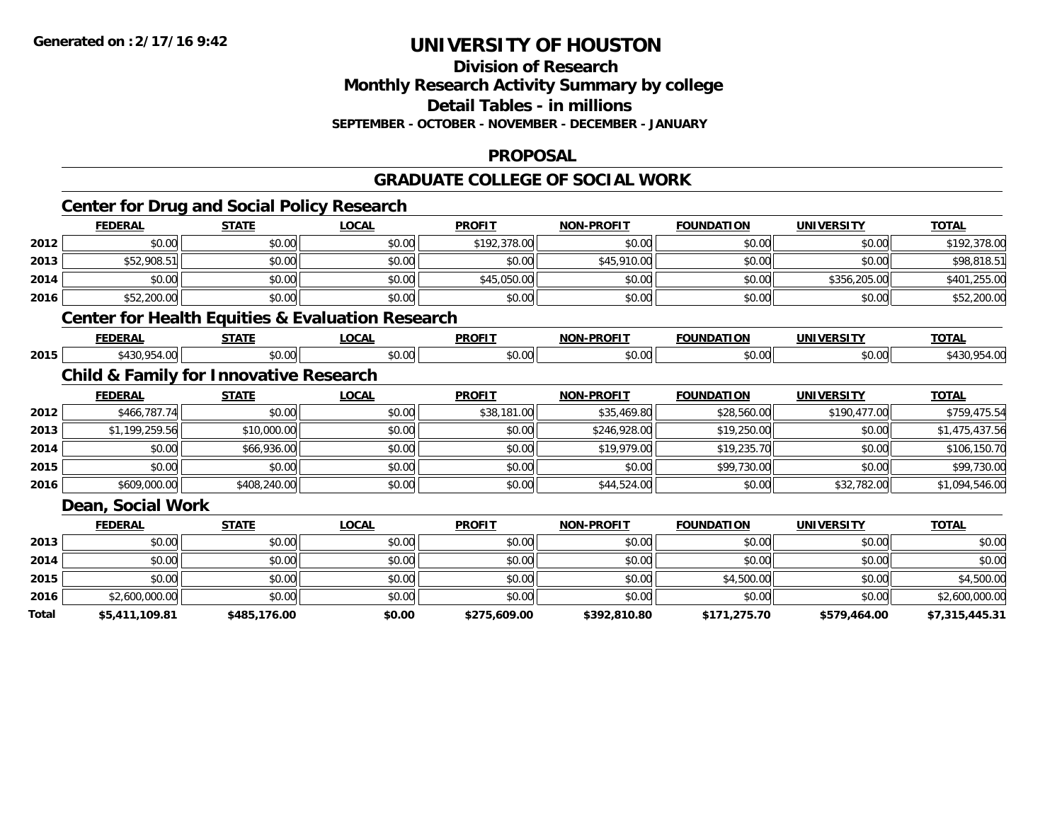**Generated on :2/17/16 9:42**

# UNIVERSITY OF HOUSTON

## Division of Research
## Monthly Research Activity Summary by college
## Detail Tables - in millions
### SEPTEMBER - OCTOBER - NOVEMBER - DECEMBER - JANUARY

## PROPOSAL

## GRADUATE COLLEGE OF SOCIAL WORK

### Center for Drug and Social Policy Research

| | FEDERAL | STATE | LOCAL | PROFIT | NON-PROFIT | FOUNDATION | UNIVERSITY | TOTAL |
|---|---|---|---|---|---|---|---|---|
| 2012 | $0.00 | $0.00 | $0.00 | $192,378.00 | $0.00 | $0.00 | $0.00 | $192,378.00 |
| 2013 | $52,908.51 | $0.00 | $0.00 | $0.00 | $45,910.00 | $0.00 | $0.00 | $98,818.51 |
| 2014 | $0.00 | $0.00 | $0.00 | $45,050.00 | $0.00 | $0.00 | $356,205.00 | $401,255.00 |
| 2016 | $52,200.00 | $0.00 | $0.00 | $0.00 | $0.00 | $0.00 | $0.00 | $52,200.00 |

### Center for Health Equities & Evaluation Research

| | FEDERAL | STATE | LOCAL | PROFIT | NON-PROFIT | FOUNDATION | UNIVERSITY | TOTAL |
|---|---|---|---|---|---|---|---|---|
| 2015 | $430,954.00 | $0.00 | $0.00 | $0.00 | $0.00 | $0.00 | $0.00 | $430,954.00 |

### Child & Family for Innovative Research

| | FEDERAL | STATE | LOCAL | PROFIT | NON-PROFIT | FOUNDATION | UNIVERSITY | TOTAL |
|---|---|---|---|---|---|---|---|---|
| 2012 | $466,787.74 | $0.00 | $0.00 | $38,181.00 | $35,469.80 | $28,560.00 | $190,477.00 | $759,475.54 |
| 2013 | $1,199,259.56 | $10,000.00 | $0.00 | $0.00 | $246,928.00 | $19,250.00 | $0.00 | $1,475,437.56 |
| 2014 | $0.00 | $66,936.00 | $0.00 | $0.00 | $19,979.00 | $19,235.70 | $0.00 | $106,150.70 |
| 2015 | $0.00 | $0.00 | $0.00 | $0.00 | $0.00 | $99,730.00 | $0.00 | $99,730.00 |
| 2016 | $609,000.00 | $408,240.00 | $0.00 | $0.00 | $44,524.00 | $0.00 | $32,782.00 | $1,094,546.00 |

### Dean, Social Work

| | FEDERAL | STATE | LOCAL | PROFIT | NON-PROFIT | FOUNDATION | UNIVERSITY | TOTAL |
|---|---|---|---|---|---|---|---|---|
| 2013 | $0.00 | $0.00 | $0.00 | $0.00 | $0.00 | $0.00 | $0.00 | $0.00 |
| 2014 | $0.00 | $0.00 | $0.00 | $0.00 | $0.00 | $0.00 | $0.00 | $0.00 |
| 2015 | $0.00 | $0.00 | $0.00 | $0.00 | $0.00 | $4,500.00 | $0.00 | $4,500.00 |
| 2016 | $2,600,000.00 | $0.00 | $0.00 | $0.00 | $0.00 | $0.00 | $0.00 | $2,600,000.00 |
| **Total** | **$5,411,109.81** | **$485,176.00** | **$0.00** | **$275,609.00** | **$392,810.80** | **$171,275.70** | **$579,464.00** | **$7,315,445.31** |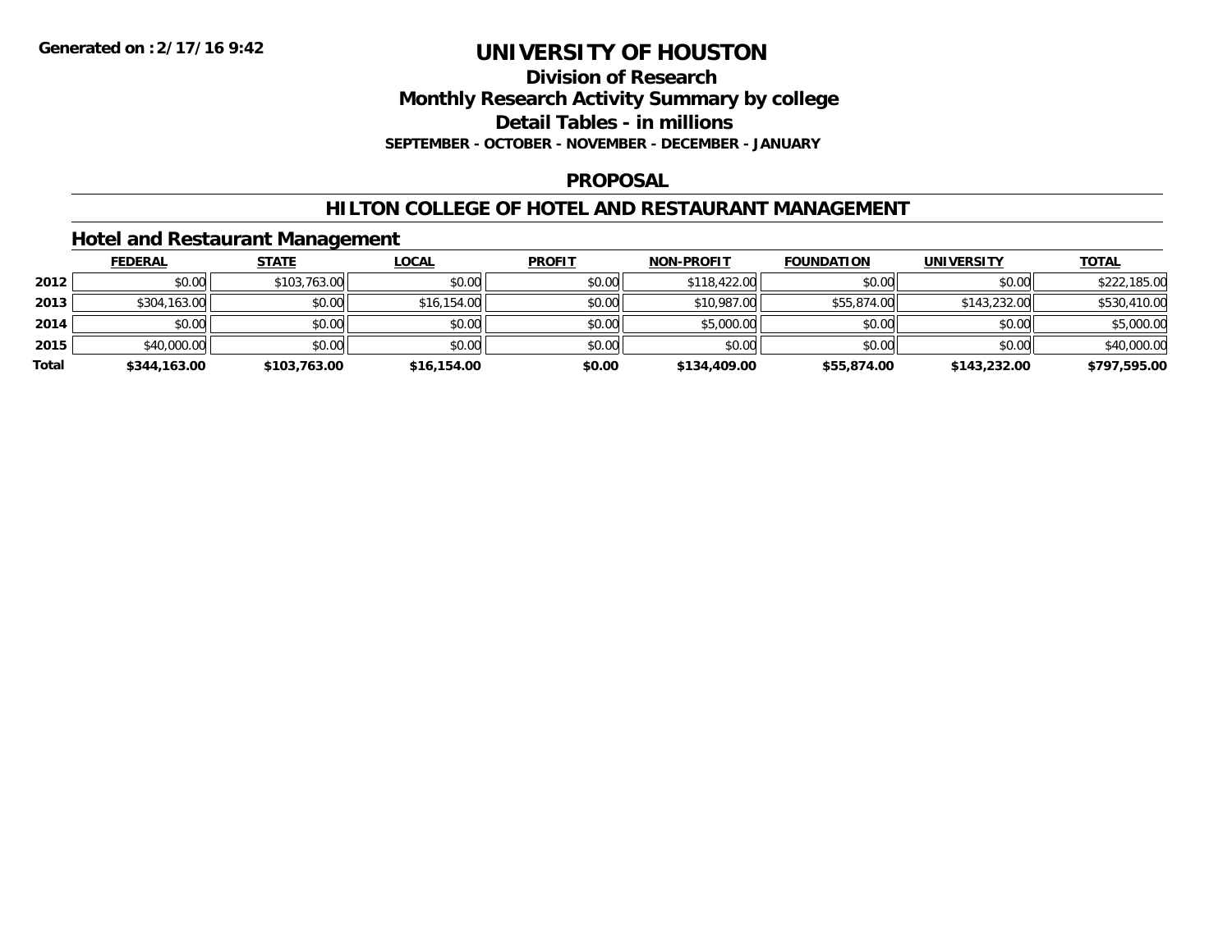**Generated on :2/17/16 9:42**

# UNIVERSITY OF HOUSTON

## Division of Research
## Monthly Research Activity Summary by college
## Detail Tables - in millions

**SEPTEMBER - OCTOBER - NOVEMBER - DECEMBER - JANUARY**

## PROPOSAL

## HILTON COLLEGE OF HOTEL AND RESTAURANT MANAGEMENT

### Hotel and Restaurant Management

| | FEDERAL | STATE | LOCAL | PROFIT | NON-PROFIT | FOUNDATION | UNIVERSITY | TOTAL |
|---|---|---|---|---|---|---|---|---|
| **2012** | $0.00 | $103,763.00 | $0.00 | $0.00 | $118,422.00 | $0.00 | $0.00 | $222,185.00 |
| **2013** | $304,163.00 | $0.00 | $16,154.00 | $0.00 | $10,987.00 | $55,874.00 | $143,232.00 | $530,410.00 |
| **2014** | $0.00 | $0.00 | $0.00 | $0.00 | $5,000.00 | $0.00 | $0.00 | $5,000.00 |
| **2015** | $40,000.00 | $0.00 | $0.00 | $0.00 | $0.00 | $0.00 | $0.00 | $40,000.00 |
| **Total** | **$344,163.00** | **$103,763.00** | **$16,154.00** | **$0.00** | **$134,409.00** | **$55,874.00** | **$143,232.00** | **$797,595.00** |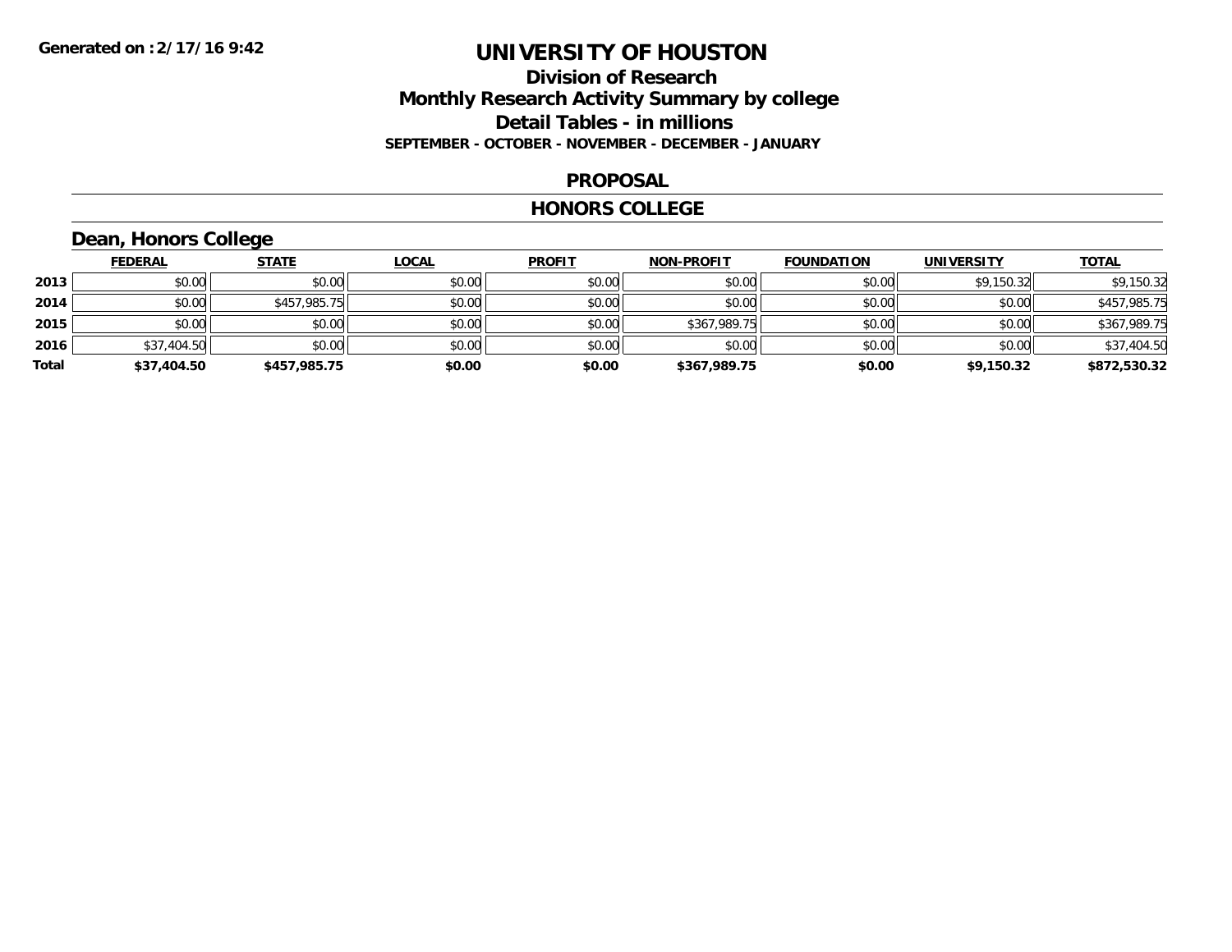# UNIVERSITY OF HOUSTON

## Division of Research
## Monthly Research Activity Summary by college
## Detail Tables - in millions
### SEPTEMBER - OCTOBER - NOVEMBER - DECEMBER - JANUARY

**Generated on :2/17/16 9:42**

## PROPOSAL

## HONORS COLLEGE

### Dean, Honors College

| | FEDERAL | STATE | LOCAL | PROFIT | NON-PROFIT | FOUNDATION | UNIVERSITY | TOTAL |
|---|---|---|---|---|---|---|---|---|
| **2013** | $0.00 | $0.00 | $0.00 | $0.00 | $0.00 | $0.00 | $9,150.32 | $9,150.32 |
| **2014** | $0.00 | $457,985.75 | $0.00 | $0.00 | $0.00 | $0.00 | $0.00 | $457,985.75 |
| **2015** | $0.00 | $0.00 | $0.00 | $0.00 | $367,989.75 | $0.00 | $0.00 | $367,989.75 |
| **2016** | $37,404.50 | $0.00 | $0.00 | $0.00 | $0.00 | $0.00 | $0.00 | $37,404.50 |
| **Total** | **$37,404.50** | **$457,985.75** | **$0.00** | **$0.00** | **$367,989.75** | **$0.00** | **$9,150.32** | **$872,530.32** |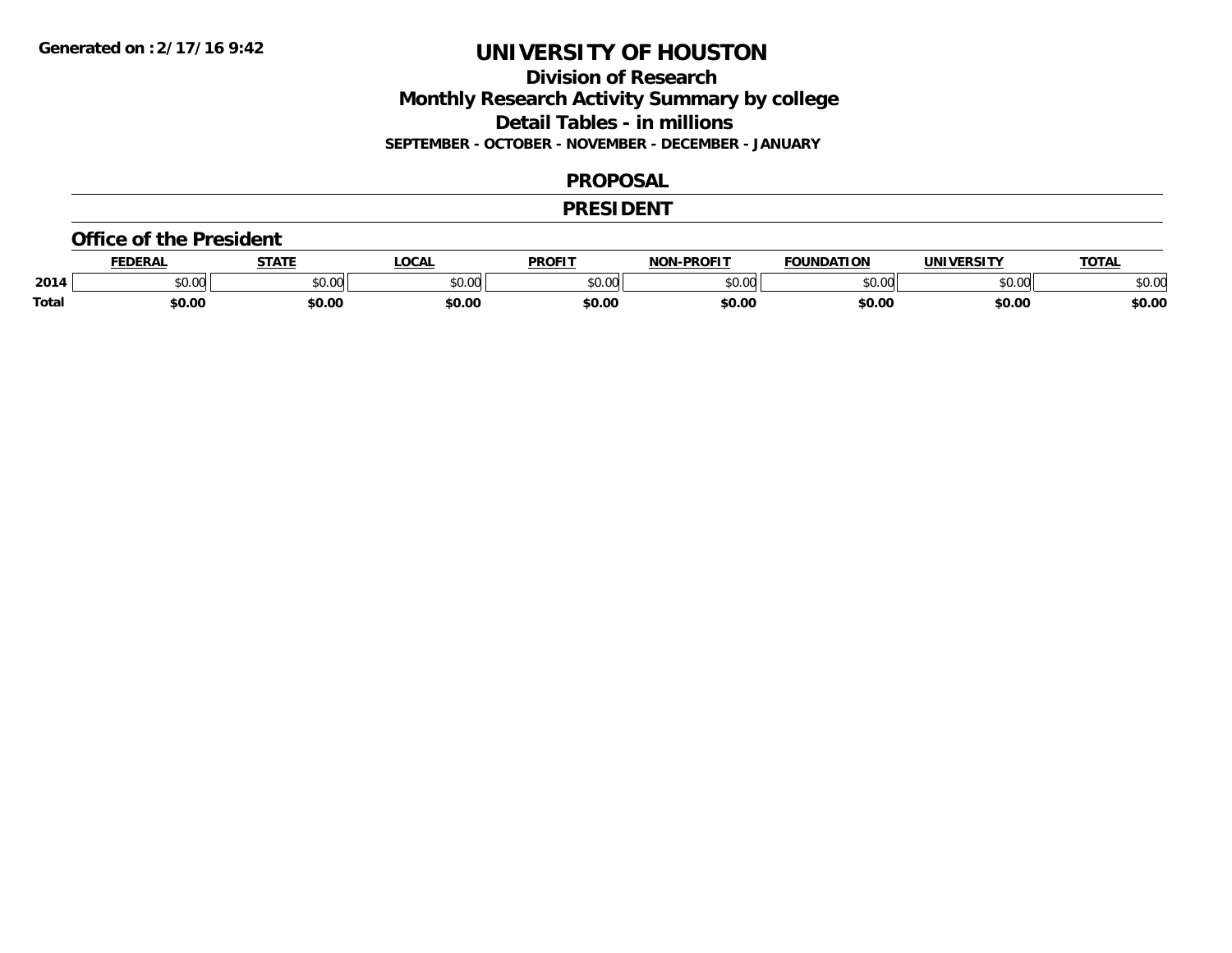Generated on :2/17/16 9:42

# UNIVERSITY OF HOUSTON

## Division of Research
## Monthly Research Activity Summary by college
## Detail Tables - in millions

**SEPTEMBER - OCTOBER - NOVEMBER - DECEMBER - JANUARY**

## PROPOSAL

## PRESIDENT

### Office of the President

| | FEDERAL | STATE | LOCAL | PROFIT | NON-PROFIT | FOUNDATION | UNIVERSITY | TOTAL |
|---|---|---|---|---|---|---|---|---|
| 2014 | $0.00 | $0.00 | $0.00 | $0.00 | $0.00 | $0.00 | $0.00 | $0.00 |
| **Total** | **$0.00** | **$0.00** | **$0.00** | **$0.00** | **$0.00** | **$0.00** | **$0.00** | **$0.00** |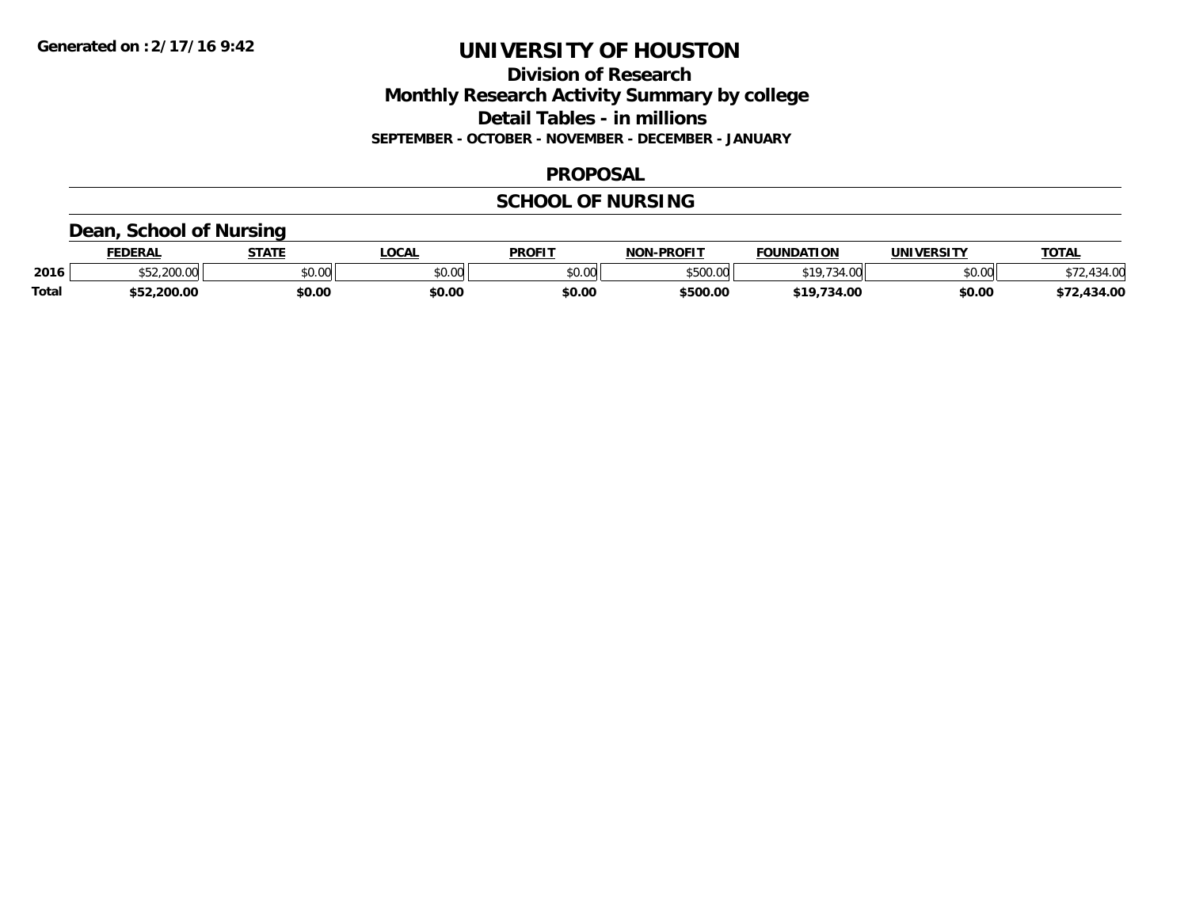**Generated on :2/17/16 9:42**

# UNIVERSITY OF HOUSTON

## Division of Research
## Monthly Research Activity Summary by college
## Detail Tables - in millions
**SEPTEMBER - OCTOBER - NOVEMBER - DECEMBER - JANUARY**

## PROPOSAL

## SCHOOL OF NURSING

### Dean, School of Nursing

| | FEDERAL | STATE | LOCAL | PROFIT | NON-PROFIT | FOUNDATION | UNIVERSITY | TOTAL |
|---|---|---|---|---|---|---|---|---|
| 2016 | $52,200.00 | $0.00 | $0.00 | $0.00 | $500.00 | $19,734.00 | $0.00 | $72,434.00 |
| **Total** | **$52,200.00** | **$0.00** | **$0.00** | **$0.00** | **$500.00** | **$19,734.00** | **$0.00** | **$72,434.00** |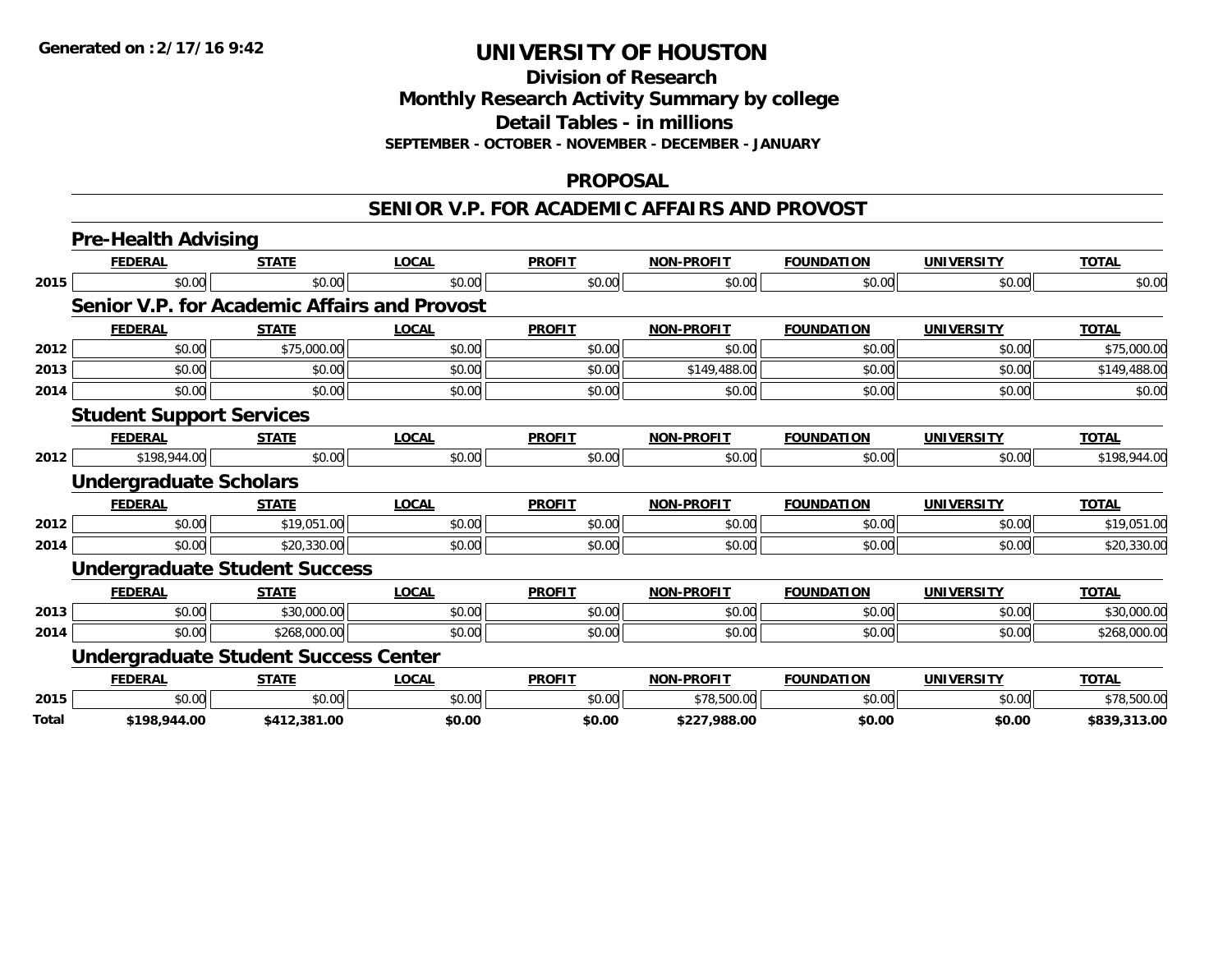# UNIVERSITY OF HOUSTON

## Division of Research
## Monthly Research Activity Summary by college
## Detail Tables - in millions
### SEPTEMBER - OCTOBER - NOVEMBER - DECEMBER - JANUARY

## PROPOSAL

## SENIOR V.P. FOR ACADEMIC AFFAIRS AND PROVOST

### Pre-Health Advising

| | FEDERAL | STATE | LOCAL | PROFIT | NON-PROFIT | FOUNDATION | UNIVERSITY | TOTAL |
|---|---|---|---|---|---|---|---|---|
| 2015 | $0.00 | $0.00 | $0.00 | $0.00 | $0.00 | $0.00 | $0.00 | $0.00 |

### Senior V.P. for Academic Affairs and Provost

| | FEDERAL | STATE | LOCAL | PROFIT | NON-PROFIT | FOUNDATION | UNIVERSITY | TOTAL |
|---|---|---|---|---|---|---|---|---|
| 2012 | $0.00 | $75,000.00 | $0.00 | $0.00 | $0.00 | $0.00 | $0.00 | $75,000.00 |
| 2013 | $0.00 | $0.00 | $0.00 | $0.00 | $149,488.00 | $0.00 | $0.00 | $149,488.00 |
| 2014 | $0.00 | $0.00 | $0.00 | $0.00 | $0.00 | $0.00 | $0.00 | $0.00 |

### Student Support Services

| | FEDERAL | STATE | LOCAL | PROFIT | NON-PROFIT | FOUNDATION | UNIVERSITY | TOTAL |
|---|---|---|---|---|---|---|---|---|
| 2012 | $198,944.00 | $0.00 | $0.00 | $0.00 | $0.00 | $0.00 | $0.00 | $198,944.00 |

### Undergraduate Scholars

| | FEDERAL | STATE | LOCAL | PROFIT | NON-PROFIT | FOUNDATION | UNIVERSITY | TOTAL |
|---|---|---|---|---|---|---|---|---|
| 2012 | $0.00 | $19,051.00 | $0.00 | $0.00 | $0.00 | $0.00 | $0.00 | $19,051.00 |
| 2014 | $0.00 | $20,330.00 | $0.00 | $0.00 | $0.00 | $0.00 | $0.00 | $20,330.00 |

### Undergraduate Student Success

| | FEDERAL | STATE | LOCAL | PROFIT | NON-PROFIT | FOUNDATION | UNIVERSITY | TOTAL |
|---|---|---|---|---|---|---|---|---|
| 2013 | $0.00 | $30,000.00 | $0.00 | $0.00 | $0.00 | $0.00 | $0.00 | $30,000.00 |
| 2014 | $0.00 | $268,000.00 | $0.00 | $0.00 | $0.00 | $0.00 | $0.00 | $268,000.00 |

### Undergraduate Student Success Center

| | FEDERAL | STATE | LOCAL | PROFIT | NON-PROFIT | FOUNDATION | UNIVERSITY | TOTAL |
|---|---|---|---|---|---|---|---|---|
| 2015 | $0.00 | $0.00 | $0.00 | $0.00 | $78,500.00 | $0.00 | $0.00 | $78,500.00 |
| **Total** | **$198,944.00** | **$412,381.00** | **$0.00** | **$0.00** | **$227,988.00** | **$0.00** | **$0.00** | **$839,313.00** |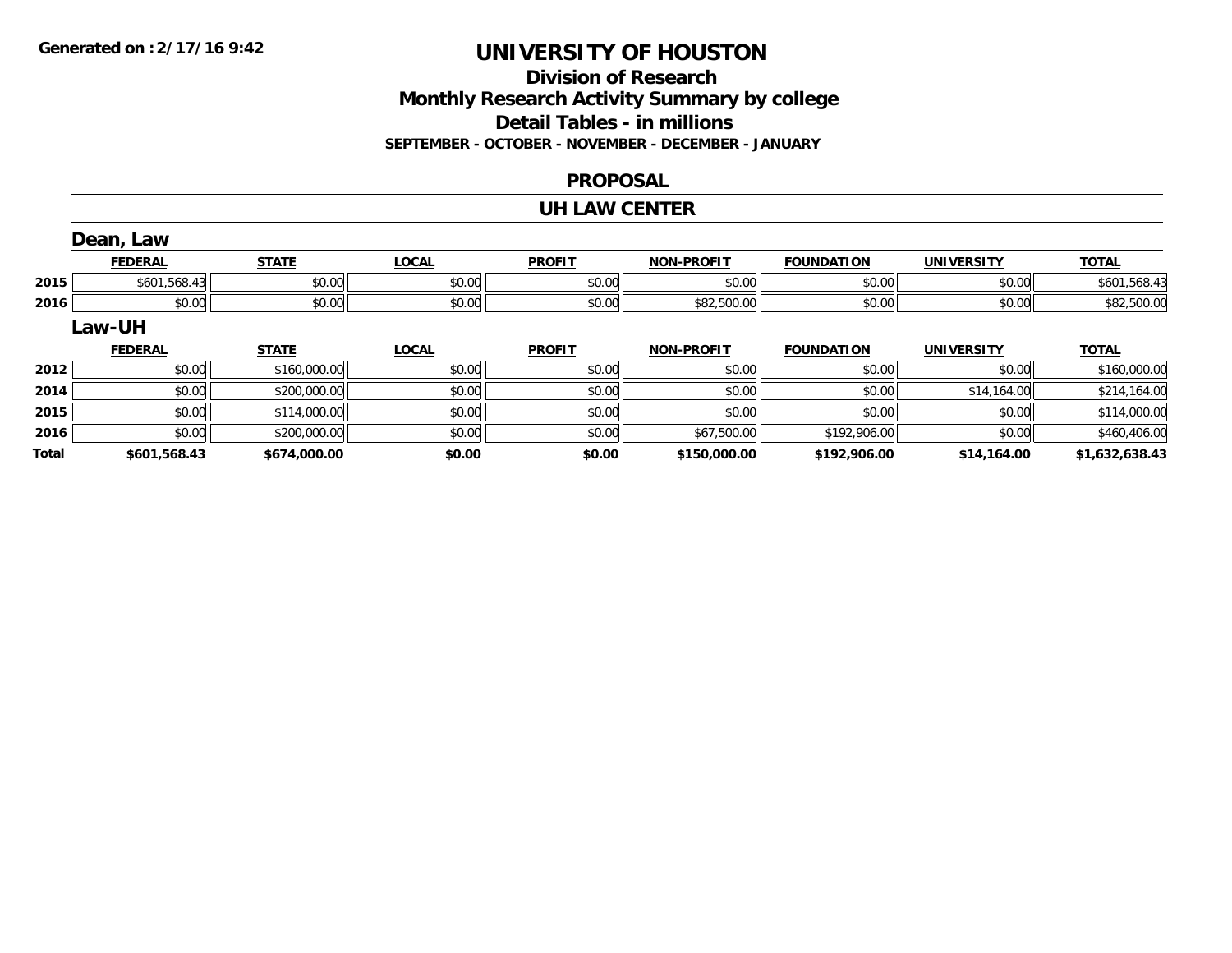# UNIVERSITY OF HOUSTON

## Division of Research

## Monthly Research Activity Summary by college

## Detail Tables - in millions

**SEPTEMBER - OCTOBER - NOVEMBER - DECEMBER - JANUARY**

### PROPOSAL

### UH LAW CENTER

#### Dean, Law

| | FEDERAL | STATE | LOCAL | PROFIT | NON-PROFIT | FOUNDATION | UNIVERSITY | TOTAL |
|---|---|---|---|---|---|---|---|---|
| 2015 | $601,568.43 | $0.00 | $0.00 | $0.00 | $0.00 | $0.00 | $0.00 | $601,568.43 |
| 2016 | $0.00 | $0.00 | $0.00 | $0.00 | $82,500.00 | $0.00 | $0.00 | $82,500.00 |

#### Law-UH

| | FEDERAL | STATE | LOCAL | PROFIT | NON-PROFIT | FOUNDATION | UNIVERSITY | TOTAL |
|---|---|---|---|---|---|---|---|---|
| 2012 | $0.00 | $160,000.00 | $0.00 | $0.00 | $0.00 | $0.00 | $0.00 | $160,000.00 |
| 2014 | $0.00 | $200,000.00 | $0.00 | $0.00 | $0.00 | $0.00 | $14,164.00 | $214,164.00 |
| 2015 | $0.00 | $114,000.00 | $0.00 | $0.00 | $0.00 | $0.00 | $0.00 | $114,000.00 |
| 2016 | $0.00 | $200,000.00 | $0.00 | $0.00 | $67,500.00 | $192,906.00 | $0.00 | $460,406.00 |
| **Total** | **$601,568.43** | **$674,000.00** | **$0.00** | **$0.00** | **$150,000.00** | **$192,906.00** | **$14,164.00** | **$1,632,638.43** |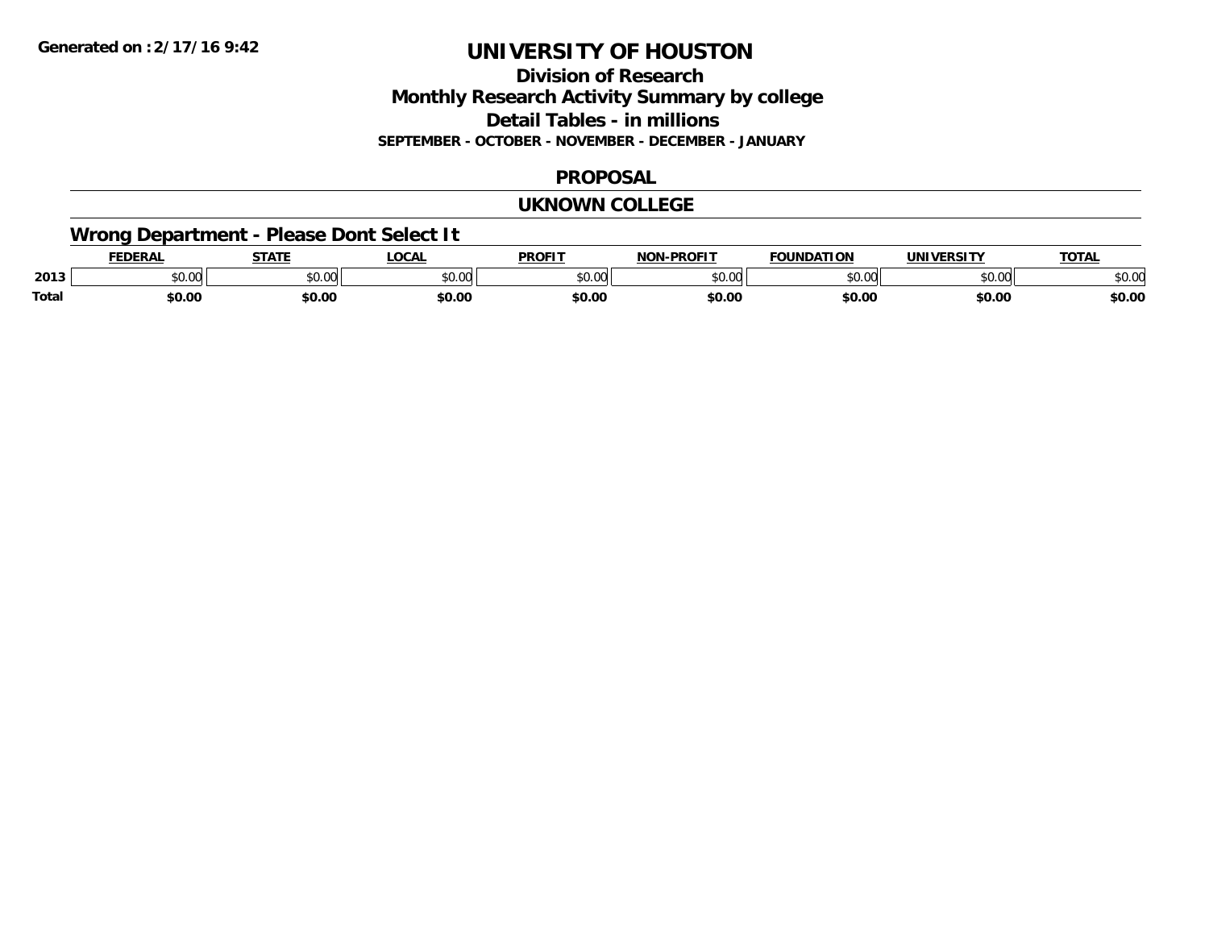**Generated on :2/17/16 9:42**

# UNIVERSITY OF HOUSTON

## Division of Research
## Monthly Research Activity Summary by college
## Detail Tables - in millions
### SEPTEMBER - OCTOBER - NOVEMBER - DECEMBER - JANUARY

## PROPOSAL

## UKNOWN COLLEGE

### Wrong Department - Please Dont Select It

| | FEDERAL | STATE | LOCAL | PROFIT | NON-PROFIT | FOUNDATION | UNIVERSITY | TOTAL |
|---|---|---|---|---|---|---|---|---|
| 2013 | $0.00 | $0.00 | $0.00 | $0.00 | $0.00 | $0.00 | $0.00 | $0.00 |
| **Total** | **$0.00** | **$0.00** | **$0.00** | **$0.00** | **$0.00** | **$0.00** | **$0.00** | **$0.00** |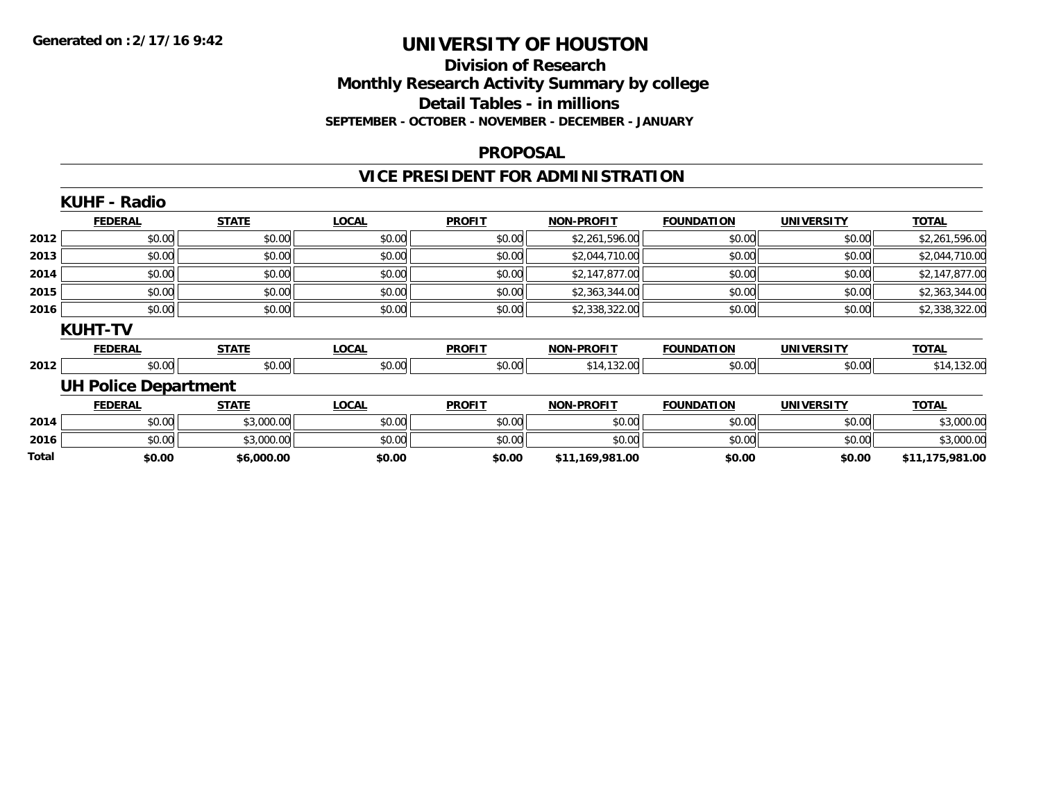Generated on :2/17/16 9:42

# UNIVERSITY OF HOUSTON

## Division of Research
## Monthly Research Activity Summary by college
## Detail Tables - in millions
### SEPTEMBER - OCTOBER - NOVEMBER - DECEMBER - JANUARY

## PROPOSAL

## VICE PRESIDENT FOR ADMINISTRATION

### KUHF - Radio

| | FEDERAL | STATE | LOCAL | PROFIT | NON-PROFIT | FOUNDATION | UNIVERSITY | TOTAL |
|---|---|---|---|---|---|---|---|---|
| 2012 | $0.00 | $0.00 | $0.00 | $0.00 | $2,261,596.00 | $0.00 | $0.00 | $2,261,596.00 |
| 2013 | $0.00 | $0.00 | $0.00 | $0.00 | $2,044,710.00 | $0.00 | $0.00 | $2,044,710.00 |
| 2014 | $0.00 | $0.00 | $0.00 | $0.00 | $2,147,877.00 | $0.00 | $0.00 | $2,147,877.00 |
| 2015 | $0.00 | $0.00 | $0.00 | $0.00 | $2,363,344.00 | $0.00 | $0.00 | $2,363,344.00 |
| 2016 | $0.00 | $0.00 | $0.00 | $0.00 | $2,338,322.00 | $0.00 | $0.00 | $2,338,322.00 |

### KUHT-TV

| | FEDERAL | STATE | LOCAL | PROFIT | NON-PROFIT | FOUNDATION | UNIVERSITY | TOTAL |
|---|---|---|---|---|---|---|---|---|
| 2012 | $0.00 | $0.00 | $0.00 | $0.00 | $14,132.00 | $0.00 | $0.00 | $14,132.00 |

### UH Police Department

| | FEDERAL | STATE | LOCAL | PROFIT | NON-PROFIT | FOUNDATION | UNIVERSITY | TOTAL |
|---|---|---|---|---|---|---|---|---|
| 2014 | $0.00 | $3,000.00 | $0.00 | $0.00 | $0.00 | $0.00 | $0.00 | $3,000.00 |
| 2016 | $0.00 | $3,000.00 | $0.00 | $0.00 | $0.00 | $0.00 | $0.00 | $3,000.00 |
| **Total** | **$0.00** | **$6,000.00** | **$0.00** | **$0.00** | **$11,169,981.00** | **$0.00** | **$0.00** | **$11,175,981.00** |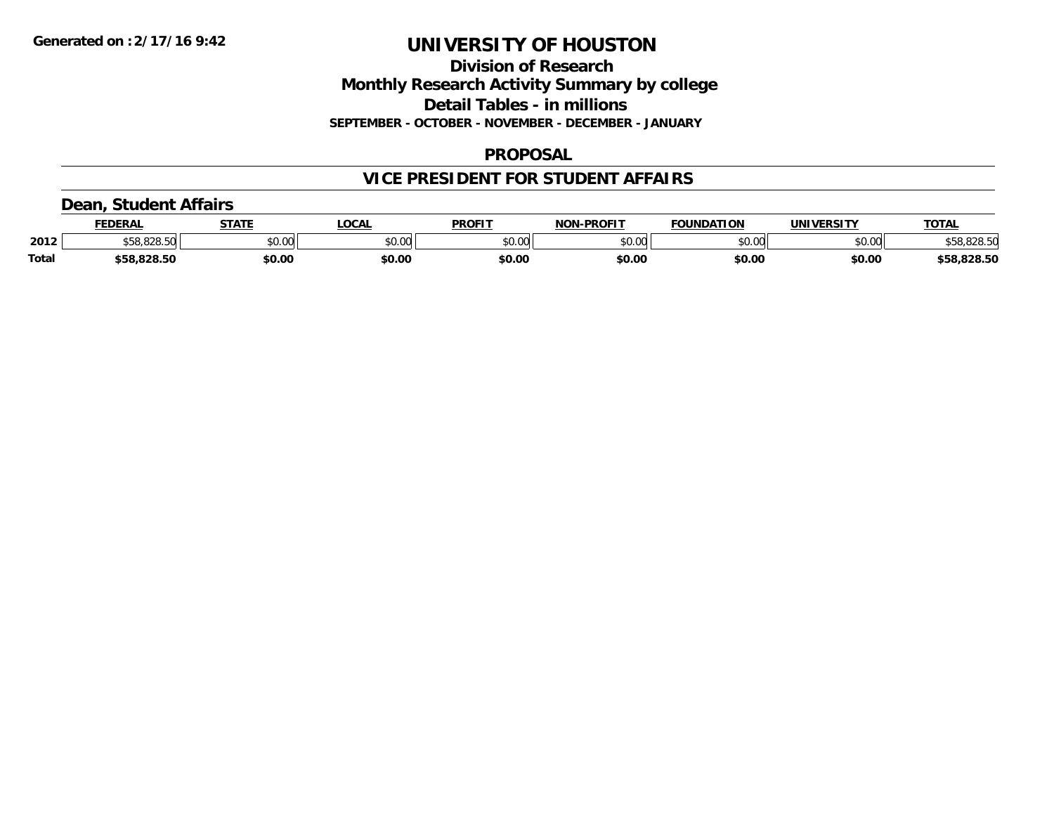# UNIVERSITY OF HOUSTON

## Division of Research
## Monthly Research Activity Summary by college
## Detail Tables - in millions
**SEPTEMBER - OCTOBER - NOVEMBER - DECEMBER - JANUARY**

**Generated on :2/17/16 9:42**

## PROPOSAL

## VICE PRESIDENT FOR STUDENT AFFAIRS

### Dean, Student Affairs

| | FEDERAL | STATE | LOCAL | PROFIT | NON-PROFIT | FOUNDATION | UNIVERSITY | TOTAL |
|---|---|---|---|---|---|---|---|---|
| 2012 | $58,828.50 | $0.00 | $0.00 | $0.00 | $0.00 | $0.00 | $0.00 | $58,828.50 |
| **Total** | **$58,828.50** | **$0.00** | **$0.00** | **$0.00** | **$0.00** | **$0.00** | **$0.00** | **$58,828.50** |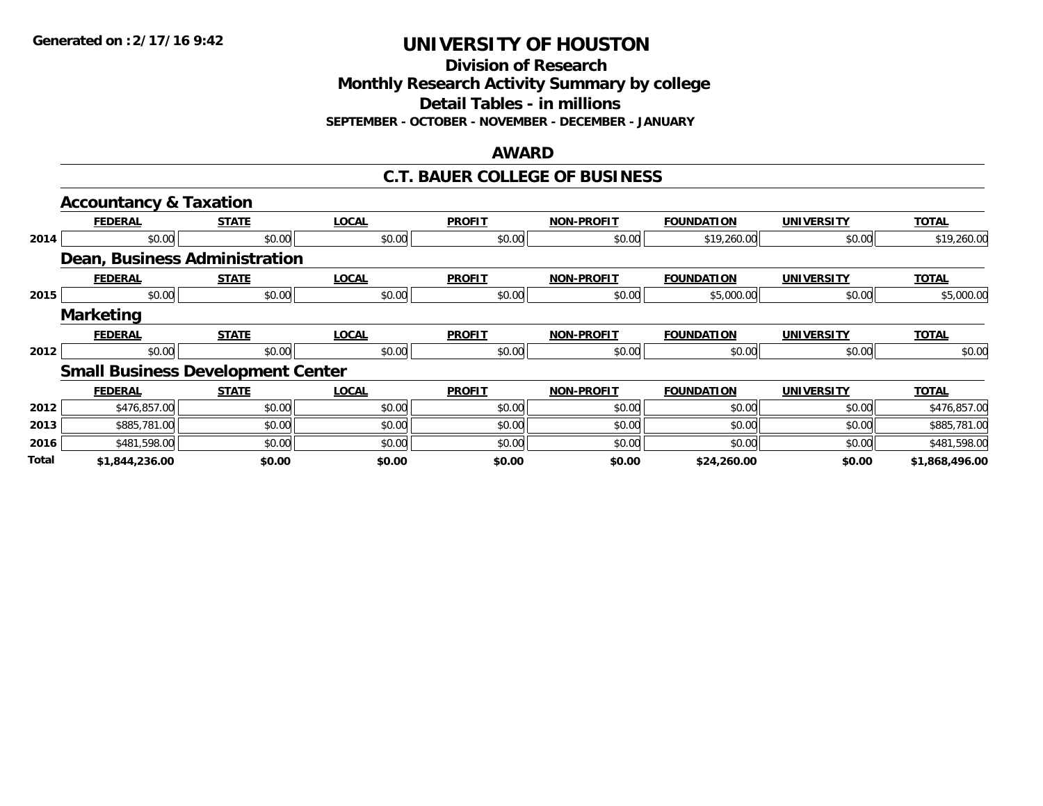**Generated on :2/17/16 9:42**

# UNIVERSITY OF HOUSTON

## Division of Research
## Monthly Research Activity Summary by college
## Detail Tables - in millions
### SEPTEMBER - OCTOBER - NOVEMBER - DECEMBER - JANUARY

## AWARD

## C.T. BAUER COLLEGE OF BUSINESS

### Accountancy & Taxation

| | FEDERAL | STATE | LOCAL | PROFIT | NON-PROFIT | FOUNDATION | UNIVERSITY | TOTAL |
|---|---|---|---|---|---|---|---|---|
| 2014 | $0.00 | $0.00 | $0.00 | $0.00 | $0.00 | $19,260.00 | $0.00 | $19,260.00 |

### Dean, Business Administration

| | FEDERAL | STATE | LOCAL | PROFIT | NON-PROFIT | FOUNDATION | UNIVERSITY | TOTAL |
|---|---|---|---|---|---|---|---|---|
| 2015 | $0.00 | $0.00 | $0.00 | $0.00 | $0.00 | $5,000.00 | $0.00 | $5,000.00 |

### Marketing

| | FEDERAL | STATE | LOCAL | PROFIT | NON-PROFIT | FOUNDATION | UNIVERSITY | TOTAL |
|---|---|---|---|---|---|---|---|---|
| 2012 | $0.00 | $0.00 | $0.00 | $0.00 | $0.00 | $0.00 | $0.00 | $0.00 |

### Small Business Development Center

| | FEDERAL | STATE | LOCAL | PROFIT | NON-PROFIT | FOUNDATION | UNIVERSITY | TOTAL |
|---|---|---|---|---|---|---|---|---|
| 2012 | $476,857.00 | $0.00 | $0.00 | $0.00 | $0.00 | $0.00 | $0.00 | $476,857.00 |
| 2013 | $885,781.00 | $0.00 | $0.00 | $0.00 | $0.00 | $0.00 | $0.00 | $885,781.00 |
| 2016 | $481,598.00 | $0.00 | $0.00 | $0.00 | $0.00 | $0.00 | $0.00 | $481,598.00 |
| **Total** | **$1,844,236.00** | **$0.00** | **$0.00** | **$0.00** | **$0.00** | **$24,260.00** | **$0.00** | **$1,868,496.00** |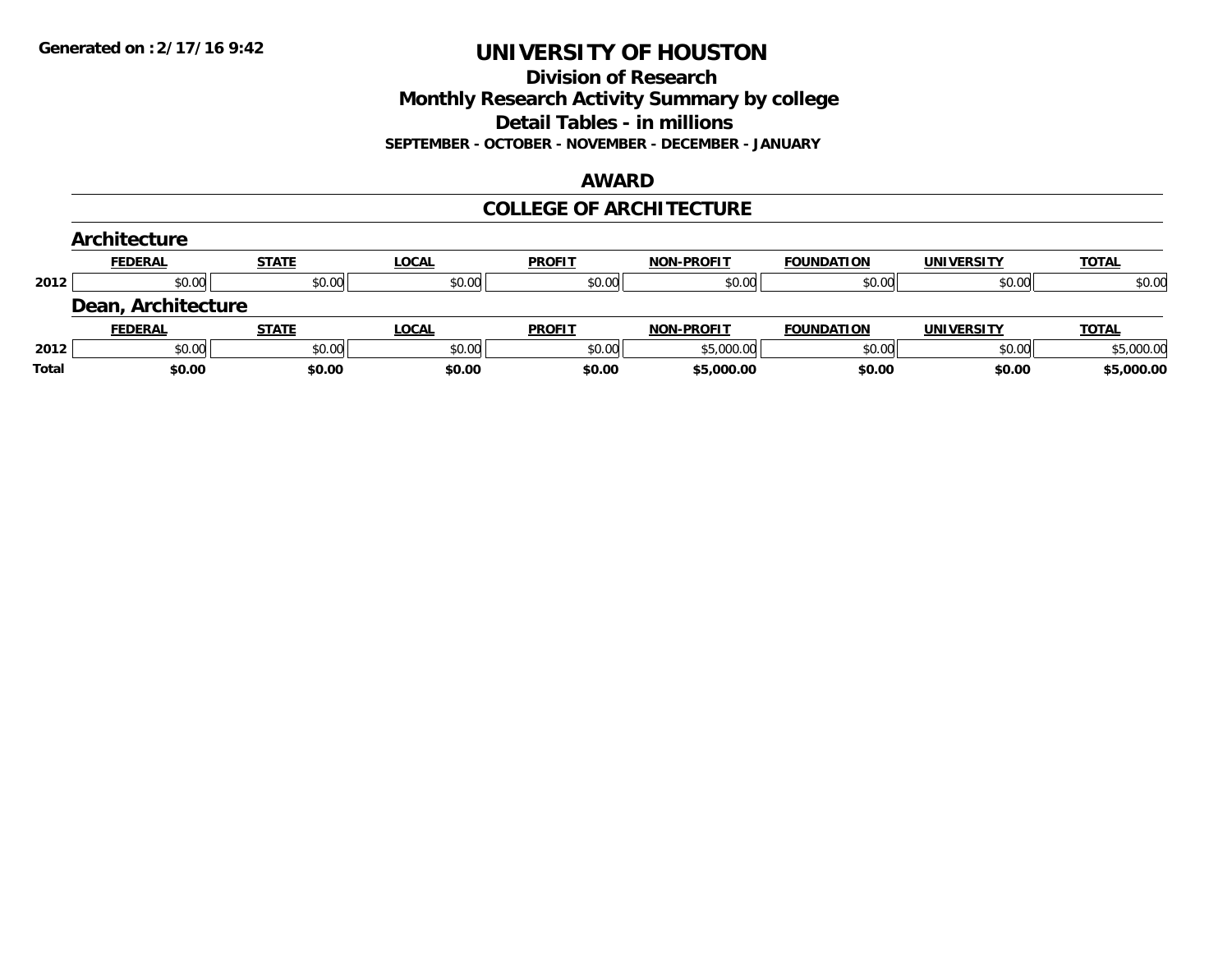**Generated on :2/17/16 9:42**

# UNIVERSITY OF HOUSTON

## Division of Research
## Monthly Research Activity Summary by college
## Detail Tables - in millions

**SEPTEMBER - OCTOBER - NOVEMBER - DECEMBER - JANUARY**

## AWARD

## COLLEGE OF ARCHITECTURE

### Architecture

| | FEDERAL | STATE | LOCAL | PROFIT | NON-PROFIT | FOUNDATION | UNIVERSITY | TOTAL |
|---|---|---|---|---|---|---|---|---|
| 2012 | $0.00 | $0.00 | $0.00 | $0.00 | $0.00 | $0.00 | $0.00 | $0.00 |

### Dean, Architecture

| | FEDERAL | STATE | LOCAL | PROFIT | NON-PROFIT | FOUNDATION | UNIVERSITY | TOTAL |
|---|---|---|---|---|---|---|---|---|
| 2012 | $0.00 | $0.00 | $0.00 | $0.00 | $5,000.00 | $0.00 | $0.00 | $5,000.00 |
| **Total** | **$0.00** | **$0.00** | **$0.00** | **$0.00** | **$5,000.00** | **$0.00** | **$0.00** | **$5,000.00** |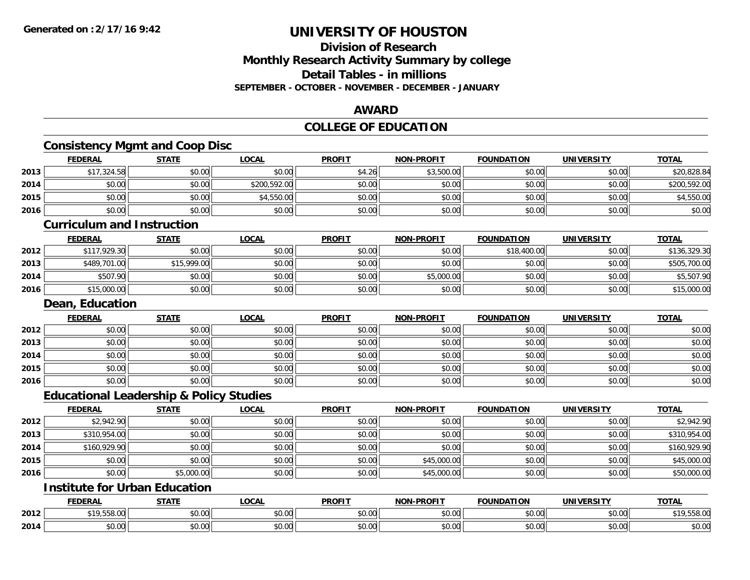Generated on :2/17/16 9:42

# UNIVERSITY OF HOUSTON

## Division of Research
## Monthly Research Activity Summary by college
## Detail Tables - in millions
### SEPTEMBER - OCTOBER - NOVEMBER - DECEMBER - JANUARY

## AWARD

## COLLEGE OF EDUCATION

### Consistency Mgmt and Coop Disc

| | FEDERAL | STATE | LOCAL | PROFIT | NON-PROFIT | FOUNDATION | UNIVERSITY | TOTAL |
|---|---|---|---|---|---|---|---|---|
| 2013 | $17,324.58 | $0.00 | $0.00 | $4.26 | $3,500.00 | $0.00 | $0.00 | $20,828.84 |
| 2014 | $0.00 | $0.00 | $200,592.00 | $0.00 | $0.00 | $0.00 | $0.00 | $200,592.00 |
| 2015 | $0.00 | $0.00 | $4,550.00 | $0.00 | $0.00 | $0.00 | $0.00 | $4,550.00 |
| 2016 | $0.00 | $0.00 | $0.00 | $0.00 | $0.00 | $0.00 | $0.00 | $0.00 |

### Curriculum and Instruction

| | FEDERAL | STATE | LOCAL | PROFIT | NON-PROFIT | FOUNDATION | UNIVERSITY | TOTAL |
|---|---|---|---|---|---|---|---|---|
| 2012 | $117,929.30 | $0.00 | $0.00 | $0.00 | $0.00 | $18,400.00 | $0.00 | $136,329.30 |
| 2013 | $489,701.00 | $15,999.00 | $0.00 | $0.00 | $0.00 | $0.00 | $0.00 | $505,700.00 |
| 2014 | $507.90 | $0.00 | $0.00 | $0.00 | $5,000.00 | $0.00 | $0.00 | $5,507.90 |
| 2016 | $15,000.00 | $0.00 | $0.00 | $0.00 | $0.00 | $0.00 | $0.00 | $15,000.00 |

### Dean, Education

| | FEDERAL | STATE | LOCAL | PROFIT | NON-PROFIT | FOUNDATION | UNIVERSITY | TOTAL |
|---|---|---|---|---|---|---|---|---|
| 2012 | $0.00 | $0.00 | $0.00 | $0.00 | $0.00 | $0.00 | $0.00 | $0.00 |
| 2013 | $0.00 | $0.00 | $0.00 | $0.00 | $0.00 | $0.00 | $0.00 | $0.00 |
| 2014 | $0.00 | $0.00 | $0.00 | $0.00 | $0.00 | $0.00 | $0.00 | $0.00 |
| 2015 | $0.00 | $0.00 | $0.00 | $0.00 | $0.00 | $0.00 | $0.00 | $0.00 |
| 2016 | $0.00 | $0.00 | $0.00 | $0.00 | $0.00 | $0.00 | $0.00 | $0.00 |

### Educational Leadership & Policy Studies

| | FEDERAL | STATE | LOCAL | PROFIT | NON-PROFIT | FOUNDATION | UNIVERSITY | TOTAL |
|---|---|---|---|---|---|---|---|---|
| 2012 | $2,942.90 | $0.00 | $0.00 | $0.00 | $0.00 | $0.00 | $0.00 | $2,942.90 |
| 2013 | $310,954.00 | $0.00 | $0.00 | $0.00 | $0.00 | $0.00 | $0.00 | $310,954.00 |
| 2014 | $160,929.90 | $0.00 | $0.00 | $0.00 | $0.00 | $0.00 | $0.00 | $160,929.90 |
| 2015 | $0.00 | $0.00 | $0.00 | $0.00 | $45,000.00 | $0.00 | $0.00 | $45,000.00 |
| 2016 | $0.00 | $5,000.00 | $0.00 | $0.00 | $45,000.00 | $0.00 | $0.00 | $50,000.00 |

### Institute for Urban Education

| | FEDERAL | STATE | LOCAL | PROFIT | NON-PROFIT | FOUNDATION | UNIVERSITY | TOTAL |
|---|---|---|---|---|---|---|---|---|
| 2012 | $19,558.00 | $0.00 | $0.00 | $0.00 | $0.00 | $0.00 | $0.00 | $19,558.00 |
| 2014 | $0.00 | $0.00 | $0.00 | $0.00 | $0.00 | $0.00 | $0.00 | $0.00 |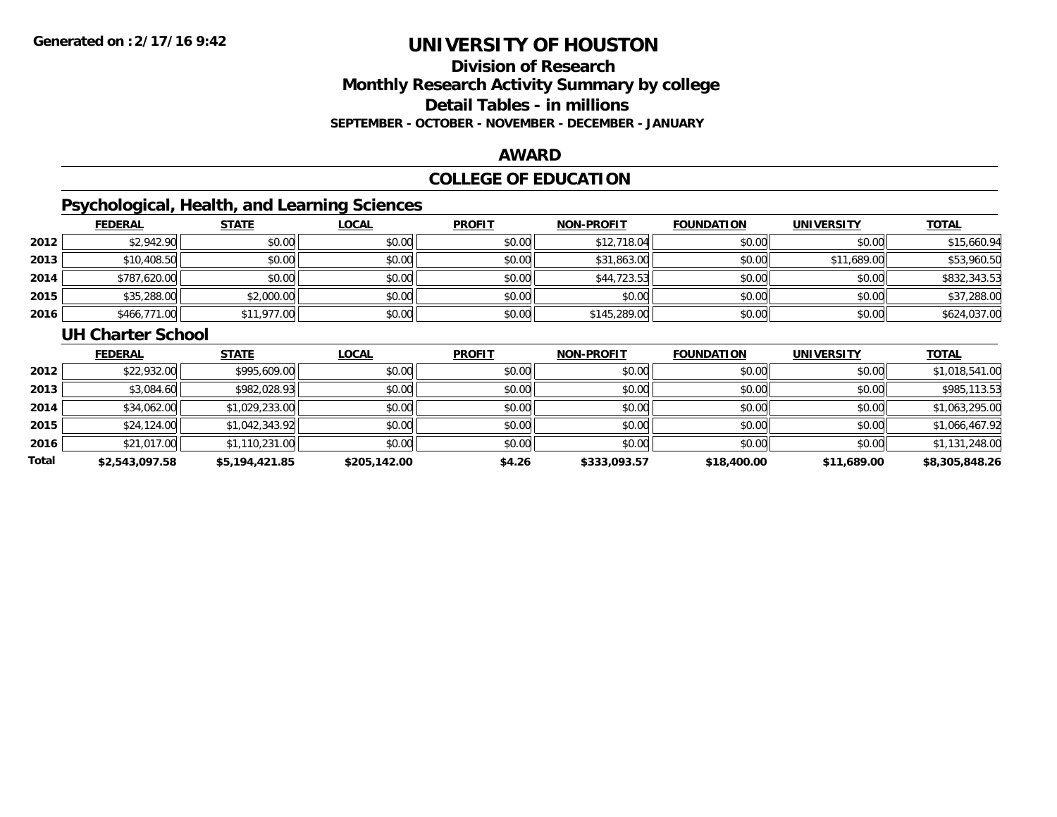# UNIVERSITY OF HOUSTON

## Division of Research

## Monthly Research Activity Summary by college

## Detail Tables - in millions

**SEPTEMBER - OCTOBER - NOVEMBER - DECEMBER - JANUARY**

**Generated on : 2/17/16 9:42**

## AWARD

## COLLEGE OF EDUCATION

### Psychological, Health, and Learning Sciences

| | FEDERAL | STATE | LOCAL | PROFIT | NON-PROFIT | FOUNDATION | UNIVERSITY | TOTAL |
|---|---|---|---|---|---|---|---|---|
| 2012 | $2,942.90 | $0.00 | $0.00 | $0.00 | $12,718.04 | $0.00 | $0.00 | $15,660.94 |
| 2013 | $10,408.50 | $0.00 | $0.00 | $0.00 | $31,863.00 | $0.00 | $11,689.00 | $53,960.50 |
| 2014 | $787,620.00 | $0.00 | $0.00 | $0.00 | $44,723.53 | $0.00 | $0.00 | $832,343.53 |
| 2015 | $35,288.00 | $2,000.00 | $0.00 | $0.00 | $0.00 | $0.00 | $0.00 | $37,288.00 |
| 2016 | $466,771.00 | $11,977.00 | $0.00 | $0.00 | $145,289.00 | $0.00 | $0.00 | $624,037.00 |

### UH Charter School

| | FEDERAL | STATE | LOCAL | PROFIT | NON-PROFIT | FOUNDATION | UNIVERSITY | TOTAL |
|---|---|---|---|---|---|---|---|---|
| 2012 | $22,932.00 | $995,609.00 | $0.00 | $0.00 | $0.00 | $0.00 | $0.00 | $1,018,541.00 |
| 2013 | $3,084.60 | $982,028.93 | $0.00 | $0.00 | $0.00 | $0.00 | $0.00 | $985,113.53 |
| 2014 | $34,062.00 | $1,029,233.00 | $0.00 | $0.00 | $0.00 | $0.00 | $0.00 | $1,063,295.00 |
| 2015 | $24,124.00 | $1,042,343.92 | $0.00 | $0.00 | $0.00 | $0.00 | $0.00 | $1,066,467.92 |
| 2016 | $21,017.00 | $1,110,231.00 | $0.00 | $0.00 | $0.00 | $0.00 | $0.00 | $1,131,248.00 |
| **Total** | **$2,543,097.58** | **$5,194,421.85** | **$205,142.00** | **$4.26** | **$333,093.57** | **$18,400.00** | **$11,689.00** | **$8,305,848.26** |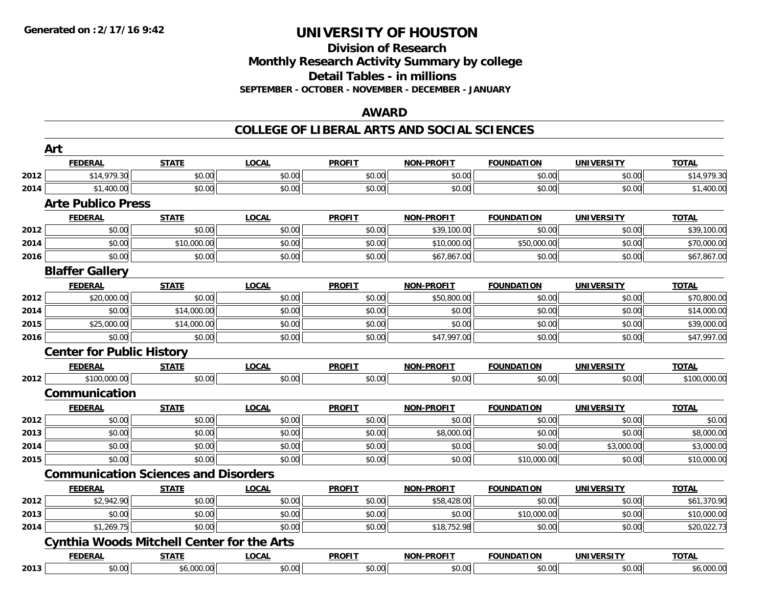# UNIVERSITY OF HOUSTON

## Division of Research
## Monthly Research Activity Summary by college
## Detail Tables - in millions
### SEPTEMBER - OCTOBER - NOVEMBER - DECEMBER - JANUARY

## AWARD

## COLLEGE OF LIBERAL ARTS AND SOCIAL SCIENCES

### Art

| | FEDERAL | STATE | LOCAL | PROFIT | NON-PROFIT | FOUNDATION | UNIVERSITY | TOTAL |
|---|---|---|---|---|---|---|---|---|
| 2012 | $14,979.30 | $0.00 | $0.00 | $0.00 | $0.00 | $0.00 | $0.00 | $14,979.30 |
| 2014 | $1,400.00 | $0.00 | $0.00 | $0.00 | $0.00 | $0.00 | $0.00 | $1,400.00 |

### Arte Publico Press

| | FEDERAL | STATE | LOCAL | PROFIT | NON-PROFIT | FOUNDATION | UNIVERSITY | TOTAL |
|---|---|---|---|---|---|---|---|---|
| 2012 | $0.00 | $0.00 | $0.00 | $0.00 | $39,100.00 | $0.00 | $0.00 | $39,100.00 |
| 2014 | $0.00 | $10,000.00 | $0.00 | $0.00 | $10,000.00 | $50,000.00 | $0.00 | $70,000.00 |
| 2016 | $0.00 | $0.00 | $0.00 | $0.00 | $67,867.00 | $0.00 | $0.00 | $67,867.00 |

### Blaffer Gallery

| | FEDERAL | STATE | LOCAL | PROFIT | NON-PROFIT | FOUNDATION | UNIVERSITY | TOTAL |
|---|---|---|---|---|---|---|---|---|
| 2012 | $20,000.00 | $0.00 | $0.00 | $0.00 | $50,800.00 | $0.00 | $0.00 | $70,800.00 |
| 2014 | $0.00 | $14,000.00 | $0.00 | $0.00 | $0.00 | $0.00 | $0.00 | $14,000.00 |
| 2015 | $25,000.00 | $14,000.00 | $0.00 | $0.00 | $0.00 | $0.00 | $0.00 | $39,000.00 |
| 2016 | $0.00 | $0.00 | $0.00 | $0.00 | $47,997.00 | $0.00 | $0.00 | $47,997.00 |

### Center for Public History

| | FEDERAL | STATE | LOCAL | PROFIT | NON-PROFIT | FOUNDATION | UNIVERSITY | TOTAL |
|---|---|---|---|---|---|---|---|---|
| 2012 | $100,000.00 | $0.00 | $0.00 | $0.00 | $0.00 | $0.00 | $0.00 | $100,000.00 |

### Communication

| | FEDERAL | STATE | LOCAL | PROFIT | NON-PROFIT | FOUNDATION | UNIVERSITY | TOTAL |
|---|---|---|---|---|---|---|---|---|
| 2012 | $0.00 | $0.00 | $0.00 | $0.00 | $0.00 | $0.00 | $0.00 | $0.00 |
| 2013 | $0.00 | $0.00 | $0.00 | $0.00 | $8,000.00 | $0.00 | $0.00 | $8,000.00 |
| 2014 | $0.00 | $0.00 | $0.00 | $0.00 | $0.00 | $0.00 | $3,000.00 | $3,000.00 |
| 2015 | $0.00 | $0.00 | $0.00 | $0.00 | $0.00 | $10,000.00 | $0.00 | $10,000.00 |

### Communication Sciences and Disorders

| | FEDERAL | STATE | LOCAL | PROFIT | NON-PROFIT | FOUNDATION | UNIVERSITY | TOTAL |
|---|---|---|---|---|---|---|---|---|
| 2012 | $2,942.90 | $0.00 | $0.00 | $0.00 | $58,428.00 | $0.00 | $0.00 | $61,370.90 |
| 2013 | $0.00 | $0.00 | $0.00 | $0.00 | $0.00 | $10,000.00 | $0.00 | $10,000.00 |
| 2014 | $1,269.75 | $0.00 | $0.00 | $0.00 | $18,752.98 | $0.00 | $0.00 | $20,022.73 |

### Cynthia Woods Mitchell Center for the Arts

| | FEDERAL | STATE | LOCAL | PROFIT | NON-PROFIT | FOUNDATION | UNIVERSITY | TOTAL |
|---|---|---|---|---|---|---|---|---|
| 2013 | $0.00 | $6,000.00 | $0.00 | $0.00 | $0.00 | $0.00 | $0.00 | $6,000.00 |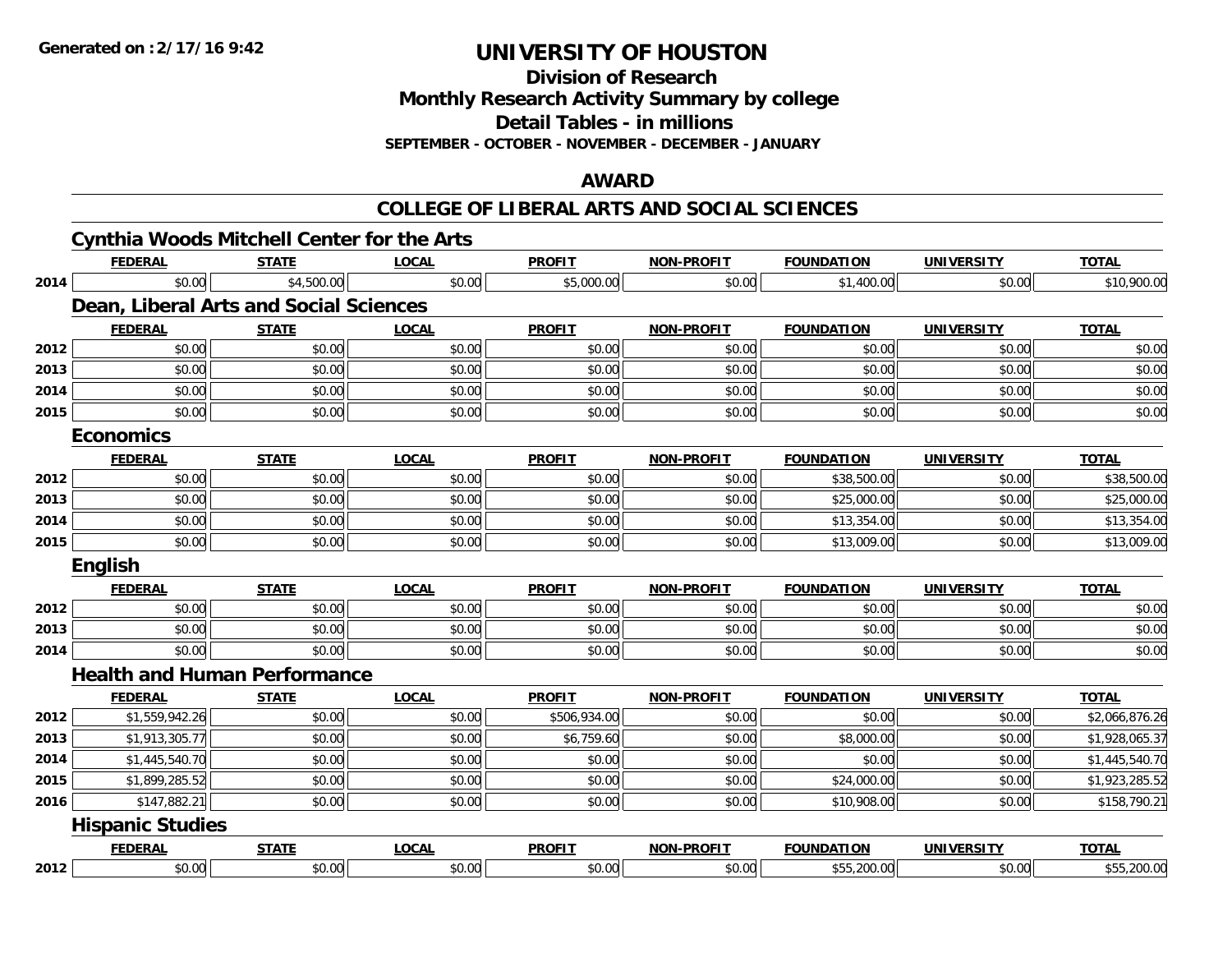Generated on :2/17/16 9:42

# UNIVERSITY OF HOUSTON

## Division of Research
## Monthly Research Activity Summary by college
## Detail Tables - in millions
### SEPTEMBER - OCTOBER - NOVEMBER - DECEMBER - JANUARY

## AWARD

## COLLEGE OF LIBERAL ARTS AND SOCIAL SCIENCES

### Cynthia Woods Mitchell Center for the Arts

| | FEDERAL | STATE | LOCAL | PROFIT | NON-PROFIT | FOUNDATION | UNIVERSITY | TOTAL |
|---|---|---|---|---|---|---|---|---|
| 2014 | $0.00 | $4,500.00 | $0.00 | $5,000.00 | $0.00 | $1,400.00 | $0.00 | $10,900.00 |

### Dean, Liberal Arts and Social Sciences

| | FEDERAL | STATE | LOCAL | PROFIT | NON-PROFIT | FOUNDATION | UNIVERSITY | TOTAL |
|---|---|---|---|---|---|---|---|---|
| 2012 | $0.00 | $0.00 | $0.00 | $0.00 | $0.00 | $0.00 | $0.00 | $0.00 |
| 2013 | $0.00 | $0.00 | $0.00 | $0.00 | $0.00 | $0.00 | $0.00 | $0.00 |
| 2014 | $0.00 | $0.00 | $0.00 | $0.00 | $0.00 | $0.00 | $0.00 | $0.00 |
| 2015 | $0.00 | $0.00 | $0.00 | $0.00 | $0.00 | $0.00 | $0.00 | $0.00 |

### Economics

| | FEDERAL | STATE | LOCAL | PROFIT | NON-PROFIT | FOUNDATION | UNIVERSITY | TOTAL |
|---|---|---|---|---|---|---|---|---|
| 2012 | $0.00 | $0.00 | $0.00 | $0.00 | $0.00 | $38,500.00 | $0.00 | $38,500.00 |
| 2013 | $0.00 | $0.00 | $0.00 | $0.00 | $0.00 | $25,000.00 | $0.00 | $25,000.00 |
| 2014 | $0.00 | $0.00 | $0.00 | $0.00 | $0.00 | $13,354.00 | $0.00 | $13,354.00 |
| 2015 | $0.00 | $0.00 | $0.00 | $0.00 | $0.00 | $13,009.00 | $0.00 | $13,009.00 |

### English

| | FEDERAL | STATE | LOCAL | PROFIT | NON-PROFIT | FOUNDATION | UNIVERSITY | TOTAL |
|---|---|---|---|---|---|---|---|---|
| 2012 | $0.00 | $0.00 | $0.00 | $0.00 | $0.00 | $0.00 | $0.00 | $0.00 |
| 2013 | $0.00 | $0.00 | $0.00 | $0.00 | $0.00 | $0.00 | $0.00 | $0.00 |
| 2014 | $0.00 | $0.00 | $0.00 | $0.00 | $0.00 | $0.00 | $0.00 | $0.00 |

### Health and Human Performance

| | FEDERAL | STATE | LOCAL | PROFIT | NON-PROFIT | FOUNDATION | UNIVERSITY | TOTAL |
|---|---|---|---|---|---|---|---|---|
| 2012 | $1,559,942.26 | $0.00 | $0.00 | $506,934.00 | $0.00 | $0.00 | $0.00 | $2,066,876.26 |
| 2013 | $1,913,305.77 | $0.00 | $0.00 | $6,759.60 | $0.00 | $8,000.00 | $0.00 | $1,928,065.37 |
| 2014 | $1,445,540.70 | $0.00 | $0.00 | $0.00 | $0.00 | $0.00 | $0.00 | $1,445,540.70 |
| 2015 | $1,899,285.52 | $0.00 | $0.00 | $0.00 | $0.00 | $24,000.00 | $0.00 | $1,923,285.52 |
| 2016 | $147,882.21 | $0.00 | $0.00 | $0.00 | $0.00 | $10,908.00 | $0.00 | $158,790.21 |

### Hispanic Studies

| | FEDERAL | STATE | LOCAL | PROFIT | NON-PROFIT | FOUNDATION | UNIVERSITY | TOTAL |
|---|---|---|---|---|---|---|---|---|
| 2012 | $0.00 | $0.00 | $0.00 | $0.00 | $0.00 | $55,200.00 | $0.00 | $55,200.00 |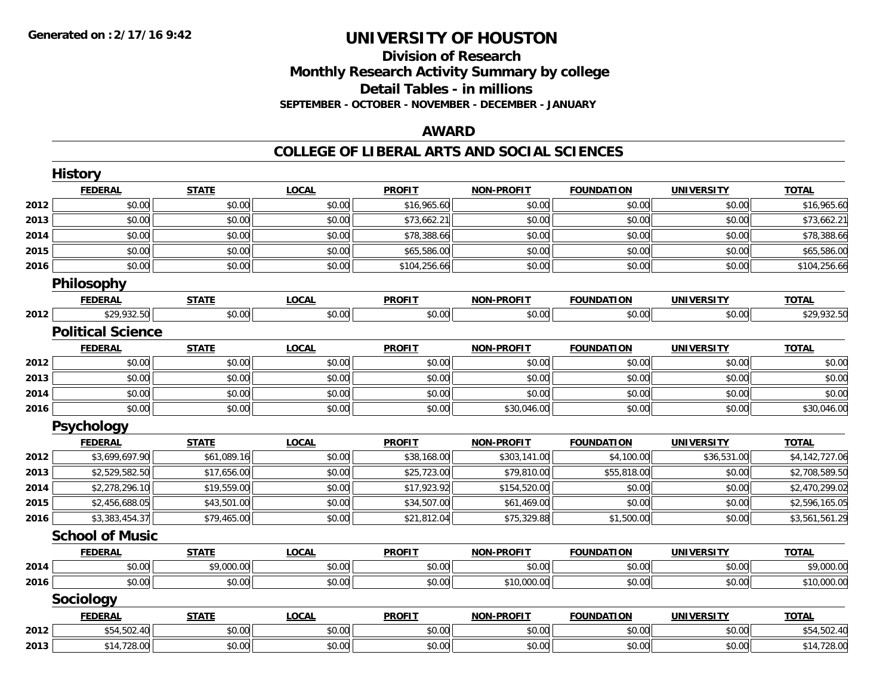# UNIVERSITY OF HOUSTON

## Division of Research
## Monthly Research Activity Summary by college
## Detail Tables - in millions
**SEPTEMBER - OCTOBER - NOVEMBER - DECEMBER - JANUARY**

## AWARD

## COLLEGE OF LIBERAL ARTS AND SOCIAL SCIENCES

### History

| | FEDERAL | STATE | LOCAL | PROFIT | NON-PROFIT | FOUNDATION | UNIVERSITY | TOTAL |
|---|---|---|---|---|---|---|---|---|
| 2012 | $0.00 | $0.00 | $0.00 | $16,965.60 | $0.00 | $0.00 | $0.00 | $16,965.60 |
| 2013 | $0.00 | $0.00 | $0.00 | $73,662.21 | $0.00 | $0.00 | $0.00 | $73,662.21 |
| 2014 | $0.00 | $0.00 | $0.00 | $78,388.66 | $0.00 | $0.00 | $0.00 | $78,388.66 |
| 2015 | $0.00 | $0.00 | $0.00 | $65,586.00 | $0.00 | $0.00 | $0.00 | $65,586.00 |
| 2016 | $0.00 | $0.00 | $0.00 | $104,256.66 | $0.00 | $0.00 | $0.00 | $104,256.66 |

### Philosophy

| | FEDERAL | STATE | LOCAL | PROFIT | NON-PROFIT | FOUNDATION | UNIVERSITY | TOTAL |
|---|---|---|---|---|---|---|---|---|
| 2012 | $29,932.50 | $0.00 | $0.00 | $0.00 | $0.00 | $0.00 | $0.00 | $29,932.50 |

### Political Science

| | FEDERAL | STATE | LOCAL | PROFIT | NON-PROFIT | FOUNDATION | UNIVERSITY | TOTAL |
|---|---|---|---|---|---|---|---|---|
| 2012 | $0.00 | $0.00 | $0.00 | $0.00 | $0.00 | $0.00 | $0.00 | $0.00 |
| 2013 | $0.00 | $0.00 | $0.00 | $0.00 | $0.00 | $0.00 | $0.00 | $0.00 |
| 2014 | $0.00 | $0.00 | $0.00 | $0.00 | $0.00 | $0.00 | $0.00 | $0.00 |
| 2016 | $0.00 | $0.00 | $0.00 | $0.00 | $30,046.00 | $0.00 | $0.00 | $30,046.00 |

### Psychology

| | FEDERAL | STATE | LOCAL | PROFIT | NON-PROFIT | FOUNDATION | UNIVERSITY | TOTAL |
|---|---|---|---|---|---|---|---|---|
| 2012 | $3,699,697.90 | $61,089.16 | $0.00 | $38,168.00 | $303,141.00 | $4,100.00 | $36,531.00 | $4,142,727.06 |
| 2013 | $2,529,582.50 | $17,656.00 | $0.00 | $25,723.00 | $79,810.00 | $55,818.00 | $0.00 | $2,708,589.50 |
| 2014 | $2,278,296.10 | $19,559.00 | $0.00 | $17,923.92 | $154,520.00 | $0.00 | $0.00 | $2,470,299.02 |
| 2015 | $2,456,688.05 | $43,501.00 | $0.00 | $34,507.00 | $61,469.00 | $0.00 | $0.00 | $2,596,165.05 |
| 2016 | $3,383,454.37 | $79,465.00 | $0.00 | $21,812.04 | $75,329.88 | $1,500.00 | $0.00 | $3,561,561.29 |

### School of Music

| | FEDERAL | STATE | LOCAL | PROFIT | NON-PROFIT | FOUNDATION | UNIVERSITY | TOTAL |
|---|---|---|---|---|---|---|---|---|
| 2014 | $0.00 | $9,000.00 | $0.00 | $0.00 | $0.00 | $0.00 | $0.00 | $9,000.00 |
| 2016 | $0.00 | $0.00 | $0.00 | $0.00 | $10,000.00 | $0.00 | $0.00 | $10,000.00 |

### Sociology

| | FEDERAL | STATE | LOCAL | PROFIT | NON-PROFIT | FOUNDATION | UNIVERSITY | TOTAL |
|---|---|---|---|---|---|---|---|---|
| 2012 | $54,502.40 | $0.00 | $0.00 | $0.00 | $0.00 | $0.00 | $0.00 | $54,502.40 |
| 2013 | $14,728.00 | $0.00 | $0.00 | $0.00 | $0.00 | $0.00 | $0.00 | $14,728.00 |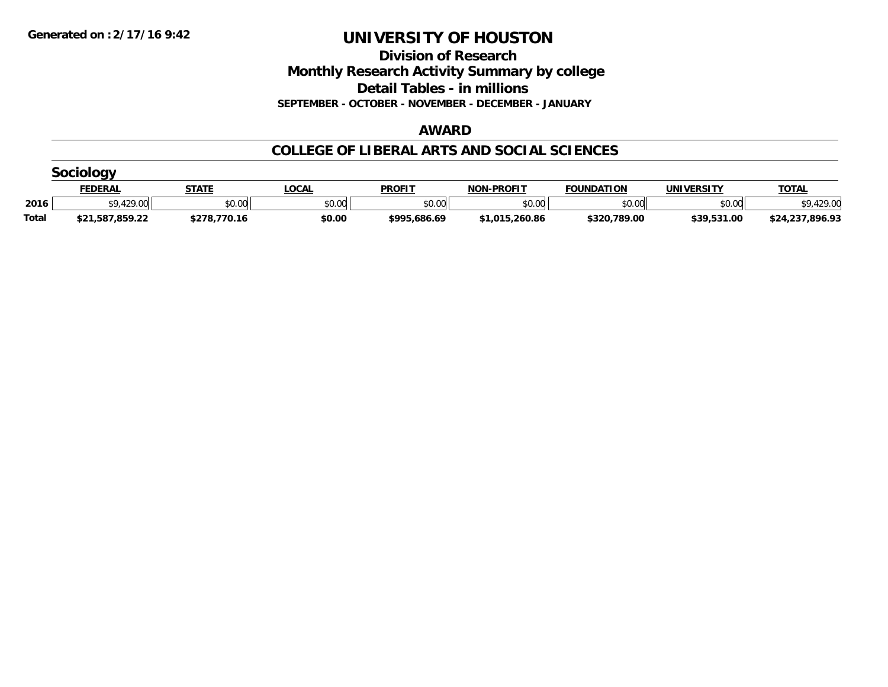Generated on :2/17/16 9:42

# UNIVERSITY OF HOUSTON

## Division of Research

## Monthly Research Activity Summary by college

## Detail Tables - in millions

**SEPTEMBER - OCTOBER - NOVEMBER - DECEMBER - JANUARY**

## AWARD

## COLLEGE OF LIBERAL ARTS AND SOCIAL SCIENCES

### Sociology

| | FEDERAL | STATE | LOCAL | PROFIT | NON-PROFIT | FOUNDATION | UNIVERSITY | TOTAL |
|---|---|---|---|---|---|---|---|---|
| 2016 | $9,429.00 | $0.00 | $0.00 | $0.00 | $0.00 | $0.00 | $0.00 | $9,429.00 |
| **Total** | **$21,587,859.22** | **$278,770.16** | **$0.00** | **$995,686.69** | **$1,015,260.86** | **$320,789.00** | **$39,531.00** | **$24,237,896.93** |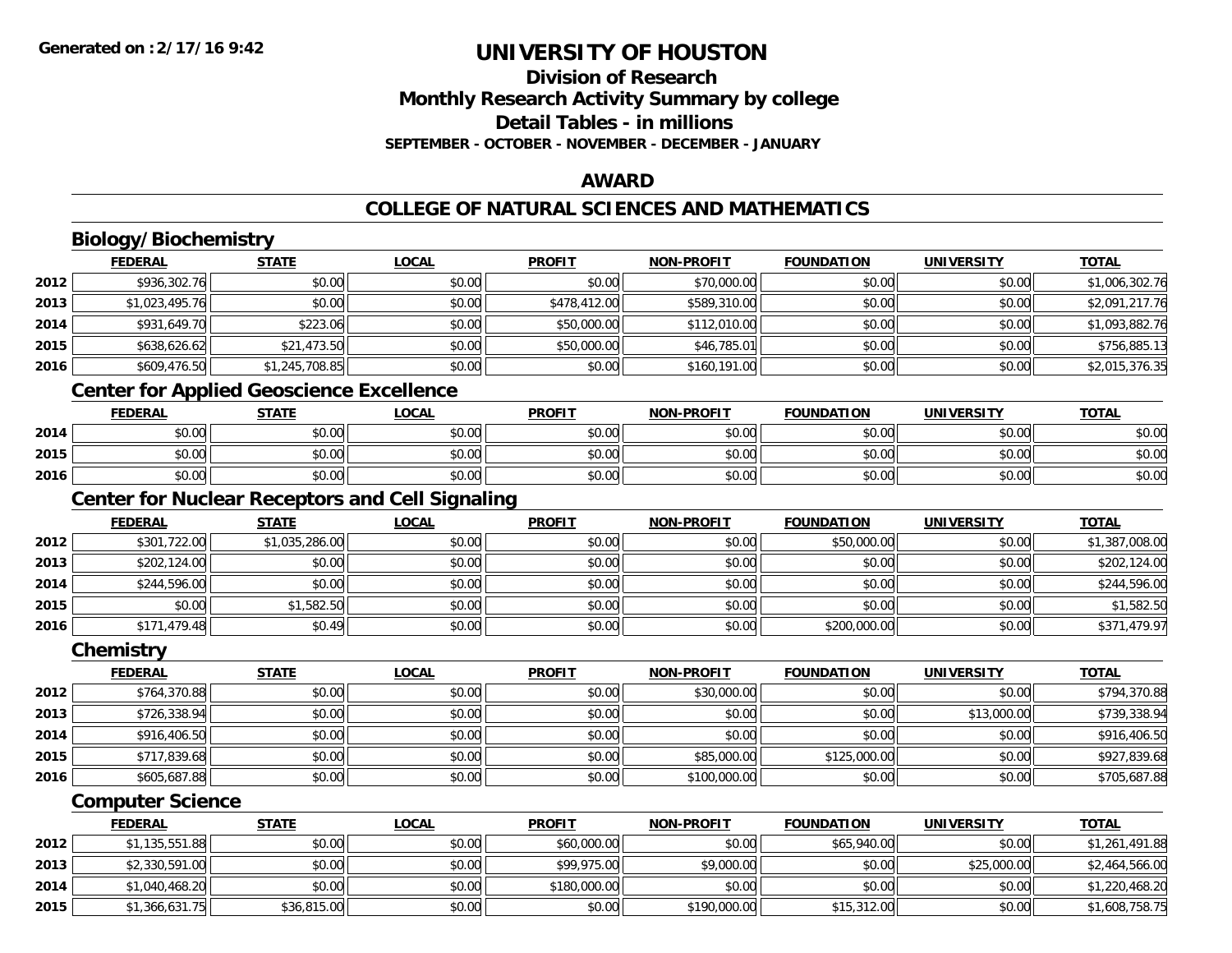# UNIVERSITY OF HOUSTON

## Division of Research
## Monthly Research Activity Summary by college
## Detail Tables - in millions

**SEPTEMBER - OCTOBER - NOVEMBER - DECEMBER - JANUARY**

## AWARD

## COLLEGE OF NATURAL SCIENCES AND MATHEMATICS

### Biology/Biochemistry

| | FEDERAL | STATE | LOCAL | PROFIT | NON-PROFIT | FOUNDATION | UNIVERSITY | TOTAL |
|---|---|---|---|---|---|---|---|---|
| 2012 | $936,302.76 | $0.00 | $0.00 | $0.00 | $70,000.00 | $0.00 | $0.00 | $1,006,302.76 |
| 2013 | $1,023,495.76 | $0.00 | $0.00 | $478,412.00 | $589,310.00 | $0.00 | $0.00 | $2,091,217.76 |
| 2014 | $931,649.70 | $223.06 | $0.00 | $50,000.00 | $112,010.00 | $0.00 | $0.00 | $1,093,882.76 |
| 2015 | $638,626.62 | $21,473.50 | $0.00 | $50,000.00 | $46,785.01 | $0.00 | $0.00 | $756,885.13 |
| 2016 | $609,476.50 | $1,245,708.85 | $0.00 | $0.00 | $160,191.00 | $0.00 | $0.00 | $2,015,376.35 |

### Center for Applied Geoscience Excellence

| | FEDERAL | STATE | LOCAL | PROFIT | NON-PROFIT | FOUNDATION | UNIVERSITY | TOTAL |
|---|---|---|---|---|---|---|---|---|
| 2014 | $0.00 | $0.00 | $0.00 | $0.00 | $0.00 | $0.00 | $0.00 | $0.00 |
| 2015 | $0.00 | $0.00 | $0.00 | $0.00 | $0.00 | $0.00 | $0.00 | $0.00 |
| 2016 | $0.00 | $0.00 | $0.00 | $0.00 | $0.00 | $0.00 | $0.00 | $0.00 |

### Center for Nuclear Receptors and Cell Signaling

| | FEDERAL | STATE | LOCAL | PROFIT | NON-PROFIT | FOUNDATION | UNIVERSITY | TOTAL |
|---|---|---|---|---|---|---|---|---|
| 2012 | $301,722.00 | $1,035,286.00 | $0.00 | $0.00 | $0.00 | $50,000.00 | $0.00 | $1,387,008.00 |
| 2013 | $202,124.00 | $0.00 | $0.00 | $0.00 | $0.00 | $0.00 | $0.00 | $202,124.00 |
| 2014 | $244,596.00 | $0.00 | $0.00 | $0.00 | $0.00 | $0.00 | $0.00 | $244,596.00 |
| 2015 | $0.00 | $1,582.50 | $0.00 | $0.00 | $0.00 | $0.00 | $0.00 | $1,582.50 |
| 2016 | $171,479.48 | $0.49 | $0.00 | $0.00 | $0.00 | $200,000.00 | $0.00 | $371,479.97 |

### Chemistry

| | FEDERAL | STATE | LOCAL | PROFIT | NON-PROFIT | FOUNDATION | UNIVERSITY | TOTAL |
|---|---|---|---|---|---|---|---|---|
| 2012 | $764,370.88 | $0.00 | $0.00 | $0.00 | $30,000.00 | $0.00 | $0.00 | $794,370.88 |
| 2013 | $726,338.94 | $0.00 | $0.00 | $0.00 | $0.00 | $0.00 | $13,000.00 | $739,338.94 |
| 2014 | $916,406.50 | $0.00 | $0.00 | $0.00 | $0.00 | $0.00 | $0.00 | $916,406.50 |
| 2015 | $717,839.68 | $0.00 | $0.00 | $0.00 | $85,000.00 | $125,000.00 | $0.00 | $927,839.68 |
| 2016 | $605,687.88 | $0.00 | $0.00 | $0.00 | $100,000.00 | $0.00 | $0.00 | $705,687.88 |

### Computer Science

| | FEDERAL | STATE | LOCAL | PROFIT | NON-PROFIT | FOUNDATION | UNIVERSITY | TOTAL |
|---|---|---|---|---|---|---|---|---|
| 2012 | $1,135,551.88 | $0.00 | $0.00 | $60,000.00 | $0.00 | $65,940.00 | $0.00 | $1,261,491.88 |
| 2013 | $2,330,591.00 | $0.00 | $0.00 | $99,975.00 | $9,000.00 | $0.00 | $25,000.00 | $2,464,566.00 |
| 2014 | $1,040,468.20 | $0.00 | $0.00 | $180,000.00 | $0.00 | $0.00 | $0.00 | $1,220,468.20 |
| 2015 | $1,366,631.75 | $36,815.00 | $0.00 | $0.00 | $190,000.00 | $15,312.00 | $0.00 | $1,608,758.75 |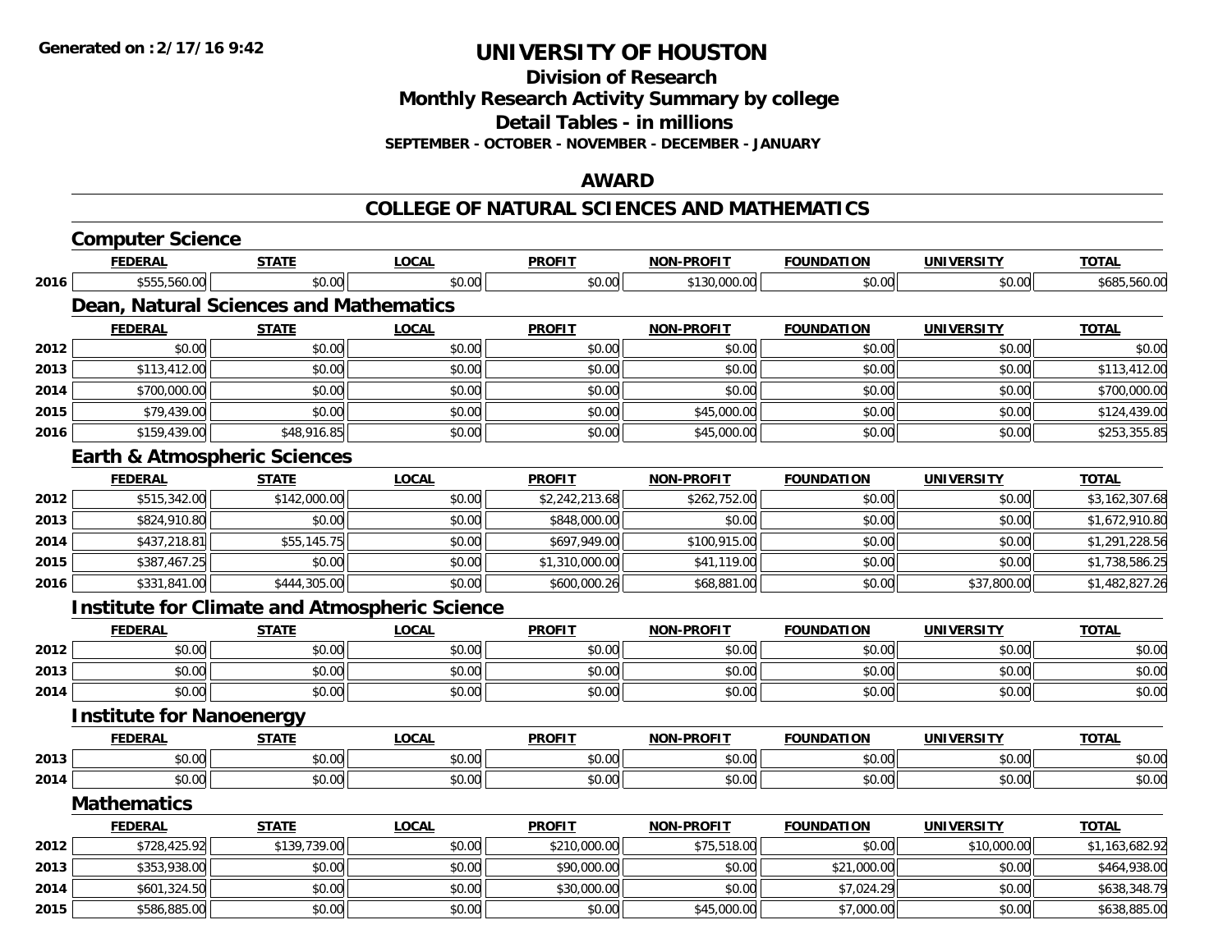**Generated on :2/17/16 9:42**

# UNIVERSITY OF HOUSTON

## Division of Research
## Monthly Research Activity Summary by college
## Detail Tables - in millions
**SEPTEMBER - OCTOBER - NOVEMBER - DECEMBER - JANUARY**

## AWARD

## COLLEGE OF NATURAL SCIENCES AND MATHEMATICS

### Computer Science

| | FEDERAL | STATE | LOCAL | PROFIT | NON-PROFIT | FOUNDATION | UNIVERSITY | TOTAL |
|---|---|---|---|---|---|---|---|---|
| 2016 | $555,560.00 | $0.00 | $0.00 | $0.00 | $130,000.00 | $0.00 | $0.00 | $685,560.00 |

### Dean, Natural Sciences and Mathematics

| | FEDERAL | STATE | LOCAL | PROFIT | NON-PROFIT | FOUNDATION | UNIVERSITY | TOTAL |
|---|---|---|---|---|---|---|---|---|
| 2012 | $0.00 | $0.00 | $0.00 | $0.00 | $0.00 | $0.00 | $0.00 | $0.00 |
| 2013 | $113,412.00 | $0.00 | $0.00 | $0.00 | $0.00 | $0.00 | $0.00 | $113,412.00 |
| 2014 | $700,000.00 | $0.00 | $0.00 | $0.00 | $0.00 | $0.00 | $0.00 | $700,000.00 |
| 2015 | $79,439.00 | $0.00 | $0.00 | $0.00 | $45,000.00 | $0.00 | $0.00 | $124,439.00 |
| 2016 | $159,439.00 | $48,916.85 | $0.00 | $0.00 | $45,000.00 | $0.00 | $0.00 | $253,355.85 |

### Earth & Atmospheric Sciences

| | FEDERAL | STATE | LOCAL | PROFIT | NON-PROFIT | FOUNDATION | UNIVERSITY | TOTAL |
|---|---|---|---|---|---|---|---|---|
| 2012 | $515,342.00 | $142,000.00 | $0.00 | $2,242,213.68 | $262,752.00 | $0.00 | $0.00 | $3,162,307.68 |
| 2013 | $824,910.80 | $0.00 | $0.00 | $848,000.00 | $0.00 | $0.00 | $0.00 | $1,672,910.80 |
| 2014 | $437,218.81 | $55,145.75 | $0.00 | $697,949.00 | $100,915.00 | $0.00 | $0.00 | $1,291,228.56 |
| 2015 | $387,467.25 | $0.00 | $0.00 | $1,310,000.00 | $41,119.00 | $0.00 | $0.00 | $1,738,586.25 |
| 2016 | $331,841.00 | $444,305.00 | $0.00 | $600,000.26 | $68,881.00 | $0.00 | $37,800.00 | $1,482,827.26 |

### Institute for Climate and Atmospheric Science

| | FEDERAL | STATE | LOCAL | PROFIT | NON-PROFIT | FOUNDATION | UNIVERSITY | TOTAL |
|---|---|---|---|---|---|---|---|---|
| 2012 | $0.00 | $0.00 | $0.00 | $0.00 | $0.00 | $0.00 | $0.00 | $0.00 |
| 2013 | $0.00 | $0.00 | $0.00 | $0.00 | $0.00 | $0.00 | $0.00 | $0.00 |
| 2014 | $0.00 | $0.00 | $0.00 | $0.00 | $0.00 | $0.00 | $0.00 | $0.00 |

### Institute for Nanoenergy

| | FEDERAL | STATE | LOCAL | PROFIT | NON-PROFIT | FOUNDATION | UNIVERSITY | TOTAL |
|---|---|---|---|---|---|---|---|---|
| 2013 | $0.00 | $0.00 | $0.00 | $0.00 | $0.00 | $0.00 | $0.00 | $0.00 |
| 2014 | $0.00 | $0.00 | $0.00 | $0.00 | $0.00 | $0.00 | $0.00 | $0.00 |

### Mathematics

| | FEDERAL | STATE | LOCAL | PROFIT | NON-PROFIT | FOUNDATION | UNIVERSITY | TOTAL |
|---|---|---|---|---|---|---|---|---|
| 2012 | $728,425.92 | $139,739.00 | $0.00 | $210,000.00 | $75,518.00 | $0.00 | $10,000.00 | $1,163,682.92 |
| 2013 | $353,938.00 | $0.00 | $0.00 | $90,000.00 | $0.00 | $21,000.00 | $0.00 | $464,938.00 |
| 2014 | $601,324.50 | $0.00 | $0.00 | $30,000.00 | $0.00 | $7,024.29 | $0.00 | $638,348.79 |
| 2015 | $586,885.00 | $0.00 | $0.00 | $0.00 | $45,000.00 | $7,000.00 | $0.00 | $638,885.00 |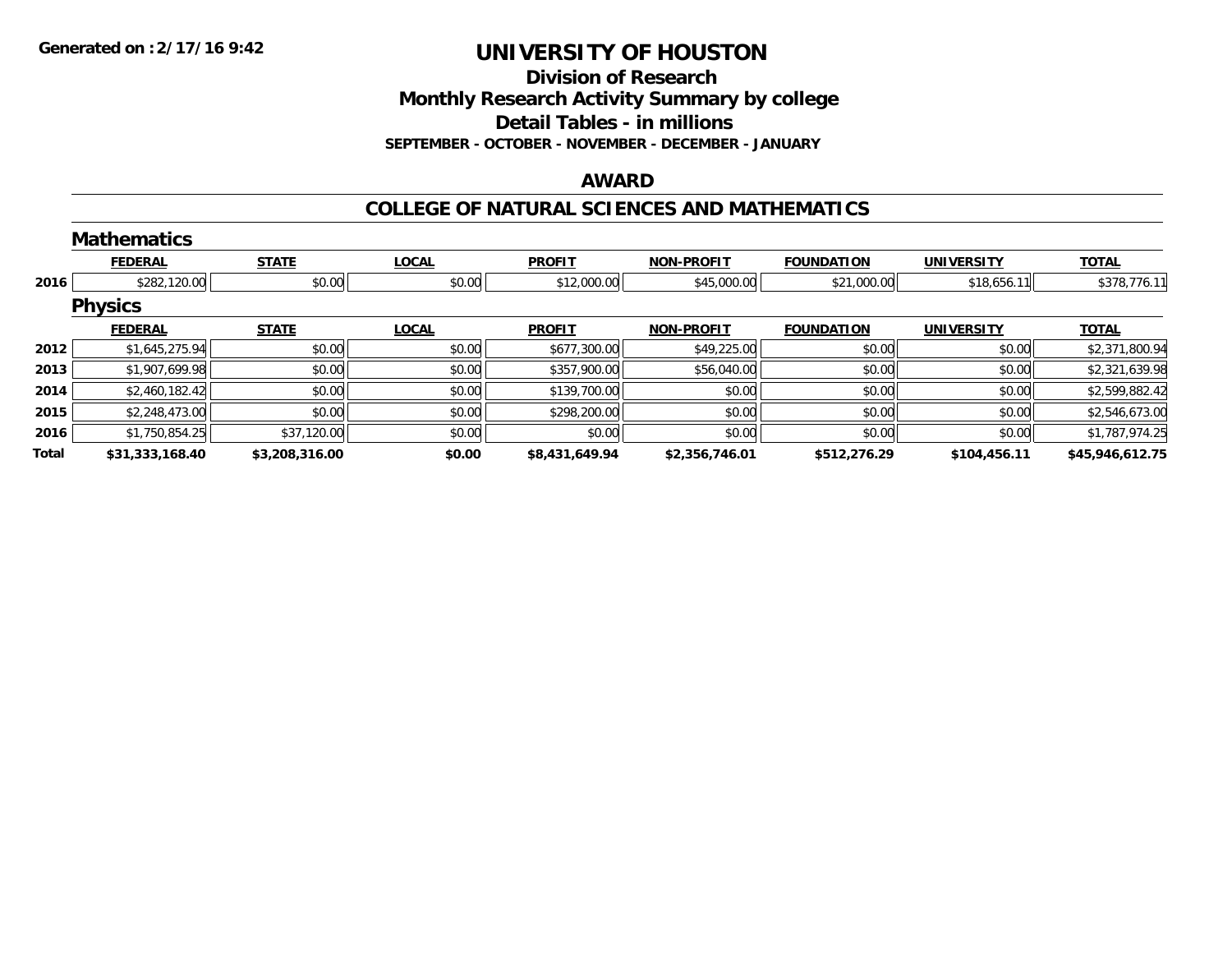# UNIVERSITY OF HOUSTON

## Division of Research
## Monthly Research Activity Summary by college
## Detail Tables - in millions
### SEPTEMBER - OCTOBER - NOVEMBER - DECEMBER - JANUARY

## AWARD

## COLLEGE OF NATURAL SCIENCES AND MATHEMATICS

### Mathematics

| | FEDERAL | STATE | LOCAL | PROFIT | NON-PROFIT | FOUNDATION | UNIVERSITY | TOTAL |
|---|---|---|---|---|---|---|---|---|
| 2016 | $282,120.00 | $0.00 | $0.00 | $12,000.00 | $45,000.00 | $21,000.00 | $18,656.11 | $378,776.11 |

### Physics

| | FEDERAL | STATE | LOCAL | PROFIT | NON-PROFIT | FOUNDATION | UNIVERSITY | TOTAL |
|---|---|---|---|---|---|---|---|---|
| 2012 | $1,645,275.94 | $0.00 | $0.00 | $677,300.00 | $49,225.00 | $0.00 | $0.00 | $2,371,800.94 |
| 2013 | $1,907,699.98 | $0.00 | $0.00 | $357,900.00 | $56,040.00 | $0.00 | $0.00 | $2,321,639.98 |
| 2014 | $2,460,182.42 | $0.00 | $0.00 | $139,700.00 | $0.00 | $0.00 | $0.00 | $2,599,882.42 |
| 2015 | $2,248,473.00 | $0.00 | $0.00 | $298,200.00 | $0.00 | $0.00 | $0.00 | $2,546,673.00 |
| 2016 | $1,750,854.25 | $37,120.00 | $0.00 | $0.00 | $0.00 | $0.00 | $0.00 | $1,787,974.25 |
| **Total** | **$31,333,168.40** | **$3,208,316.00** | **$0.00** | **$8,431,649.94** | **$2,356,746.01** | **$512,276.29** | **$104,456.11** | **$45,946,612.75** |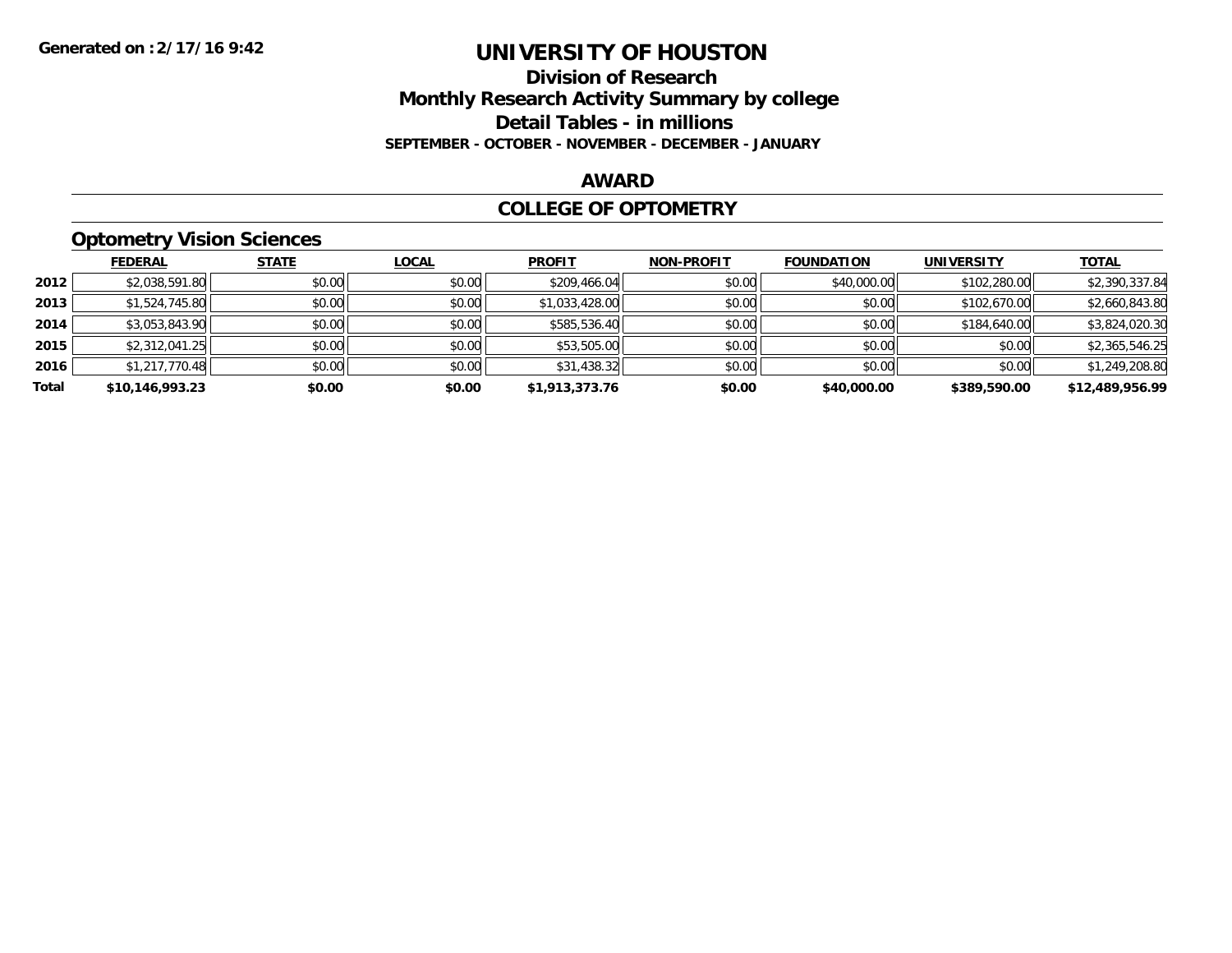**Generated on :2/17/16 9:42**

# UNIVERSITY OF HOUSTON

## Division of Research
## Monthly Research Activity Summary by college
## Detail Tables - in millions
**SEPTEMBER - OCTOBER - NOVEMBER - DECEMBER - JANUARY**

### AWARD

### COLLEGE OF OPTOMETRY

### Optometry Vision Sciences

| | FEDERAL | STATE | LOCAL | PROFIT | NON-PROFIT | FOUNDATION | UNIVERSITY | TOTAL |
|---|---|---|---|---|---|---|---|---|
| **2012** | $2,038,591.80 | $0.00 | $0.00 | $209,466.04 | $0.00 | $40,000.00 | $102,280.00 | $2,390,337.84 |
| **2013** | $1,524,745.80 | $0.00 | $0.00 | $1,033,428.00 | $0.00 | $0.00 | $102,670.00 | $2,660,843.80 |
| **2014** | $3,053,843.90 | $0.00 | $0.00 | $585,536.40 | $0.00 | $0.00 | $184,640.00 | $3,824,020.30 |
| **2015** | $2,312,041.25 | $0.00 | $0.00 | $53,505.00 | $0.00 | $0.00 | $0.00 | $2,365,546.25 |
| **2016** | $1,217,770.48 | $0.00 | $0.00 | $31,438.32 | $0.00 | $0.00 | $0.00 | $1,249,208.80 |
| **Total** | **$10,146,993.23** | **$0.00** | **$0.00** | **$1,913,373.76** | **$0.00** | **$40,000.00** | **$389,590.00** | **$12,489,956.99** |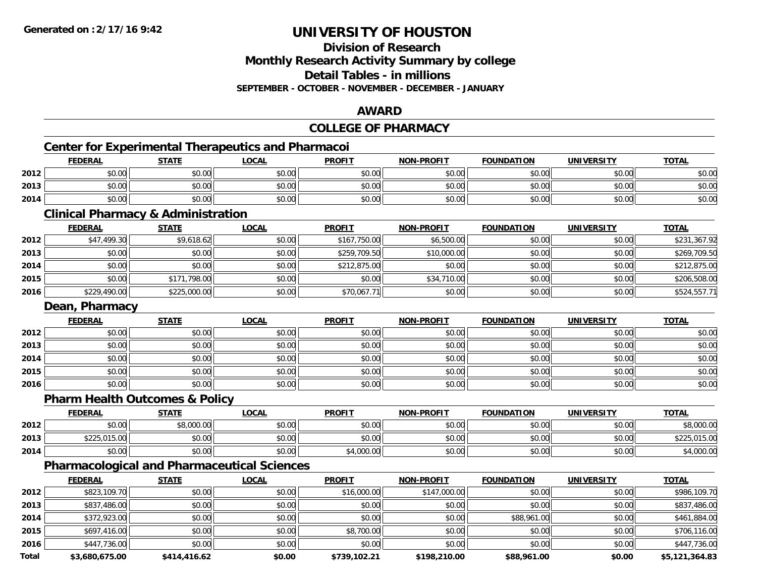**Generated on :2/17/16 9:42**

# UNIVERSITY OF HOUSTON

## Division of Research
## Monthly Research Activity Summary by college
## Detail Tables - in millions
### SEPTEMBER - OCTOBER - NOVEMBER - DECEMBER - JANUARY

## AWARD

## COLLEGE OF PHARMACY

### Center for Experimental Therapeutics and Pharmacoi

| | FEDERAL | STATE | LOCAL | PROFIT | NON-PROFIT | FOUNDATION | UNIVERSITY | TOTAL |
|---|---|---|---|---|---|---|---|---|
| 2012 | $0.00 | $0.00 | $0.00 | $0.00 | $0.00 | $0.00 | $0.00 | $0.00 |
| 2013 | $0.00 | $0.00 | $0.00 | $0.00 | $0.00 | $0.00 | $0.00 | $0.00 |
| 2014 | $0.00 | $0.00 | $0.00 | $0.00 | $0.00 | $0.00 | $0.00 | $0.00 |

### Clinical Pharmacy & Administration

| | FEDERAL | STATE | LOCAL | PROFIT | NON-PROFIT | FOUNDATION | UNIVERSITY | TOTAL |
|---|---|---|---|---|---|---|---|---|
| 2012 | $47,499.30 | $9,618.62 | $0.00 | $167,750.00 | $6,500.00 | $0.00 | $0.00 | $231,367.92 |
| 2013 | $0.00 | $0.00 | $0.00 | $259,709.50 | $10,000.00 | $0.00 | $0.00 | $269,709.50 |
| 2014 | $0.00 | $0.00 | $0.00 | $212,875.00 | $0.00 | $0.00 | $0.00 | $212,875.00 |
| 2015 | $0.00 | $171,798.00 | $0.00 | $0.00 | $34,710.00 | $0.00 | $0.00 | $206,508.00 |
| 2016 | $229,490.00 | $225,000.00 | $0.00 | $70,067.71 | $0.00 | $0.00 | $0.00 | $524,557.71 |

### Dean, Pharmacy

| | FEDERAL | STATE | LOCAL | PROFIT | NON-PROFIT | FOUNDATION | UNIVERSITY | TOTAL |
|---|---|---|---|---|---|---|---|---|
| 2012 | $0.00 | $0.00 | $0.00 | $0.00 | $0.00 | $0.00 | $0.00 | $0.00 |
| 2013 | $0.00 | $0.00 | $0.00 | $0.00 | $0.00 | $0.00 | $0.00 | $0.00 |
| 2014 | $0.00 | $0.00 | $0.00 | $0.00 | $0.00 | $0.00 | $0.00 | $0.00 |
| 2015 | $0.00 | $0.00 | $0.00 | $0.00 | $0.00 | $0.00 | $0.00 | $0.00 |
| 2016 | $0.00 | $0.00 | $0.00 | $0.00 | $0.00 | $0.00 | $0.00 | $0.00 |

### Pharm Health Outcomes & Policy

| | FEDERAL | STATE | LOCAL | PROFIT | NON-PROFIT | FOUNDATION | UNIVERSITY | TOTAL |
|---|---|---|---|---|---|---|---|---|
| 2012 | $0.00 | $8,000.00 | $0.00 | $0.00 | $0.00 | $0.00 | $0.00 | $8,000.00 |
| 2013 | $225,015.00 | $0.00 | $0.00 | $0.00 | $0.00 | $0.00 | $0.00 | $225,015.00 |
| 2014 | $0.00 | $0.00 | $0.00 | $4,000.00 | $0.00 | $0.00 | $0.00 | $4,000.00 |

### Pharmacological and Pharmaceutical Sciences

| | FEDERAL | STATE | LOCAL | PROFIT | NON-PROFIT | FOUNDATION | UNIVERSITY | TOTAL |
|---|---|---|---|---|---|---|---|---|
| 2012 | $823,109.70 | $0.00 | $0.00 | $16,000.00 | $147,000.00 | $0.00 | $0.00 | $986,109.70 |
| 2013 | $837,486.00 | $0.00 | $0.00 | $0.00 | $0.00 | $0.00 | $0.00 | $837,486.00 |
| 2014 | $372,923.00 | $0.00 | $0.00 | $0.00 | $0.00 | $88,961.00 | $0.00 | $461,884.00 |
| 2015 | $697,416.00 | $0.00 | $0.00 | $8,700.00 | $0.00 | $0.00 | $0.00 | $706,116.00 |
| 2016 | $447,736.00 | $0.00 | $0.00 | $0.00 | $0.00 | $0.00 | $0.00 | $447,736.00 |
| **Total** | **$3,680,675.00** | **$414,416.62** | **$0.00** | **$739,102.21** | **$198,210.00** | **$88,961.00** | **$0.00** | **$5,121,364.83** |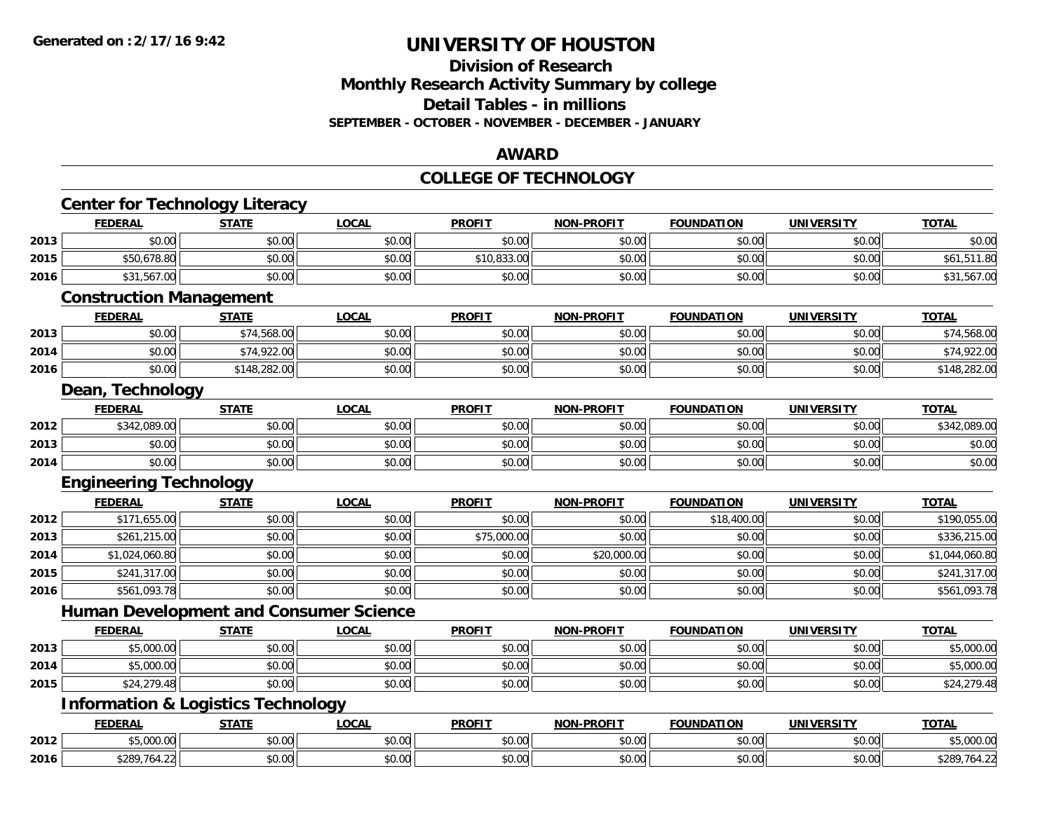# UNIVERSITY OF HOUSTON

## Division of Research
## Monthly Research Activity Summary by college
## Detail Tables - in millions
### SEPTEMBER - OCTOBER - NOVEMBER - DECEMBER - JANUARY

## AWARD

## COLLEGE OF TECHNOLOGY

### Center for Technology Literacy

| | FEDERAL | STATE | LOCAL | PROFIT | NON-PROFIT | FOUNDATION | UNIVERSITY | TOTAL |
|---|---|---|---|---|---|---|---|---|
| 2013 | $0.00 | $0.00 | $0.00 | $0.00 | $0.00 | $0.00 | $0.00 | $0.00 |
| 2015 | $50,678.80 | $0.00 | $0.00 | $10,833.00 | $0.00 | $0.00 | $0.00 | $61,511.80 |
| 2016 | $31,567.00 | $0.00 | $0.00 | $0.00 | $0.00 | $0.00 | $0.00 | $31,567.00 |

### Construction Management

| | FEDERAL | STATE | LOCAL | PROFIT | NON-PROFIT | FOUNDATION | UNIVERSITY | TOTAL |
|---|---|---|---|---|---|---|---|---|
| 2013 | $0.00 | $74,568.00 | $0.00 | $0.00 | $0.00 | $0.00 | $0.00 | $74,568.00 |
| 2014 | $0.00 | $74,922.00 | $0.00 | $0.00 | $0.00 | $0.00 | $0.00 | $74,922.00 |
| 2016 | $0.00 | $148,282.00 | $0.00 | $0.00 | $0.00 | $0.00 | $0.00 | $148,282.00 |

### Dean, Technology

| | FEDERAL | STATE | LOCAL | PROFIT | NON-PROFIT | FOUNDATION | UNIVERSITY | TOTAL |
|---|---|---|---|---|---|---|---|---|
| 2012 | $342,089.00 | $0.00 | $0.00 | $0.00 | $0.00 | $0.00 | $0.00 | $342,089.00 |
| 2013 | $0.00 | $0.00 | $0.00 | $0.00 | $0.00 | $0.00 | $0.00 | $0.00 |
| 2014 | $0.00 | $0.00 | $0.00 | $0.00 | $0.00 | $0.00 | $0.00 | $0.00 |

### Engineering Technology

| | FEDERAL | STATE | LOCAL | PROFIT | NON-PROFIT | FOUNDATION | UNIVERSITY | TOTAL |
|---|---|---|---|---|---|---|---|---|
| 2012 | $171,655.00 | $0.00 | $0.00 | $0.00 | $0.00 | $18,400.00 | $0.00 | $190,055.00 |
| 2013 | $261,215.00 | $0.00 | $0.00 | $75,000.00 | $0.00 | $0.00 | $0.00 | $336,215.00 |
| 2014 | $1,024,060.80 | $0.00 | $0.00 | $0.00 | $20,000.00 | $0.00 | $0.00 | $1,044,060.80 |
| 2015 | $241,317.00 | $0.00 | $0.00 | $0.00 | $0.00 | $0.00 | $0.00 | $241,317.00 |
| 2016 | $561,093.78 | $0.00 | $0.00 | $0.00 | $0.00 | $0.00 | $0.00 | $561,093.78 |

### Human Development and Consumer Science

| | FEDERAL | STATE | LOCAL | PROFIT | NON-PROFIT | FOUNDATION | UNIVERSITY | TOTAL |
|---|---|---|---|---|---|---|---|---|
| 2013 | $5,000.00 | $0.00 | $0.00 | $0.00 | $0.00 | $0.00 | $0.00 | $5,000.00 |
| 2014 | $5,000.00 | $0.00 | $0.00 | $0.00 | $0.00 | $0.00 | $0.00 | $5,000.00 |
| 2015 | $24,279.48 | $0.00 | $0.00 | $0.00 | $0.00 | $0.00 | $0.00 | $24,279.48 |

### Information & Logistics Technology

| | FEDERAL | STATE | LOCAL | PROFIT | NON-PROFIT | FOUNDATION | UNIVERSITY | TOTAL |
|---|---|---|---|---|---|---|---|---|
| 2012 | $5,000.00 | $0.00 | $0.00 | $0.00 | $0.00 | $0.00 | $0.00 | $5,000.00 |
| 2016 | $289,764.22 | $0.00 | $0.00 | $0.00 | $0.00 | $0.00 | $0.00 | $289,764.22 |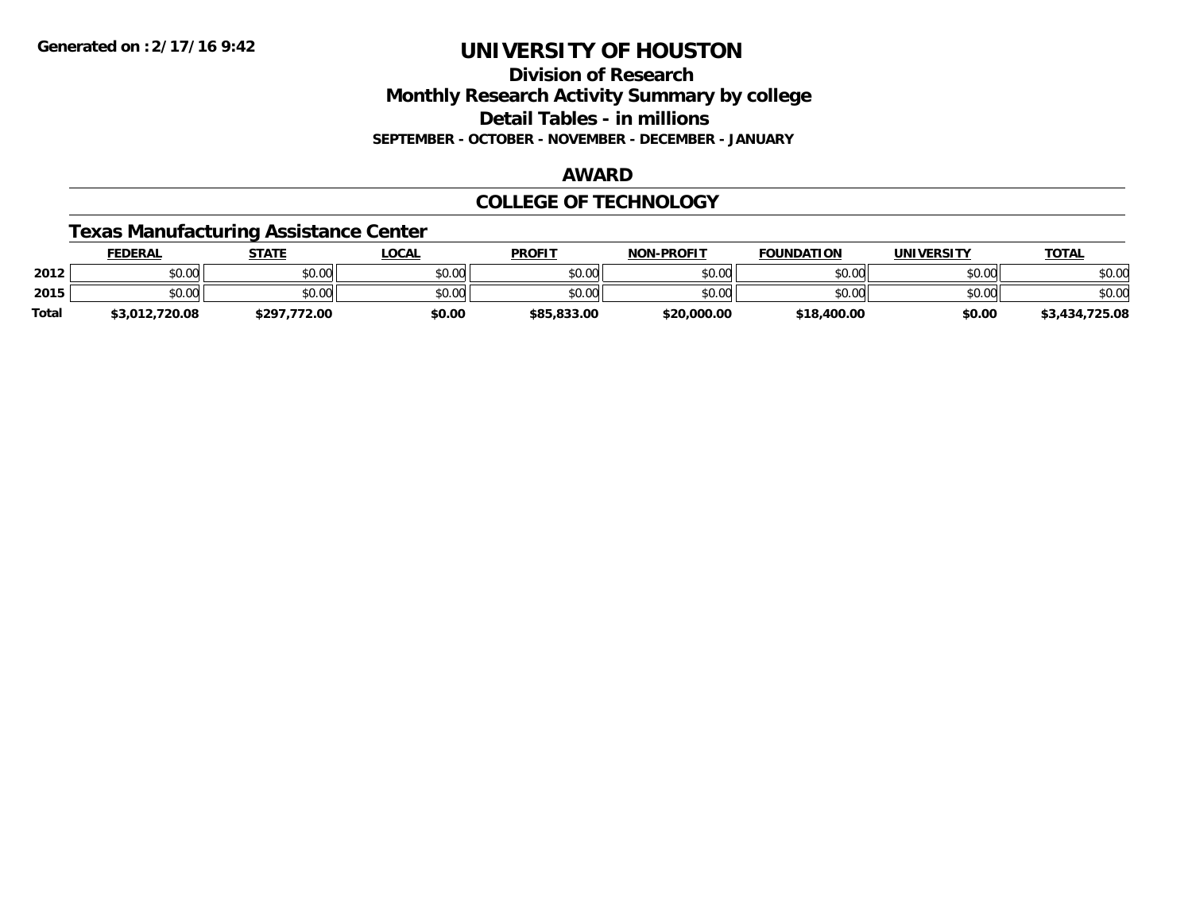**Generated on :2/17/16 9:42**

# UNIVERSITY OF HOUSTON

## Division of Research
## Monthly Research Activity Summary by college
## Detail Tables - in millions
### SEPTEMBER - OCTOBER - NOVEMBER - DECEMBER - JANUARY

## AWARD

## COLLEGE OF TECHNOLOGY

### Texas Manufacturing Assistance Center

| | FEDERAL | STATE | LOCAL | PROFIT | NON-PROFIT | FOUNDATION | UNIVERSITY | TOTAL |
|---|---|---|---|---|---|---|---|---|
| 2012 | $0.00 | $0.00 | $0.00 | $0.00 | $0.00 | $0.00 | $0.00 | $0.00 |
| 2015 | $0.00 | $0.00 | $0.00 | $0.00 | $0.00 | $0.00 | $0.00 | $0.00 |
| Total | $3,012,720.08 | $297,772.00 | $0.00 | $85,833.00 | $20,000.00 | $18,400.00 | $0.00 | $3,434,725.08 |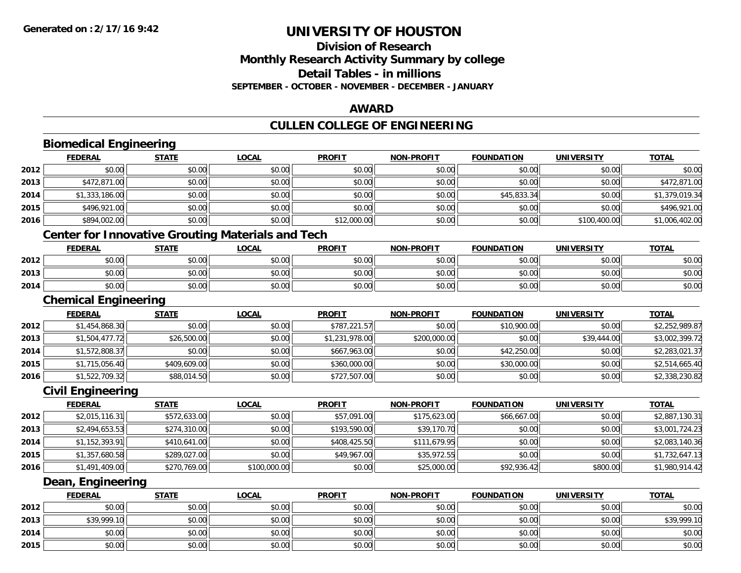**Generated on :2/17/16 9:42**

# UNIVERSITY OF HOUSTON

## Division of Research
## Monthly Research Activity Summary by college
## Detail Tables - in millions
**SEPTEMBER - OCTOBER - NOVEMBER - DECEMBER - JANUARY**

## AWARD

## CULLEN COLLEGE OF ENGINEERING

### Biomedical Engineering

| | FEDERAL | STATE | LOCAL | PROFIT | NON-PROFIT | FOUNDATION | UNIVERSITY | TOTAL |
|---|---|---|---|---|---|---|---|---|
| 2012 | $0.00 | $0.00 | $0.00 | $0.00 | $0.00 | $0.00 | $0.00 | $0.00 |
| 2013 | $472,871.00 | $0.00 | $0.00 | $0.00 | $0.00 | $0.00 | $0.00 | $472,871.00 |
| 2014 | $1,333,186.00 | $0.00 | $0.00 | $0.00 | $0.00 | $45,833.34 | $0.00 | $1,379,019.34 |
| 2015 | $496,921.00 | $0.00 | $0.00 | $0.00 | $0.00 | $0.00 | $0.00 | $496,921.00 |
| 2016 | $894,002.00 | $0.00 | $0.00 | $12,000.00 | $0.00 | $0.00 | $100,400.00 | $1,006,402.00 |

### Center for Innovative Grouting Materials and Tech

| | FEDERAL | STATE | LOCAL | PROFIT | NON-PROFIT | FOUNDATION | UNIVERSITY | TOTAL |
|---|---|---|---|---|---|---|---|---|
| 2012 | $0.00 | $0.00 | $0.00 | $0.00 | $0.00 | $0.00 | $0.00 | $0.00 |
| 2013 | $0.00 | $0.00 | $0.00 | $0.00 | $0.00 | $0.00 | $0.00 | $0.00 |
| 2014 | $0.00 | $0.00 | $0.00 | $0.00 | $0.00 | $0.00 | $0.00 | $0.00 |

### Chemical Engineering

| | FEDERAL | STATE | LOCAL | PROFIT | NON-PROFIT | FOUNDATION | UNIVERSITY | TOTAL |
|---|---|---|---|---|---|---|---|---|
| 2012 | $1,454,868.30 | $0.00 | $0.00 | $787,221.57 | $0.00 | $10,900.00 | $0.00 | $2,252,989.87 |
| 2013 | $1,504,477.72 | $26,500.00 | $0.00 | $1,231,978.00 | $200,000.00 | $0.00 | $39,444.00 | $3,002,399.72 |
| 2014 | $1,572,808.37 | $0.00 | $0.00 | $667,963.00 | $0.00 | $42,250.00 | $0.00 | $2,283,021.37 |
| 2015 | $1,715,056.40 | $409,609.00 | $0.00 | $360,000.00 | $0.00 | $30,000.00 | $0.00 | $2,514,665.40 |
| 2016 | $1,522,709.32 | $88,014.50 | $0.00 | $727,507.00 | $0.00 | $0.00 | $0.00 | $2,338,230.82 |

### Civil Engineering

| | FEDERAL | STATE | LOCAL | PROFIT | NON-PROFIT | FOUNDATION | UNIVERSITY | TOTAL |
|---|---|---|---|---|---|---|---|---|
| 2012 | $2,015,116.31 | $572,633.00 | $0.00 | $57,091.00 | $175,623.00 | $66,667.00 | $0.00 | $2,887,130.31 |
| 2013 | $2,494,653.53 | $274,310.00 | $0.00 | $193,590.00 | $39,170.70 | $0.00 | $0.00 | $3,001,724.23 |
| 2014 | $1,152,393.91 | $410,641.00 | $0.00 | $408,425.50 | $111,679.95 | $0.00 | $0.00 | $2,083,140.36 |
| 2015 | $1,357,680.58 | $289,027.00 | $0.00 | $49,967.00 | $35,972.55 | $0.00 | $0.00 | $1,732,647.13 |
| 2016 | $1,491,409.00 | $270,769.00 | $100,000.00 | $0.00 | $25,000.00 | $92,936.42 | $800.00 | $1,980,914.42 |

### Dean, Engineering

| | FEDERAL | STATE | LOCAL | PROFIT | NON-PROFIT | FOUNDATION | UNIVERSITY | TOTAL |
|---|---|---|---|---|---|---|---|---|
| 2012 | $0.00 | $0.00 | $0.00 | $0.00 | $0.00 | $0.00 | $0.00 | $0.00 |
| 2013 | $39,999.10 | $0.00 | $0.00 | $0.00 | $0.00 | $0.00 | $0.00 | $39,999.10 |
| 2014 | $0.00 | $0.00 | $0.00 | $0.00 | $0.00 | $0.00 | $0.00 | $0.00 |
| 2015 | $0.00 | $0.00 | $0.00 | $0.00 | $0.00 | $0.00 | $0.00 | $0.00 |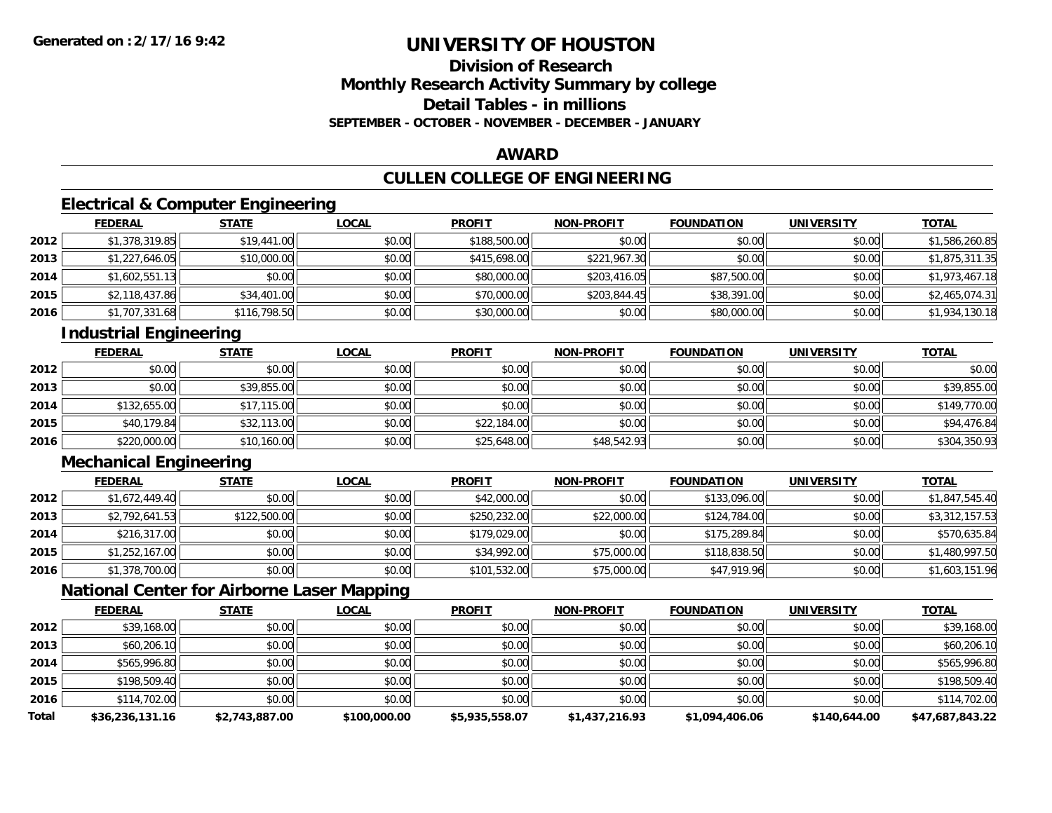**Generated on :2/17/16 9:42**

# UNIVERSITY OF HOUSTON

## Division of Research
## Monthly Research Activity Summary by college
## Detail Tables - in millions
### SEPTEMBER - OCTOBER - NOVEMBER - DECEMBER - JANUARY

## AWARD

## CULLEN COLLEGE OF ENGINEERING

### Electrical & Computer Engineering

| | FEDERAL | STATE | LOCAL | PROFIT | NON-PROFIT | FOUNDATION | UNIVERSITY | TOTAL |
|---|---|---|---|---|---|---|---|---|
| 2012 | $1,378,319.85 | $19,441.00 | $0.00 | $188,500.00 | $0.00 | $0.00 | $0.00 | $1,586,260.85 |
| 2013 | $1,227,646.05 | $10,000.00 | $0.00 | $415,698.00 | $221,967.30 | $0.00 | $0.00 | $1,875,311.35 |
| 2014 | $1,602,551.13 | $0.00 | $0.00 | $80,000.00 | $203,416.05 | $87,500.00 | $0.00 | $1,973,467.18 |
| 2015 | $2,118,437.86 | $34,401.00 | $0.00 | $70,000.00 | $203,844.45 | $38,391.00 | $0.00 | $2,465,074.31 |
| 2016 | $1,707,331.68 | $116,798.50 | $0.00 | $30,000.00 | $0.00 | $80,000.00 | $0.00 | $1,934,130.18 |

### Industrial Engineering

| | FEDERAL | STATE | LOCAL | PROFIT | NON-PROFIT | FOUNDATION | UNIVERSITY | TOTAL |
|---|---|---|---|---|---|---|---|---|
| 2012 | $0.00 | $0.00 | $0.00 | $0.00 | $0.00 | $0.00 | $0.00 | $0.00 |
| 2013 | $0.00 | $39,855.00 | $0.00 | $0.00 | $0.00 | $0.00 | $0.00 | $39,855.00 |
| 2014 | $132,655.00 | $17,115.00 | $0.00 | $0.00 | $0.00 | $0.00 | $0.00 | $149,770.00 |
| 2015 | $40,179.84 | $32,113.00 | $0.00 | $22,184.00 | $0.00 | $0.00 | $0.00 | $94,476.84 |
| 2016 | $220,000.00 | $10,160.00 | $0.00 | $25,648.00 | $48,542.93 | $0.00 | $0.00 | $304,350.93 |

### Mechanical Engineering

| | FEDERAL | STATE | LOCAL | PROFIT | NON-PROFIT | FOUNDATION | UNIVERSITY | TOTAL |
|---|---|---|---|---|---|---|---|---|
| 2012 | $1,672,449.40 | $0.00 | $0.00 | $42,000.00 | $0.00 | $133,096.00 | $0.00 | $1,847,545.40 |
| 2013 | $2,792,641.53 | $122,500.00 | $0.00 | $250,232.00 | $22,000.00 | $124,784.00 | $0.00 | $3,312,157.53 |
| 2014 | $216,317.00 | $0.00 | $0.00 | $179,029.00 | $0.00 | $175,289.84 | $0.00 | $570,635.84 |
| 2015 | $1,252,167.00 | $0.00 | $0.00 | $34,992.00 | $75,000.00 | $118,838.50 | $0.00 | $1,480,997.50 |
| 2016 | $1,378,700.00 | $0.00 | $0.00 | $101,532.00 | $75,000.00 | $47,919.96 | $0.00 | $1,603,151.96 |

### National Center for Airborne Laser Mapping

| | FEDERAL | STATE | LOCAL | PROFIT | NON-PROFIT | FOUNDATION | UNIVERSITY | TOTAL |
|---|---|---|---|---|---|---|---|---|
| 2012 | $39,168.00 | $0.00 | $0.00 | $0.00 | $0.00 | $0.00 | $0.00 | $39,168.00 |
| 2013 | $60,206.10 | $0.00 | $0.00 | $0.00 | $0.00 | $0.00 | $0.00 | $60,206.10 |
| 2014 | $565,996.80 | $0.00 | $0.00 | $0.00 | $0.00 | $0.00 | $0.00 | $565,996.80 |
| 2015 | $198,509.40 | $0.00 | $0.00 | $0.00 | $0.00 | $0.00 | $0.00 | $198,509.40 |
| 2016 | $114,702.00 | $0.00 | $0.00 | $0.00 | $0.00 | $0.00 | $0.00 | $114,702.00 |
| **Total** | **$36,236,131.16** | **$2,743,887.00** | **$100,000.00** | **$5,935,558.07** | **$1,437,216.93** | **$1,094,406.06** | **$140,644.00** | **$47,687,843.22** |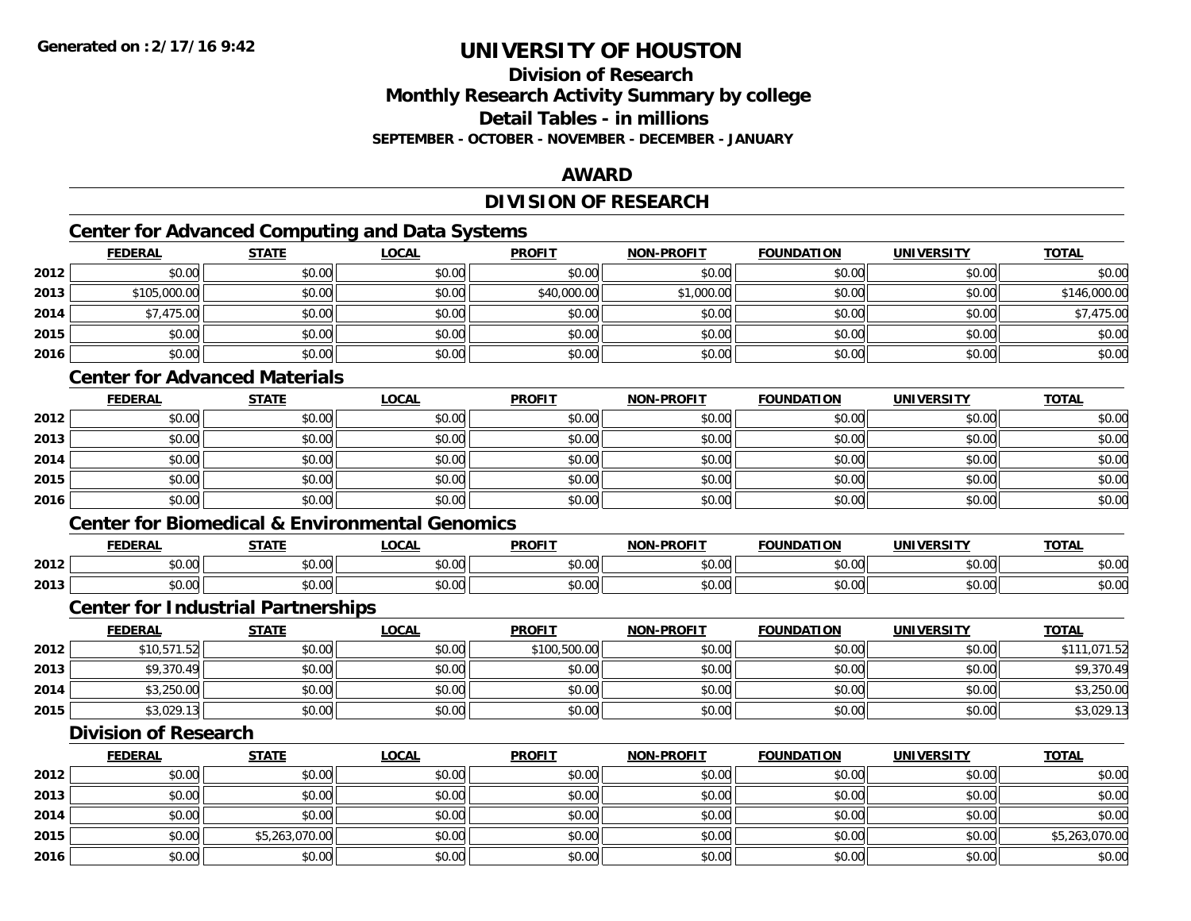# UNIVERSITY OF HOUSTON

## Division of Research

## Monthly Research Activity Summary by college

## Detail Tables - in millions

### SEPTEMBER - OCTOBER - NOVEMBER - DECEMBER - JANUARY

## AWARD

## DIVISION OF RESEARCH

### Center for Advanced Computing and Data Systems

| | FEDERAL | STATE | LOCAL | PROFIT | NON-PROFIT | FOUNDATION | UNIVERSITY | TOTAL |
|---|---|---|---|---|---|---|---|---|
| 2012 | $0.00 | $0.00 | $0.00 | $0.00 | $0.00 | $0.00 | $0.00 | $0.00 |
| 2013 | $105,000.00 | $0.00 | $0.00 | $40,000.00 | $1,000.00 | $0.00 | $0.00 | $146,000.00 |
| 2014 | $7,475.00 | $0.00 | $0.00 | $0.00 | $0.00 | $0.00 | $0.00 | $7,475.00 |
| 2015 | $0.00 | $0.00 | $0.00 | $0.00 | $0.00 | $0.00 | $0.00 | $0.00 |
| 2016 | $0.00 | $0.00 | $0.00 | $0.00 | $0.00 | $0.00 | $0.00 | $0.00 |

### Center for Advanced Materials

| | FEDERAL | STATE | LOCAL | PROFIT | NON-PROFIT | FOUNDATION | UNIVERSITY | TOTAL |
|---|---|---|---|---|---|---|---|---|
| 2012 | $0.00 | $0.00 | $0.00 | $0.00 | $0.00 | $0.00 | $0.00 | $0.00 |
| 2013 | $0.00 | $0.00 | $0.00 | $0.00 | $0.00 | $0.00 | $0.00 | $0.00 |
| 2014 | $0.00 | $0.00 | $0.00 | $0.00 | $0.00 | $0.00 | $0.00 | $0.00 |
| 2015 | $0.00 | $0.00 | $0.00 | $0.00 | $0.00 | $0.00 | $0.00 | $0.00 |
| 2016 | $0.00 | $0.00 | $0.00 | $0.00 | $0.00 | $0.00 | $0.00 | $0.00 |

### Center for Biomedical & Environmental Genomics

| | FEDERAL | STATE | LOCAL | PROFIT | NON-PROFIT | FOUNDATION | UNIVERSITY | TOTAL |
|---|---|---|---|---|---|---|---|---|
| 2012 | $0.00 | $0.00 | $0.00 | $0.00 | $0.00 | $0.00 | $0.00 | $0.00 |
| 2013 | $0.00 | $0.00 | $0.00 | $0.00 | $0.00 | $0.00 | $0.00 | $0.00 |

### Center for Industrial Partnerships

| | FEDERAL | STATE | LOCAL | PROFIT | NON-PROFIT | FOUNDATION | UNIVERSITY | TOTAL |
|---|---|---|---|---|---|---|---|---|
| 2012 | $10,571.52 | $0.00 | $0.00 | $100,500.00 | $0.00 | $0.00 | $0.00 | $111,071.52 |
| 2013 | $9,370.49 | $0.00 | $0.00 | $0.00 | $0.00 | $0.00 | $0.00 | $9,370.49 |
| 2014 | $3,250.00 | $0.00 | $0.00 | $0.00 | $0.00 | $0.00 | $0.00 | $3,250.00 |
| 2015 | $3,029.13 | $0.00 | $0.00 | $0.00 | $0.00 | $0.00 | $0.00 | $3,029.13 |

### Division of Research

| | FEDERAL | STATE | LOCAL | PROFIT | NON-PROFIT | FOUNDATION | UNIVERSITY | TOTAL |
|---|---|---|---|---|---|---|---|---|
| 2012 | $0.00 | $0.00 | $0.00 | $0.00 | $0.00 | $0.00 | $0.00 | $0.00 |
| 2013 | $0.00 | $0.00 | $0.00 | $0.00 | $0.00 | $0.00 | $0.00 | $0.00 |
| 2014 | $0.00 | $0.00 | $0.00 | $0.00 | $0.00 | $0.00 | $0.00 | $0.00 |
| 2015 | $0.00 | $5,263,070.00 | $0.00 | $0.00 | $0.00 | $0.00 | $0.00 | $5,263,070.00 |
| 2016 | $0.00 | $0.00 | $0.00 | $0.00 | $0.00 | $0.00 | $0.00 | $0.00 |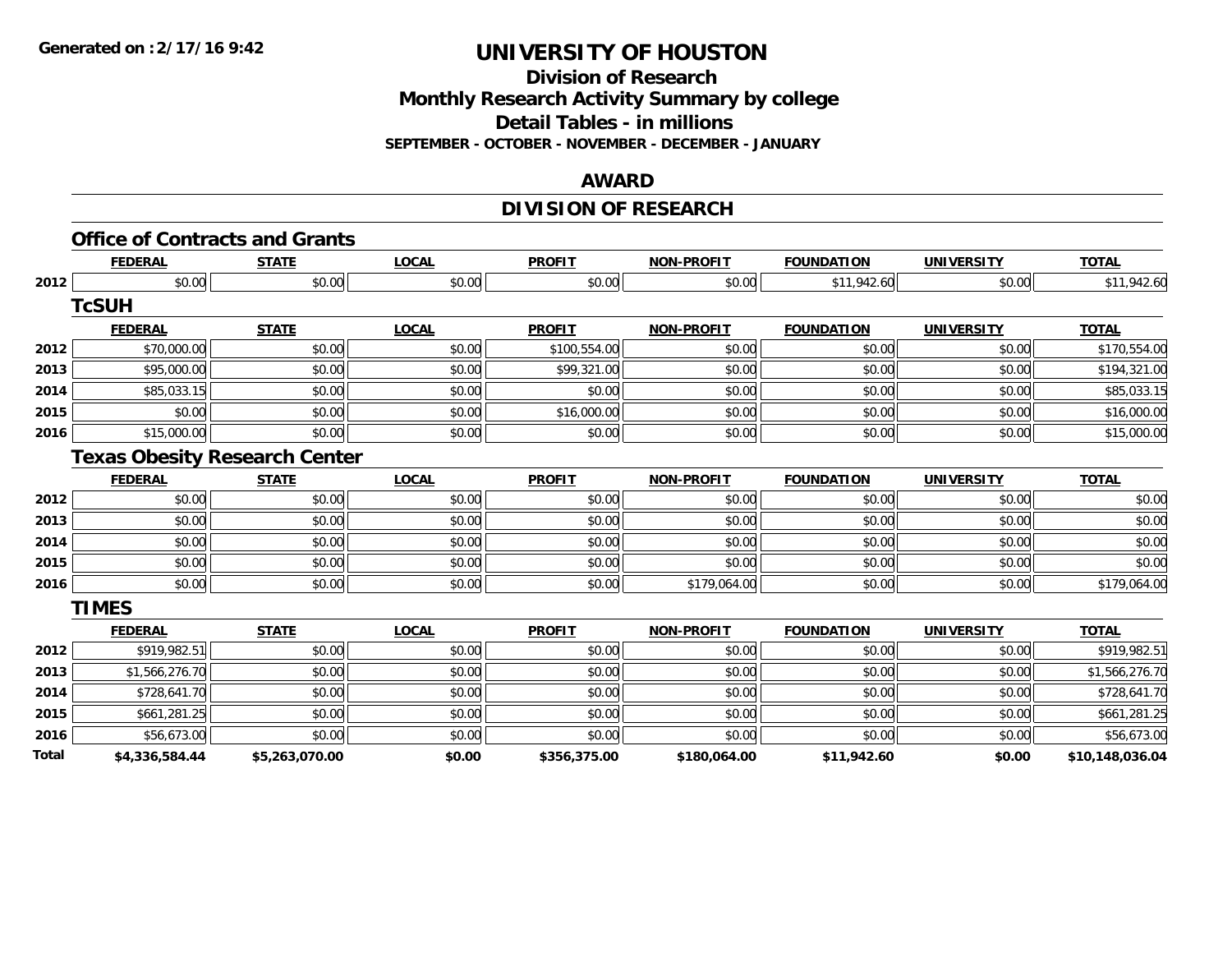**Generated on :2/17/16 9:42**

# UNIVERSITY OF HOUSTON

## Division of Research
## Monthly Research Activity Summary by college
## Detail Tables - in millions
### SEPTEMBER - OCTOBER - NOVEMBER - DECEMBER - JANUARY

## AWARD

## DIVISION OF RESEARCH

### Office of Contracts and Grants

| | FEDERAL | STATE | LOCAL | PROFIT | NON-PROFIT | FOUNDATION | UNIVERSITY | TOTAL |
|---|---|---|---|---|---|---|---|---|
| 2012 | $0.00 | $0.00 | $0.00 | $0.00 | $0.00 | $11,942.60 | $0.00 | $11,942.60 |

### TcSUH

| | FEDERAL | STATE | LOCAL | PROFIT | NON-PROFIT | FOUNDATION | UNIVERSITY | TOTAL |
|---|---|---|---|---|---|---|---|---|
| 2012 | $70,000.00 | $0.00 | $0.00 | $100,554.00 | $0.00 | $0.00 | $0.00 | $170,554.00 |
| 2013 | $95,000.00 | $0.00 | $0.00 | $99,321.00 | $0.00 | $0.00 | $0.00 | $194,321.00 |
| 2014 | $85,033.15 | $0.00 | $0.00 | $0.00 | $0.00 | $0.00 | $0.00 | $85,033.15 |
| 2015 | $0.00 | $0.00 | $0.00 | $16,000.00 | $0.00 | $0.00 | $0.00 | $16,000.00 |
| 2016 | $15,000.00 | $0.00 | $0.00 | $0.00 | $0.00 | $0.00 | $0.00 | $15,000.00 |

### Texas Obesity Research Center

| | FEDERAL | STATE | LOCAL | PROFIT | NON-PROFIT | FOUNDATION | UNIVERSITY | TOTAL |
|---|---|---|---|---|---|---|---|---|
| 2012 | $0.00 | $0.00 | $0.00 | $0.00 | $0.00 | $0.00 | $0.00 | $0.00 |
| 2013 | $0.00 | $0.00 | $0.00 | $0.00 | $0.00 | $0.00 | $0.00 | $0.00 |
| 2014 | $0.00 | $0.00 | $0.00 | $0.00 | $0.00 | $0.00 | $0.00 | $0.00 |
| 2015 | $0.00 | $0.00 | $0.00 | $0.00 | $0.00 | $0.00 | $0.00 | $0.00 |
| 2016 | $0.00 | $0.00 | $0.00 | $0.00 | $179,064.00 | $0.00 | $0.00 | $179,064.00 |

### TIMES

| | FEDERAL | STATE | LOCAL | PROFIT | NON-PROFIT | FOUNDATION | UNIVERSITY | TOTAL |
|---|---|---|---|---|---|---|---|---|
| 2012 | $919,982.51 | $0.00 | $0.00 | $0.00 | $0.00 | $0.00 | $0.00 | $919,982.51 |
| 2013 | $1,566,276.70 | $0.00 | $0.00 | $0.00 | $0.00 | $0.00 | $0.00 | $1,566,276.70 |
| 2014 | $728,641.70 | $0.00 | $0.00 | $0.00 | $0.00 | $0.00 | $0.00 | $728,641.70 |
| 2015 | $661,281.25 | $0.00 | $0.00 | $0.00 | $0.00 | $0.00 | $0.00 | $661,281.25 |
| 2016 | $56,673.00 | $0.00 | $0.00 | $0.00 | $0.00 | $0.00 | $0.00 | $56,673.00 |
| **Total** | **$4,336,584.44** | **$5,263,070.00** | **$0.00** | **$356,375.00** | **$180,064.00** | **$11,942.60** | **$0.00** | **$10,148,036.04** |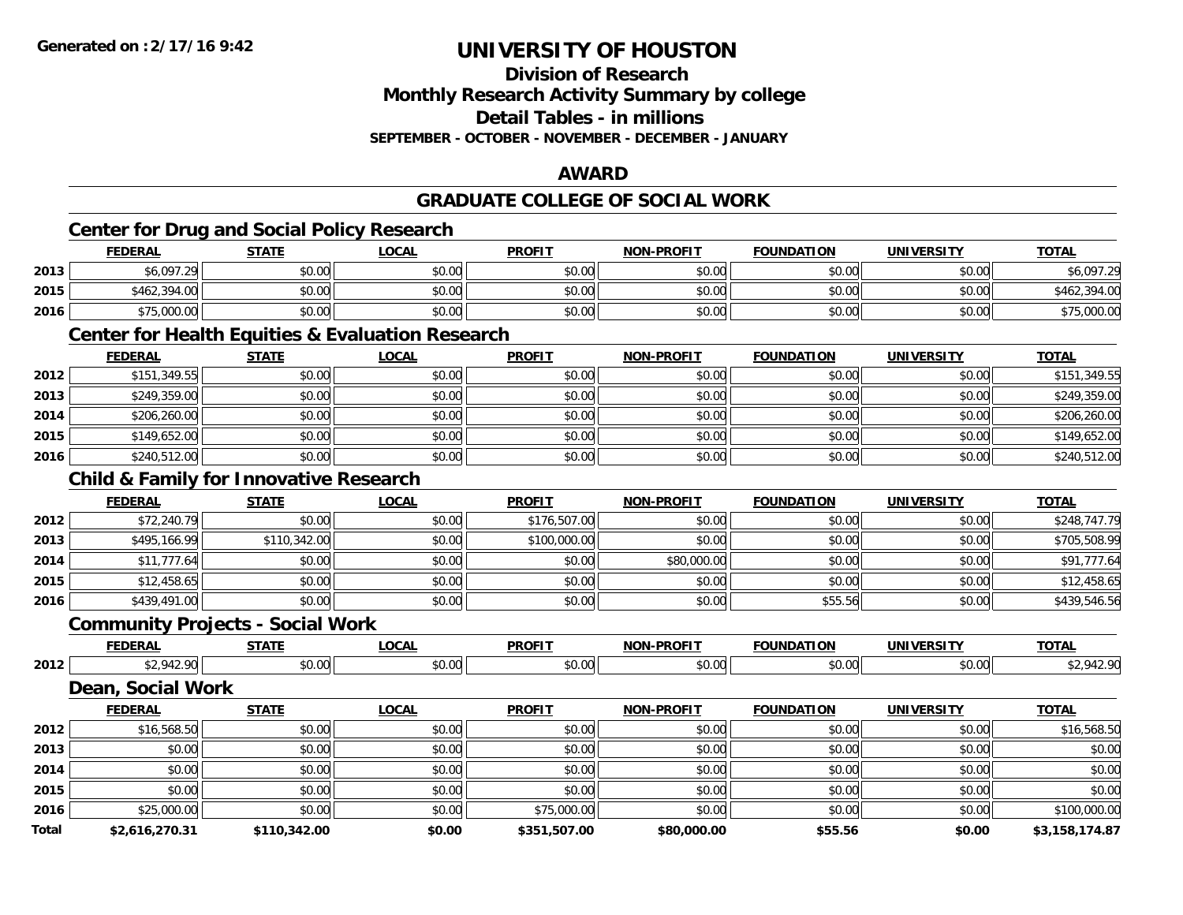**Generated on :2/17/16 9:42**

# UNIVERSITY OF HOUSTON

## Division of Research
## Monthly Research Activity Summary by college
## Detail Tables - in millions
### SEPTEMBER - OCTOBER - NOVEMBER - DECEMBER - JANUARY

## AWARD

## GRADUATE COLLEGE OF SOCIAL WORK

### Center for Drug and Social Policy Research

| | FEDERAL | STATE | LOCAL | PROFIT | NON-PROFIT | FOUNDATION | UNIVERSITY | TOTAL |
|---|---|---|---|---|---|---|---|---|
| 2013 | $6,097.29 | $0.00 | $0.00 | $0.00 | $0.00 | $0.00 | $0.00 | $6,097.29 |
| 2015 | $462,394.00 | $0.00 | $0.00 | $0.00 | $0.00 | $0.00 | $0.00 | $462,394.00 |
| 2016 | $75,000.00 | $0.00 | $0.00 | $0.00 | $0.00 | $0.00 | $0.00 | $75,000.00 |

### Center for Health Equities & Evaluation Research

| | FEDERAL | STATE | LOCAL | PROFIT | NON-PROFIT | FOUNDATION | UNIVERSITY | TOTAL |
|---|---|---|---|---|---|---|---|---|
| 2012 | $151,349.55 | $0.00 | $0.00 | $0.00 | $0.00 | $0.00 | $0.00 | $151,349.55 |
| 2013 | $249,359.00 | $0.00 | $0.00 | $0.00 | $0.00 | $0.00 | $0.00 | $249,359.00 |
| 2014 | $206,260.00 | $0.00 | $0.00 | $0.00 | $0.00 | $0.00 | $0.00 | $206,260.00 |
| 2015 | $149,652.00 | $0.00 | $0.00 | $0.00 | $0.00 | $0.00 | $0.00 | $149,652.00 |
| 2016 | $240,512.00 | $0.00 | $0.00 | $0.00 | $0.00 | $0.00 | $0.00 | $240,512.00 |

### Child & Family for Innovative Research

| | FEDERAL | STATE | LOCAL | PROFIT | NON-PROFIT | FOUNDATION | UNIVERSITY | TOTAL |
|---|---|---|---|---|---|---|---|---|
| 2012 | $72,240.79 | $0.00 | $0.00 | $176,507.00 | $0.00 | $0.00 | $0.00 | $248,747.79 |
| 2013 | $495,166.99 | $110,342.00 | $0.00 | $100,000.00 | $0.00 | $0.00 | $0.00 | $705,508.99 |
| 2014 | $11,777.64 | $0.00 | $0.00 | $0.00 | $80,000.00 | $0.00 | $0.00 | $91,777.64 |
| 2015 | $12,458.65 | $0.00 | $0.00 | $0.00 | $0.00 | $0.00 | $0.00 | $12,458.65 |
| 2016 | $439,491.00 | $0.00 | $0.00 | $0.00 | $0.00 | $55.56 | $0.00 | $439,546.56 |

### Community Projects - Social Work

| | FEDERAL | STATE | LOCAL | PROFIT | NON-PROFIT | FOUNDATION | UNIVERSITY | TOTAL |
|---|---|---|---|---|---|---|---|---|
| 2012 | $2,942.90 | $0.00 | $0.00 | $0.00 | $0.00 | $0.00 | $0.00 | $2,942.90 |

### Dean, Social Work

| | FEDERAL | STATE | LOCAL | PROFIT | NON-PROFIT | FOUNDATION | UNIVERSITY | TOTAL |
|---|---|---|---|---|---|---|---|---|
| 2012 | $16,568.50 | $0.00 | $0.00 | $0.00 | $0.00 | $0.00 | $0.00 | $16,568.50 |
| 2013 | $0.00 | $0.00 | $0.00 | $0.00 | $0.00 | $0.00 | $0.00 | $0.00 |
| 2014 | $0.00 | $0.00 | $0.00 | $0.00 | $0.00 | $0.00 | $0.00 | $0.00 |
| 2015 | $0.00 | $0.00 | $0.00 | $0.00 | $0.00 | $0.00 | $0.00 | $0.00 |
| 2016 | $25,000.00 | $0.00 | $0.00 | $75,000.00 | $0.00 | $0.00 | $0.00 | $100,000.00 |
| **Total** | **$2,616,270.31** | **$110,342.00** | **$0.00** | **$351,507.00** | **$80,000.00** | **$55.56** | **$0.00** | **$3,158,174.87** |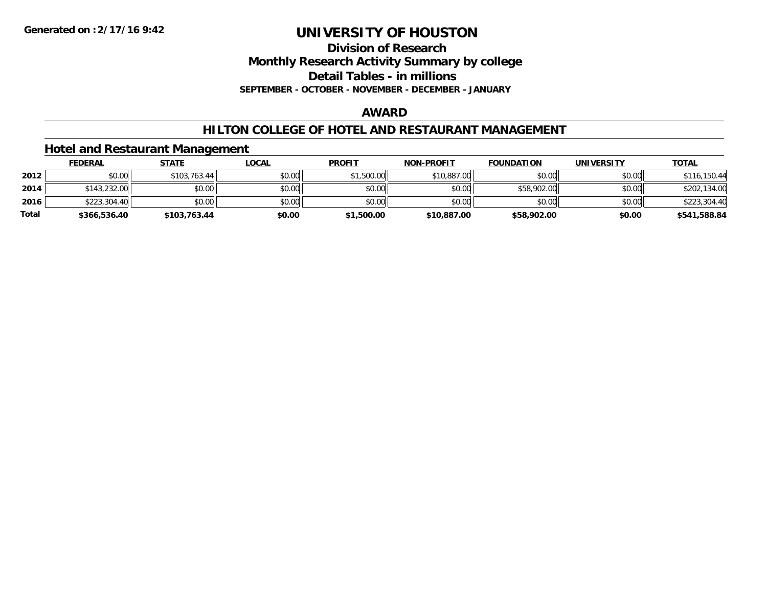# UNIVERSITY OF HOUSTON

## Division of Research
## Monthly Research Activity Summary by college
## Detail Tables - in millions

**SEPTEMBER - OCTOBER - NOVEMBER - DECEMBER - JANUARY**

Generated on :2/17/16 9:42

## AWARD

## HILTON COLLEGE OF HOTEL AND RESTAURANT MANAGEMENT

### Hotel and Restaurant Management

| | FEDERAL | STATE | LOCAL | PROFIT | NON-PROFIT | FOUNDATION | UNIVERSITY | TOTAL |
|---|---|---|---|---|---|---|---|---|
| 2012 | $0.00 | $103,763.44 | $0.00 | $1,500.00 | $10,887.00 | $0.00 | $0.00 | $116,150.44 |
| 2014 | $143,232.00 | $0.00 | $0.00 | $0.00 | $0.00 | $58,902.00 | $0.00 | $202,134.00 |
| 2016 | $223,304.40 | $0.00 | $0.00 | $0.00 | $0.00 | $0.00 | $0.00 | $223,304.40 |
| **Total** | **$366,536.40** | **$103,763.44** | **$0.00** | **$1,500.00** | **$10,887.00** | **$58,902.00** | **$0.00** | **$541,588.84** |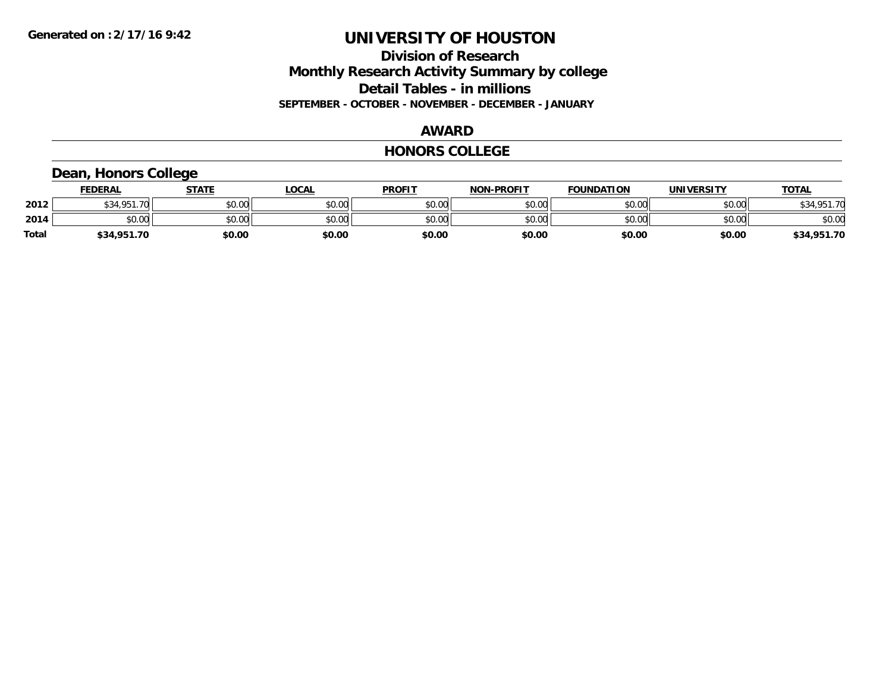# UNIVERSITY OF HOUSTON

## Division of Research
## Monthly Research Activity Summary by college
## Detail Tables - in millions
### SEPTEMBER - OCTOBER - NOVEMBER - DECEMBER - JANUARY

## AWARD

## HONORS COLLEGE

### Dean, Honors College

| | FEDERAL | STATE | LOCAL | PROFIT | NON-PROFIT | FOUNDATION | UNIVERSITY | TOTAL |
|---|---|---|---|---|---|---|---|---|
| 2012 | $34,951.70 | $0.00 | $0.00 | $0.00 | $0.00 | $0.00 | $0.00 | $34,951.70 |
| 2014 | $0.00 | $0.00 | $0.00 | $0.00 | $0.00 | $0.00 | $0.00 | $0.00 |
| **Total** | **$34,951.70** | **$0.00** | **$0.00** | **$0.00** | **$0.00** | **$0.00** | **$0.00** | **$34,951.70** |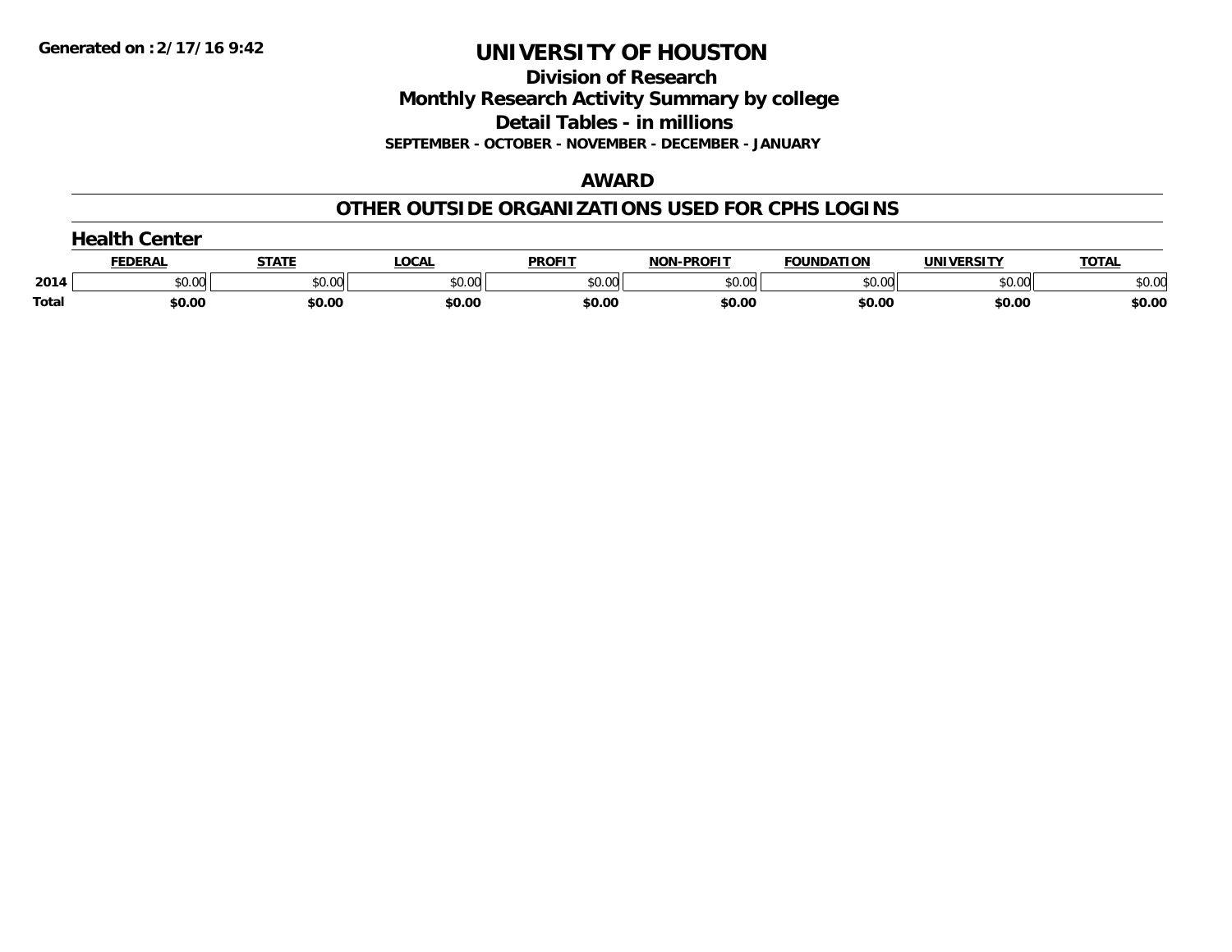# UNIVERSITY OF HOUSTON

## Division of Research

## Monthly Research Activity Summary by college

## Detail Tables - in millions

**SEPTEMBER - OCTOBER - NOVEMBER - DECEMBER - JANUARY**

**Generated on :2/17/16 9:42**

### AWARD

### OTHER OUTSIDE ORGANIZATIONS USED FOR CPHS LOGINS

#### Health Center

| | FEDERAL | STATE | LOCAL | PROFIT | NON-PROFIT | FOUNDATION | UNIVERSITY | TOTAL |
|---|---|---|---|---|---|---|---|---|
| 2014 | $0.00 | $0.00 | $0.00 | $0.00 | $0.00 | $0.00 | $0.00 | $0.00 |
| **Total** | **$0.00** | **$0.00** | **$0.00** | **$0.00** | **$0.00** | **$0.00** | **$0.00** | **$0.00** |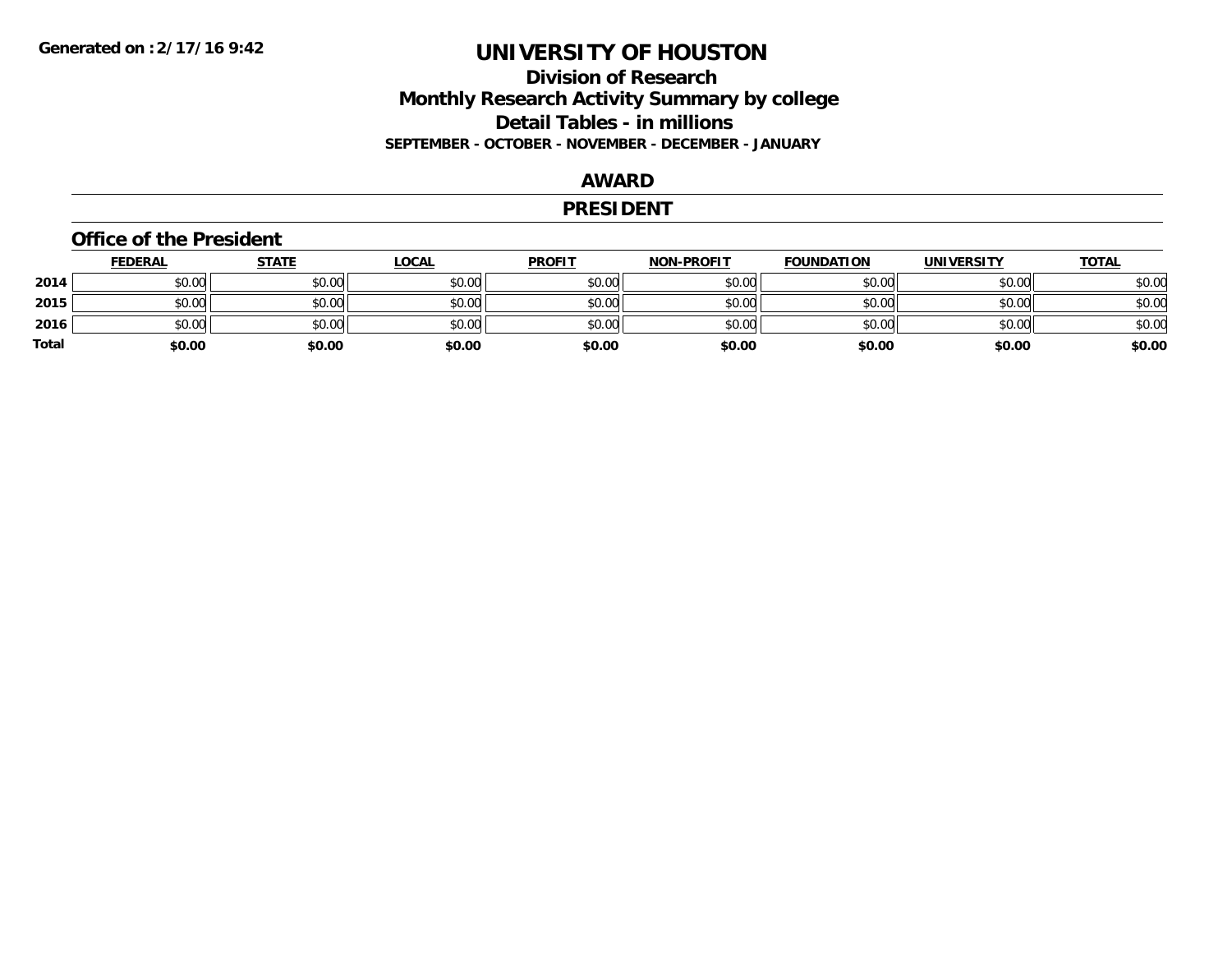**Generated on :2/17/16 9:42**

# UNIVERSITY OF HOUSTON

## Division of Research
## Monthly Research Activity Summary by college
## Detail Tables - in millions

**SEPTEMBER - OCTOBER - NOVEMBER - DECEMBER - JANUARY**

## AWARD

## PRESIDENT

### Office of the President

| | FEDERAL | STATE | LOCAL | PROFIT | NON-PROFIT | FOUNDATION | UNIVERSITY | TOTAL |
|---|---|---|---|---|---|---|---|---|
| 2014 | $0.00 | $0.00 | $0.00 | $0.00 | $0.00 | $0.00 | $0.00 | $0.00 |
| 2015 | $0.00 | $0.00 | $0.00 | $0.00 | $0.00 | $0.00 | $0.00 | $0.00 |
| 2016 | $0.00 | $0.00 | $0.00 | $0.00 | $0.00 | $0.00 | $0.00 | $0.00 |
| **Total** | **$0.00** | **$0.00** | **$0.00** | **$0.00** | **$0.00** | **$0.00** | **$0.00** | **$0.00** |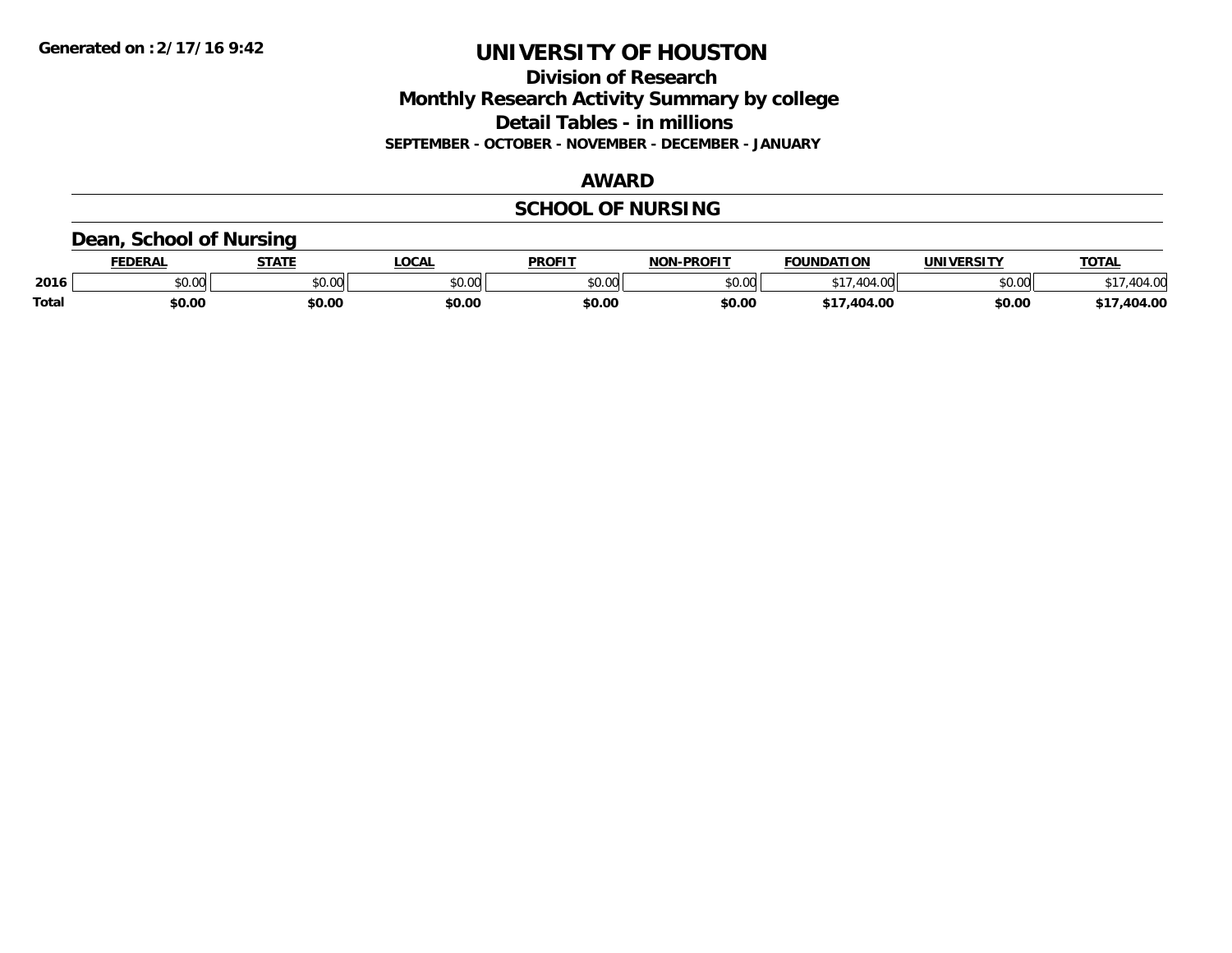# UNIVERSITY OF HOUSTON

## Division of Research

## Monthly Research Activity Summary by college

## Detail Tables - in millions

**SEPTEMBER - OCTOBER - NOVEMBER - DECEMBER - JANUARY**

### AWARD

### SCHOOL OF NURSING

#### Dean, School of Nursing

| | FEDERAL | STATE | LOCAL | PROFIT | NON-PROFIT | FOUNDATION | UNIVERSITY | TOTAL |
|---|---|---|---|---|---|---|---|---|
| 2016 | $0.00 | $0.00 | $0.00 | $0.00 | $0.00 | $17,404.00 | $0.00 | $17,404.00 |
| **Total** | **$0.00** | **$0.00** | **$0.00** | **$0.00** | **$0.00** | **$17,404.00** | **$0.00** | **$17,404.00** |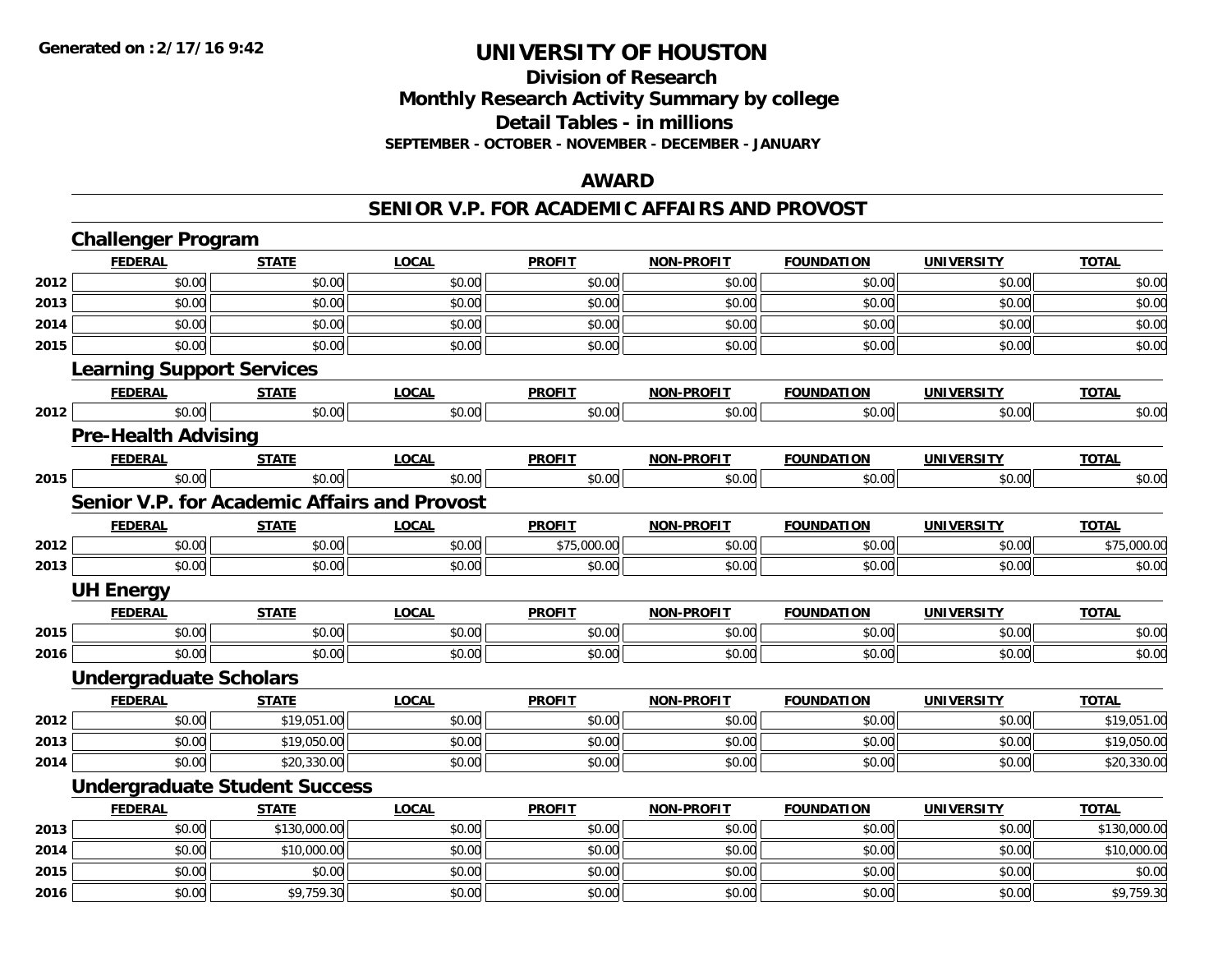**Generated on :2/17/16 9:42**

# UNIVERSITY OF HOUSTON

## Division of Research
## Monthly Research Activity Summary by college
## Detail Tables - in millions
**SEPTEMBER - OCTOBER - NOVEMBER - DECEMBER - JANUARY**

## AWARD

## SENIOR V.P. FOR ACADEMIC AFFAIRS AND PROVOST

### Challenger Program

| | FEDERAL | STATE | LOCAL | PROFIT | NON-PROFIT | FOUNDATION | UNIVERSITY | TOTAL |
|---|---|---|---|---|---|---|---|---|
| 2012 | $0.00 | $0.00 | $0.00 | $0.00 | $0.00 | $0.00 | $0.00 | $0.00 |
| 2013 | $0.00 | $0.00 | $0.00 | $0.00 | $0.00 | $0.00 | $0.00 | $0.00 |
| 2014 | $0.00 | $0.00 | $0.00 | $0.00 | $0.00 | $0.00 | $0.00 | $0.00 |
| 2015 | $0.00 | $0.00 | $0.00 | $0.00 | $0.00 | $0.00 | $0.00 | $0.00 |

### Learning Support Services

| | FEDERAL | STATE | LOCAL | PROFIT | NON-PROFIT | FOUNDATION | UNIVERSITY | TOTAL |
|---|---|---|---|---|---|---|---|---|
| 2012 | $0.00 | $0.00 | $0.00 | $0.00 | $0.00 | $0.00 | $0.00 | $0.00 |

### Pre-Health Advising

| | FEDERAL | STATE | LOCAL | PROFIT | NON-PROFIT | FOUNDATION | UNIVERSITY | TOTAL |
|---|---|---|---|---|---|---|---|---|
| 2015 | $0.00 | $0.00 | $0.00 | $0.00 | $0.00 | $0.00 | $0.00 | $0.00 |

### Senior V.P. for Academic Affairs and Provost

| | FEDERAL | STATE | LOCAL | PROFIT | NON-PROFIT | FOUNDATION | UNIVERSITY | TOTAL |
|---|---|---|---|---|---|---|---|---|
| 2012 | $0.00 | $0.00 | $0.00 | $75,000.00 | $0.00 | $0.00 | $0.00 | $75,000.00 |
| 2013 | $0.00 | $0.00 | $0.00 | $0.00 | $0.00 | $0.00 | $0.00 | $0.00 |

### UH Energy

| | FEDERAL | STATE | LOCAL | PROFIT | NON-PROFIT | FOUNDATION | UNIVERSITY | TOTAL |
|---|---|---|---|---|---|---|---|---|
| 2015 | $0.00 | $0.00 | $0.00 | $0.00 | $0.00 | $0.00 | $0.00 | $0.00 |
| 2016 | $0.00 | $0.00 | $0.00 | $0.00 | $0.00 | $0.00 | $0.00 | $0.00 |

### Undergraduate Scholars

| | FEDERAL | STATE | LOCAL | PROFIT | NON-PROFIT | FOUNDATION | UNIVERSITY | TOTAL |
|---|---|---|---|---|---|---|---|---|
| 2012 | $0.00 | $19,051.00 | $0.00 | $0.00 | $0.00 | $0.00 | $0.00 | $19,051.00 |
| 2013 | $0.00 | $19,050.00 | $0.00 | $0.00 | $0.00 | $0.00 | $0.00 | $19,050.00 |
| 2014 | $0.00 | $20,330.00 | $0.00 | $0.00 | $0.00 | $0.00 | $0.00 | $20,330.00 |

### Undergraduate Student Success

| | FEDERAL | STATE | LOCAL | PROFIT | NON-PROFIT | FOUNDATION | UNIVERSITY | TOTAL |
|---|---|---|---|---|---|---|---|---|
| 2013 | $0.00 | $130,000.00 | $0.00 | $0.00 | $0.00 | $0.00 | $0.00 | $130,000.00 |
| 2014 | $0.00 | $10,000.00 | $0.00 | $0.00 | $0.00 | $0.00 | $0.00 | $10,000.00 |
| 2015 | $0.00 | $0.00 | $0.00 | $0.00 | $0.00 | $0.00 | $0.00 | $0.00 |
| 2016 | $0.00 | $9,759.30 | $0.00 | $0.00 | $0.00 | $0.00 | $0.00 | $9,759.30 |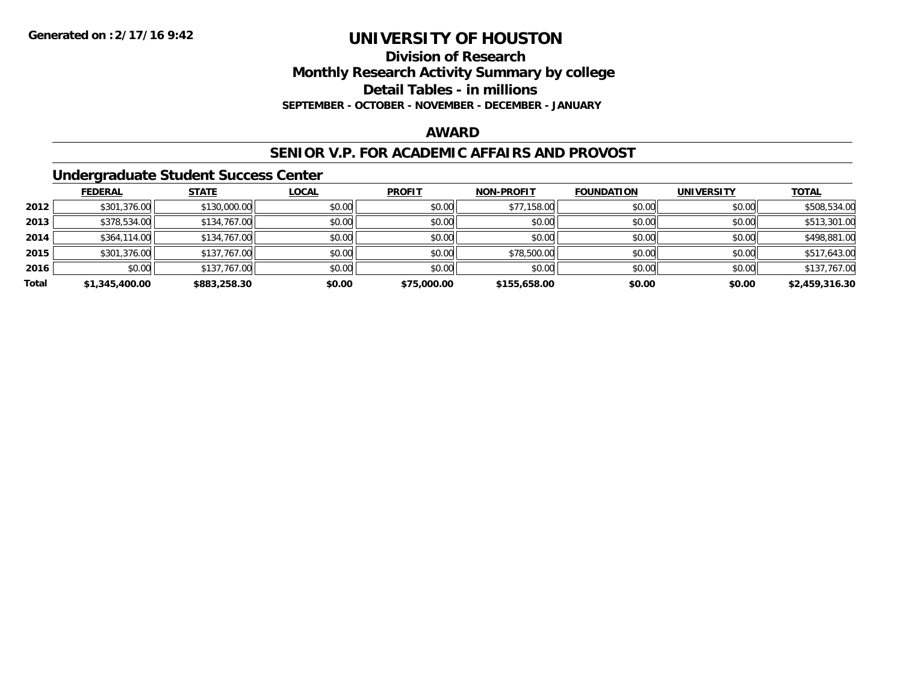**Generated on :2/17/16 9:42**

# UNIVERSITY OF HOUSTON

## Division of Research

## Monthly Research Activity Summary by college

## Detail Tables - in millions

**SEPTEMBER - OCTOBER - NOVEMBER - DECEMBER - JANUARY**

## AWARD

## SENIOR V.P. FOR ACADEMIC AFFAIRS AND PROVOST

### Undergraduate Student Success Center

| | FEDERAL | STATE | LOCAL | PROFIT | NON-PROFIT | FOUNDATION | UNIVERSITY | TOTAL |
|---|---|---|---|---|---|---|---|---|
| 2012 | $301,376.00 | $130,000.00 | $0.00 | $0.00 | $77,158.00 | $0.00 | $0.00 | $508,534.00 |
| 2013 | $378,534.00 | $134,767.00 | $0.00 | $0.00 | $0.00 | $0.00 | $0.00 | $513,301.00 |
| 2014 | $364,114.00 | $134,767.00 | $0.00 | $0.00 | $0.00 | $0.00 | $0.00 | $498,881.00 |
| 2015 | $301,376.00 | $137,767.00 | $0.00 | $0.00 | $78,500.00 | $0.00 | $0.00 | $517,643.00 |
| 2016 | $0.00 | $137,767.00 | $0.00 | $0.00 | $0.00 | $0.00 | $0.00 | $137,767.00 |
| **Total** | **$1,345,400.00** | **$883,258.30** | **$0.00** | **$75,000.00** | **$155,658.00** | **$0.00** | **$0.00** | **$2,459,316.30** |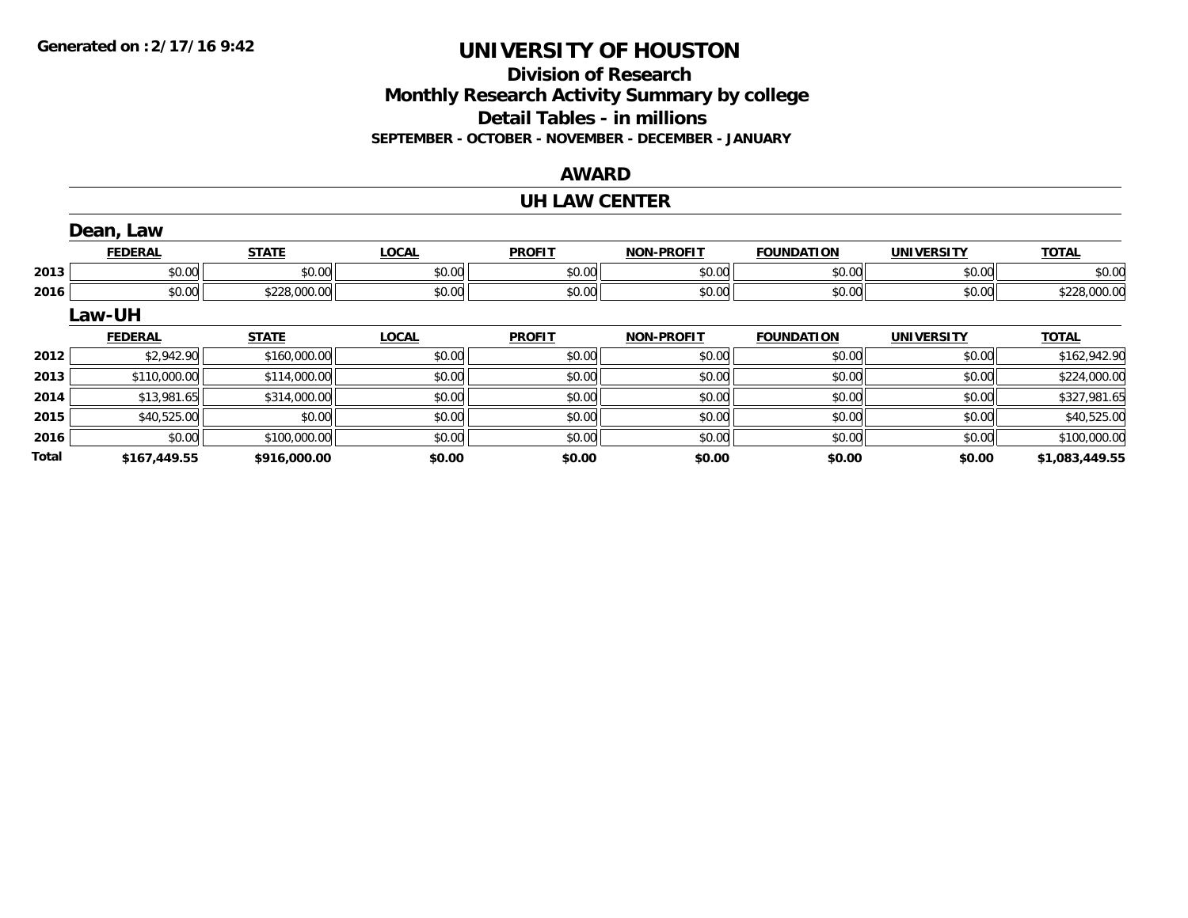Generated on :2/17/16 9:42

# UNIVERSITY OF HOUSTON

## Division of Research
## Monthly Research Activity Summary by college
## Detail Tables - in millions
### SEPTEMBER - OCTOBER - NOVEMBER - DECEMBER - JANUARY

## AWARD

## UH LAW CENTER

### Dean, Law

| | FEDERAL | STATE | LOCAL | PROFIT | NON-PROFIT | FOUNDATION | UNIVERSITY | TOTAL |
|---|---|---|---|---|---|---|---|---|
| 2013 | $0.00 | $0.00 | $0.00 | $0.00 | $0.00 | $0.00 | $0.00 | $0.00 |
| 2016 | $0.00 | $228,000.00 | $0.00 | $0.00 | $0.00 | $0.00 | $0.00 | $228,000.00 |

### Law-UH

| | FEDERAL | STATE | LOCAL | PROFIT | NON-PROFIT | FOUNDATION | UNIVERSITY | TOTAL |
|---|---|---|---|---|---|---|---|---|
| 2012 | $2,942.90 | $160,000.00 | $0.00 | $0.00 | $0.00 | $0.00 | $0.00 | $162,942.90 |
| 2013 | $110,000.00 | $114,000.00 | $0.00 | $0.00 | $0.00 | $0.00 | $0.00 | $224,000.00 |
| 2014 | $13,981.65 | $314,000.00 | $0.00 | $0.00 | $0.00 | $0.00 | $0.00 | $327,981.65 |
| 2015 | $40,525.00 | $0.00 | $0.00 | $0.00 | $0.00 | $0.00 | $0.00 | $40,525.00 |
| 2016 | $0.00 | $100,000.00 | $0.00 | $0.00 | $0.00 | $0.00 | $0.00 | $100,000.00 |
| **Total** | **$167,449.55** | **$916,000.00** | **$0.00** | **$0.00** | **$0.00** | **$0.00** | **$0.00** | **$1,083,449.55** |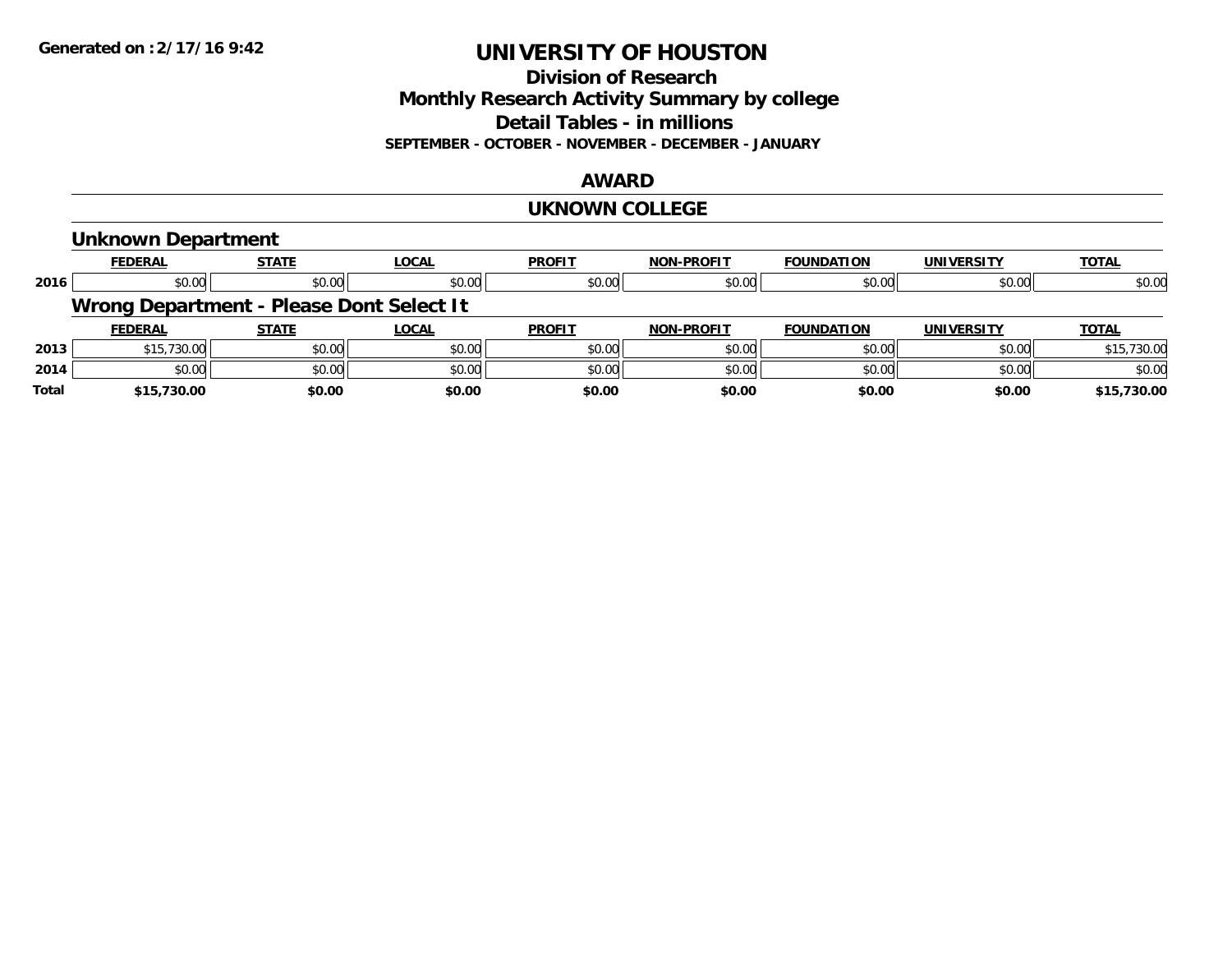**Generated on :2/17/16 9:42**

# UNIVERSITY OF HOUSTON

## Division of Research
## Monthly Research Activity Summary by college
## Detail Tables - in millions

**SEPTEMBER - OCTOBER - NOVEMBER - DECEMBER - JANUARY**

## AWARD

## UKNOWN COLLEGE

### Unknown Department

| | FEDERAL | STATE | LOCAL | PROFIT | NON-PROFIT | FOUNDATION | UNIVERSITY | TOTAL |
|---|---|---|---|---|---|---|---|---|
| 2016 | $0.00 | $0.00 | $0.00 | $0.00 | $0.00 | $0.00 | $0.00 | $0.00 |

### Wrong Department - Please Dont Select It

| | FEDERAL | STATE | LOCAL | PROFIT | NON-PROFIT | FOUNDATION | UNIVERSITY | TOTAL |
|---|---|---|---|---|---|---|---|---|
| 2013 | $15,730.00 | $0.00 | $0.00 | $0.00 | $0.00 | $0.00 | $0.00 | $15,730.00 |
| 2014 | $0.00 | $0.00 | $0.00 | $0.00 | $0.00 | $0.00 | $0.00 | $0.00 |
| **Total** | **$15,730.00** | **$0.00** | **$0.00** | **$0.00** | **$0.00** | **$0.00** | **$0.00** | **$15,730.00** |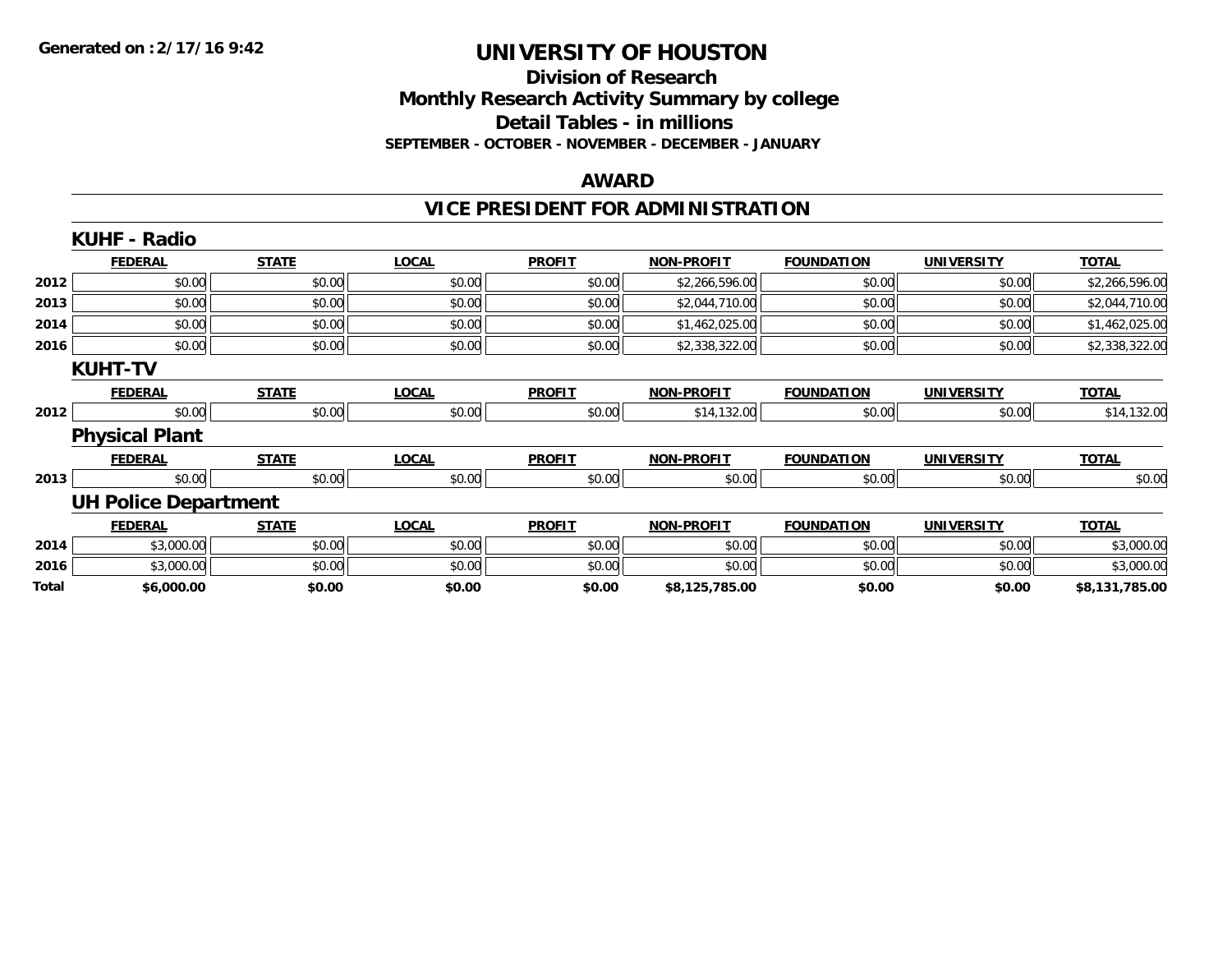Generated on :2/17/16 9:42

# UNIVERSITY OF HOUSTON

## Division of Research
## Monthly Research Activity Summary by college
## Detail Tables - in millions
### SEPTEMBER - OCTOBER - NOVEMBER - DECEMBER - JANUARY

## AWARD

## VICE PRESIDENT FOR ADMINISTRATION

### KUHF - Radio

| | FEDERAL | STATE | LOCAL | PROFIT | NON-PROFIT | FOUNDATION | UNIVERSITY | TOTAL |
|---|---|---|---|---|---|---|---|---|
| 2012 | $0.00 | $0.00 | $0.00 | $0.00 | $2,266,596.00 | $0.00 | $0.00 | $2,266,596.00 |
| 2013 | $0.00 | $0.00 | $0.00 | $0.00 | $2,044,710.00 | $0.00 | $0.00 | $2,044,710.00 |
| 2014 | $0.00 | $0.00 | $0.00 | $0.00 | $1,462,025.00 | $0.00 | $0.00 | $1,462,025.00 |
| 2016 | $0.00 | $0.00 | $0.00 | $0.00 | $2,338,322.00 | $0.00 | $0.00 | $2,338,322.00 |

### KUHT-TV

| | FEDERAL | STATE | LOCAL | PROFIT | NON-PROFIT | FOUNDATION | UNIVERSITY | TOTAL |
|---|---|---|---|---|---|---|---|---|
| 2012 | $0.00 | $0.00 | $0.00 | $0.00 | $14,132.00 | $0.00 | $0.00 | $14,132.00 |

### Physical Plant

| | FEDERAL | STATE | LOCAL | PROFIT | NON-PROFIT | FOUNDATION | UNIVERSITY | TOTAL |
|---|---|---|---|---|---|---|---|---|
| 2013 | $0.00 | $0.00 | $0.00 | $0.00 | $0.00 | $0.00 | $0.00 | $0.00 |

### UH Police Department

| | FEDERAL | STATE | LOCAL | PROFIT | NON-PROFIT | FOUNDATION | UNIVERSITY | TOTAL |
|---|---|---|---|---|---|---|---|---|
| 2014 | $3,000.00 | $0.00 | $0.00 | $0.00 | $0.00 | $0.00 | $0.00 | $3,000.00 |
| 2016 | $3,000.00 | $0.00 | $0.00 | $0.00 | $0.00 | $0.00 | $0.00 | $3,000.00 |
| **Total** | **$6,000.00** | **$0.00** | **$0.00** | **$0.00** | **$8,125,785.00** | **$0.00** | **$0.00** | **$8,131,785.00** |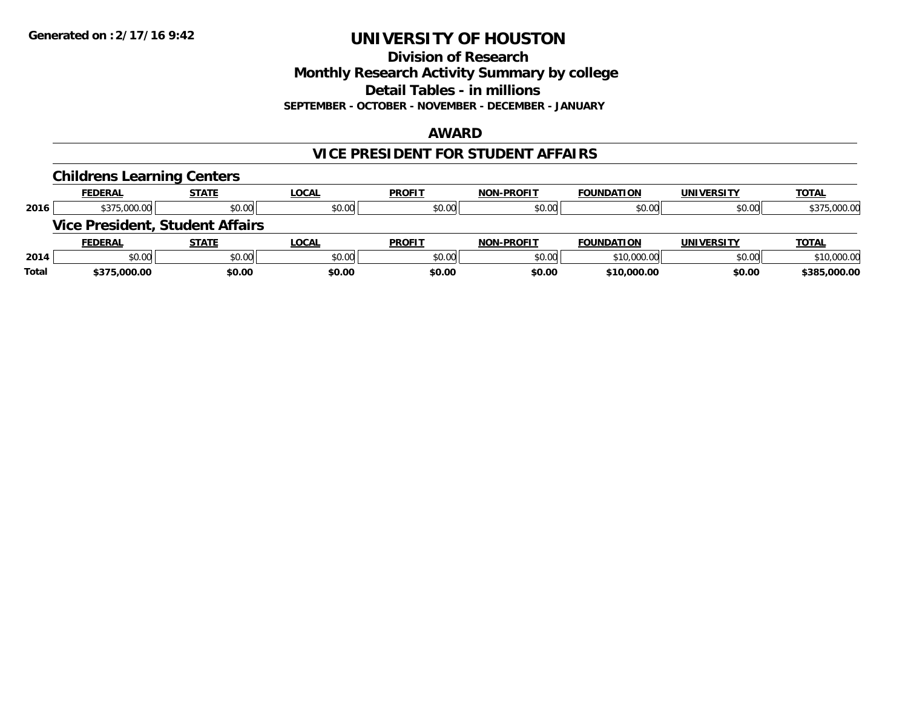Generated on :2/17/16 9:42

# UNIVERSITY OF HOUSTON

## Division of Research
## Monthly Research Activity Summary by college
## Detail Tables - in millions
### SEPTEMBER - OCTOBER - NOVEMBER - DECEMBER - JANUARY

## AWARD

## VICE PRESIDENT FOR STUDENT AFFAIRS

### Childrens Learning Centers

| | FEDERAL | STATE | LOCAL | PROFIT | NON-PROFIT | FOUNDATION | UNIVERSITY | TOTAL |
|---|---|---|---|---|---|---|---|---|
| 2016 | $375,000.00 | $0.00 | $0.00 | $0.00 | $0.00 | $0.00 | $0.00 | $375,000.00 |

### Vice President, Student Affairs

| | FEDERAL | STATE | LOCAL | PROFIT | NON-PROFIT | FOUNDATION | UNIVERSITY | TOTAL |
|---|---|---|---|---|---|---|---|---|
| 2014 | $0.00 | $0.00 | $0.00 | $0.00 | $0.00 | $10,000.00 | $0.00 | $10,000.00 |
| **Total** | **$375,000.00** | **$0.00** | **$0.00** | **$0.00** | **$0.00** | **$10,000.00** | **$0.00** | **$385,000.00** |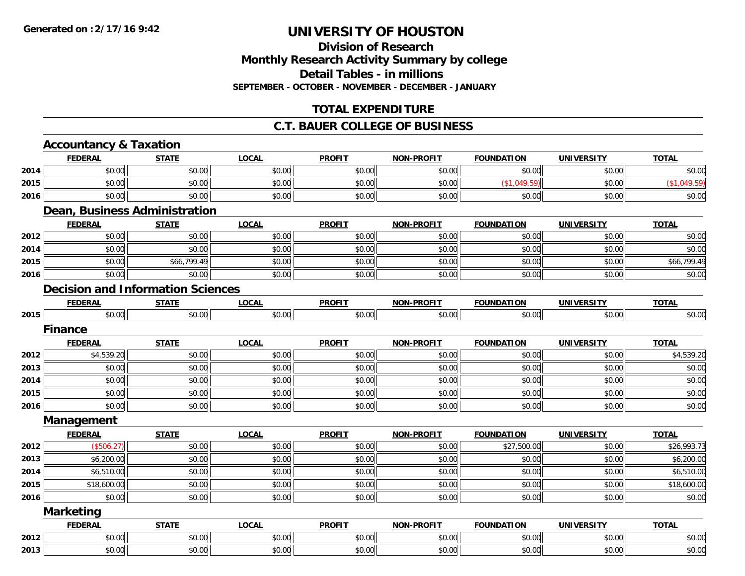# UNIVERSITY OF HOUSTON

## Division of Research
## Monthly Research Activity Summary by college
## Detail Tables - in millions
### SEPTEMBER - OCTOBER - NOVEMBER - DECEMBER - JANUARY

## TOTAL EXPENDITURE

## C.T. BAUER COLLEGE OF BUSINESS

### Accountancy & Taxation

| | FEDERAL | STATE | LOCAL | PROFIT | NON-PROFIT | FOUNDATION | UNIVERSITY | TOTAL |
|---|---|---|---|---|---|---|---|---|
| 2014 | $0.00 | $0.00 | $0.00 | $0.00 | $0.00 | $0.00 | $0.00 | $0.00 |
| 2015 | $0.00 | $0.00 | $0.00 | $0.00 | $0.00 | ($1,049.59) | $0.00 | ($1,049.59) |
| 2016 | $0.00 | $0.00 | $0.00 | $0.00 | $0.00 | $0.00 | $0.00 | $0.00 |

### Dean, Business Administration

| | FEDERAL | STATE | LOCAL | PROFIT | NON-PROFIT | FOUNDATION | UNIVERSITY | TOTAL |
|---|---|---|---|---|---|---|---|---|
| 2012 | $0.00 | $0.00 | $0.00 | $0.00 | $0.00 | $0.00 | $0.00 | $0.00 |
| 2014 | $0.00 | $0.00 | $0.00 | $0.00 | $0.00 | $0.00 | $0.00 | $0.00 |
| 2015 | $0.00 | $66,799.49 | $0.00 | $0.00 | $0.00 | $0.00 | $0.00 | $66,799.49 |
| 2016 | $0.00 | $0.00 | $0.00 | $0.00 | $0.00 | $0.00 | $0.00 | $0.00 |

### Decision and Information Sciences

| | FEDERAL | STATE | LOCAL | PROFIT | NON-PROFIT | FOUNDATION | UNIVERSITY | TOTAL |
|---|---|---|---|---|---|---|---|---|
| 2015 | $0.00 | $0.00 | $0.00 | $0.00 | $0.00 | $0.00 | $0.00 | $0.00 |

### Finance

| | FEDERAL | STATE | LOCAL | PROFIT | NON-PROFIT | FOUNDATION | UNIVERSITY | TOTAL |
|---|---|---|---|---|---|---|---|---|
| 2012 | $4,539.20 | $0.00 | $0.00 | $0.00 | $0.00 | $0.00 | $0.00 | $4,539.20 |
| 2013 | $0.00 | $0.00 | $0.00 | $0.00 | $0.00 | $0.00 | $0.00 | $0.00 |
| 2014 | $0.00 | $0.00 | $0.00 | $0.00 | $0.00 | $0.00 | $0.00 | $0.00 |
| 2015 | $0.00 | $0.00 | $0.00 | $0.00 | $0.00 | $0.00 | $0.00 | $0.00 |
| 2016 | $0.00 | $0.00 | $0.00 | $0.00 | $0.00 | $0.00 | $0.00 | $0.00 |

### Management

| | FEDERAL | STATE | LOCAL | PROFIT | NON-PROFIT | FOUNDATION | UNIVERSITY | TOTAL |
|---|---|---|---|---|---|---|---|---|
| 2012 | ($506.27) | $0.00 | $0.00 | $0.00 | $0.00 | $27,500.00 | $0.00 | $26,993.73 |
| 2013 | $6,200.00 | $0.00 | $0.00 | $0.00 | $0.00 | $0.00 | $0.00 | $6,200.00 |
| 2014 | $6,510.00 | $0.00 | $0.00 | $0.00 | $0.00 | $0.00 | $0.00 | $6,510.00 |
| 2015 | $18,600.00 | $0.00 | $0.00 | $0.00 | $0.00 | $0.00 | $0.00 | $18,600.00 |
| 2016 | $0.00 | $0.00 | $0.00 | $0.00 | $0.00 | $0.00 | $0.00 | $0.00 |

### Marketing

| | FEDERAL | STATE | LOCAL | PROFIT | NON-PROFIT | FOUNDATION | UNIVERSITY | TOTAL |
|---|---|---|---|---|---|---|---|---|
| 2012 | $0.00 | $0.00 | $0.00 | $0.00 | $0.00 | $0.00 | $0.00 | $0.00 |
| 2013 | $0.00 | $0.00 | $0.00 | $0.00 | $0.00 | $0.00 | $0.00 | $0.00 |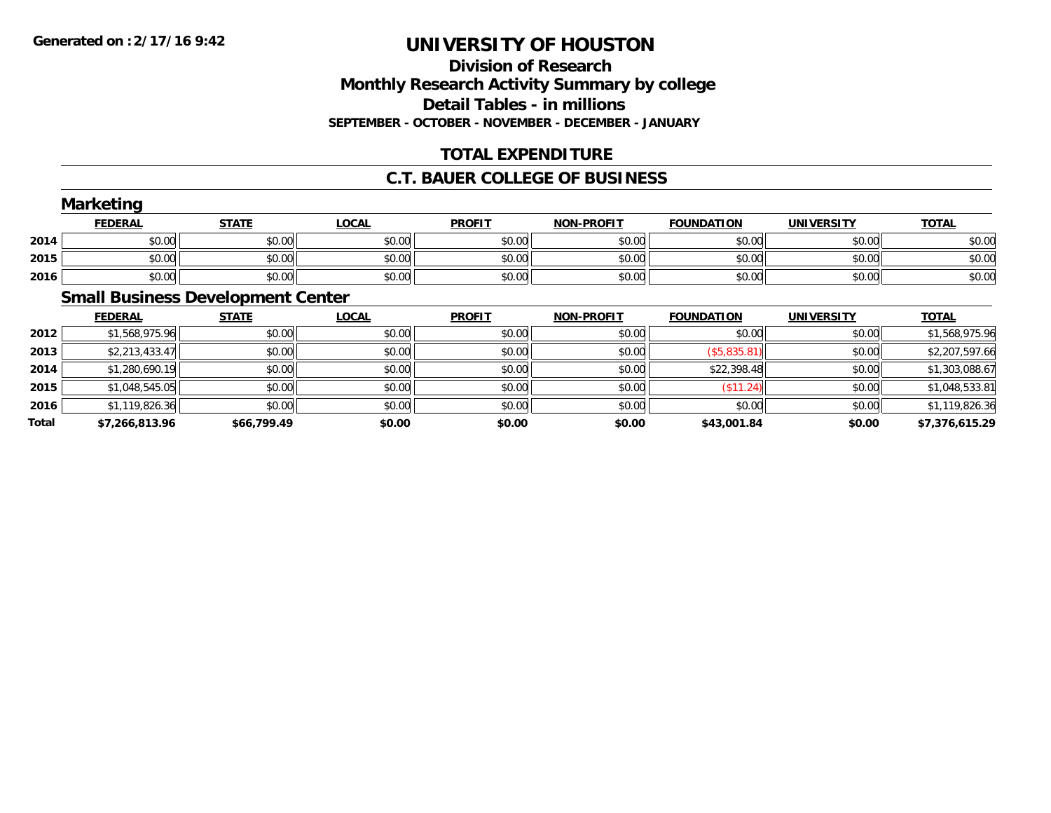# UNIVERSITY OF HOUSTON

## Division of Research

## Monthly Research Activity Summary by college

## Detail Tables - in millions

**SEPTEMBER - OCTOBER - NOVEMBER - DECEMBER - JANUARY**

**Generated on :2/17/16 9:42**

## TOTAL EXPENDITURE

## C.T. BAUER COLLEGE OF BUSINESS

### Marketing

| | FEDERAL | STATE | LOCAL | PROFIT | NON-PROFIT | FOUNDATION | UNIVERSITY | TOTAL |
|---|---|---|---|---|---|---|---|---|
| 2014 | $0.00 | $0.00 | $0.00 | $0.00 | $0.00 | $0.00 | $0.00 | $0.00 |
| 2015 | $0.00 | $0.00 | $0.00 | $0.00 | $0.00 | $0.00 | $0.00 | $0.00 |
| 2016 | $0.00 | $0.00 | $0.00 | $0.00 | $0.00 | $0.00 | $0.00 | $0.00 |

### Small Business Development Center

| | FEDERAL | STATE | LOCAL | PROFIT | NON-PROFIT | FOUNDATION | UNIVERSITY | TOTAL |
|---|---|---|---|---|---|---|---|---|
| 2012 | $1,568,975.96 | $0.00 | $0.00 | $0.00 | $0.00 | $0.00 | $0.00 | $1,568,975.96 |
| 2013 | $2,213,433.47 | $0.00 | $0.00 | $0.00 | $0.00 | ($5,835.81) | $0.00 | $2,207,597.66 |
| 2014 | $1,280,690.19 | $0.00 | $0.00 | $0.00 | $0.00 | $22,398.48 | $0.00 | $1,303,088.67 |
| 2015 | $1,048,545.05 | $0.00 | $0.00 | $0.00 | $0.00 | ($11.24) | $0.00 | $1,048,533.81 |
| 2016 | $1,119,826.36 | $0.00 | $0.00 | $0.00 | $0.00 | $0.00 | $0.00 | $1,119,826.36 |
| **Total** | **$7,266,813.96** | **$66,799.49** | **$0.00** | **$0.00** | **$0.00** | **$43,001.84** | **$0.00** | **$7,376,615.29** |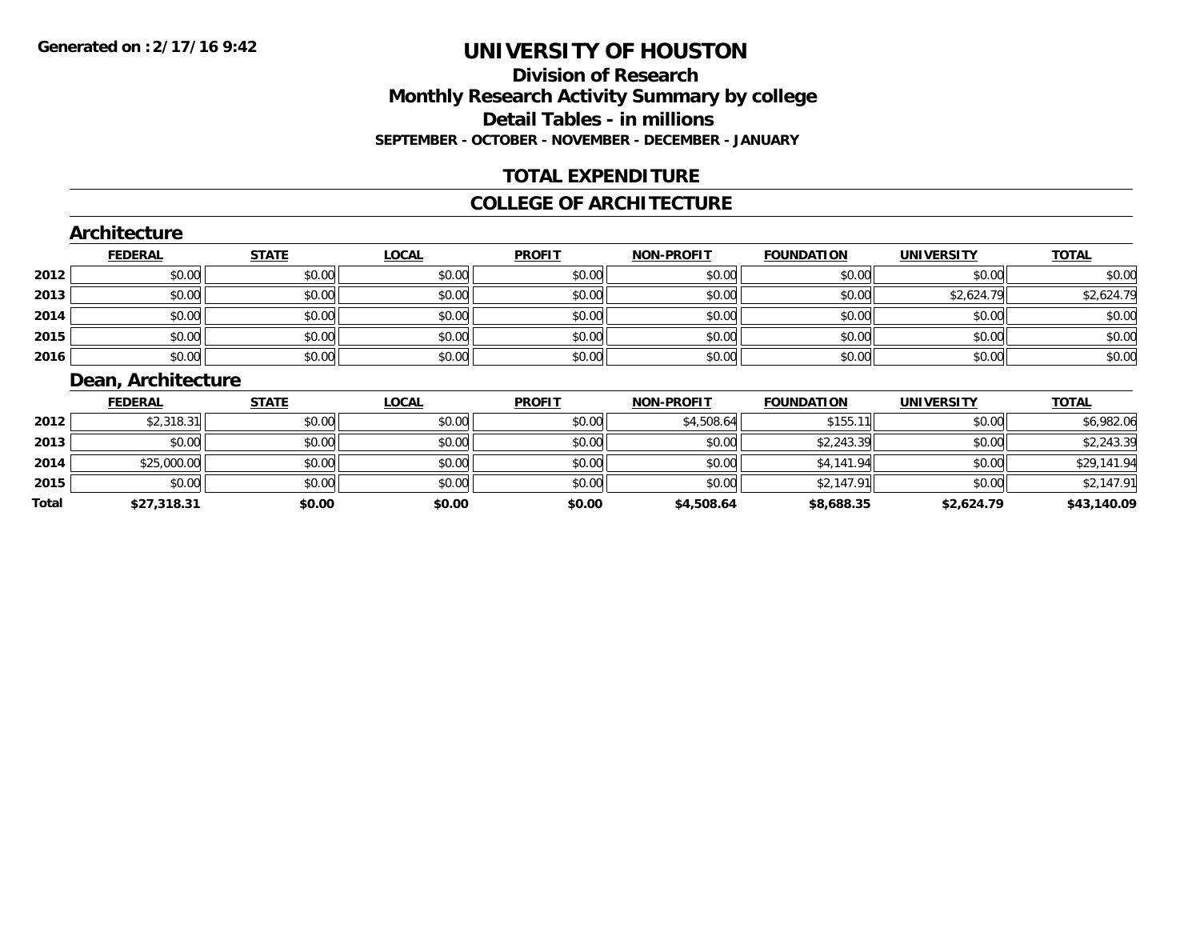Generated on :2/17/16 9:42

# UNIVERSITY OF HOUSTON

## Division of Research
## Monthly Research Activity Summary by college
## Detail Tables - in millions
### SEPTEMBER - OCTOBER - NOVEMBER - DECEMBER - JANUARY

## TOTAL EXPENDITURE

## COLLEGE OF ARCHITECTURE

### Architecture

| | FEDERAL | STATE | LOCAL | PROFIT | NON-PROFIT | FOUNDATION | UNIVERSITY | TOTAL |
|---|---|---|---|---|---|---|---|---|
| 2012 | $0.00 | $0.00 | $0.00 | $0.00 | $0.00 | $0.00 | $0.00 | $0.00 |
| 2013 | $0.00 | $0.00 | $0.00 | $0.00 | $0.00 | $0.00 | $2,624.79 | $2,624.79 |
| 2014 | $0.00 | $0.00 | $0.00 | $0.00 | $0.00 | $0.00 | $0.00 | $0.00 |
| 2015 | $0.00 | $0.00 | $0.00 | $0.00 | $0.00 | $0.00 | $0.00 | $0.00 |
| 2016 | $0.00 | $0.00 | $0.00 | $0.00 | $0.00 | $0.00 | $0.00 | $0.00 |

### Dean, Architecture

| | FEDERAL | STATE | LOCAL | PROFIT | NON-PROFIT | FOUNDATION | UNIVERSITY | TOTAL |
|---|---|---|---|---|---|---|---|---|
| 2012 | $2,318.31 | $0.00 | $0.00 | $0.00 | $4,508.64 | $155.11 | $0.00 | $6,982.06 |
| 2013 | $0.00 | $0.00 | $0.00 | $0.00 | $0.00 | $2,243.39 | $0.00 | $2,243.39 |
| 2014 | $25,000.00 | $0.00 | $0.00 | $0.00 | $0.00 | $4,141.94 | $0.00 | $29,141.94 |
| 2015 | $0.00 | $0.00 | $0.00 | $0.00 | $0.00 | $2,147.91 | $0.00 | $2,147.91 |
| **Total** | **$27,318.31** | **$0.00** | **$0.00** | **$0.00** | **$4,508.64** | **$8,688.35** | **$2,624.79** | **$43,140.09** |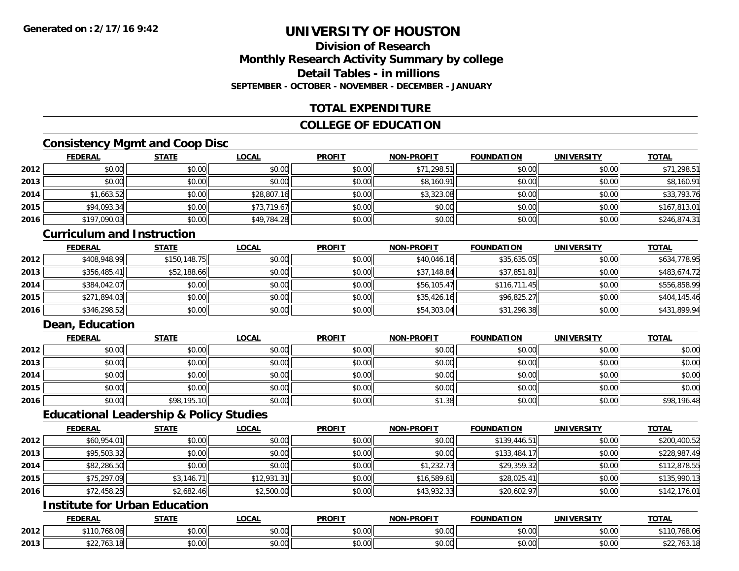# UNIVERSITY OF HOUSTON

## Division of Research
## Monthly Research Activity Summary by college
## Detail Tables - in millions
### SEPTEMBER - OCTOBER - NOVEMBER - DECEMBER - JANUARY

## TOTAL EXPENDITURE

## COLLEGE OF EDUCATION

### Consistency Mgmt and Coop Disc

| | FEDERAL | STATE | LOCAL | PROFIT | NON-PROFIT | FOUNDATION | UNIVERSITY | TOTAL |
|---|---|---|---|---|---|---|---|---|
| 2012 | $0.00 | $0.00 | $0.00 | $0.00 | $71,298.51 | $0.00 | $0.00 | $71,298.51 |
| 2013 | $0.00 | $0.00 | $0.00 | $0.00 | $8,160.91 | $0.00 | $0.00 | $8,160.91 |
| 2014 | $1,663.52 | $0.00 | $28,807.16 | $0.00 | $3,323.08 | $0.00 | $0.00 | $33,793.76 |
| 2015 | $94,093.34 | $0.00 | $73,719.67 | $0.00 | $0.00 | $0.00 | $0.00 | $167,813.01 |
| 2016 | $197,090.03 | $0.00 | $49,784.28 | $0.00 | $0.00 | $0.00 | $0.00 | $246,874.31 |

### Curriculum and Instruction

| | FEDERAL | STATE | LOCAL | PROFIT | NON-PROFIT | FOUNDATION | UNIVERSITY | TOTAL |
|---|---|---|---|---|---|---|---|---|
| 2012 | $408,948.99 | $150,148.75 | $0.00 | $0.00 | $40,046.16 | $35,635.05 | $0.00 | $634,778.95 |
| 2013 | $356,485.41 | $52,188.66 | $0.00 | $0.00 | $37,148.84 | $37,851.81 | $0.00 | $483,674.72 |
| 2014 | $384,042.07 | $0.00 | $0.00 | $0.00 | $56,105.47 | $116,711.45 | $0.00 | $556,858.99 |
| 2015 | $271,894.03 | $0.00 | $0.00 | $0.00 | $35,426.16 | $96,825.27 | $0.00 | $404,145.46 |
| 2016 | $346,298.52 | $0.00 | $0.00 | $0.00 | $54,303.04 | $31,298.38 | $0.00 | $431,899.94 |

### Dean, Education

| | FEDERAL | STATE | LOCAL | PROFIT | NON-PROFIT | FOUNDATION | UNIVERSITY | TOTAL |
|---|---|---|---|---|---|---|---|---|
| 2012 | $0.00 | $0.00 | $0.00 | $0.00 | $0.00 | $0.00 | $0.00 | $0.00 |
| 2013 | $0.00 | $0.00 | $0.00 | $0.00 | $0.00 | $0.00 | $0.00 | $0.00 |
| 2014 | $0.00 | $0.00 | $0.00 | $0.00 | $0.00 | $0.00 | $0.00 | $0.00 |
| 2015 | $0.00 | $0.00 | $0.00 | $0.00 | $0.00 | $0.00 | $0.00 | $0.00 |
| 2016 | $0.00 | $98,195.10 | $0.00 | $0.00 | $1.38 | $0.00 | $0.00 | $98,196.48 |

### Educational Leadership & Policy Studies

| | FEDERAL | STATE | LOCAL | PROFIT | NON-PROFIT | FOUNDATION | UNIVERSITY | TOTAL |
|---|---|---|---|---|---|---|---|---|
| 2012 | $60,954.01 | $0.00 | $0.00 | $0.00 | $0.00 | $139,446.51 | $0.00 | $200,400.52 |
| 2013 | $95,503.32 | $0.00 | $0.00 | $0.00 | $0.00 | $133,484.17 | $0.00 | $228,987.49 |
| 2014 | $82,286.50 | $0.00 | $0.00 | $0.00 | $1,232.73 | $29,359.32 | $0.00 | $112,878.55 |
| 2015 | $75,297.09 | $3,146.71 | $12,931.31 | $0.00 | $16,589.61 | $28,025.41 | $0.00 | $135,990.13 |
| 2016 | $72,458.25 | $2,682.46 | $2,500.00 | $0.00 | $43,932.33 | $20,602.97 | $0.00 | $142,176.01 |

### Institute for Urban Education

| | FEDERAL | STATE | LOCAL | PROFIT | NON-PROFIT | FOUNDATION | UNIVERSITY | TOTAL |
|---|---|---|---|---|---|---|---|---|
| 2012 | $110,768.06 | $0.00 | $0.00 | $0.00 | $0.00 | $0.00 | $0.00 | $110,768.06 |
| 2013 | $22,763.18 | $0.00 | $0.00 | $0.00 | $0.00 | $0.00 | $0.00 | $22,763.18 |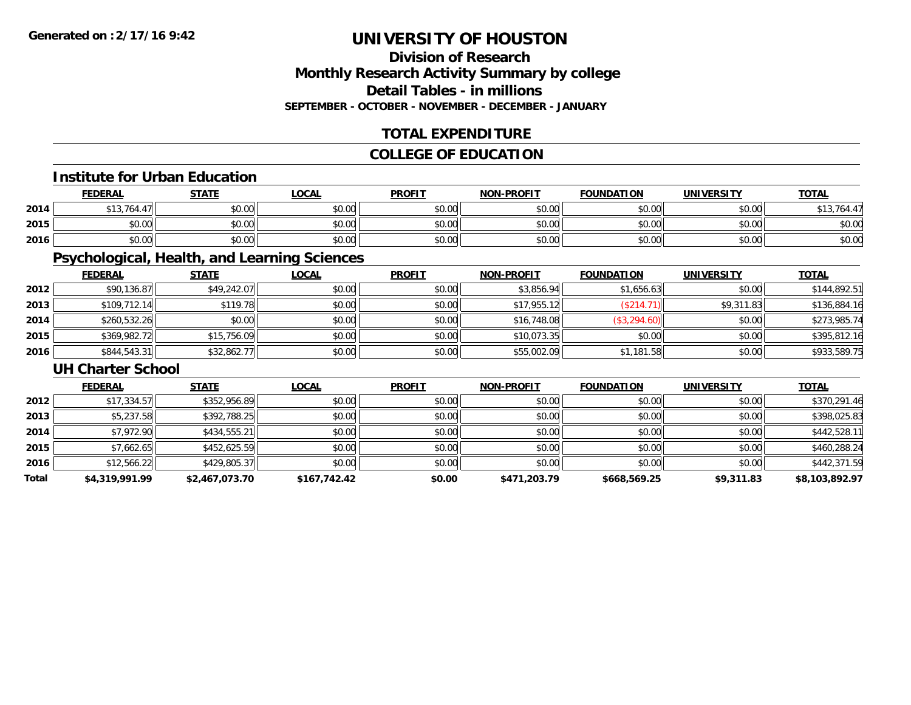**Generated on :2/17/16 9:42**

# UNIVERSITY OF HOUSTON

## Division of Research
## Monthly Research Activity Summary by college
## Detail Tables - in millions
### SEPTEMBER - OCTOBER - NOVEMBER - DECEMBER - JANUARY

## TOTAL EXPENDITURE

## COLLEGE OF EDUCATION

### Institute for Urban Education

| | FEDERAL | STATE | LOCAL | PROFIT | NON-PROFIT | FOUNDATION | UNIVERSITY | TOTAL |
|---|---|---|---|---|---|---|---|---|
| 2014 | $13,764.47 | $0.00 | $0.00 | $0.00 | $0.00 | $0.00 | $0.00 | $13,764.47 |
| 2015 | $0.00 | $0.00 | $0.00 | $0.00 | $0.00 | $0.00 | $0.00 | $0.00 |
| 2016 | $0.00 | $0.00 | $0.00 | $0.00 | $0.00 | $0.00 | $0.00 | $0.00 |

### Psychological, Health, and Learning Sciences

| | FEDERAL | STATE | LOCAL | PROFIT | NON-PROFIT | FOUNDATION | UNIVERSITY | TOTAL |
|---|---|---|---|---|---|---|---|---|
| 2012 | $90,136.87 | $49,242.07 | $0.00 | $0.00 | $3,856.94 | $1,656.63 | $0.00 | $144,892.51 |
| 2013 | $109,712.14 | $119.78 | $0.00 | $0.00 | $17,955.12 | ($214.71) | $9,311.83 | $136,884.16 |
| 2014 | $260,532.26 | $0.00 | $0.00 | $0.00 | $16,748.08 | ($3,294.60) | $0.00 | $273,985.74 |
| 2015 | $369,982.72 | $15,756.09 | $0.00 | $0.00 | $10,073.35 | $0.00 | $0.00 | $395,812.16 |
| 2016 | $844,543.31 | $32,862.77 | $0.00 | $0.00 | $55,002.09 | $1,181.58 | $0.00 | $933,589.75 |

### UH Charter School

| | FEDERAL | STATE | LOCAL | PROFIT | NON-PROFIT | FOUNDATION | UNIVERSITY | TOTAL |
|---|---|---|---|---|---|---|---|---|
| 2012 | $17,334.57 | $352,956.89 | $0.00 | $0.00 | $0.00 | $0.00 | $0.00 | $370,291.46 |
| 2013 | $5,237.58 | $392,788.25 | $0.00 | $0.00 | $0.00 | $0.00 | $0.00 | $398,025.83 |
| 2014 | $7,972.90 | $434,555.21 | $0.00 | $0.00 | $0.00 | $0.00 | $0.00 | $442,528.11 |
| 2015 | $7,662.65 | $452,625.59 | $0.00 | $0.00 | $0.00 | $0.00 | $0.00 | $460,288.24 |
| 2016 | $12,566.22 | $429,805.37 | $0.00 | $0.00 | $0.00 | $0.00 | $0.00 | $442,371.59 |
| **Total** | **$4,319,991.99** | **$2,467,073.70** | **$167,742.42** | **$0.00** | **$471,203.79** | **$668,569.25** | **$9,311.83** | **$8,103,892.97** |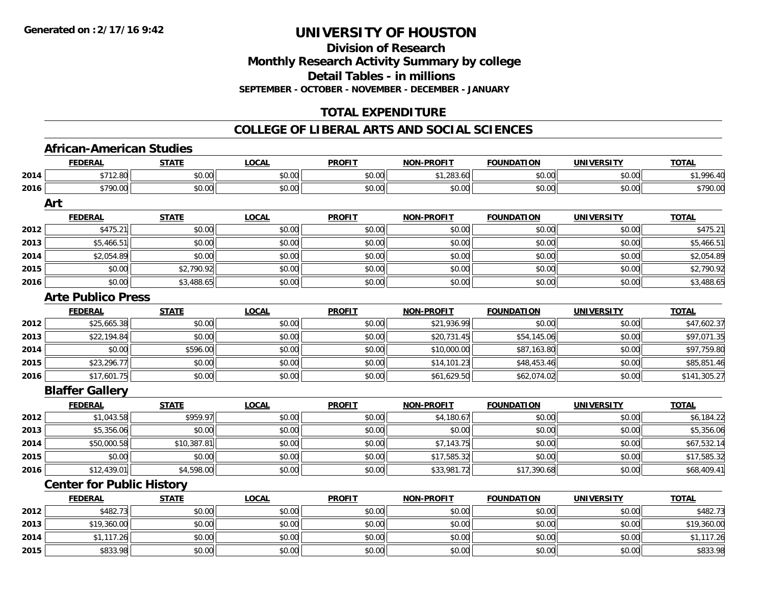**Generated on :2/17/16 9:42**

# UNIVERSITY OF HOUSTON

## Division of Research
## Monthly Research Activity Summary by college
## Detail Tables - in millions
### SEPTEMBER - OCTOBER - NOVEMBER - DECEMBER - JANUARY

## TOTAL EXPENDITURE

## COLLEGE OF LIBERAL ARTS AND SOCIAL SCIENCES

### African-American Studies

| | FEDERAL | STATE | LOCAL | PROFIT | NON-PROFIT | FOUNDATION | UNIVERSITY | TOTAL |
|---|---|---|---|---|---|---|---|---|
| 2014 | $712.80 | $0.00 | $0.00 | $0.00 | $1,283.60 | $0.00 | $0.00 | $1,996.40 |
| 2016 | $790.00 | $0.00 | $0.00 | $0.00 | $0.00 | $0.00 | $0.00 | $790.00 |

### Art

| | FEDERAL | STATE | LOCAL | PROFIT | NON-PROFIT | FOUNDATION | UNIVERSITY | TOTAL |
|---|---|---|---|---|---|---|---|---|
| 2012 | $475.21 | $0.00 | $0.00 | $0.00 | $0.00 | $0.00 | $0.00 | $475.21 |
| 2013 | $5,466.51 | $0.00 | $0.00 | $0.00 | $0.00 | $0.00 | $0.00 | $5,466.51 |
| 2014 | $2,054.89 | $0.00 | $0.00 | $0.00 | $0.00 | $0.00 | $0.00 | $2,054.89 |
| 2015 | $0.00 | $2,790.92 | $0.00 | $0.00 | $0.00 | $0.00 | $0.00 | $2,790.92 |
| 2016 | $0.00 | $3,488.65 | $0.00 | $0.00 | $0.00 | $0.00 | $0.00 | $3,488.65 |

### Arte Publico Press

| | FEDERAL | STATE | LOCAL | PROFIT | NON-PROFIT | FOUNDATION | UNIVERSITY | TOTAL |
|---|---|---|---|---|---|---|---|---|
| 2012 | $25,665.38 | $0.00 | $0.00 | $0.00 | $21,936.99 | $0.00 | $0.00 | $47,602.37 |
| 2013 | $22,194.84 | $0.00 | $0.00 | $0.00 | $20,731.45 | $54,145.06 | $0.00 | $97,071.35 |
| 2014 | $0.00 | $596.00 | $0.00 | $0.00 | $10,000.00 | $87,163.80 | $0.00 | $97,759.80 |
| 2015 | $23,296.77 | $0.00 | $0.00 | $0.00 | $14,101.23 | $48,453.46 | $0.00 | $85,851.46 |
| 2016 | $17,601.75 | $0.00 | $0.00 | $0.00 | $61,629.50 | $62,074.02 | $0.00 | $141,305.27 |

### Blaffer Gallery

| | FEDERAL | STATE | LOCAL | PROFIT | NON-PROFIT | FOUNDATION | UNIVERSITY | TOTAL |
|---|---|---|---|---|---|---|---|---|
| 2012 | $1,043.58 | $959.97 | $0.00 | $0.00 | $4,180.67 | $0.00 | $0.00 | $6,184.22 |
| 2013 | $5,356.06 | $0.00 | $0.00 | $0.00 | $0.00 | $0.00 | $0.00 | $5,356.06 |
| 2014 | $50,000.58 | $10,387.81 | $0.00 | $0.00 | $7,143.75 | $0.00 | $0.00 | $67,532.14 |
| 2015 | $0.00 | $0.00 | $0.00 | $0.00 | $17,585.32 | $0.00 | $0.00 | $17,585.32 |
| 2016 | $12,439.01 | $4,598.00 | $0.00 | $0.00 | $33,981.72 | $17,390.68 | $0.00 | $68,409.41 |

### Center for Public History

| | FEDERAL | STATE | LOCAL | PROFIT | NON-PROFIT | FOUNDATION | UNIVERSITY | TOTAL |
|---|---|---|---|---|---|---|---|---|
| 2012 | $482.73 | $0.00 | $0.00 | $0.00 | $0.00 | $0.00 | $0.00 | $482.73 |
| 2013 | $19,360.00 | $0.00 | $0.00 | $0.00 | $0.00 | $0.00 | $0.00 | $19,360.00 |
| 2014 | $1,117.26 | $0.00 | $0.00 | $0.00 | $0.00 | $0.00 | $0.00 | $1,117.26 |
| 2015 | $833.98 | $0.00 | $0.00 | $0.00 | $0.00 | $0.00 | $0.00 | $833.98 |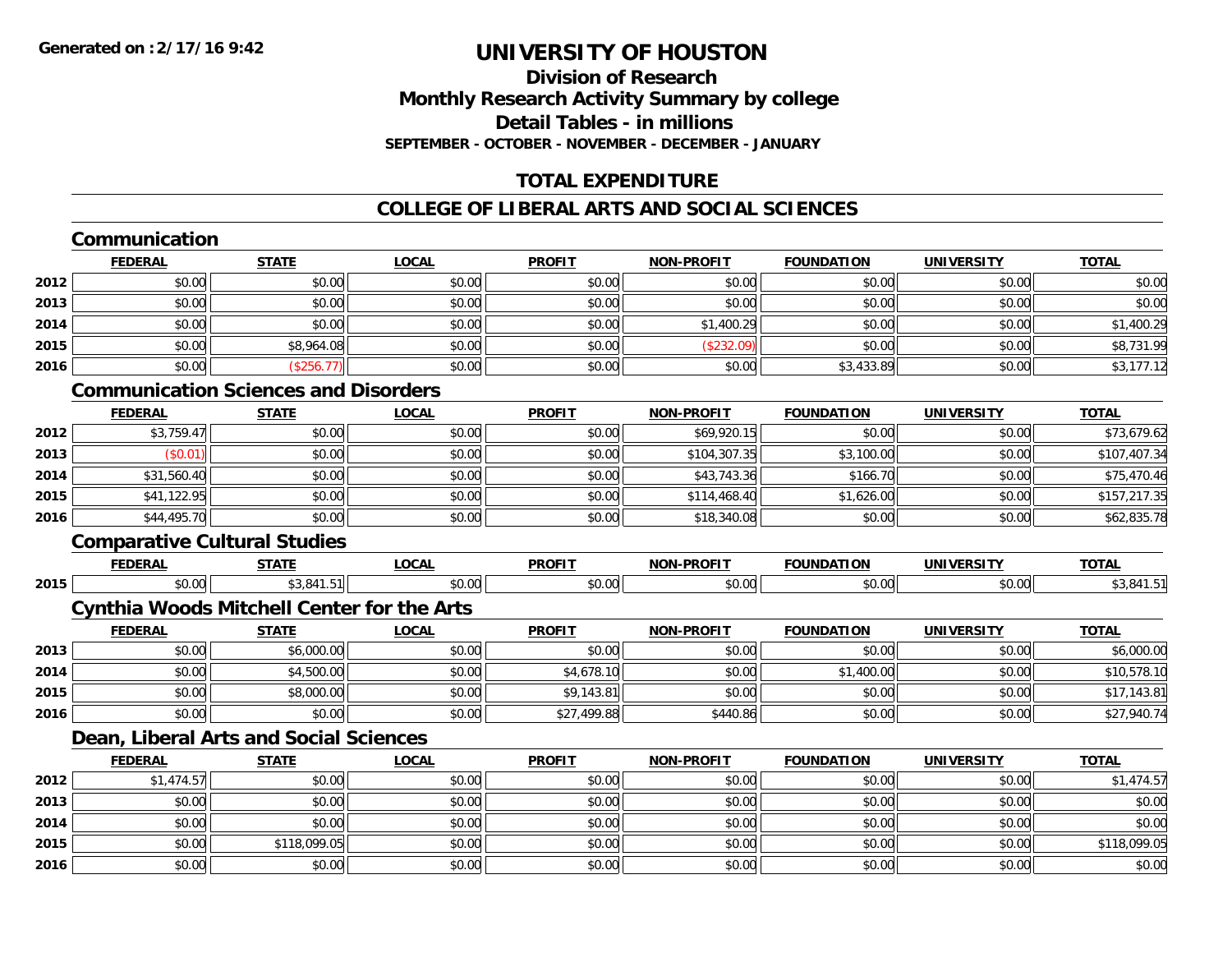# UNIVERSITY OF HOUSTON

## Division of Research
## Monthly Research Activity Summary by college
## Detail Tables - in millions
### SEPTEMBER - OCTOBER - NOVEMBER - DECEMBER - JANUARY

## TOTAL EXPENDITURE

## COLLEGE OF LIBERAL ARTS AND SOCIAL SCIENCES

### Communication

| | FEDERAL | STATE | LOCAL | PROFIT | NON-PROFIT | FOUNDATION | UNIVERSITY | TOTAL |
|---|---|---|---|---|---|---|---|---|
| 2012 | $0.00 | $0.00 | $0.00 | $0.00 | $0.00 | $0.00 | $0.00 | $0.00 |
| 2013 | $0.00 | $0.00 | $0.00 | $0.00 | $0.00 | $0.00 | $0.00 | $0.00 |
| 2014 | $0.00 | $0.00 | $0.00 | $0.00 | $1,400.29 | $0.00 | $0.00 | $1,400.29 |
| 2015 | $0.00 | $8,964.08 | $0.00 | $0.00 | ($232.09) | $0.00 | $0.00 | $8,731.99 |
| 2016 | $0.00 | ($256.77) | $0.00 | $0.00 | $0.00 | $3,433.89 | $0.00 | $3,177.12 |

### Communication Sciences and Disorders

| | FEDERAL | STATE | LOCAL | PROFIT | NON-PROFIT | FOUNDATION | UNIVERSITY | TOTAL |
|---|---|---|---|---|---|---|---|---|
| 2012 | $3,759.47 | $0.00 | $0.00 | $0.00 | $69,920.15 | $0.00 | $0.00 | $73,679.62 |
| 2013 | ($0.01) | $0.00 | $0.00 | $0.00 | $104,307.35 | $3,100.00 | $0.00 | $107,407.34 |
| 2014 | $31,560.40 | $0.00 | $0.00 | $0.00 | $43,743.36 | $166.70 | $0.00 | $75,470.46 |
| 2015 | $41,122.95 | $0.00 | $0.00 | $0.00 | $114,468.40 | $1,626.00 | $0.00 | $157,217.35 |
| 2016 | $44,495.70 | $0.00 | $0.00 | $0.00 | $18,340.08 | $0.00 | $0.00 | $62,835.78 |

### Comparative Cultural Studies

| | FEDERAL | STATE | LOCAL | PROFIT | NON-PROFIT | FOUNDATION | UNIVERSITY | TOTAL |
|---|---|---|---|---|---|---|---|---|
| 2015 | $0.00 | $3,841.51 | $0.00 | $0.00 | $0.00 | $0.00 | $0.00 | $3,841.51 |

### Cynthia Woods Mitchell Center for the Arts

| | FEDERAL | STATE | LOCAL | PROFIT | NON-PROFIT | FOUNDATION | UNIVERSITY | TOTAL |
|---|---|---|---|---|---|---|---|---|
| 2013 | $0.00 | $6,000.00 | $0.00 | $0.00 | $0.00 | $0.00 | $0.00 | $6,000.00 |
| 2014 | $0.00 | $4,500.00 | $0.00 | $4,678.10 | $0.00 | $1,400.00 | $0.00 | $10,578.10 |
| 2015 | $0.00 | $8,000.00 | $0.00 | $9,143.81 | $0.00 | $0.00 | $0.00 | $17,143.81 |
| 2016 | $0.00 | $0.00 | $0.00 | $27,499.88 | $440.86 | $0.00 | $0.00 | $27,940.74 |

### Dean, Liberal Arts and Social Sciences

| | FEDERAL | STATE | LOCAL | PROFIT | NON-PROFIT | FOUNDATION | UNIVERSITY | TOTAL |
|---|---|---|---|---|---|---|---|---|
| 2012 | $1,474.57 | $0.00 | $0.00 | $0.00 | $0.00 | $0.00 | $0.00 | $1,474.57 |
| 2013 | $0.00 | $0.00 | $0.00 | $0.00 | $0.00 | $0.00 | $0.00 | $0.00 |
| 2014 | $0.00 | $0.00 | $0.00 | $0.00 | $0.00 | $0.00 | $0.00 | $0.00 |
| 2015 | $0.00 | $118,099.05 | $0.00 | $0.00 | $0.00 | $0.00 | $0.00 | $118,099.05 |
| 2016 | $0.00 | $0.00 | $0.00 | $0.00 | $0.00 | $0.00 | $0.00 | $0.00 |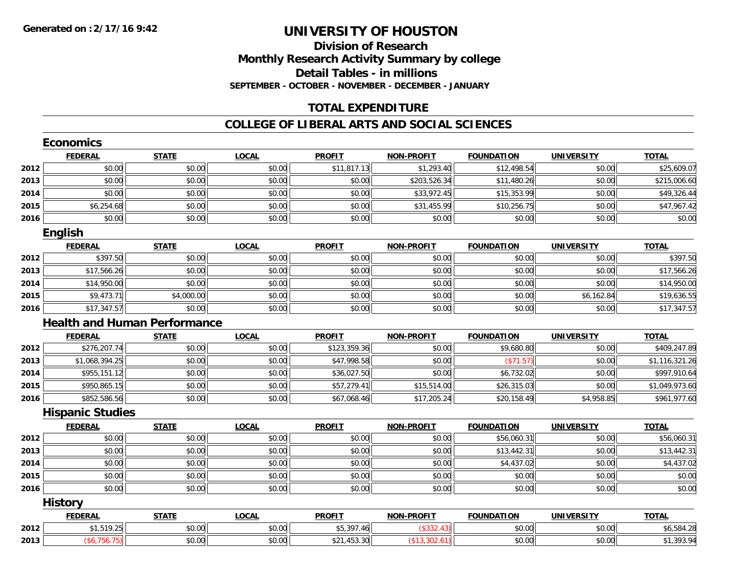# UNIVERSITY OF HOUSTON

## Division of Research
## Monthly Research Activity Summary by college
## Detail Tables - in millions
### SEPTEMBER - OCTOBER - NOVEMBER - DECEMBER - JANUARY

## TOTAL EXPENDITURE

## COLLEGE OF LIBERAL ARTS AND SOCIAL SCIENCES

### Economics

| | FEDERAL | STATE | LOCAL | PROFIT | NON-PROFIT | FOUNDATION | UNIVERSITY | TOTAL |
|---|---|---|---|---|---|---|---|---|
| 2012 | $0.00 | $0.00 | $0.00 | $11,817.13 | $1,293.40 | $12,498.54 | $0.00 | $25,609.07 |
| 2013 | $0.00 | $0.00 | $0.00 | $0.00 | $203,526.34 | $11,480.26 | $0.00 | $215,006.60 |
| 2014 | $0.00 | $0.00 | $0.00 | $0.00 | $33,972.45 | $15,353.99 | $0.00 | $49,326.44 |
| 2015 | $6,254.68 | $0.00 | $0.00 | $0.00 | $31,455.99 | $10,256.75 | $0.00 | $47,967.42 |
| 2016 | $0.00 | $0.00 | $0.00 | $0.00 | $0.00 | $0.00 | $0.00 | $0.00 |

### English

| | FEDERAL | STATE | LOCAL | PROFIT | NON-PROFIT | FOUNDATION | UNIVERSITY | TOTAL |
|---|---|---|---|---|---|---|---|---|
| 2012 | $397.50 | $0.00 | $0.00 | $0.00 | $0.00 | $0.00 | $0.00 | $397.50 |
| 2013 | $17,566.26 | $0.00 | $0.00 | $0.00 | $0.00 | $0.00 | $0.00 | $17,566.26 |
| 2014 | $14,950.00 | $0.00 | $0.00 | $0.00 | $0.00 | $0.00 | $0.00 | $14,950.00 |
| 2015 | $9,473.71 | $4,000.00 | $0.00 | $0.00 | $0.00 | $0.00 | $6,162.84 | $19,636.55 |
| 2016 | $17,347.57 | $0.00 | $0.00 | $0.00 | $0.00 | $0.00 | $0.00 | $17,347.57 |

### Health and Human Performance

| | FEDERAL | STATE | LOCAL | PROFIT | NON-PROFIT | FOUNDATION | UNIVERSITY | TOTAL |
|---|---|---|---|---|---|---|---|---|
| 2012 | $276,207.74 | $0.00 | $0.00 | $123,359.36 | $0.00 | $9,680.80 | $0.00 | $409,247.89 |
| 2013 | $1,068,394.25 | $0.00 | $0.00 | $47,998.58 | $0.00 | ($71.57) | $0.00 | $1,116,321.26 |
| 2014 | $955,151.12 | $0.00 | $0.00 | $36,027.50 | $0.00 | $6,732.02 | $0.00 | $997,910.64 |
| 2015 | $950,865.15 | $0.00 | $0.00 | $57,279.41 | $15,514.00 | $26,315.03 | $0.00 | $1,049,973.60 |
| 2016 | $852,586.56 | $0.00 | $0.00 | $67,068.46 | $17,205.24 | $20,158.49 | $4,958.85 | $961,977.60 |

### Hispanic Studies

| | FEDERAL | STATE | LOCAL | PROFIT | NON-PROFIT | FOUNDATION | UNIVERSITY | TOTAL |
|---|---|---|---|---|---|---|---|---|
| 2012 | $0.00 | $0.00 | $0.00 | $0.00 | $0.00 | $56,060.31 | $0.00 | $56,060.31 |
| 2013 | $0.00 | $0.00 | $0.00 | $0.00 | $0.00 | $13,442.31 | $0.00 | $13,442.31 |
| 2014 | $0.00 | $0.00 | $0.00 | $0.00 | $0.00 | $4,437.02 | $0.00 | $4,437.02 |
| 2015 | $0.00 | $0.00 | $0.00 | $0.00 | $0.00 | $0.00 | $0.00 | $0.00 |
| 2016 | $0.00 | $0.00 | $0.00 | $0.00 | $0.00 | $0.00 | $0.00 | $0.00 |

### History

| | FEDERAL | STATE | LOCAL | PROFIT | NON-PROFIT | FOUNDATION | UNIVERSITY | TOTAL |
|---|---|---|---|---|---|---|---|---|
| 2012 | $1,519.25 | $0.00 | $0.00 | $5,397.46 | ($332.43) | $0.00 | $0.00 | $6,584.28 |
| 2013 | ($6,756.75) | $0.00 | $0.00 | $21,453.30 | ($13,302.61) | $0.00 | $0.00 | $1,393.94 |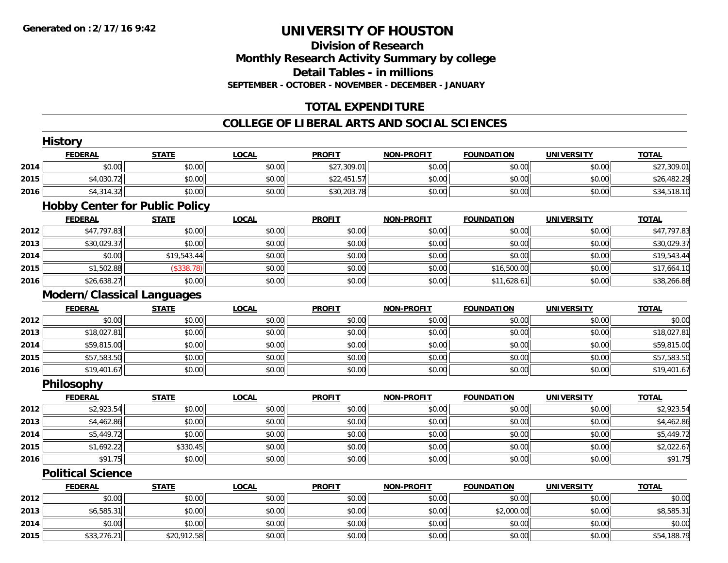Generated on :2/17/16 9:42

# UNIVERSITY OF HOUSTON

## Division of Research
## Monthly Research Activity Summary by college
## Detail Tables - in millions
### SEPTEMBER - OCTOBER - NOVEMBER - DECEMBER - JANUARY

## TOTAL EXPENDITURE

## COLLEGE OF LIBERAL ARTS AND SOCIAL SCIENCES

### History

| | FEDERAL | STATE | LOCAL | PROFIT | NON-PROFIT | FOUNDATION | UNIVERSITY | TOTAL |
|---|---|---|---|---|---|---|---|---|
| 2014 | $0.00 | $0.00 | $0.00 | $27,309.01 | $0.00 | $0.00 | $0.00 | $27,309.01 |
| 2015 | $4,030.72 | $0.00 | $0.00 | $22,451.57 | $0.00 | $0.00 | $0.00 | $26,482.29 |
| 2016 | $4,314.32 | $0.00 | $0.00 | $30,203.78 | $0.00 | $0.00 | $0.00 | $34,518.10 |

### Hobby Center for Public Policy

| | FEDERAL | STATE | LOCAL | PROFIT | NON-PROFIT | FOUNDATION | UNIVERSITY | TOTAL |
|---|---|---|---|---|---|---|---|---|
| 2012 | $47,797.83 | $0.00 | $0.00 | $0.00 | $0.00 | $0.00 | $0.00 | $47,797.83 |
| 2013 | $30,029.37 | $0.00 | $0.00 | $0.00 | $0.00 | $0.00 | $0.00 | $30,029.37 |
| 2014 | $0.00 | $19,543.44 | $0.00 | $0.00 | $0.00 | $0.00 | $0.00 | $19,543.44 |
| 2015 | $1,502.88 | ($338.78) | $0.00 | $0.00 | $0.00 | $16,500.00 | $0.00 | $17,664.10 |
| 2016 | $26,638.27 | $0.00 | $0.00 | $0.00 | $0.00 | $11,628.61 | $0.00 | $38,266.88 |

### Modern/Classical Languages

| | FEDERAL | STATE | LOCAL | PROFIT | NON-PROFIT | FOUNDATION | UNIVERSITY | TOTAL |
|---|---|---|---|---|---|---|---|---|
| 2012 | $0.00 | $0.00 | $0.00 | $0.00 | $0.00 | $0.00 | $0.00 | $0.00 |
| 2013 | $18,027.81 | $0.00 | $0.00 | $0.00 | $0.00 | $0.00 | $0.00 | $18,027.81 |
| 2014 | $59,815.00 | $0.00 | $0.00 | $0.00 | $0.00 | $0.00 | $0.00 | $59,815.00 |
| 2015 | $57,583.50 | $0.00 | $0.00 | $0.00 | $0.00 | $0.00 | $0.00 | $57,583.50 |
| 2016 | $19,401.67 | $0.00 | $0.00 | $0.00 | $0.00 | $0.00 | $0.00 | $19,401.67 |

### Philosophy

| | FEDERAL | STATE | LOCAL | PROFIT | NON-PROFIT | FOUNDATION | UNIVERSITY | TOTAL |
|---|---|---|---|---|---|---|---|---|
| 2012 | $2,923.54 | $0.00 | $0.00 | $0.00 | $0.00 | $0.00 | $0.00 | $2,923.54 |
| 2013 | $4,462.86 | $0.00 | $0.00 | $0.00 | $0.00 | $0.00 | $0.00 | $4,462.86 |
| 2014 | $5,449.72 | $0.00 | $0.00 | $0.00 | $0.00 | $0.00 | $0.00 | $5,449.72 |
| 2015 | $1,692.22 | $330.45 | $0.00 | $0.00 | $0.00 | $0.00 | $0.00 | $2,022.67 |
| 2016 | $91.75 | $0.00 | $0.00 | $0.00 | $0.00 | $0.00 | $0.00 | $91.75 |

### Political Science

| | FEDERAL | STATE | LOCAL | PROFIT | NON-PROFIT | FOUNDATION | UNIVERSITY | TOTAL |
|---|---|---|---|---|---|---|---|---|
| 2012 | $0.00 | $0.00 | $0.00 | $0.00 | $0.00 | $0.00 | $0.00 | $0.00 |
| 2013 | $6,585.31 | $0.00 | $0.00 | $0.00 | $0.00 | $2,000.00 | $0.00 | $8,585.31 |
| 2014 | $0.00 | $0.00 | $0.00 | $0.00 | $0.00 | $0.00 | $0.00 | $0.00 |
| 2015 | $33,276.21 | $20,912.58 | $0.00 | $0.00 | $0.00 | $0.00 | $0.00 | $54,188.79 |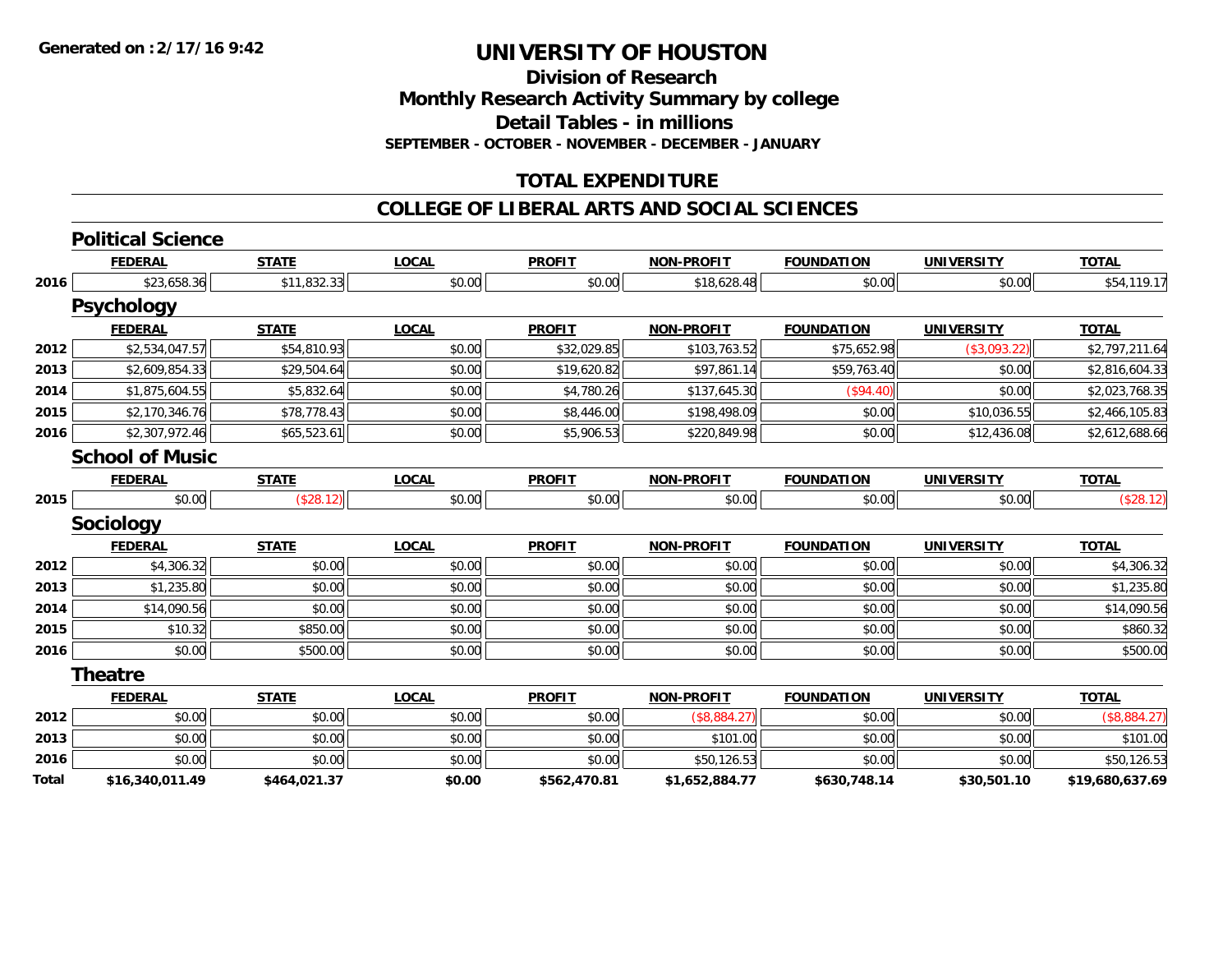Generated on :2/17/16 9:42

# UNIVERSITY OF HOUSTON

## Division of Research

## Monthly Research Activity Summary by college

## Detail Tables - in millions

**SEPTEMBER - OCTOBER - NOVEMBER - DECEMBER - JANUARY**

## TOTAL EXPENDITURE

## COLLEGE OF LIBERAL ARTS AND SOCIAL SCIENCES

### Political Science

| | FEDERAL | STATE | LOCAL | PROFIT | NON-PROFIT | FOUNDATION | UNIVERSITY | TOTAL |
|---|---|---|---|---|---|---|---|---|
| 2016 | $23,658.36 | $11,832.33 | $0.00 | $0.00 | $18,628.48 | $0.00 | $0.00 | $54,119.17 |

### Psychology

| | FEDERAL | STATE | LOCAL | PROFIT | NON-PROFIT | FOUNDATION | UNIVERSITY | TOTAL |
|---|---|---|---|---|---|---|---|---|
| 2012 | $2,534,047.57 | $54,810.93 | $0.00 | $32,029.85 | $103,763.52 | $75,652.98 | ($3,093.22) | $2,797,211.64 |
| 2013 | $2,609,854.33 | $29,504.64 | $0.00 | $19,620.82 | $97,861.14 | $59,763.40 | $0.00 | $2,816,604.33 |
| 2014 | $1,875,604.55 | $5,832.64 | $0.00 | $4,780.26 | $137,645.30 | ($94.40) | $0.00 | $2,023,768.35 |
| 2015 | $2,170,346.76 | $78,778.43 | $0.00 | $8,446.00 | $198,498.09 | $0.00 | $10,036.55 | $2,466,105.83 |
| 2016 | $2,307,972.46 | $65,523.61 | $0.00 | $5,906.53 | $220,849.98 | $0.00 | $12,436.08 | $2,612,688.66 |

### School of Music

| | FEDERAL | STATE | LOCAL | PROFIT | NON-PROFIT | FOUNDATION | UNIVERSITY | TOTAL |
|---|---|---|---|---|---|---|---|---|
| 2015 | $0.00 | ($28.12) | $0.00 | $0.00 | $0.00 | $0.00 | $0.00 | ($28.12) |

### Sociology

| | FEDERAL | STATE | LOCAL | PROFIT | NON-PROFIT | FOUNDATION | UNIVERSITY | TOTAL |
|---|---|---|---|---|---|---|---|---|
| 2012 | $4,306.32 | $0.00 | $0.00 | $0.00 | $0.00 | $0.00 | $0.00 | $4,306.32 |
| 2013 | $1,235.80 | $0.00 | $0.00 | $0.00 | $0.00 | $0.00 | $0.00 | $1,235.80 |
| 2014 | $14,090.56 | $0.00 | $0.00 | $0.00 | $0.00 | $0.00 | $0.00 | $14,090.56 |
| 2015 | $10.32 | $850.00 | $0.00 | $0.00 | $0.00 | $0.00 | $0.00 | $860.32 |
| 2016 | $0.00 | $500.00 | $0.00 | $0.00 | $0.00 | $0.00 | $0.00 | $500.00 |

### Theatre

| | FEDERAL | STATE | LOCAL | PROFIT | NON-PROFIT | FOUNDATION | UNIVERSITY | TOTAL |
|---|---|---|---|---|---|---|---|---|
| 2012 | $0.00 | $0.00 | $0.00 | $0.00 | ($8,884.27) | $0.00 | $0.00 | ($8,884.27) |
| 2013 | $0.00 | $0.00 | $0.00 | $0.00 | $101.00 | $0.00 | $0.00 | $101.00 |
| 2016 | $0.00 | $0.00 | $0.00 | $0.00 | $50,126.53 | $0.00 | $0.00 | $50,126.53 |
| **Total** | **$16,340,011.49** | **$464,021.37** | **$0.00** | **$562,470.81** | **$1,652,884.77** | **$630,748.14** | **$30,501.10** | **$19,680,637.69** |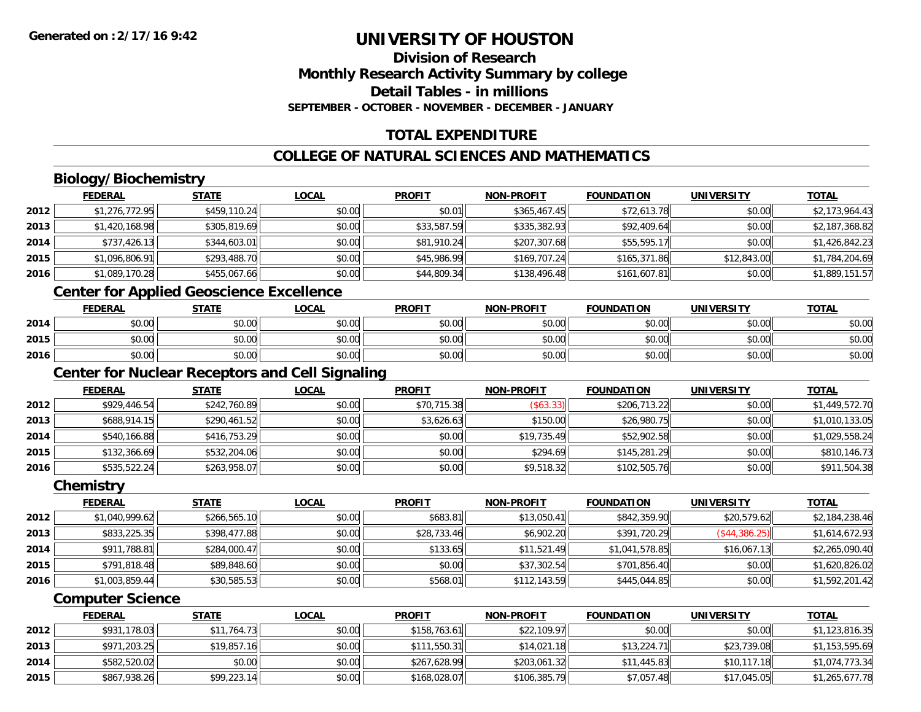**Generated on :2/17/16 9:42**

# UNIVERSITY OF HOUSTON

## Division of Research
## Monthly Research Activity Summary by college
## Detail Tables - in millions
### SEPTEMBER - OCTOBER - NOVEMBER - DECEMBER - JANUARY

## TOTAL EXPENDITURE

## COLLEGE OF NATURAL SCIENCES AND MATHEMATICS

### Biology/Biochemistry

| | FEDERAL | STATE | LOCAL | PROFIT | NON-PROFIT | FOUNDATION | UNIVERSITY | TOTAL |
|---|---|---|---|---|---|---|---|---|
| 2012 | $1,276,772.95 | $459,110.24 | $0.00 | $0.01 | $365,467.45 | $72,613.78 | $0.00 | $2,173,964.43 |
| 2013 | $1,420,168.98 | $305,819.69 | $0.00 | $33,587.59 | $335,382.93 | $92,409.64 | $0.00 | $2,187,368.82 |
| 2014 | $737,426.13 | $344,603.01 | $0.00 | $81,910.24 | $207,307.68 | $55,595.17 | $0.00 | $1,426,842.23 |
| 2015 | $1,096,806.91 | $293,488.70 | $0.00 | $45,986.99 | $169,707.24 | $165,371.86 | $12,843.00 | $1,784,204.69 |
| 2016 | $1,089,170.28 | $455,067.66 | $0.00 | $44,809.34 | $138,496.48 | $161,607.81 | $0.00 | $1,889,151.57 |

### Center for Applied Geoscience Excellence

| | FEDERAL | STATE | LOCAL | PROFIT | NON-PROFIT | FOUNDATION | UNIVERSITY | TOTAL |
|---|---|---|---|---|---|---|---|---|
| 2014 | $0.00 | $0.00 | $0.00 | $0.00 | $0.00 | $0.00 | $0.00 | $0.00 |
| 2015 | $0.00 | $0.00 | $0.00 | $0.00 | $0.00 | $0.00 | $0.00 | $0.00 |
| 2016 | $0.00 | $0.00 | $0.00 | $0.00 | $0.00 | $0.00 | $0.00 | $0.00 |

### Center for Nuclear Receptors and Cell Signaling

| | FEDERAL | STATE | LOCAL | PROFIT | NON-PROFIT | FOUNDATION | UNIVERSITY | TOTAL |
|---|---|---|---|---|---|---|---|---|
| 2012 | $929,446.54 | $242,760.89 | $0.00 | $70,715.38 | ($63.33) | $206,713.22 | $0.00 | $1,449,572.70 |
| 2013 | $688,914.15 | $290,461.52 | $0.00 | $3,626.63 | $150.00 | $26,980.75 | $0.00 | $1,010,133.05 |
| 2014 | $540,166.88 | $416,753.29 | $0.00 | $0.00 | $19,735.49 | $52,902.58 | $0.00 | $1,029,558.24 |
| 2015 | $132,366.69 | $532,204.06 | $0.00 | $0.00 | $294.69 | $145,281.29 | $0.00 | $810,146.73 |
| 2016 | $535,522.24 | $263,958.07 | $0.00 | $0.00 | $9,518.32 | $102,505.76 | $0.00 | $911,504.38 |

### Chemistry

| | FEDERAL | STATE | LOCAL | PROFIT | NON-PROFIT | FOUNDATION | UNIVERSITY | TOTAL |
|---|---|---|---|---|---|---|---|---|
| 2012 | $1,040,999.62 | $266,565.10 | $0.00 | $683.81 | $13,050.41 | $842,359.90 | $20,579.62 | $2,184,238.46 |
| 2013 | $833,225.35 | $398,477.88 | $0.00 | $28,733.46 | $6,902.20 | $391,720.29 | ($44,386.25) | $1,614,672.93 |
| 2014 | $911,788.81 | $284,000.47 | $0.00 | $133.65 | $11,521.49 | $1,041,578.85 | $16,067.13 | $2,265,090.40 |
| 2015 | $791,818.48 | $89,848.60 | $0.00 | $0.00 | $37,302.54 | $701,856.40 | $0.00 | $1,620,826.02 |
| 2016 | $1,003,859.44 | $30,585.53 | $0.00 | $568.01 | $112,143.59 | $445,044.85 | $0.00 | $1,592,201.42 |

### Computer Science

| | FEDERAL | STATE | LOCAL | PROFIT | NON-PROFIT | FOUNDATION | UNIVERSITY | TOTAL |
|---|---|---|---|---|---|---|---|---|
| 2012 | $931,178.03 | $11,764.73 | $0.00 | $158,763.61 | $22,109.97 | $0.00 | $0.00 | $1,123,816.35 |
| 2013 | $971,203.25 | $19,857.16 | $0.00 | $111,550.31 | $14,021.18 | $13,224.71 | $23,739.08 | $1,153,595.69 |
| 2014 | $582,520.02 | $0.00 | $0.00 | $267,628.99 | $203,061.32 | $11,445.83 | $10,117.18 | $1,074,773.34 |
| 2015 | $867,938.26 | $99,223.14 | $0.00 | $168,028.07 | $106,385.79 | $7,057.48 | $17,045.05 | $1,265,677.78 |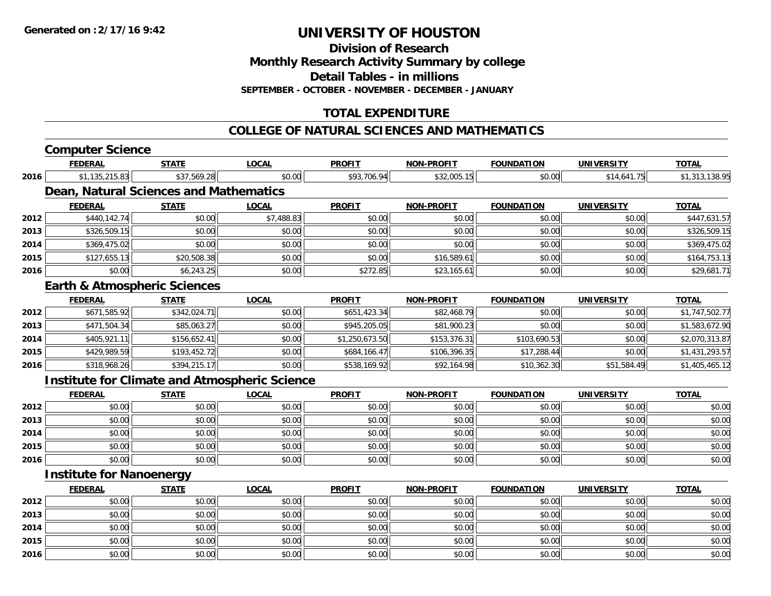**Generated on :2/17/16 9:42**

# UNIVERSITY OF HOUSTON

## Division of Research
## Monthly Research Activity Summary by college
## Detail Tables - in millions
### SEPTEMBER - OCTOBER - NOVEMBER - DECEMBER - JANUARY

## TOTAL EXPENDITURE

## COLLEGE OF NATURAL SCIENCES AND MATHEMATICS

### Computer Science

| | FEDERAL | STATE | LOCAL | PROFIT | NON-PROFIT | FOUNDATION | UNIVERSITY | TOTAL |
|---|---|---|---|---|---|---|---|---|
| 2016 | $1,135,215.83 | $37,569.28 | $0.00 | $93,706.94 | $32,005.15 | $0.00 | $14,641.75 | $1,313,138.95 |

### Dean, Natural Sciences and Mathematics

| | FEDERAL | STATE | LOCAL | PROFIT | NON-PROFIT | FOUNDATION | UNIVERSITY | TOTAL |
|---|---|---|---|---|---|---|---|---|
| 2012 | $440,142.74 | $0.00 | $7,488.83 | $0.00 | $0.00 | $0.00 | $0.00 | $447,631.57 |
| 2013 | $326,509.15 | $0.00 | $0.00 | $0.00 | $0.00 | $0.00 | $0.00 | $326,509.15 |
| 2014 | $369,475.02 | $0.00 | $0.00 | $0.00 | $0.00 | $0.00 | $0.00 | $369,475.02 |
| 2015 | $127,655.13 | $20,508.38 | $0.00 | $0.00 | $16,589.61 | $0.00 | $0.00 | $164,753.13 |
| 2016 | $0.00 | $6,243.25 | $0.00 | $272.85 | $23,165.61 | $0.00 | $0.00 | $29,681.71 |

### Earth & Atmospheric Sciences

| | FEDERAL | STATE | LOCAL | PROFIT | NON-PROFIT | FOUNDATION | UNIVERSITY | TOTAL |
|---|---|---|---|---|---|---|---|---|
| 2012 | $671,585.92 | $342,024.71 | $0.00 | $651,423.34 | $82,468.79 | $0.00 | $0.00 | $1,747,502.77 |
| 2013 | $471,504.34 | $85,063.27 | $0.00 | $945,205.05 | $81,900.23 | $0.00 | $0.00 | $1,583,672.90 |
| 2014 | $405,921.11 | $156,652.41 | $0.00 | $1,250,673.50 | $153,376.31 | $103,690.53 | $0.00 | $2,070,313.87 |
| 2015 | $429,989.59 | $193,452.72 | $0.00 | $684,166.47 | $106,396.35 | $17,288.44 | $0.00 | $1,431,293.57 |
| 2016 | $318,968.26 | $394,215.17 | $0.00 | $538,169.92 | $92,164.98 | $10,362.30 | $51,584.49 | $1,405,465.12 |

### Institute for Climate and Atmospheric Science

| | FEDERAL | STATE | LOCAL | PROFIT | NON-PROFIT | FOUNDATION | UNIVERSITY | TOTAL |
|---|---|---|---|---|---|---|---|---|
| 2012 | $0.00 | $0.00 | $0.00 | $0.00 | $0.00 | $0.00 | $0.00 | $0.00 |
| 2013 | $0.00 | $0.00 | $0.00 | $0.00 | $0.00 | $0.00 | $0.00 | $0.00 |
| 2014 | $0.00 | $0.00 | $0.00 | $0.00 | $0.00 | $0.00 | $0.00 | $0.00 |
| 2015 | $0.00 | $0.00 | $0.00 | $0.00 | $0.00 | $0.00 | $0.00 | $0.00 |
| 2016 | $0.00 | $0.00 | $0.00 | $0.00 | $0.00 | $0.00 | $0.00 | $0.00 |

### Institute for Nanoenergy

| | FEDERAL | STATE | LOCAL | PROFIT | NON-PROFIT | FOUNDATION | UNIVERSITY | TOTAL |
|---|---|---|---|---|---|---|---|---|
| 2012 | $0.00 | $0.00 | $0.00 | $0.00 | $0.00 | $0.00 | $0.00 | $0.00 |
| 2013 | $0.00 | $0.00 | $0.00 | $0.00 | $0.00 | $0.00 | $0.00 | $0.00 |
| 2014 | $0.00 | $0.00 | $0.00 | $0.00 | $0.00 | $0.00 | $0.00 | $0.00 |
| 2015 | $0.00 | $0.00 | $0.00 | $0.00 | $0.00 | $0.00 | $0.00 | $0.00 |
| 2016 | $0.00 | $0.00 | $0.00 | $0.00 | $0.00 | $0.00 | $0.00 | $0.00 |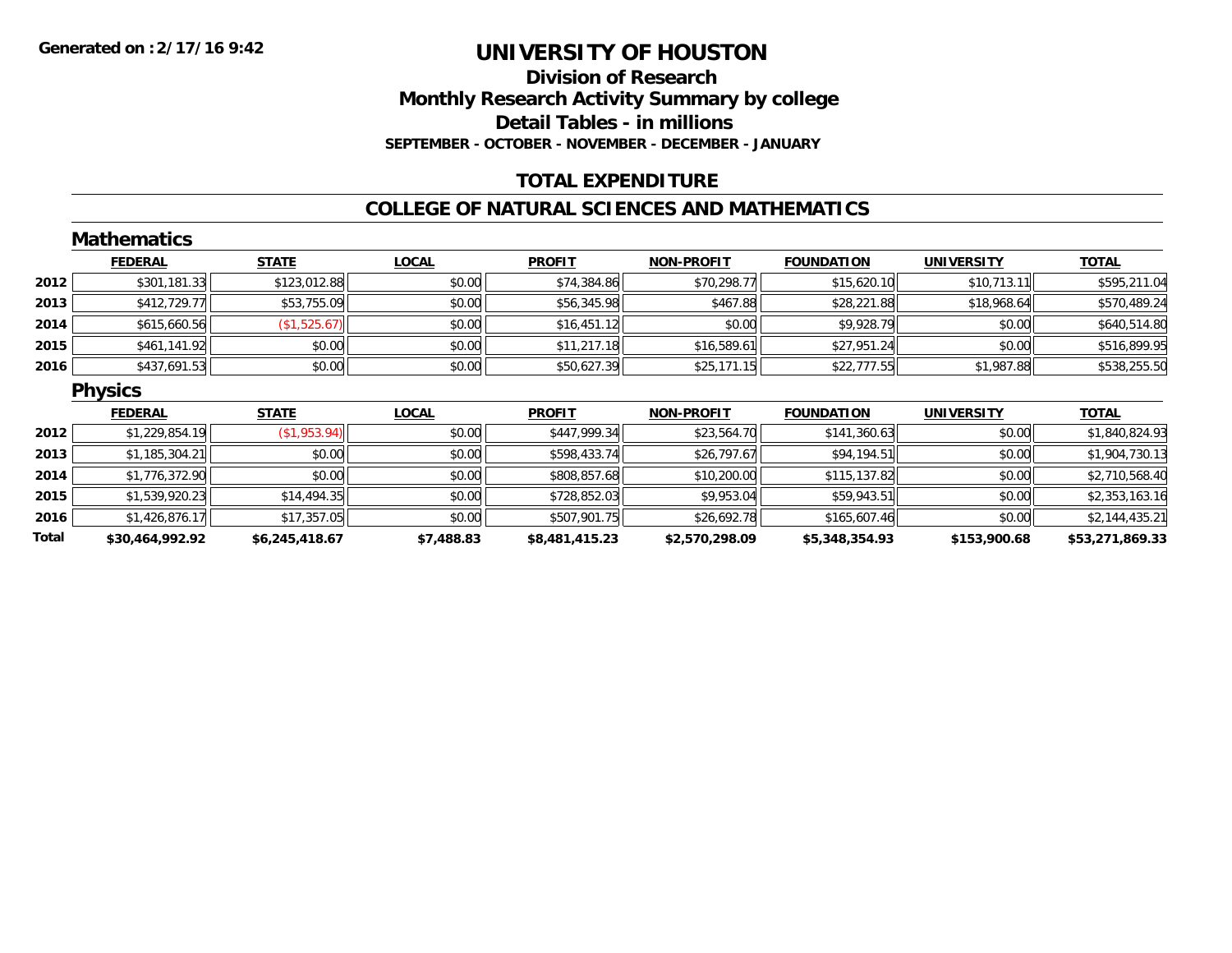**Generated on :2/17/16 9:42**

# UNIVERSITY OF HOUSTON

## Division of Research

## Monthly Research Activity Summary by college

## Detail Tables - in millions

**SEPTEMBER - OCTOBER - NOVEMBER - DECEMBER - JANUARY**

## TOTAL EXPENDITURE

## COLLEGE OF NATURAL SCIENCES AND MATHEMATICS

### Mathematics

| | FEDERAL | STATE | LOCAL | PROFIT | NON-PROFIT | FOUNDATION | UNIVERSITY | TOTAL |
|---|---|---|---|---|---|---|---|---|
| 2012 | $301,181.33 | $123,012.88 | $0.00 | $74,384.86 | $70,298.77 | $15,620.10 | $10,713.11 | $595,211.04 |
| 2013 | $412,729.77 | $53,755.09 | $0.00 | $56,345.98 | $467.88 | $28,221.88 | $18,968.64 | $570,489.24 |
| 2014 | $615,660.56 | ($1,525.67) | $0.00 | $16,451.12 | $0.00 | $9,928.79 | $0.00 | $640,514.80 |
| 2015 | $461,141.92 | $0.00 | $0.00 | $11,217.18 | $16,589.61 | $27,951.24 | $0.00 | $516,899.95 |
| 2016 | $437,691.53 | $0.00 | $0.00 | $50,627.39 | $25,171.15 | $22,777.55 | $1,987.88 | $538,255.50 |

### Physics

| | FEDERAL | STATE | LOCAL | PROFIT | NON-PROFIT | FOUNDATION | UNIVERSITY | TOTAL |
|---|---|---|---|---|---|---|---|---|
| 2012 | $1,229,854.19 | ($1,953.94) | $0.00 | $447,999.34 | $23,564.70 | $141,360.63 | $0.00 | $1,840,824.93 |
| 2013 | $1,185,304.21 | $0.00 | $0.00 | $598,433.74 | $26,797.67 | $94,194.51 | $0.00 | $1,904,730.13 |
| 2014 | $1,776,372.90 | $0.00 | $0.00 | $808,857.68 | $10,200.00 | $115,137.82 | $0.00 | $2,710,568.40 |
| 2015 | $1,539,920.23 | $14,494.35 | $0.00 | $728,852.03 | $9,953.04 | $59,943.51 | $0.00 | $2,353,163.16 |
| 2016 | $1,426,876.17 | $17,357.05 | $0.00 | $507,901.75 | $26,692.78 | $165,607.46 | $0.00 | $2,144,435.21 |
| **Total** | **$30,464,992.92** | **$6,245,418.67** | **$7,488.83** | **$8,481,415.23** | **$2,570,298.09** | **$5,348,354.93** | **$153,900.68** | **$53,271,869.33** |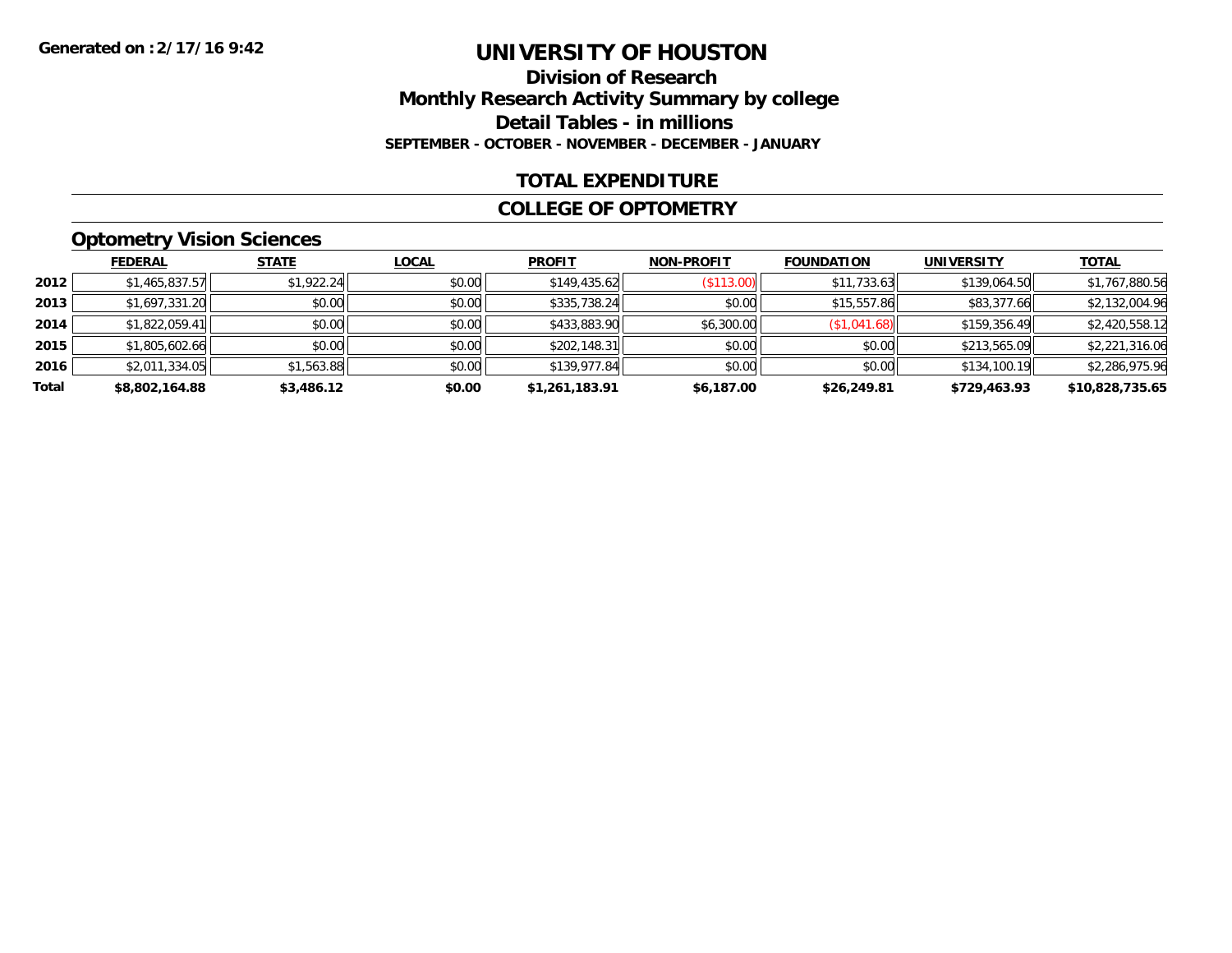**Generated on :2/17/16 9:42**

# UNIVERSITY OF HOUSTON

## Division of Research
## Monthly Research Activity Summary by college
## Detail Tables - in millions
### SEPTEMBER - OCTOBER - NOVEMBER - DECEMBER - JANUARY

## TOTAL EXPENDITURE

## COLLEGE OF OPTOMETRY

### Optometry Vision Sciences

| | FEDERAL | STATE | LOCAL | PROFIT | NON-PROFIT | FOUNDATION | UNIVERSITY | TOTAL |
|---|---|---|---|---|---|---|---|---|
| **2012** | $1,465,837.57 | $1,922.24 | $0.00 | $149,435.62 | ($113.00) | $11,733.63 | $139,064.50 | $1,767,880.56 |
| **2013** | $1,697,331.20 | $0.00 | $0.00 | $335,738.24 | $0.00 | $15,557.86 | $83,377.66 | $2,132,004.96 |
| **2014** | $1,822,059.41 | $0.00 | $0.00 | $433,883.90 | $6,300.00 | ($1,041.68) | $159,356.49 | $2,420,558.12 |
| **2015** | $1,805,602.66 | $0.00 | $0.00 | $202,148.31 | $0.00 | $0.00 | $213,565.09 | $2,221,316.06 |
| **2016** | $2,011,334.05 | $1,563.88 | $0.00 | $139,977.84 | $0.00 | $0.00 | $134,100.19 | $2,286,975.96 |
| **Total** | **$8,802,164.88** | **$3,486.12** | **$0.00** | **$1,261,183.91** | **$6,187.00** | **$26,249.81** | **$729,463.93** | **$10,828,735.65** |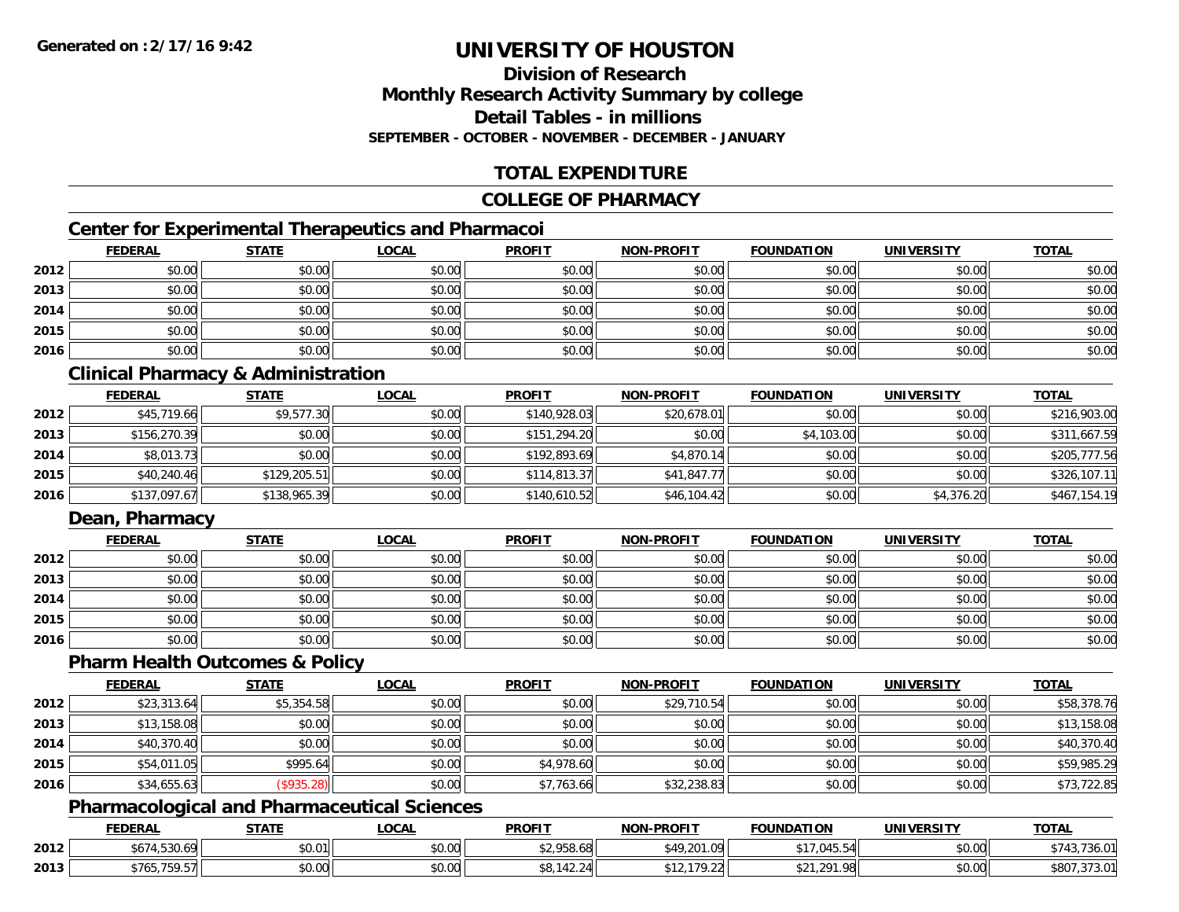# UNIVERSITY OF HOUSTON

## Division of Research
## Monthly Research Activity Summary by college
## Detail Tables - in millions
### SEPTEMBER - OCTOBER - NOVEMBER - DECEMBER - JANUARY

## TOTAL EXPENDITURE

## COLLEGE OF PHARMACY

### Center for Experimental Therapeutics and Pharmacoi

| | FEDERAL | STATE | LOCAL | PROFIT | NON-PROFIT | FOUNDATION | UNIVERSITY | TOTAL |
|---|---|---|---|---|---|---|---|---|
| 2012 | $0.00 | $0.00 | $0.00 | $0.00 | $0.00 | $0.00 | $0.00 | $0.00 |
| 2013 | $0.00 | $0.00 | $0.00 | $0.00 | $0.00 | $0.00 | $0.00 | $0.00 |
| 2014 | $0.00 | $0.00 | $0.00 | $0.00 | $0.00 | $0.00 | $0.00 | $0.00 |
| 2015 | $0.00 | $0.00 | $0.00 | $0.00 | $0.00 | $0.00 | $0.00 | $0.00 |
| 2016 | $0.00 | $0.00 | $0.00 | $0.00 | $0.00 | $0.00 | $0.00 | $0.00 |

### Clinical Pharmacy & Administration

| | FEDERAL | STATE | LOCAL | PROFIT | NON-PROFIT | FOUNDATION | UNIVERSITY | TOTAL |
|---|---|---|---|---|---|---|---|---|
| 2012 | $45,719.66 | $9,577.30 | $0.00 | $140,928.03 | $20,678.01 | $0.00 | $0.00 | $216,903.00 |
| 2013 | $156,270.39 | $0.00 | $0.00 | $151,294.20 | $0.00 | $4,103.00 | $0.00 | $311,667.59 |
| 2014 | $8,013.73 | $0.00 | $0.00 | $192,893.69 | $4,870.14 | $0.00 | $0.00 | $205,777.56 |
| 2015 | $40,240.46 | $129,205.51 | $0.00 | $114,813.37 | $41,847.77 | $0.00 | $0.00 | $326,107.11 |
| 2016 | $137,097.67 | $138,965.39 | $0.00 | $140,610.52 | $46,104.42 | $0.00 | $4,376.20 | $467,154.19 |

### Dean, Pharmacy

| | FEDERAL | STATE | LOCAL | PROFIT | NON-PROFIT | FOUNDATION | UNIVERSITY | TOTAL |
|---|---|---|---|---|---|---|---|---|
| 2012 | $0.00 | $0.00 | $0.00 | $0.00 | $0.00 | $0.00 | $0.00 | $0.00 |
| 2013 | $0.00 | $0.00 | $0.00 | $0.00 | $0.00 | $0.00 | $0.00 | $0.00 |
| 2014 | $0.00 | $0.00 | $0.00 | $0.00 | $0.00 | $0.00 | $0.00 | $0.00 |
| 2015 | $0.00 | $0.00 | $0.00 | $0.00 | $0.00 | $0.00 | $0.00 | $0.00 |
| 2016 | $0.00 | $0.00 | $0.00 | $0.00 | $0.00 | $0.00 | $0.00 | $0.00 |

### Pharm Health Outcomes & Policy

| | FEDERAL | STATE | LOCAL | PROFIT | NON-PROFIT | FOUNDATION | UNIVERSITY | TOTAL |
|---|---|---|---|---|---|---|---|---|
| 2012 | $23,313.64 | $5,354.58 | $0.00 | $0.00 | $29,710.54 | $0.00 | $0.00 | $58,378.76 |
| 2013 | $13,158.08 | $0.00 | $0.00 | $0.00 | $0.00 | $0.00 | $0.00 | $13,158.08 |
| 2014 | $40,370.40 | $0.00 | $0.00 | $0.00 | $0.00 | $0.00 | $0.00 | $40,370.40 |
| 2015 | $54,011.05 | $995.64 | $0.00 | $4,978.60 | $0.00 | $0.00 | $0.00 | $59,985.29 |
| 2016 | $34,655.63 | ($935.28) | $0.00 | $7,763.66 | $32,238.83 | $0.00 | $0.00 | $73,722.85 |

### Pharmacological and Pharmaceutical Sciences

| | FEDERAL | STATE | LOCAL | PROFIT | NON-PROFIT | FOUNDATION | UNIVERSITY | TOTAL |
|---|---|---|---|---|---|---|---|---|
| 2012 | $674,530.69 | $0.01 | $0.00 | $2,958.68 | $49,201.09 | $17,045.54 | $0.00 | $743,736.01 |
| 2013 | $765,759.57 | $0.00 | $0.00 | $8,142.24 | $12,179.22 | $21,291.98 | $0.00 | $807,373.01 |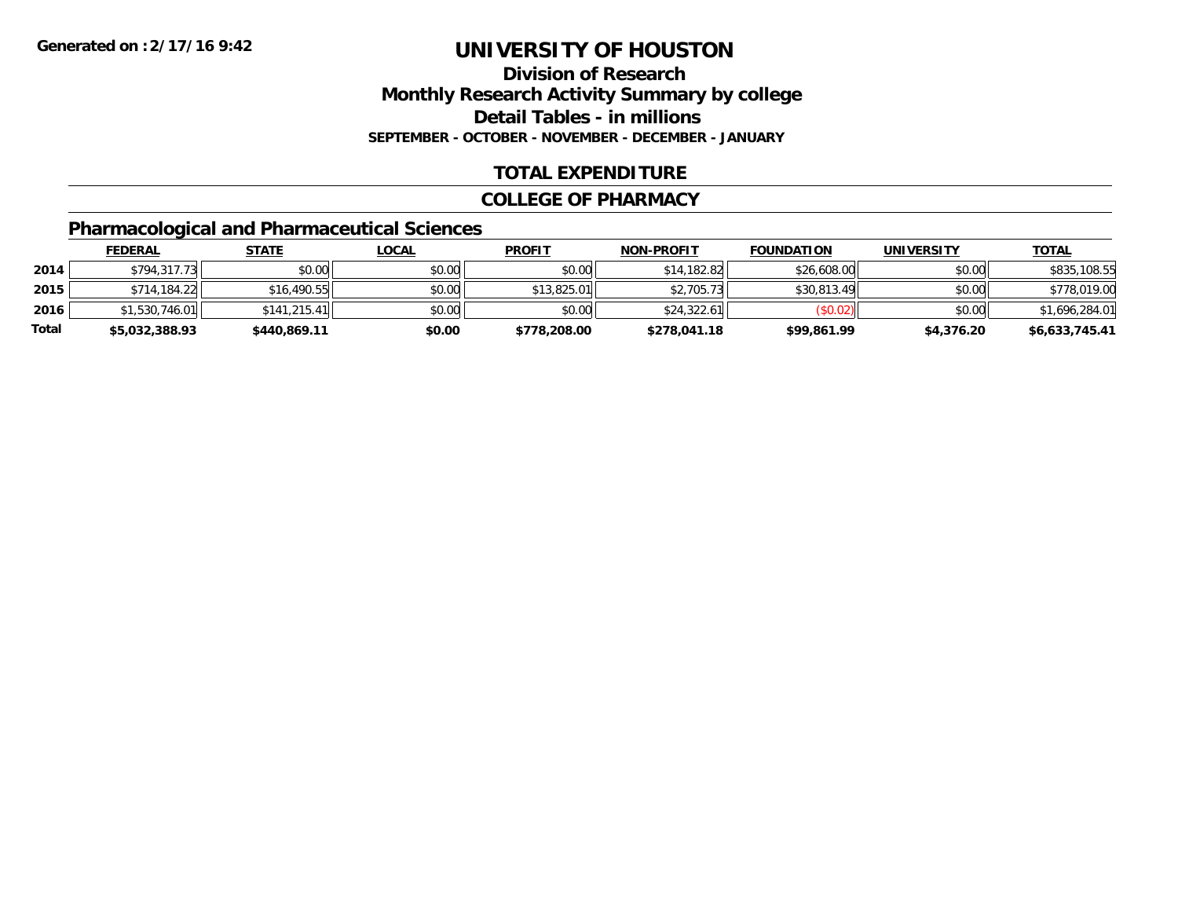Generated on :2/17/16 9:42

# UNIVERSITY OF HOUSTON

## Division of Research

## Monthly Research Activity Summary by college

## Detail Tables - in millions

**SEPTEMBER - OCTOBER - NOVEMBER - DECEMBER - JANUARY**

## TOTAL EXPENDITURE

## COLLEGE OF PHARMACY

### Pharmacological and Pharmaceutical Sciences

| | FEDERAL | STATE | LOCAL | PROFIT | NON-PROFIT | FOUNDATION | UNIVERSITY | TOTAL |
|---|---|---|---|---|---|---|---|---|
| 2014 | $794,317.73 | $0.00 | $0.00 | $0.00 | $14,182.82 | $26,608.00 | $0.00 | $835,108.55 |
| 2015 | $714,184.22 | $16,490.55 | $0.00 | $13,825.01 | $2,705.73 | $30,813.49 | $0.00 | $778,019.00 |
| 2016 | $1,530,746.01 | $141,215.41 | $0.00 | $0.00 | $24,322.61 | ($0.02) | $0.00 | $1,696,284.01 |
| **Total** | **$5,032,388.93** | **$440,869.11** | **$0.00** | **$778,208.00** | **$278,041.18** | **$99,861.99** | **$4,376.20** | **$6,633,745.41** |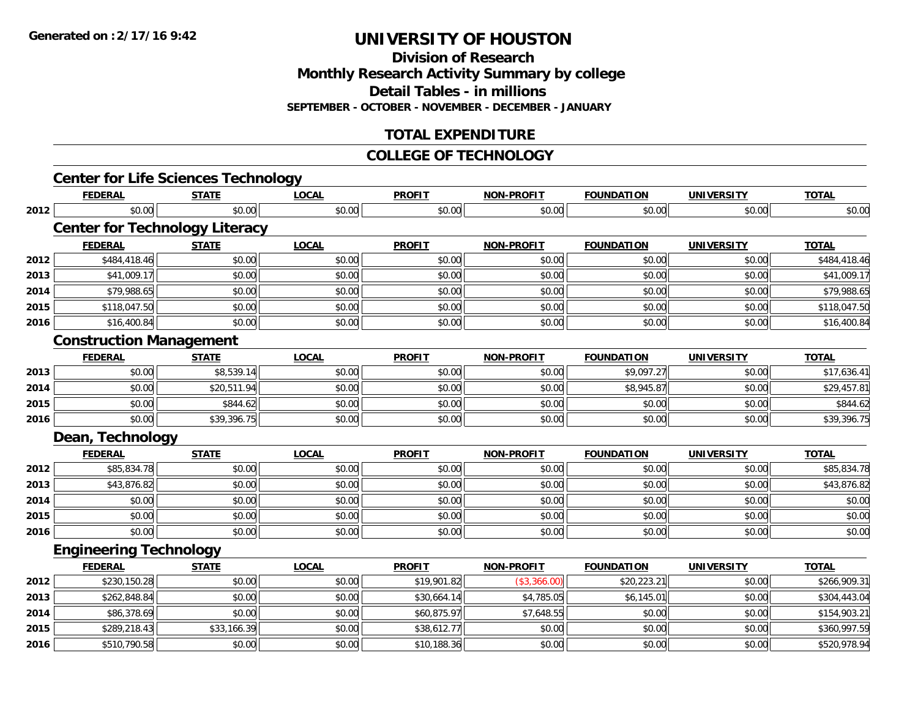# UNIVERSITY OF HOUSTON

## Division of Research
## Monthly Research Activity Summary by college
## Detail Tables - in millions
### SEPTEMBER - OCTOBER - NOVEMBER - DECEMBER - JANUARY

## TOTAL EXPENDITURE

## COLLEGE OF TECHNOLOGY

### Center for Life Sciences Technology

| | FEDERAL | STATE | LOCAL | PROFIT | NON-PROFIT | FOUNDATION | UNIVERSITY | TOTAL |
|---|---|---|---|---|---|---|---|---|
| 2012 | $0.00 | $0.00 | $0.00 | $0.00 | $0.00 | $0.00 | $0.00 | $0.00 |

### Center for Technology Literacy

| | FEDERAL | STATE | LOCAL | PROFIT | NON-PROFIT | FOUNDATION | UNIVERSITY | TOTAL |
|---|---|---|---|---|---|---|---|---|
| 2012 | $484,418.46 | $0.00 | $0.00 | $0.00 | $0.00 | $0.00 | $0.00 | $484,418.46 |
| 2013 | $41,009.17 | $0.00 | $0.00 | $0.00 | $0.00 | $0.00 | $0.00 | $41,009.17 |
| 2014 | $79,988.65 | $0.00 | $0.00 | $0.00 | $0.00 | $0.00 | $0.00 | $79,988.65 |
| 2015 | $118,047.50 | $0.00 | $0.00 | $0.00 | $0.00 | $0.00 | $0.00 | $118,047.50 |
| 2016 | $16,400.84 | $0.00 | $0.00 | $0.00 | $0.00 | $0.00 | $0.00 | $16,400.84 |

### Construction Management

| | FEDERAL | STATE | LOCAL | PROFIT | NON-PROFIT | FOUNDATION | UNIVERSITY | TOTAL |
|---|---|---|---|---|---|---|---|---|
| 2013 | $0.00 | $8,539.14 | $0.00 | $0.00 | $0.00 | $9,097.27 | $0.00 | $17,636.41 |
| 2014 | $0.00 | $20,511.94 | $0.00 | $0.00 | $0.00 | $8,945.87 | $0.00 | $29,457.81 |
| 2015 | $0.00 | $844.62 | $0.00 | $0.00 | $0.00 | $0.00 | $0.00 | $844.62 |
| 2016 | $0.00 | $39,396.75 | $0.00 | $0.00 | $0.00 | $0.00 | $0.00 | $39,396.75 |

### Dean, Technology

| | FEDERAL | STATE | LOCAL | PROFIT | NON-PROFIT | FOUNDATION | UNIVERSITY | TOTAL |
|---|---|---|---|---|---|---|---|---|
| 2012 | $85,834.78 | $0.00 | $0.00 | $0.00 | $0.00 | $0.00 | $0.00 | $85,834.78 |
| 2013 | $43,876.82 | $0.00 | $0.00 | $0.00 | $0.00 | $0.00 | $0.00 | $43,876.82 |
| 2014 | $0.00 | $0.00 | $0.00 | $0.00 | $0.00 | $0.00 | $0.00 | $0.00 |
| 2015 | $0.00 | $0.00 | $0.00 | $0.00 | $0.00 | $0.00 | $0.00 | $0.00 |
| 2016 | $0.00 | $0.00 | $0.00 | $0.00 | $0.00 | $0.00 | $0.00 | $0.00 |

### Engineering Technology

| | FEDERAL | STATE | LOCAL | PROFIT | NON-PROFIT | FOUNDATION | UNIVERSITY | TOTAL |
|---|---|---|---|---|---|---|---|---|
| 2012 | $230,150.28 | $0.00 | $0.00 | $19,901.82 | ($3,366.00) | $20,223.21 | $0.00 | $266,909.31 |
| 2013 | $262,848.84 | $0.00 | $0.00 | $30,664.14 | $4,785.05 | $6,145.01 | $0.00 | $304,443.04 |
| 2014 | $86,378.69 | $0.00 | $0.00 | $60,875.97 | $7,648.55 | $0.00 | $0.00 | $154,903.21 |
| 2015 | $289,218.43 | $33,166.39 | $0.00 | $38,612.77 | $0.00 | $0.00 | $0.00 | $360,997.59 |
| 2016 | $510,790.58 | $0.00 | $0.00 | $10,188.36 | $0.00 | $0.00 | $0.00 | $520,978.94 |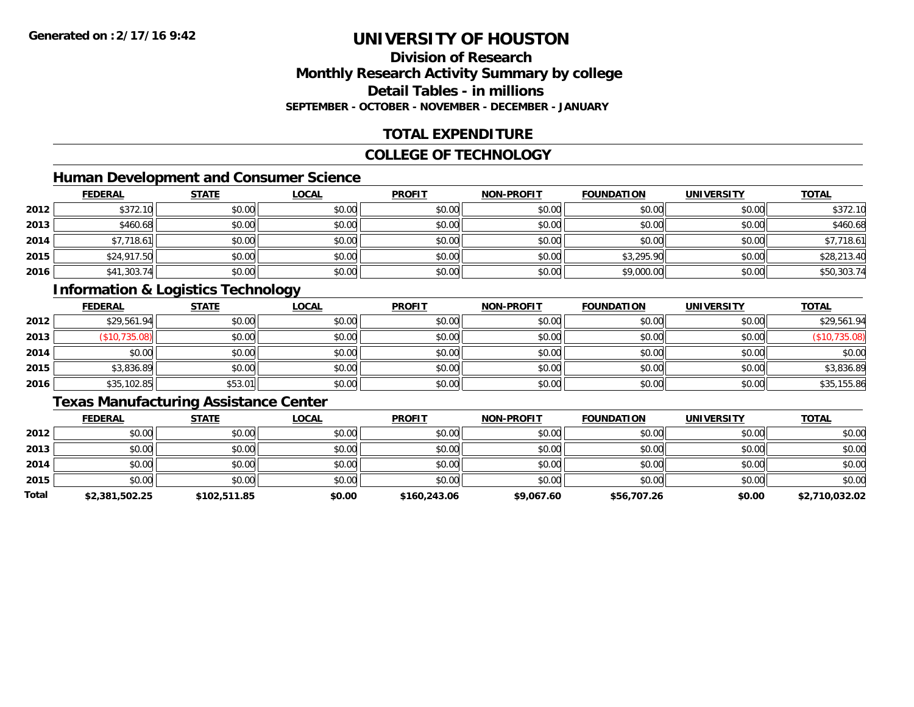# UNIVERSITY OF HOUSTON

## Division of Research
## Monthly Research Activity Summary by college
## Detail Tables - in millions
### SEPTEMBER - OCTOBER - NOVEMBER - DECEMBER - JANUARY

## TOTAL EXPENDITURE

## COLLEGE OF TECHNOLOGY

### Human Development and Consumer Science

| | FEDERAL | STATE | LOCAL | PROFIT | NON-PROFIT | FOUNDATION | UNIVERSITY | TOTAL |
|---|---|---|---|---|---|---|---|---|
| 2012 | $372.10 | $0.00 | $0.00 | $0.00 | $0.00 | $0.00 | $0.00 | $372.10 |
| 2013 | $460.68 | $0.00 | $0.00 | $0.00 | $0.00 | $0.00 | $0.00 | $460.68 |
| 2014 | $7,718.61 | $0.00 | $0.00 | $0.00 | $0.00 | $0.00 | $0.00 | $7,718.61 |
| 2015 | $24,917.50 | $0.00 | $0.00 | $0.00 | $0.00 | $3,295.90 | $0.00 | $28,213.40 |
| 2016 | $41,303.74 | $0.00 | $0.00 | $0.00 | $0.00 | $9,000.00 | $0.00 | $50,303.74 |

### Information & Logistics Technology

| | FEDERAL | STATE | LOCAL | PROFIT | NON-PROFIT | FOUNDATION | UNIVERSITY | TOTAL |
|---|---|---|---|---|---|---|---|---|
| 2012 | $29,561.94 | $0.00 | $0.00 | $0.00 | $0.00 | $0.00 | $0.00 | $29,561.94 |
| 2013 | ($10,735.08) | $0.00 | $0.00 | $0.00 | $0.00 | $0.00 | $0.00 | ($10,735.08) |
| 2014 | $0.00 | $0.00 | $0.00 | $0.00 | $0.00 | $0.00 | $0.00 | $0.00 |
| 2015 | $3,836.89 | $0.00 | $0.00 | $0.00 | $0.00 | $0.00 | $0.00 | $3,836.89 |
| 2016 | $35,102.85 | $53.01 | $0.00 | $0.00 | $0.00 | $0.00 | $0.00 | $35,155.86 |

### Texas Manufacturing Assistance Center

| | FEDERAL | STATE | LOCAL | PROFIT | NON-PROFIT | FOUNDATION | UNIVERSITY | TOTAL |
|---|---|---|---|---|---|---|---|---|
| 2012 | $0.00 | $0.00 | $0.00 | $0.00 | $0.00 | $0.00 | $0.00 | $0.00 |
| 2013 | $0.00 | $0.00 | $0.00 | $0.00 | $0.00 | $0.00 | $0.00 | $0.00 |
| 2014 | $0.00 | $0.00 | $0.00 | $0.00 | $0.00 | $0.00 | $0.00 | $0.00 |
| 2015 | $0.00 | $0.00 | $0.00 | $0.00 | $0.00 | $0.00 | $0.00 | $0.00 |
| **Total** | **$2,381,502.25** | **$102,511.85** | **$0.00** | **$160,243.06** | **$9,067.60** | **$56,707.26** | **$0.00** | **$2,710,032.02** |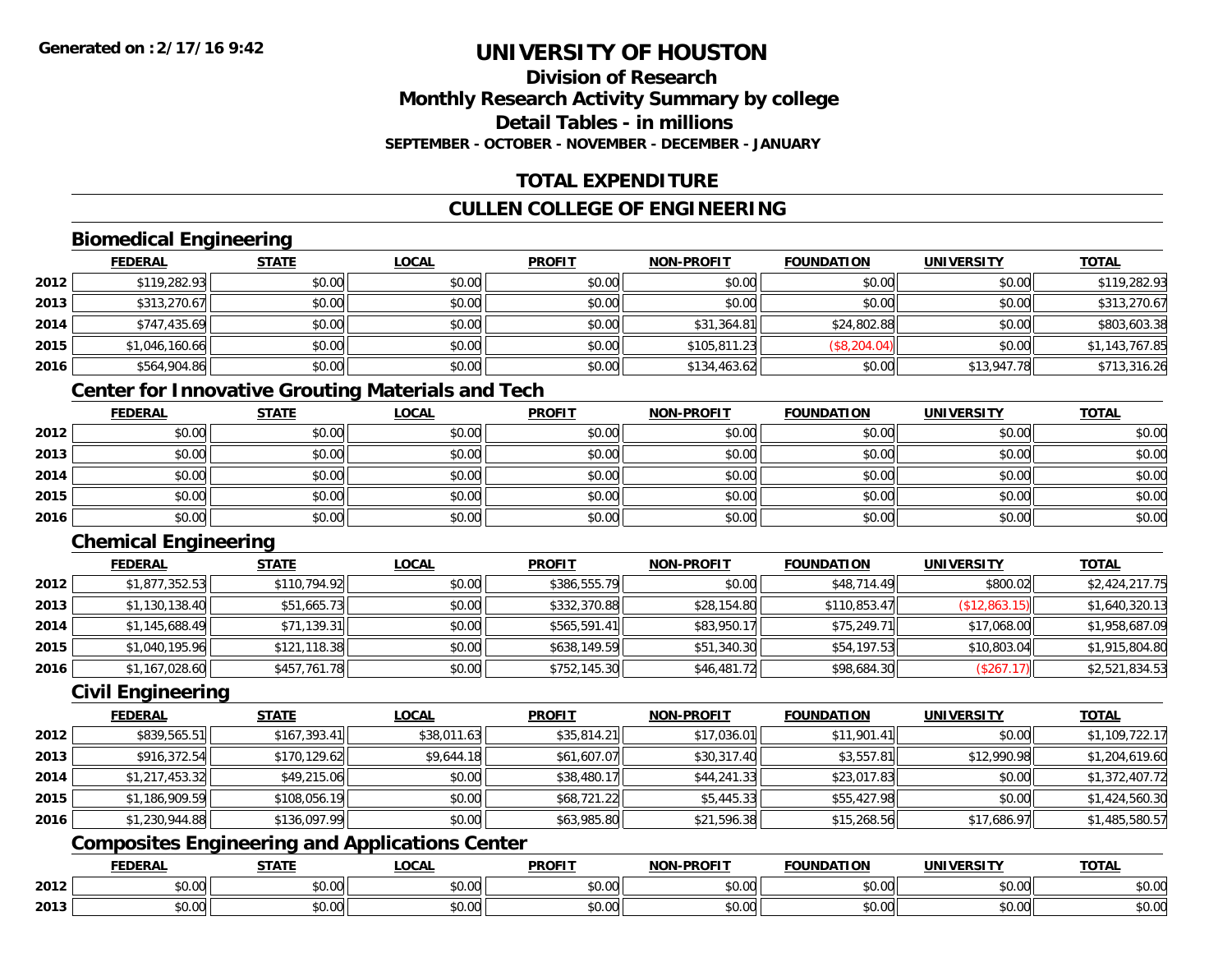# UNIVERSITY OF HOUSTON

## Division of Research
## Monthly Research Activity Summary by college
## Detail Tables - in millions
### SEPTEMBER - OCTOBER - NOVEMBER - DECEMBER - JANUARY

## TOTAL EXPENDITURE

## CULLEN COLLEGE OF ENGINEERING

### Biomedical Engineering

| | FEDERAL | STATE | LOCAL | PROFIT | NON-PROFIT | FOUNDATION | UNIVERSITY | TOTAL |
|---|---|---|---|---|---|---|---|---|
| 2012 | $119,282.93 | $0.00 | $0.00 | $0.00 | $0.00 | $0.00 | $0.00 | $119,282.93 |
| 2013 | $313,270.67 | $0.00 | $0.00 | $0.00 | $0.00 | $0.00 | $0.00 | $313,270.67 |
| 2014 | $747,435.69 | $0.00 | $0.00 | $0.00 | $31,364.81 | $24,802.88 | $0.00 | $803,603.38 |
| 2015 | $1,046,160.66 | $0.00 | $0.00 | $0.00 | $105,811.23 | ($8,204.04) | $0.00 | $1,143,767.85 |
| 2016 | $564,904.86 | $0.00 | $0.00 | $0.00 | $134,463.62 | $0.00 | $13,947.78 | $713,316.26 |

### Center for Innovative Grouting Materials and Tech

| | FEDERAL | STATE | LOCAL | PROFIT | NON-PROFIT | FOUNDATION | UNIVERSITY | TOTAL |
|---|---|---|---|---|---|---|---|---|
| 2012 | $0.00 | $0.00 | $0.00 | $0.00 | $0.00 | $0.00 | $0.00 | $0.00 |
| 2013 | $0.00 | $0.00 | $0.00 | $0.00 | $0.00 | $0.00 | $0.00 | $0.00 |
| 2014 | $0.00 | $0.00 | $0.00 | $0.00 | $0.00 | $0.00 | $0.00 | $0.00 |
| 2015 | $0.00 | $0.00 | $0.00 | $0.00 | $0.00 | $0.00 | $0.00 | $0.00 |
| 2016 | $0.00 | $0.00 | $0.00 | $0.00 | $0.00 | $0.00 | $0.00 | $0.00 |

### Chemical Engineering

| | FEDERAL | STATE | LOCAL | PROFIT | NON-PROFIT | FOUNDATION | UNIVERSITY | TOTAL |
|---|---|---|---|---|---|---|---|---|
| 2012 | $1,877,352.53 | $110,794.92 | $0.00 | $386,555.79 | $0.00 | $48,714.49 | $800.02 | $2,424,217.75 |
| 2013 | $1,130,138.40 | $51,665.73 | $0.00 | $332,370.88 | $28,154.80 | $110,853.47 | ($12,863.15) | $1,640,320.13 |
| 2014 | $1,145,688.49 | $71,139.31 | $0.00 | $565,591.41 | $83,950.17 | $75,249.71 | $17,068.00 | $1,958,687.09 |
| 2015 | $1,040,195.96 | $121,118.38 | $0.00 | $638,149.59 | $51,340.30 | $54,197.53 | $10,803.04 | $1,915,804.80 |
| 2016 | $1,167,028.60 | $457,761.78 | $0.00 | $752,145.30 | $46,481.72 | $98,684.30 | ($267.17) | $2,521,834.53 |

### Civil Engineering

| | FEDERAL | STATE | LOCAL | PROFIT | NON-PROFIT | FOUNDATION | UNIVERSITY | TOTAL |
|---|---|---|---|---|---|---|---|---|
| 2012 | $839,565.51 | $167,393.41 | $38,011.63 | $35,814.21 | $17,036.01 | $11,901.41 | $0.00 | $1,109,722.17 |
| 2013 | $916,372.54 | $170,129.62 | $9,644.18 | $61,607.07 | $30,317.40 | $3,557.81 | $12,990.98 | $1,204,619.60 |
| 2014 | $1,217,453.32 | $49,215.06 | $0.00 | $38,480.17 | $44,241.33 | $23,017.83 | $0.00 | $1,372,407.72 |
| 2015 | $1,186,909.59 | $108,056.19 | $0.00 | $68,721.22 | $5,445.33 | $55,427.98 | $0.00 | $1,424,560.30 |
| 2016 | $1,230,944.88 | $136,097.99 | $0.00 | $63,985.80 | $21,596.38 | $15,268.56 | $17,686.97 | $1,485,580.57 |

### Composites Engineering and Applications Center

| | FEDERAL | STATE | LOCAL | PROFIT | NON-PROFIT | FOUNDATION | UNIVERSITY | TOTAL |
|---|---|---|---|---|---|---|---|---|
| 2012 | $0.00 | $0.00 | $0.00 | $0.00 | $0.00 | $0.00 | $0.00 | $0.00 |
| 2013 | $0.00 | $0.00 | $0.00 | $0.00 | $0.00 | $0.00 | $0.00 | $0.00 |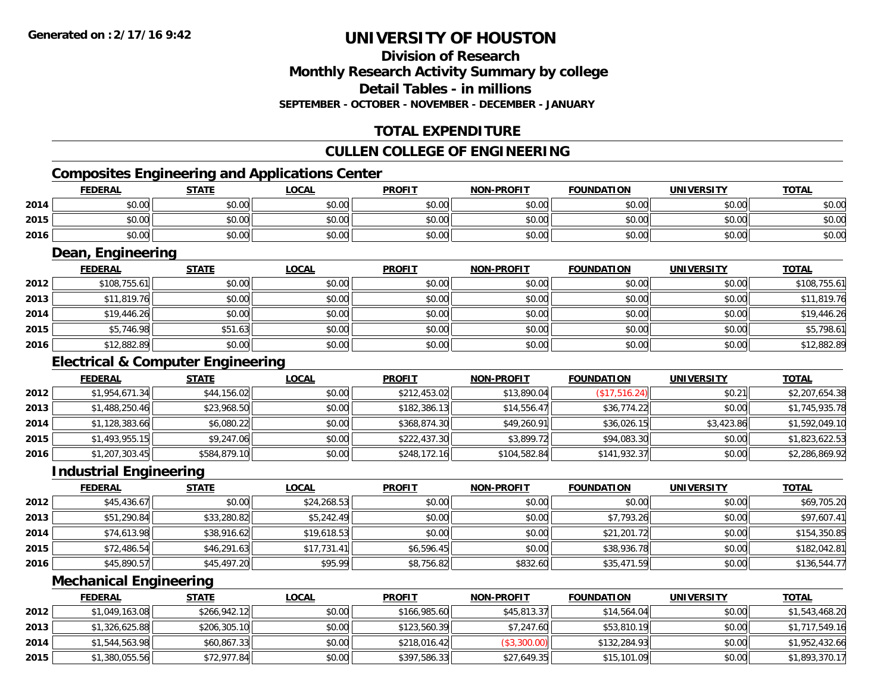# UNIVERSITY OF HOUSTON

## Division of Research

## Monthly Research Activity Summary by college

## Detail Tables - in millions

**SEPTEMBER - OCTOBER - NOVEMBER - DECEMBER - JANUARY**

## TOTAL EXPENDITURE

## CULLEN COLLEGE OF ENGINEERING

### Composites Engineering and Applications Center

| | FEDERAL | STATE | LOCAL | PROFIT | NON-PROFIT | FOUNDATION | UNIVERSITY | TOTAL |
|---|---|---|---|---|---|---|---|---|
| 2014 | $0.00 | $0.00 | $0.00 | $0.00 | $0.00 | $0.00 | $0.00 | $0.00 |
| 2015 | $0.00 | $0.00 | $0.00 | $0.00 | $0.00 | $0.00 | $0.00 | $0.00 |
| 2016 | $0.00 | $0.00 | $0.00 | $0.00 | $0.00 | $0.00 | $0.00 | $0.00 |

### Dean, Engineering

| | FEDERAL | STATE | LOCAL | PROFIT | NON-PROFIT | FOUNDATION | UNIVERSITY | TOTAL |
|---|---|---|---|---|---|---|---|---|
| 2012 | $108,755.61 | $0.00 | $0.00 | $0.00 | $0.00 | $0.00 | $0.00 | $108,755.61 |
| 2013 | $11,819.76 | $0.00 | $0.00 | $0.00 | $0.00 | $0.00 | $0.00 | $11,819.76 |
| 2014 | $19,446.26 | $0.00 | $0.00 | $0.00 | $0.00 | $0.00 | $0.00 | $19,446.26 |
| 2015 | $5,746.98 | $51.63 | $0.00 | $0.00 | $0.00 | $0.00 | $0.00 | $5,798.61 |
| 2016 | $12,882.89 | $0.00 | $0.00 | $0.00 | $0.00 | $0.00 | $0.00 | $12,882.89 |

### Electrical & Computer Engineering

| | FEDERAL | STATE | LOCAL | PROFIT | NON-PROFIT | FOUNDATION | UNIVERSITY | TOTAL |
|---|---|---|---|---|---|---|---|---|
| 2012 | $1,954,671.34 | $44,156.02 | $0.00 | $212,453.02 | $13,890.04 | ($17,516.24) | $0.21 | $2,207,654.38 |
| 2013 | $1,488,250.46 | $23,968.50 | $0.00 | $182,386.13 | $14,556.47 | $36,774.22 | $0.00 | $1,745,935.78 |
| 2014 | $1,128,383.66 | $6,080.22 | $0.00 | $368,874.30 | $49,260.91 | $36,026.15 | $3,423.86 | $1,592,049.10 |
| 2015 | $1,493,955.15 | $9,247.06 | $0.00 | $222,437.30 | $3,899.72 | $94,083.30 | $0.00 | $1,823,622.53 |
| 2016 | $1,207,303.45 | $584,879.10 | $0.00 | $248,172.16 | $104,582.84 | $141,932.37 | $0.00 | $2,286,869.92 |

### Industrial Engineering

| | FEDERAL | STATE | LOCAL | PROFIT | NON-PROFIT | FOUNDATION | UNIVERSITY | TOTAL |
|---|---|---|---|---|---|---|---|---|
| 2012 | $45,436.67 | $0.00 | $24,268.53 | $0.00 | $0.00 | $0.00 | $0.00 | $69,705.20 |
| 2013 | $51,290.84 | $33,280.82 | $5,242.49 | $0.00 | $0.00 | $7,793.26 | $0.00 | $97,607.41 |
| 2014 | $74,613.98 | $38,916.62 | $19,618.53 | $0.00 | $0.00 | $21,201.72 | $0.00 | $154,350.85 |
| 2015 | $72,486.54 | $46,291.63 | $17,731.41 | $6,596.45 | $0.00 | $38,936.78 | $0.00 | $182,042.81 |
| 2016 | $45,890.57 | $45,497.20 | $95.99 | $8,756.82 | $832.60 | $35,471.59 | $0.00 | $136,544.77 |

### Mechanical Engineering

| | FEDERAL | STATE | LOCAL | PROFIT | NON-PROFIT | FOUNDATION | UNIVERSITY | TOTAL |
|---|---|---|---|---|---|---|---|---|
| 2012 | $1,049,163.08 | $266,942.12 | $0.00 | $166,985.60 | $45,813.37 | $14,564.04 | $0.00 | $1,543,468.20 |
| 2013 | $1,326,625.88 | $206,305.10 | $0.00 | $123,560.39 | $7,247.60 | $53,810.19 | $0.00 | $1,717,549.16 |
| 2014 | $1,544,563.98 | $60,867.33 | $0.00 | $218,016.42 | ($3,300.00) | $132,284.93 | $0.00 | $1,952,432.66 |
| 2015 | $1,380,055.56 | $72,977.84 | $0.00 | $397,586.33 | $27,649.35 | $15,101.09 | $0.00 | $1,893,370.17 |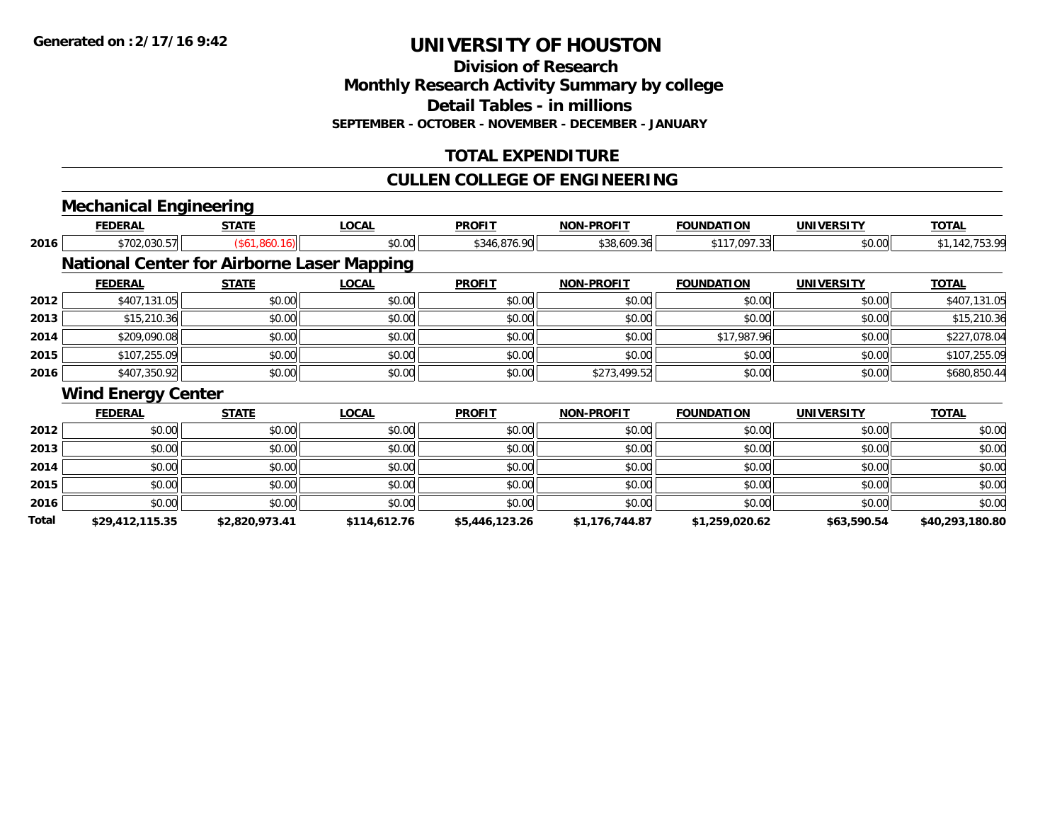# UNIVERSITY OF HOUSTON

## Division of Research
## Monthly Research Activity Summary by college
## Detail Tables - in millions
### SEPTEMBER - OCTOBER - NOVEMBER - DECEMBER - JANUARY

## TOTAL EXPENDITURE

## CULLEN COLLEGE OF ENGINEERING

### Mechanical Engineering

| | FEDERAL | STATE | LOCAL | PROFIT | NON-PROFIT | FOUNDATION | UNIVERSITY | TOTAL |
|---|---|---|---|---|---|---|---|---|
| 2016 | $702,030.57 | ($61,860.16) | $0.00 | $346,876.90 | $38,609.36 | $117,097.33 | $0.00 | $1,142,753.99 |

### National Center for Airborne Laser Mapping

| | FEDERAL | STATE | LOCAL | PROFIT | NON-PROFIT | FOUNDATION | UNIVERSITY | TOTAL |
|---|---|---|---|---|---|---|---|---|
| 2012 | $407,131.05 | $0.00 | $0.00 | $0.00 | $0.00 | $0.00 | $0.00 | $407,131.05 |
| 2013 | $15,210.36 | $0.00 | $0.00 | $0.00 | $0.00 | $0.00 | $0.00 | $15,210.36 |
| 2014 | $209,090.08 | $0.00 | $0.00 | $0.00 | $0.00 | $17,987.96 | $0.00 | $227,078.04 |
| 2015 | $107,255.09 | $0.00 | $0.00 | $0.00 | $0.00 | $0.00 | $0.00 | $107,255.09 |
| 2016 | $407,350.92 | $0.00 | $0.00 | $0.00 | $273,499.52 | $0.00 | $0.00 | $680,850.44 |

### Wind Energy Center

| | FEDERAL | STATE | LOCAL | PROFIT | NON-PROFIT | FOUNDATION | UNIVERSITY | TOTAL |
|---|---|---|---|---|---|---|---|---|
| 2012 | $0.00 | $0.00 | $0.00 | $0.00 | $0.00 | $0.00 | $0.00 | $0.00 |
| 2013 | $0.00 | $0.00 | $0.00 | $0.00 | $0.00 | $0.00 | $0.00 | $0.00 |
| 2014 | $0.00 | $0.00 | $0.00 | $0.00 | $0.00 | $0.00 | $0.00 | $0.00 |
| 2015 | $0.00 | $0.00 | $0.00 | $0.00 | $0.00 | $0.00 | $0.00 | $0.00 |
| 2016 | $0.00 | $0.00 | $0.00 | $0.00 | $0.00 | $0.00 | $0.00 | $0.00 |
| **Total** | **$29,412,115.35** | **$2,820,973.41** | **$114,612.76** | **$5,446,123.26** | **$1,176,744.87** | **$1,259,020.62** | **$63,590.54** | **$40,293,180.80** |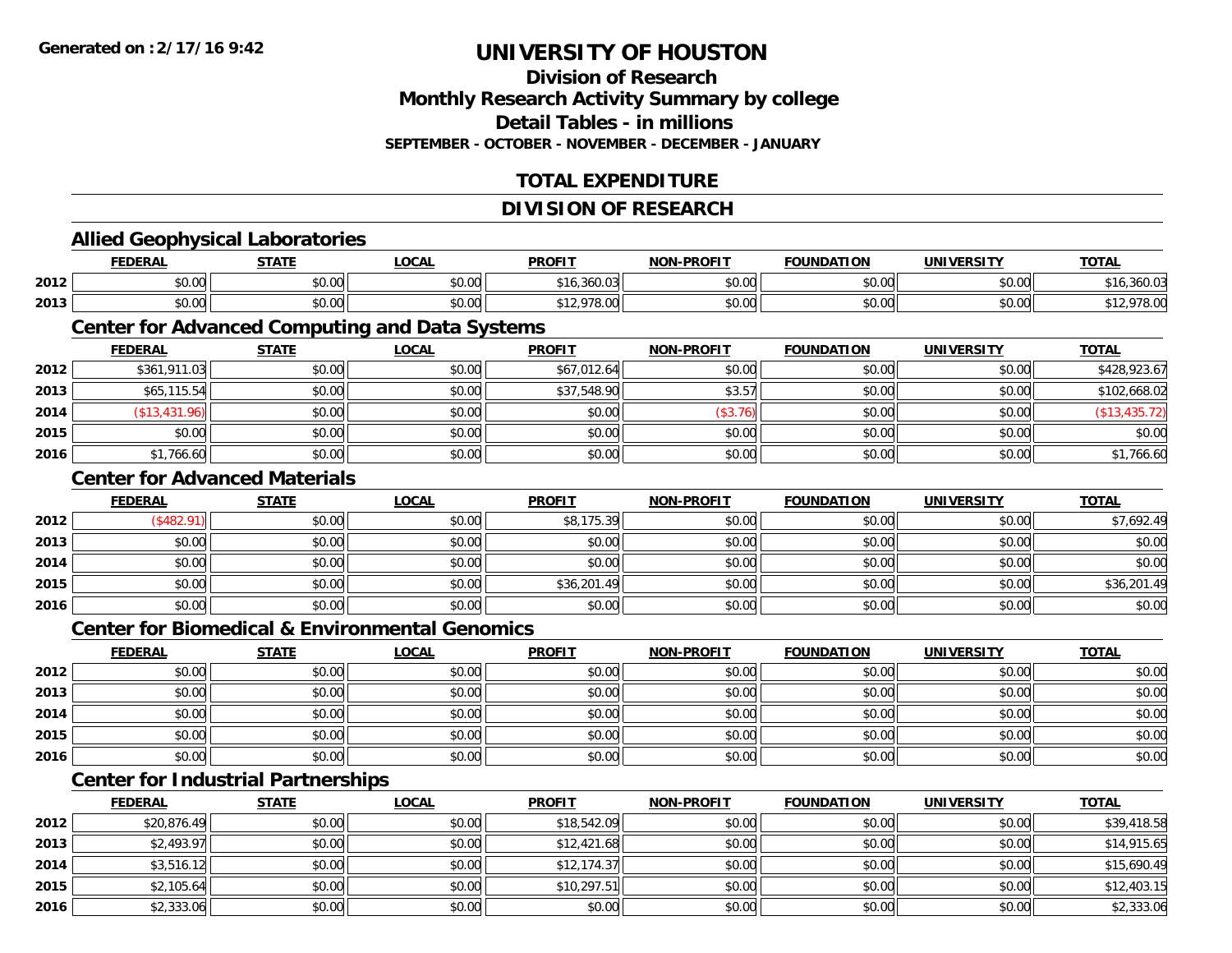**Generated on :2/17/16 9:42**

# UNIVERSITY OF HOUSTON

## Division of Research
## Monthly Research Activity Summary by college
## Detail Tables - in millions
### SEPTEMBER - OCTOBER - NOVEMBER - DECEMBER - JANUARY

## TOTAL EXPENDITURE

## DIVISION OF RESEARCH

### Allied Geophysical Laboratories

| | FEDERAL | STATE | LOCAL | PROFIT | NON-PROFIT | FOUNDATION | UNIVERSITY | TOTAL |
|---|---|---|---|---|---|---|---|---|
| 2012 | $0.00 | $0.00 | $0.00 | $16,360.03 | $0.00 | $0.00 | $0.00 | $16,360.03 |
| 2013 | $0.00 | $0.00 | $0.00 | $12,978.00 | $0.00 | $0.00 | $0.00 | $12,978.00 |

### Center for Advanced Computing and Data Systems

| | FEDERAL | STATE | LOCAL | PROFIT | NON-PROFIT | FOUNDATION | UNIVERSITY | TOTAL |
|---|---|---|---|---|---|---|---|---|
| 2012 | $361,911.03 | $0.00 | $0.00 | $67,012.64 | $0.00 | $0.00 | $0.00 | $428,923.67 |
| 2013 | $65,115.54 | $0.00 | $0.00 | $37,548.90 | $3.57 | $0.00 | $0.00 | $102,668.02 |
| 2014 | ($13,431.96) | $0.00 | $0.00 | $0.00 | ($3.76) | $0.00 | $0.00 | ($13,435.72) |
| 2015 | $0.00 | $0.00 | $0.00 | $0.00 | $0.00 | $0.00 | $0.00 | $0.00 |
| 2016 | $1,766.60 | $0.00 | $0.00 | $0.00 | $0.00 | $0.00 | $0.00 | $1,766.60 |

### Center for Advanced Materials

| | FEDERAL | STATE | LOCAL | PROFIT | NON-PROFIT | FOUNDATION | UNIVERSITY | TOTAL |
|---|---|---|---|---|---|---|---|---|
| 2012 | ($482.91) | $0.00 | $0.00 | $8,175.39 | $0.00 | $0.00 | $0.00 | $7,692.49 |
| 2013 | $0.00 | $0.00 | $0.00 | $0.00 | $0.00 | $0.00 | $0.00 | $0.00 |
| 2014 | $0.00 | $0.00 | $0.00 | $0.00 | $0.00 | $0.00 | $0.00 | $0.00 |
| 2015 | $0.00 | $0.00 | $0.00 | $36,201.49 | $0.00 | $0.00 | $0.00 | $36,201.49 |
| 2016 | $0.00 | $0.00 | $0.00 | $0.00 | $0.00 | $0.00 | $0.00 | $0.00 |

### Center for Biomedical & Environmental Genomics

| | FEDERAL | STATE | LOCAL | PROFIT | NON-PROFIT | FOUNDATION | UNIVERSITY | TOTAL |
|---|---|---|---|---|---|---|---|---|
| 2012 | $0.00 | $0.00 | $0.00 | $0.00 | $0.00 | $0.00 | $0.00 | $0.00 |
| 2013 | $0.00 | $0.00 | $0.00 | $0.00 | $0.00 | $0.00 | $0.00 | $0.00 |
| 2014 | $0.00 | $0.00 | $0.00 | $0.00 | $0.00 | $0.00 | $0.00 | $0.00 |
| 2015 | $0.00 | $0.00 | $0.00 | $0.00 | $0.00 | $0.00 | $0.00 | $0.00 |
| 2016 | $0.00 | $0.00 | $0.00 | $0.00 | $0.00 | $0.00 | $0.00 | $0.00 |

### Center for Industrial Partnerships

| | FEDERAL | STATE | LOCAL | PROFIT | NON-PROFIT | FOUNDATION | UNIVERSITY | TOTAL |
|---|---|---|---|---|---|---|---|---|
| 2012 | $20,876.49 | $0.00 | $0.00 | $18,542.09 | $0.00 | $0.00 | $0.00 | $39,418.58 |
| 2013 | $2,493.97 | $0.00 | $0.00 | $12,421.68 | $0.00 | $0.00 | $0.00 | $14,915.65 |
| 2014 | $3,516.12 | $0.00 | $0.00 | $12,174.37 | $0.00 | $0.00 | $0.00 | $15,690.49 |
| 2015 | $2,105.64 | $0.00 | $0.00 | $10,297.51 | $0.00 | $0.00 | $0.00 | $12,403.15 |
| 2016 | $2,333.06 | $0.00 | $0.00 | $0.00 | $0.00 | $0.00 | $0.00 | $2,333.06 |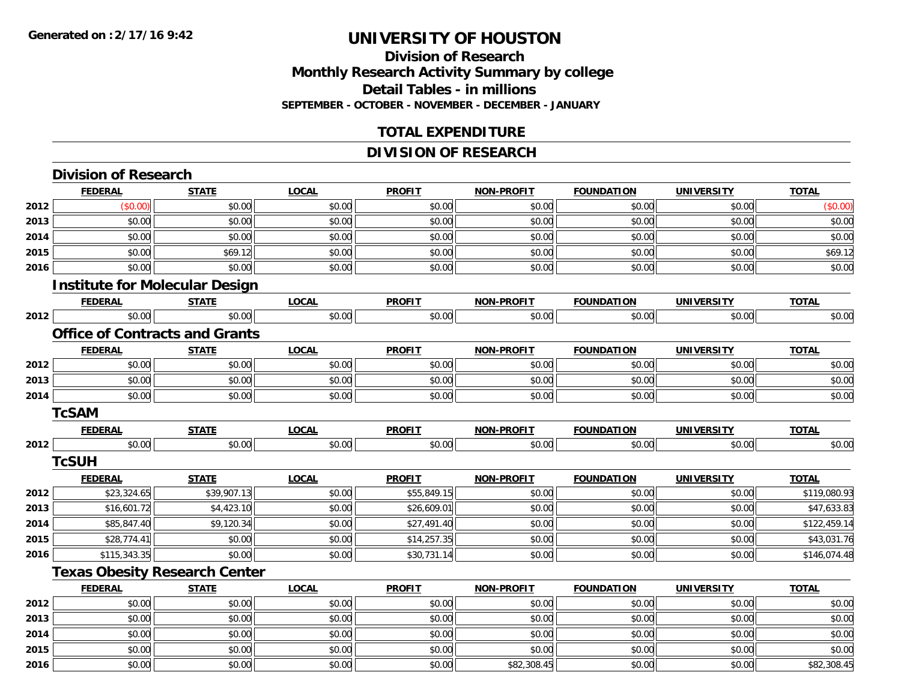**Generated on :2/17/16 9:42**

# UNIVERSITY OF HOUSTON

## Division of Research
## Monthly Research Activity Summary by college
## Detail Tables - in millions
### SEPTEMBER - OCTOBER - NOVEMBER - DECEMBER - JANUARY

## TOTAL EXPENDITURE

## DIVISION OF RESEARCH

### Division of Research

| | FEDERAL | STATE | LOCAL | PROFIT | NON-PROFIT | FOUNDATION | UNIVERSITY | TOTAL |
|---|---|---|---|---|---|---|---|---|
| 2012 | ($0.00) | $0.00 | $0.00 | $0.00 | $0.00 | $0.00 | $0.00 | ($0.00) |
| 2013 | $0.00 | $0.00 | $0.00 | $0.00 | $0.00 | $0.00 | $0.00 | $0.00 |
| 2014 | $0.00 | $0.00 | $0.00 | $0.00 | $0.00 | $0.00 | $0.00 | $0.00 |
| 2015 | $0.00 | $69.12 | $0.00 | $0.00 | $0.00 | $0.00 | $0.00 | $69.12 |
| 2016 | $0.00 | $0.00 | $0.00 | $0.00 | $0.00 | $0.00 | $0.00 | $0.00 |

### Institute for Molecular Design

| | FEDERAL | STATE | LOCAL | PROFIT | NON-PROFIT | FOUNDATION | UNIVERSITY | TOTAL |
|---|---|---|---|---|---|---|---|---|
| 2012 | $0.00 | $0.00 | $0.00 | $0.00 | $0.00 | $0.00 | $0.00 | $0.00 |

### Office of Contracts and Grants

| | FEDERAL | STATE | LOCAL | PROFIT | NON-PROFIT | FOUNDATION | UNIVERSITY | TOTAL |
|---|---|---|---|---|---|---|---|---|
| 2012 | $0.00 | $0.00 | $0.00 | $0.00 | $0.00 | $0.00 | $0.00 | $0.00 |
| 2013 | $0.00 | $0.00 | $0.00 | $0.00 | $0.00 | $0.00 | $0.00 | $0.00 |
| 2014 | $0.00 | $0.00 | $0.00 | $0.00 | $0.00 | $0.00 | $0.00 | $0.00 |

### TcSAM

| | FEDERAL | STATE | LOCAL | PROFIT | NON-PROFIT | FOUNDATION | UNIVERSITY | TOTAL |
|---|---|---|---|---|---|---|---|---|
| 2012 | $0.00 | $0.00 | $0.00 | $0.00 | $0.00 | $0.00 | $0.00 | $0.00 |

### TcSUH

| | FEDERAL | STATE | LOCAL | PROFIT | NON-PROFIT | FOUNDATION | UNIVERSITY | TOTAL |
|---|---|---|---|---|---|---|---|---|
| 2012 | $23,324.65 | $39,907.13 | $0.00 | $55,849.15 | $0.00 | $0.00 | $0.00 | $119,080.93 |
| 2013 | $16,601.72 | $4,423.10 | $0.00 | $26,609.01 | $0.00 | $0.00 | $0.00 | $47,633.83 |
| 2014 | $85,847.40 | $9,120.34 | $0.00 | $27,491.40 | $0.00 | $0.00 | $0.00 | $122,459.14 |
| 2015 | $28,774.41 | $0.00 | $0.00 | $14,257.35 | $0.00 | $0.00 | $0.00 | $43,031.76 |
| 2016 | $115,343.35 | $0.00 | $0.00 | $30,731.14 | $0.00 | $0.00 | $0.00 | $146,074.48 |

### Texas Obesity Research Center

| | FEDERAL | STATE | LOCAL | PROFIT | NON-PROFIT | FOUNDATION | UNIVERSITY | TOTAL |
|---|---|---|---|---|---|---|---|---|
| 2012 | $0.00 | $0.00 | $0.00 | $0.00 | $0.00 | $0.00 | $0.00 | $0.00 |
| 2013 | $0.00 | $0.00 | $0.00 | $0.00 | $0.00 | $0.00 | $0.00 | $0.00 |
| 2014 | $0.00 | $0.00 | $0.00 | $0.00 | $0.00 | $0.00 | $0.00 | $0.00 |
| 2015 | $0.00 | $0.00 | $0.00 | $0.00 | $0.00 | $0.00 | $0.00 | $0.00 |
| 2016 | $0.00 | $0.00 | $0.00 | $0.00 | $82,308.45 | $0.00 | $0.00 | $82,308.45 |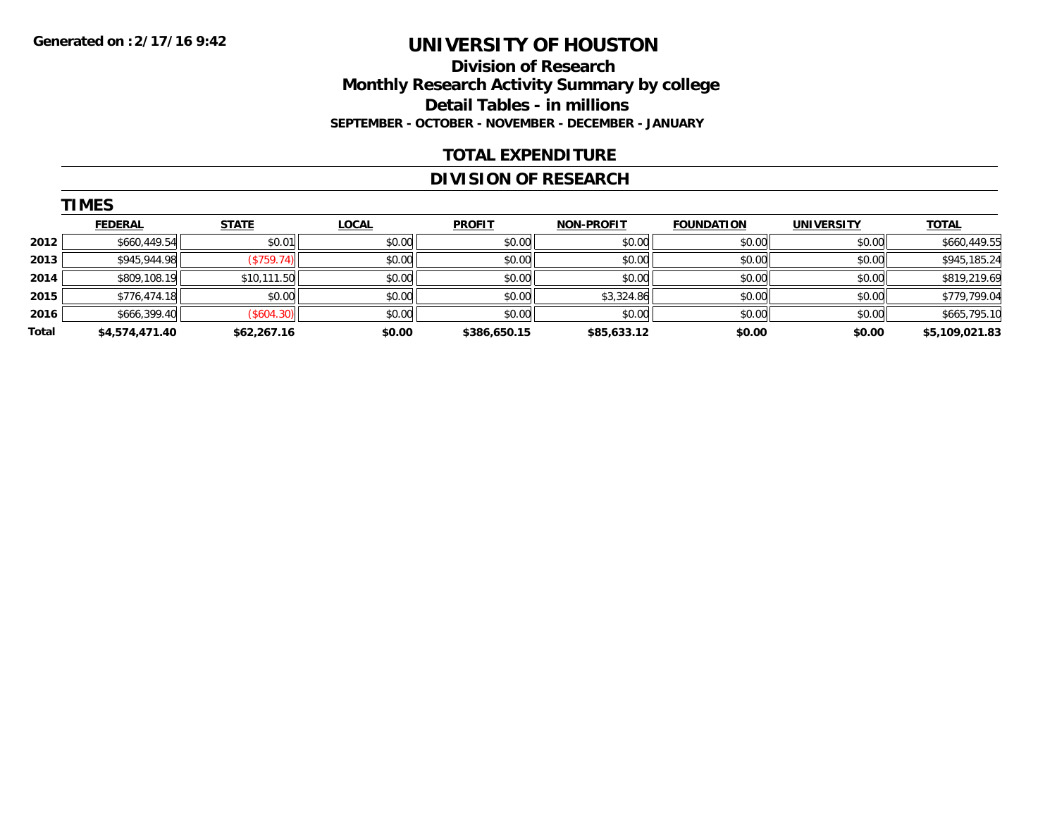**Generated on :2/17/16 9:42**

# UNIVERSITY OF HOUSTON

## Division of Research
## Monthly Research Activity Summary by college
## Detail Tables - in millions

**SEPTEMBER - OCTOBER - NOVEMBER - DECEMBER - JANUARY**

## TOTAL EXPENDITURE

## DIVISION OF RESEARCH

### TIMES

| | FEDERAL | STATE | LOCAL | PROFIT | NON-PROFIT | FOUNDATION | UNIVERSITY | TOTAL |
|---|---|---|---|---|---|---|---|---|
| 2012 | $660,449.54 | $0.01 | $0.00 | $0.00 | $0.00 | $0.00 | $0.00 | $660,449.55 |
| 2013 | $945,944.98 | ($759.74) | $0.00 | $0.00 | $0.00 | $0.00 | $0.00 | $945,185.24 |
| 2014 | $809,108.19 | $10,111.50 | $0.00 | $0.00 | $0.00 | $0.00 | $0.00 | $819,219.69 |
| 2015 | $776,474.18 | $0.00 | $0.00 | $0.00 | $3,324.86 | $0.00 | $0.00 | $779,799.04 |
| 2016 | $666,399.40 | ($604.30) | $0.00 | $0.00 | $0.00 | $0.00 | $0.00 | $665,795.10 |
| **Total** | **$4,574,471.40** | **$62,267.16** | **$0.00** | **$386,650.15** | **$85,633.12** | **$0.00** | **$0.00** | **$5,109,021.83** |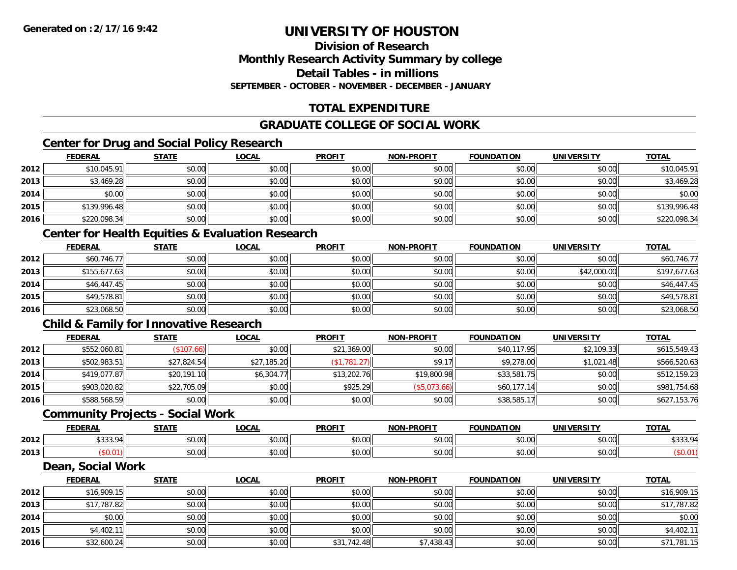**Generated on :2/17/16 9:42**

# UNIVERSITY OF HOUSTON

## Division of Research
## Monthly Research Activity Summary by college
## Detail Tables - in millions

**SEPTEMBER - OCTOBER - NOVEMBER - DECEMBER - JANUARY**

## TOTAL EXPENDITURE

## GRADUATE COLLEGE OF SOCIAL WORK

### Center for Drug and Social Policy Research

| | FEDERAL | STATE | LOCAL | PROFIT | NON-PROFIT | FOUNDATION | UNIVERSITY | TOTAL |
|---|---|---|---|---|---|---|---|---|
| 2012 | $10,045.91 | $0.00 | $0.00 | $0.00 | $0.00 | $0.00 | $0.00 | $10,045.91 |
| 2013 | $3,469.28 | $0.00 | $0.00 | $0.00 | $0.00 | $0.00 | $0.00 | $3,469.28 |
| 2014 | $0.00 | $0.00 | $0.00 | $0.00 | $0.00 | $0.00 | $0.00 | $0.00 |
| 2015 | $139,996.48 | $0.00 | $0.00 | $0.00 | $0.00 | $0.00 | $0.00 | $139,996.48 |
| 2016 | $220,098.34 | $0.00 | $0.00 | $0.00 | $0.00 | $0.00 | $0.00 | $220,098.34 |

### Center for Health Equities & Evaluation Research

| | FEDERAL | STATE | LOCAL | PROFIT | NON-PROFIT | FOUNDATION | UNIVERSITY | TOTAL |
|---|---|---|---|---|---|---|---|---|
| 2012 | $60,746.77 | $0.00 | $0.00 | $0.00 | $0.00 | $0.00 | $0.00 | $60,746.77 |
| 2013 | $155,677.63 | $0.00 | $0.00 | $0.00 | $0.00 | $0.00 | $42,000.00 | $197,677.63 |
| 2014 | $46,447.45 | $0.00 | $0.00 | $0.00 | $0.00 | $0.00 | $0.00 | $46,447.45 |
| 2015 | $49,578.81 | $0.00 | $0.00 | $0.00 | $0.00 | $0.00 | $0.00 | $49,578.81 |
| 2016 | $23,068.50 | $0.00 | $0.00 | $0.00 | $0.00 | $0.00 | $0.00 | $23,068.50 |

### Child & Family for Innovative Research

| | FEDERAL | STATE | LOCAL | PROFIT | NON-PROFIT | FOUNDATION | UNIVERSITY | TOTAL |
|---|---|---|---|---|---|---|---|---|
| 2012 | $552,060.81 | ($107.66) | $0.00 | $21,369.00 | $0.00 | $40,117.95 | $2,109.33 | $615,549.43 |
| 2013 | $502,983.51 | $27,824.54 | $27,185.20 | ($1,781.27) | $9.17 | $9,278.00 | $1,021.48 | $566,520.63 |
| 2014 | $419,077.87 | $20,191.10 | $6,304.77 | $13,202.76 | $19,800.98 | $33,581.75 | $0.00 | $512,159.23 |
| 2015 | $903,020.82 | $22,705.09 | $0.00 | $925.29 | ($5,073.66) | $60,177.14 | $0.00 | $981,754.68 |
| 2016 | $588,568.59 | $0.00 | $0.00 | $0.00 | $0.00 | $38,585.17 | $0.00 | $627,153.76 |

### Community Projects - Social Work

| | FEDERAL | STATE | LOCAL | PROFIT | NON-PROFIT | FOUNDATION | UNIVERSITY | TOTAL |
|---|---|---|---|---|---|---|---|---|
| 2012 | $333.94 | $0.00 | $0.00 | $0.00 | $0.00 | $0.00 | $0.00 | $333.94 |
| 2013 | ($0.01) | $0.00 | $0.00 | $0.00 | $0.00 | $0.00 | $0.00 | ($0.01) |

### Dean, Social Work

| | FEDERAL | STATE | LOCAL | PROFIT | NON-PROFIT | FOUNDATION | UNIVERSITY | TOTAL |
|---|---|---|---|---|---|---|---|---|
| 2012 | $16,909.15 | $0.00 | $0.00 | $0.00 | $0.00 | $0.00 | $0.00 | $16,909.15 |
| 2013 | $17,787.82 | $0.00 | $0.00 | $0.00 | $0.00 | $0.00 | $0.00 | $17,787.82 |
| 2014 | $0.00 | $0.00 | $0.00 | $0.00 | $0.00 | $0.00 | $0.00 | $0.00 |
| 2015 | $4,402.11 | $0.00 | $0.00 | $0.00 | $0.00 | $0.00 | $0.00 | $4,402.11 |
| 2016 | $32,600.24 | $0.00 | $0.00 | $31,742.48 | $7,438.43 | $0.00 | $0.00 | $71,781.15 |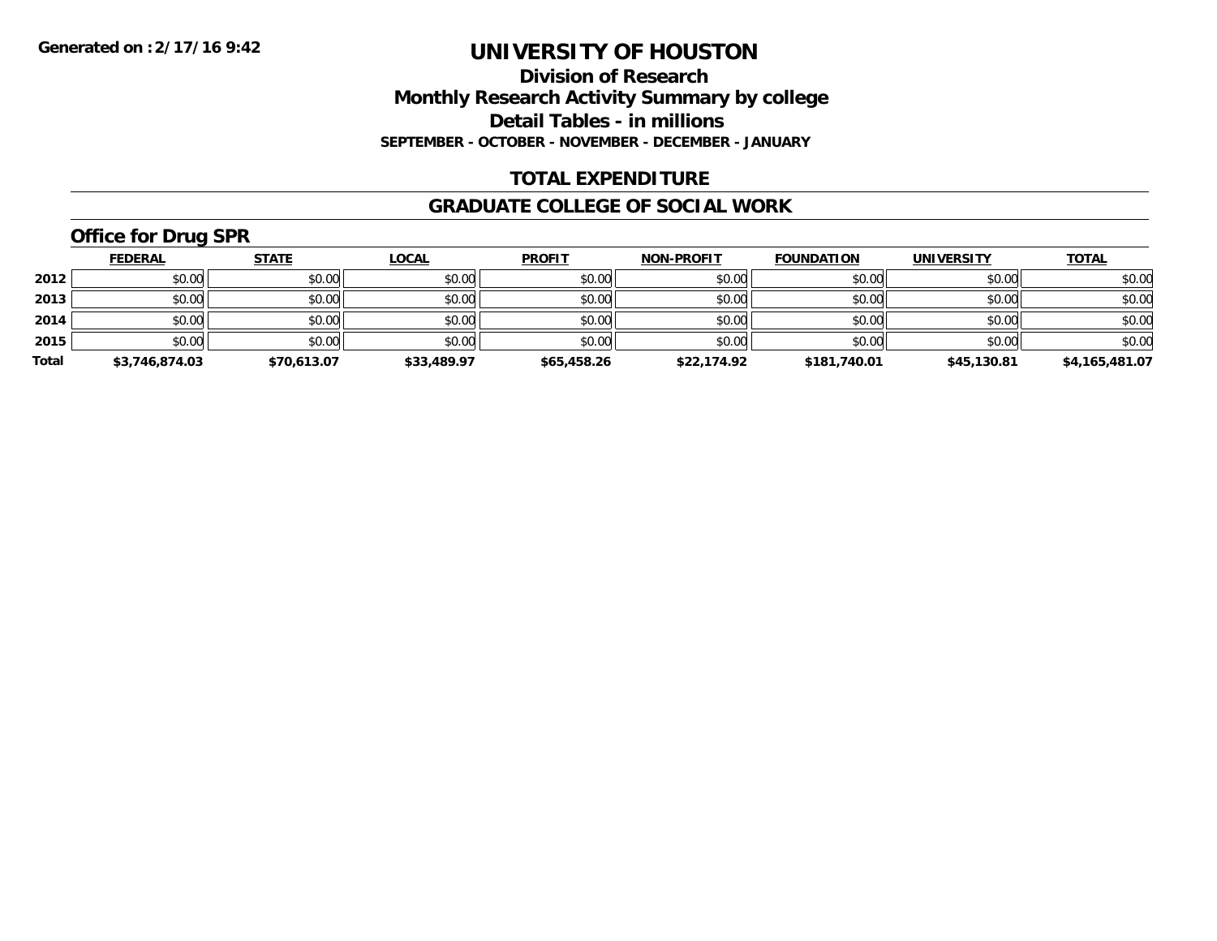Generated on :2/17/16 9:42

# UNIVERSITY OF HOUSTON

## Division of Research

## Monthly Research Activity Summary by college

## Detail Tables - in millions

**SEPTEMBER - OCTOBER - NOVEMBER - DECEMBER - JANUARY**

## TOTAL EXPENDITURE

## GRADUATE COLLEGE OF SOCIAL WORK

### Office for Drug SPR

| | FEDERAL | STATE | LOCAL | PROFIT | NON-PROFIT | FOUNDATION | UNIVERSITY | TOTAL |
|---|---|---|---|---|---|---|---|---|
| 2012 | $0.00 | $0.00 | $0.00 | $0.00 | $0.00 | $0.00 | $0.00 | $0.00 |
| 2013 | $0.00 | $0.00 | $0.00 | $0.00 | $0.00 | $0.00 | $0.00 | $0.00 |
| 2014 | $0.00 | $0.00 | $0.00 | $0.00 | $0.00 | $0.00 | $0.00 | $0.00 |
| 2015 | $0.00 | $0.00 | $0.00 | $0.00 | $0.00 | $0.00 | $0.00 | $0.00 |
| **Total** | **$3,746,874.03** | **$70,613.07** | **$33,489.97** | **$65,458.26** | **$22,174.92** | **$181,740.01** | **$45,130.81** | **$4,165,481.07** |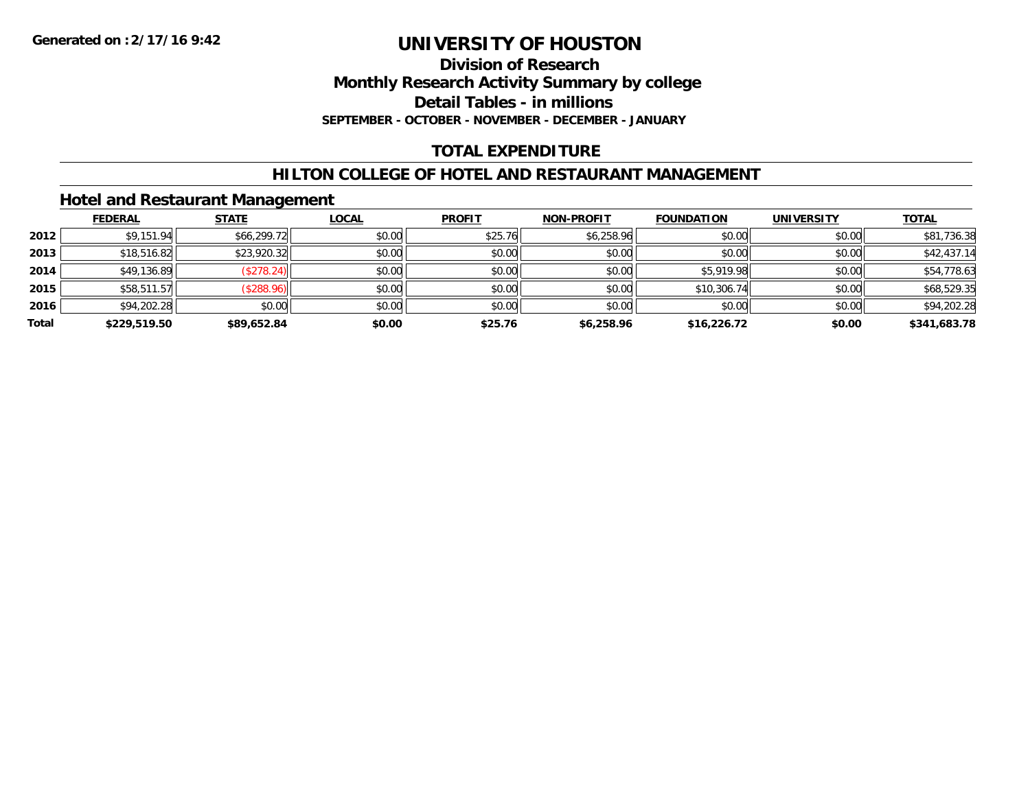Generated on :2/17/16 9:42

# UNIVERSITY OF HOUSTON

## Division of Research
## Monthly Research Activity Summary by college
## Detail Tables - in millions
### SEPTEMBER - OCTOBER - NOVEMBER - DECEMBER - JANUARY

## TOTAL EXPENDITURE

## HILTON COLLEGE OF HOTEL AND RESTAURANT MANAGEMENT

### Hotel and Restaurant Management

| | FEDERAL | STATE | LOCAL | PROFIT | NON-PROFIT | FOUNDATION | UNIVERSITY | TOTAL |
|---|---|---|---|---|---|---|---|---|
| 2012 | $9,151.94 | $66,299.72 | $0.00 | $25.76 | $6,258.96 | $0.00 | $0.00 | $81,736.38 |
| 2013 | $18,516.82 | $23,920.32 | $0.00 | $0.00 | $0.00 | $0.00 | $0.00 | $42,437.14 |
| 2014 | $49,136.89 | ($278.24) | $0.00 | $0.00 | $0.00 | $5,919.98 | $0.00 | $54,778.63 |
| 2015 | $58,511.57 | ($288.96) | $0.00 | $0.00 | $0.00 | $10,306.74 | $0.00 | $68,529.35 |
| 2016 | $94,202.28 | $0.00 | $0.00 | $0.00 | $0.00 | $0.00 | $0.00 | $94,202.28 |
| **Total** | **$229,519.50** | **$89,652.84** | **$0.00** | **$25.76** | **$6,258.96** | **$16,226.72** | **$0.00** | **$341,683.78** |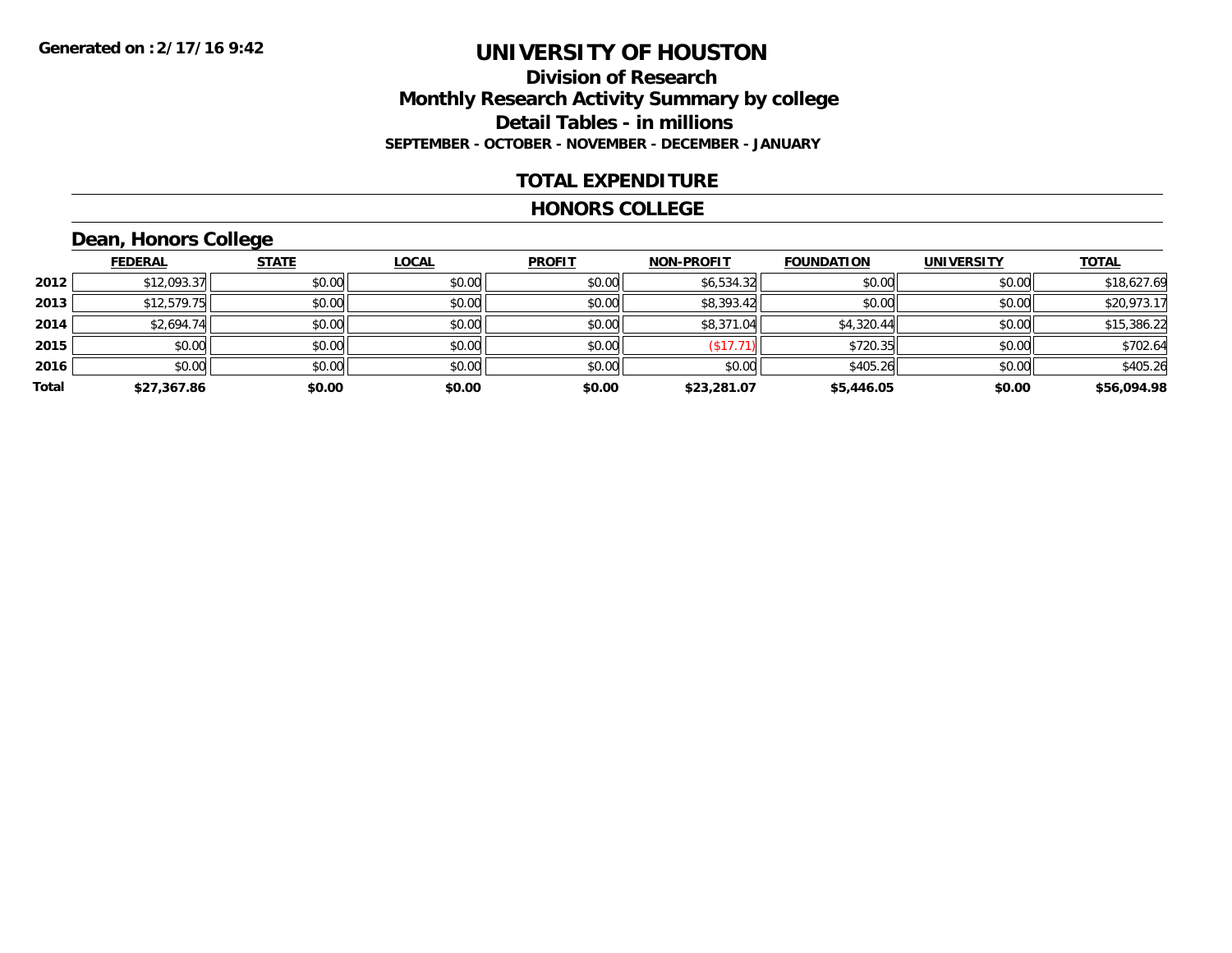Generated on :2/17/16 9:42

# UNIVERSITY OF HOUSTON

## Division of Research

## Monthly Research Activity Summary by college

## Detail Tables - in millions

**SEPTEMBER - OCTOBER - NOVEMBER - DECEMBER - JANUARY**

## TOTAL EXPENDITURE

## HONORS COLLEGE

### Dean, Honors College

| | FEDERAL | STATE | LOCAL | PROFIT | NON-PROFIT | FOUNDATION | UNIVERSITY | TOTAL |
|---|---|---|---|---|---|---|---|---|
| 2012 | $12,093.37 | $0.00 | $0.00 | $0.00 | $6,534.32 | $0.00 | $0.00 | $18,627.69 |
| 2013 | $12,579.75 | $0.00 | $0.00 | $0.00 | $8,393.42 | $0.00 | $0.00 | $20,973.17 |
| 2014 | $2,694.74 | $0.00 | $0.00 | $0.00 | $8,371.04 | $4,320.44 | $0.00 | $15,386.22 |
| 2015 | $0.00 | $0.00 | $0.00 | $0.00 | ($17.71) | $720.35 | $0.00 | $702.64 |
| 2016 | $0.00 | $0.00 | $0.00 | $0.00 | $0.00 | $405.26 | $0.00 | $405.26 |
| **Total** | **$27,367.86** | **$0.00** | **$0.00** | **$0.00** | **$23,281.07** | **$5,446.05** | **$0.00** | **$56,094.98** |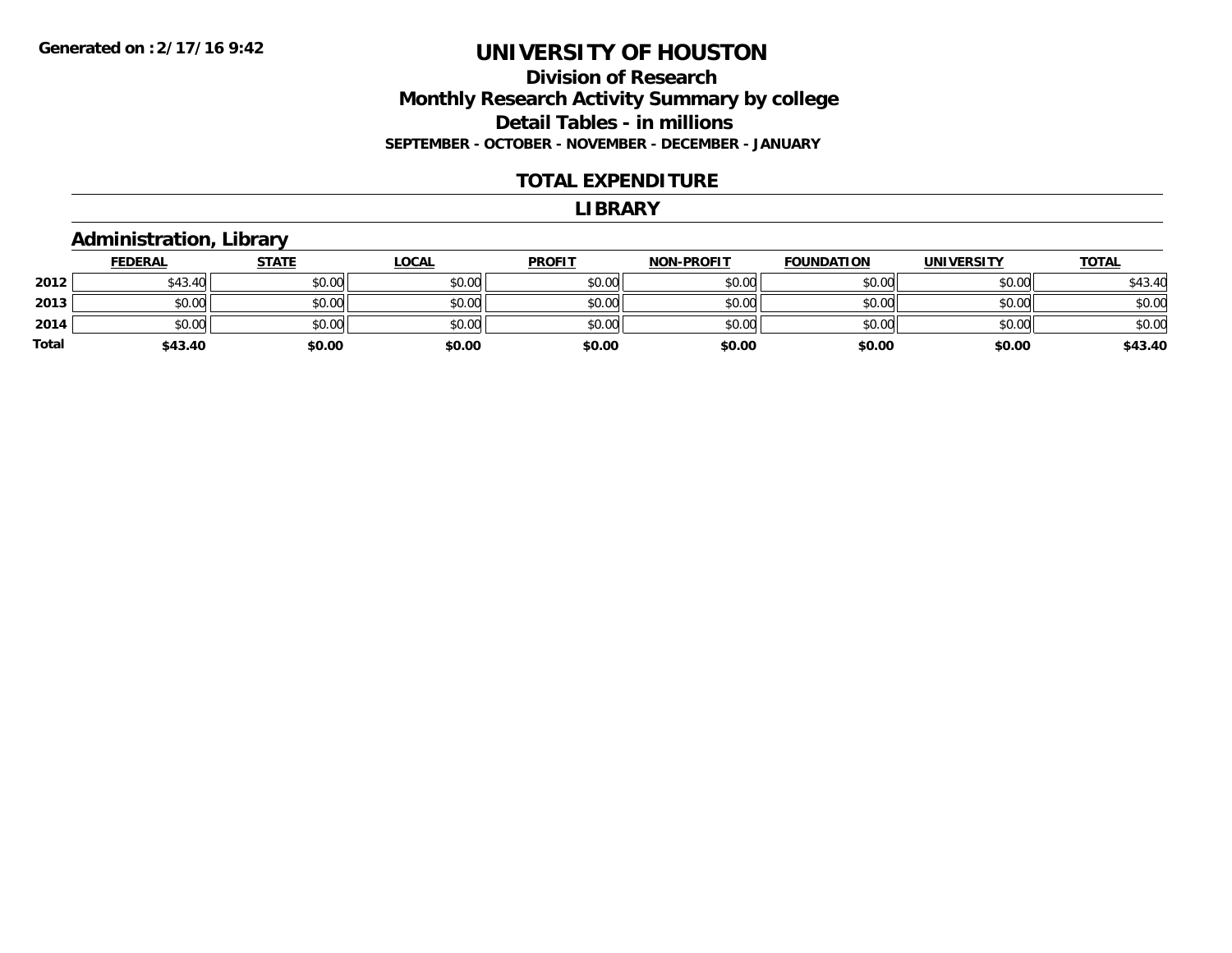# UNIVERSITY OF HOUSTON

## Division of Research
## Monthly Research Activity Summary by college
## Detail Tables - in millions
**SEPTEMBER - OCTOBER - NOVEMBER - DECEMBER - JANUARY**

### TOTAL EXPENDITURE

### LIBRARY

### Administration, Library

| | FEDERAL | STATE | LOCAL | PROFIT | NON-PROFIT | FOUNDATION | UNIVERSITY | TOTAL |
|---|---|---|---|---|---|---|---|---|
| 2012 | $43.40 | $0.00 | $0.00 | $0.00 | $0.00 | $0.00 | $0.00 | $43.40 |
| 2013 | $0.00 | $0.00 | $0.00 | $0.00 | $0.00 | $0.00 | $0.00 | $0.00 |
| 2014 | $0.00 | $0.00 | $0.00 | $0.00 | $0.00 | $0.00 | $0.00 | $0.00 |
| **Total** | **$43.40** | **$0.00** | **$0.00** | **$0.00** | **$0.00** | **$0.00** | **$0.00** | **$43.40** |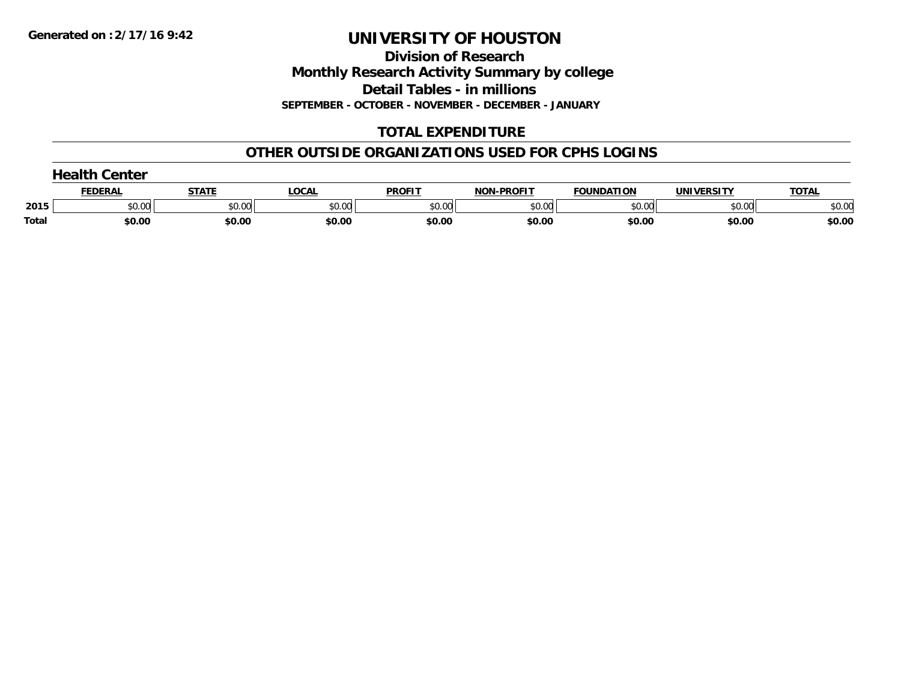# UNIVERSITY OF HOUSTON

## Division of Research
## Monthly Research Activity Summary by college
## Detail Tables - in millions

**SEPTEMBER - OCTOBER - NOVEMBER - DECEMBER - JANUARY**

## TOTAL EXPENDITURE

## OTHER OUTSIDE ORGANIZATIONS USED FOR CPHS LOGINS

### Health Center

| | FEDERAL | STATE | LOCAL | PROFIT | NON-PROFIT | FOUNDATION | UNIVERSITY | TOTAL |
|---|---|---|---|---|---|---|---|---|
| 2015 | $0.00 | $0.00 | $0.00 | $0.00 | $0.00 | $0.00 | $0.00 | $0.00 |
| **Total** | **$0.00** | **$0.00** | **$0.00** | **$0.00** | **$0.00** | **$0.00** | **$0.00** | **$0.00** |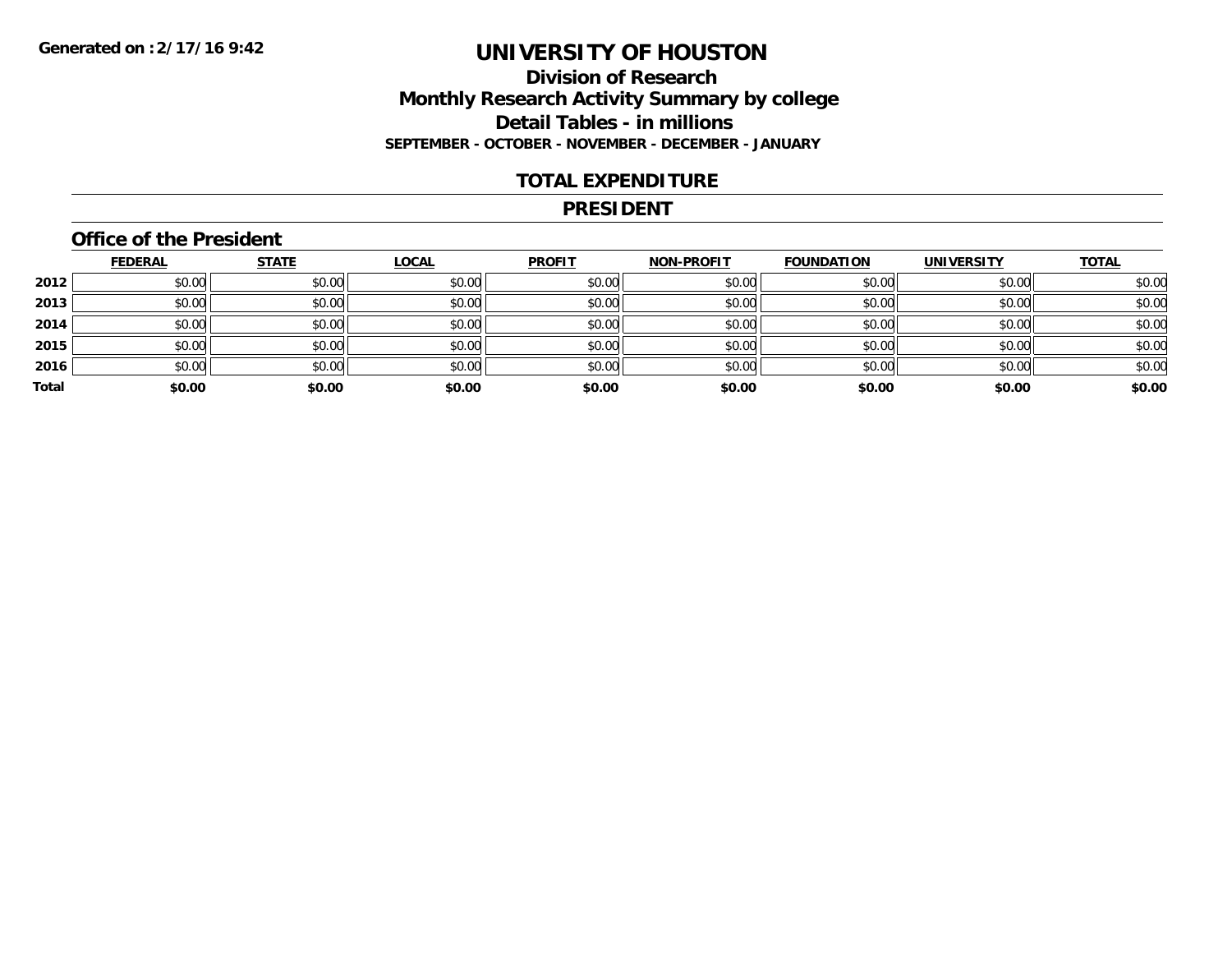Generated on :2/17/16 9:42

# UNIVERSITY OF HOUSTON

## Division of Research
## Monthly Research Activity Summary by college
## Detail Tables - in millions
**SEPTEMBER - OCTOBER - NOVEMBER - DECEMBER - JANUARY**

## TOTAL EXPENDITURE

## PRESIDENT

### Office of the President

| | FEDERAL | STATE | LOCAL | PROFIT | NON-PROFIT | FOUNDATION | UNIVERSITY | TOTAL |
|---|---|---|---|---|---|---|---|---|
| 2012 | $0.00 | $0.00 | $0.00 | $0.00 | $0.00 | $0.00 | $0.00 | $0.00 |
| 2013 | $0.00 | $0.00 | $0.00 | $0.00 | $0.00 | $0.00 | $0.00 | $0.00 |
| 2014 | $0.00 | $0.00 | $0.00 | $0.00 | $0.00 | $0.00 | $0.00 | $0.00 |
| 2015 | $0.00 | $0.00 | $0.00 | $0.00 | $0.00 | $0.00 | $0.00 | $0.00 |
| 2016 | $0.00 | $0.00 | $0.00 | $0.00 | $0.00 | $0.00 | $0.00 | $0.00 |
| **Total** | **$0.00** | **$0.00** | **$0.00** | **$0.00** | **$0.00** | **$0.00** | **$0.00** | **$0.00** |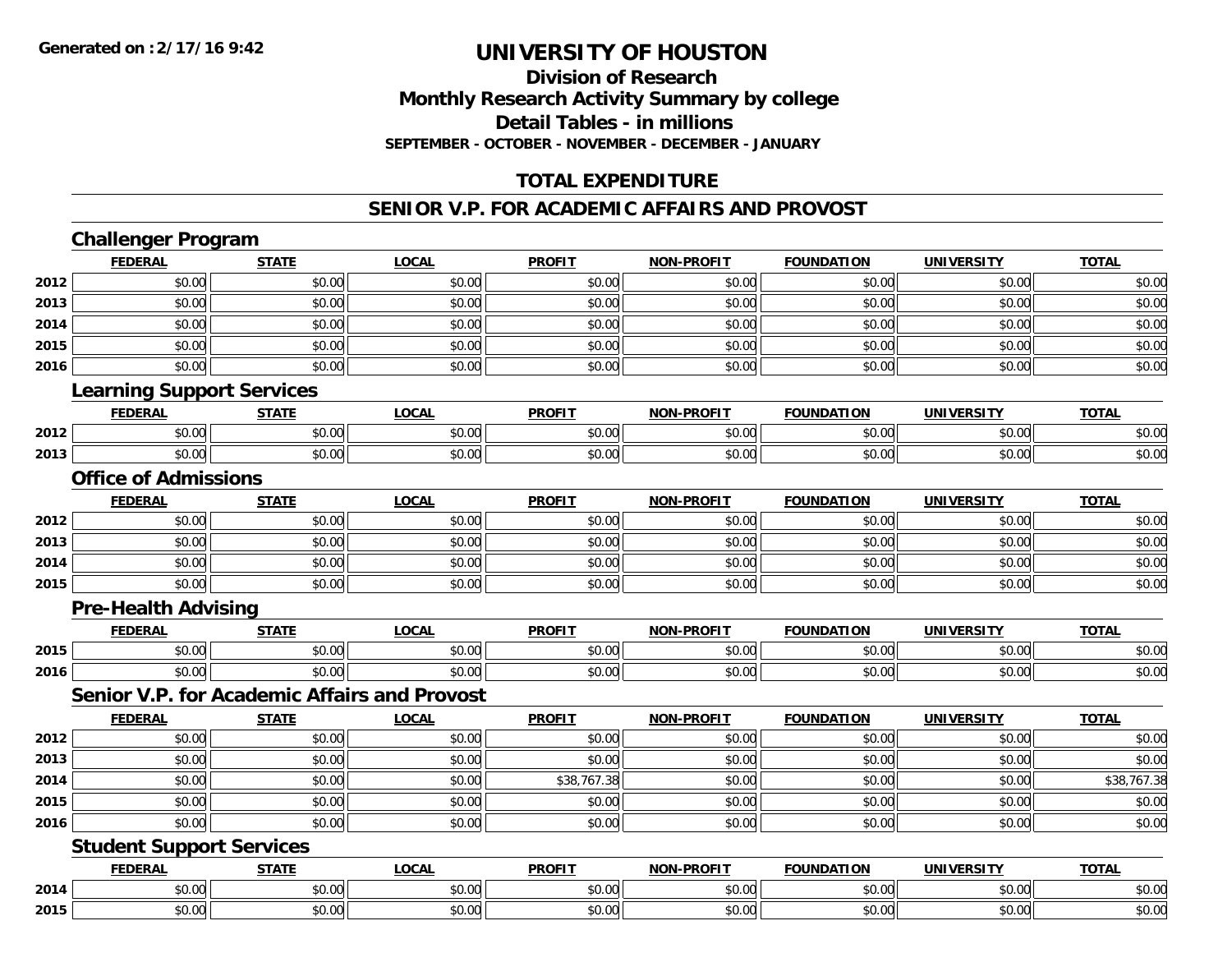**Generated on :2/17/16 9:42**

# UNIVERSITY OF HOUSTON

## Division of Research
## Monthly Research Activity Summary by college
## Detail Tables - in millions
**SEPTEMBER - OCTOBER - NOVEMBER - DECEMBER - JANUARY**

## TOTAL EXPENDITURE

## SENIOR V.P. FOR ACADEMIC AFFAIRS AND PROVOST

### Challenger Program

| | FEDERAL | STATE | LOCAL | PROFIT | NON-PROFIT | FOUNDATION | UNIVERSITY | TOTAL |
|---|---|---|---|---|---|---|---|---|
| 2012 | $0.00 | $0.00 | $0.00 | $0.00 | $0.00 | $0.00 | $0.00 | $0.00 |
| 2013 | $0.00 | $0.00 | $0.00 | $0.00 | $0.00 | $0.00 | $0.00 | $0.00 |
| 2014 | $0.00 | $0.00 | $0.00 | $0.00 | $0.00 | $0.00 | $0.00 | $0.00 |
| 2015 | $0.00 | $0.00 | $0.00 | $0.00 | $0.00 | $0.00 | $0.00 | $0.00 |
| 2016 | $0.00 | $0.00 | $0.00 | $0.00 | $0.00 | $0.00 | $0.00 | $0.00 |

### Learning Support Services

| | FEDERAL | STATE | LOCAL | PROFIT | NON-PROFIT | FOUNDATION | UNIVERSITY | TOTAL |
|---|---|---|---|---|---|---|---|---|
| 2012 | $0.00 | $0.00 | $0.00 | $0.00 | $0.00 | $0.00 | $0.00 | $0.00 |
| 2013 | $0.00 | $0.00 | $0.00 | $0.00 | $0.00 | $0.00 | $0.00 | $0.00 |

### Office of Admissions

| | FEDERAL | STATE | LOCAL | PROFIT | NON-PROFIT | FOUNDATION | UNIVERSITY | TOTAL |
|---|---|---|---|---|---|---|---|---|
| 2012 | $0.00 | $0.00 | $0.00 | $0.00 | $0.00 | $0.00 | $0.00 | $0.00 |
| 2013 | $0.00 | $0.00 | $0.00 | $0.00 | $0.00 | $0.00 | $0.00 | $0.00 |
| 2014 | $0.00 | $0.00 | $0.00 | $0.00 | $0.00 | $0.00 | $0.00 | $0.00 |
| 2015 | $0.00 | $0.00 | $0.00 | $0.00 | $0.00 | $0.00 | $0.00 | $0.00 |

### Pre-Health Advising

| | FEDERAL | STATE | LOCAL | PROFIT | NON-PROFIT | FOUNDATION | UNIVERSITY | TOTAL |
|---|---|---|---|---|---|---|---|---|
| 2015 | $0.00 | $0.00 | $0.00 | $0.00 | $0.00 | $0.00 | $0.00 | $0.00 |
| 2016 | $0.00 | $0.00 | $0.00 | $0.00 | $0.00 | $0.00 | $0.00 | $0.00 |

### Senior V.P. for Academic Affairs and Provost

| | FEDERAL | STATE | LOCAL | PROFIT | NON-PROFIT | FOUNDATION | UNIVERSITY | TOTAL |
|---|---|---|---|---|---|---|---|---|
| 2012 | $0.00 | $0.00 | $0.00 | $0.00 | $0.00 | $0.00 | $0.00 | $0.00 |
| 2013 | $0.00 | $0.00 | $0.00 | $0.00 | $0.00 | $0.00 | $0.00 | $0.00 |
| 2014 | $0.00 | $0.00 | $0.00 | $38,767.38 | $0.00 | $0.00 | $0.00 | $38,767.38 |
| 2015 | $0.00 | $0.00 | $0.00 | $0.00 | $0.00 | $0.00 | $0.00 | $0.00 |
| 2016 | $0.00 | $0.00 | $0.00 | $0.00 | $0.00 | $0.00 | $0.00 | $0.00 |

### Student Support Services

| | FEDERAL | STATE | LOCAL | PROFIT | NON-PROFIT | FOUNDATION | UNIVERSITY | TOTAL |
|---|---|---|---|---|---|---|---|---|
| 2014 | $0.00 | $0.00 | $0.00 | $0.00 | $0.00 | $0.00 | $0.00 | $0.00 |
| 2015 | $0.00 | $0.00 | $0.00 | $0.00 | $0.00 | $0.00 | $0.00 | $0.00 |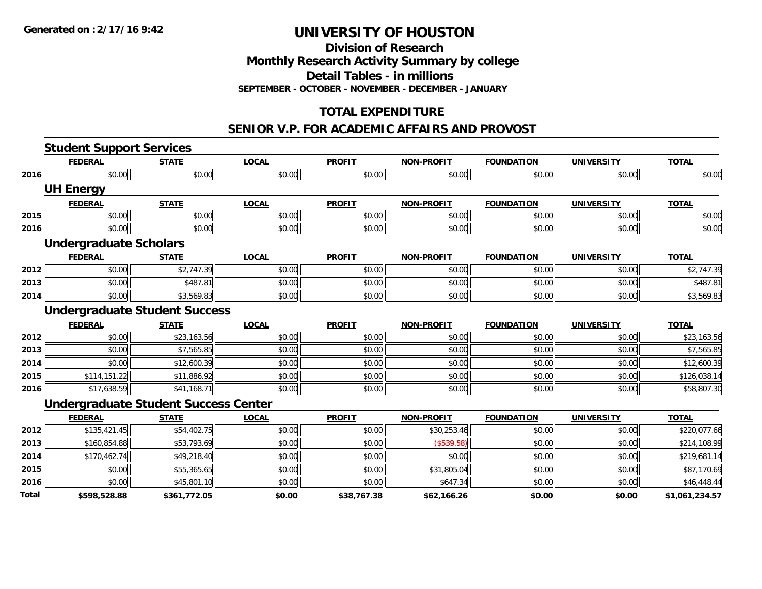# UNIVERSITY OF HOUSTON

## Division of Research
## Monthly Research Activity Summary by college
## Detail Tables - in millions
### SEPTEMBER - OCTOBER - NOVEMBER - DECEMBER - JANUARY

## TOTAL EXPENDITURE

## SENIOR V.P. FOR ACADEMIC AFFAIRS AND PROVOST

### Student Support Services

| | FEDERAL | STATE | LOCAL | PROFIT | NON-PROFIT | FOUNDATION | UNIVERSITY | TOTAL |
|---|---|---|---|---|---|---|---|---|
| 2016 | $0.00 | $0.00 | $0.00 | $0.00 | $0.00 | $0.00 | $0.00 | $0.00 |

### UH Energy

| | FEDERAL | STATE | LOCAL | PROFIT | NON-PROFIT | FOUNDATION | UNIVERSITY | TOTAL |
|---|---|---|---|---|---|---|---|---|
| 2015 | $0.00 | $0.00 | $0.00 | $0.00 | $0.00 | $0.00 | $0.00 | $0.00 |
| 2016 | $0.00 | $0.00 | $0.00 | $0.00 | $0.00 | $0.00 | $0.00 | $0.00 |

### Undergraduate Scholars

| | FEDERAL | STATE | LOCAL | PROFIT | NON-PROFIT | FOUNDATION | UNIVERSITY | TOTAL |
|---|---|---|---|---|---|---|---|---|
| 2012 | $0.00 | $2,747.39 | $0.00 | $0.00 | $0.00 | $0.00 | $0.00 | $2,747.39 |
| 2013 | $0.00 | $487.81 | $0.00 | $0.00 | $0.00 | $0.00 | $0.00 | $487.81 |
| 2014 | $0.00 | $3,569.83 | $0.00 | $0.00 | $0.00 | $0.00 | $0.00 | $3,569.83 |

### Undergraduate Student Success

| | FEDERAL | STATE | LOCAL | PROFIT | NON-PROFIT | FOUNDATION | UNIVERSITY | TOTAL |
|---|---|---|---|---|---|---|---|---|
| 2012 | $0.00 | $23,163.56 | $0.00 | $0.00 | $0.00 | $0.00 | $0.00 | $23,163.56 |
| 2013 | $0.00 | $7,565.85 | $0.00 | $0.00 | $0.00 | $0.00 | $0.00 | $7,565.85 |
| 2014 | $0.00 | $12,600.39 | $0.00 | $0.00 | $0.00 | $0.00 | $0.00 | $12,600.39 |
| 2015 | $114,151.22 | $11,886.92 | $0.00 | $0.00 | $0.00 | $0.00 | $0.00 | $126,038.14 |
| 2016 | $17,638.59 | $41,168.71 | $0.00 | $0.00 | $0.00 | $0.00 | $0.00 | $58,807.30 |

### Undergraduate Student Success Center

| | FEDERAL | STATE | LOCAL | PROFIT | NON-PROFIT | FOUNDATION | UNIVERSITY | TOTAL |
|---|---|---|---|---|---|---|---|---|
| 2012 | $135,421.45 | $54,402.75 | $0.00 | $0.00 | $30,253.46 | $0.00 | $0.00 | $220,077.66 |
| 2013 | $160,854.88 | $53,793.69 | $0.00 | $0.00 | ($539.58) | $0.00 | $0.00 | $214,108.99 |
| 2014 | $170,462.74 | $49,218.40 | $0.00 | $0.00 | $0.00 | $0.00 | $0.00 | $219,681.14 |
| 2015 | $0.00 | $55,365.65 | $0.00 | $0.00 | $31,805.04 | $0.00 | $0.00 | $87,170.69 |
| 2016 | $0.00 | $45,801.10 | $0.00 | $0.00 | $647.34 | $0.00 | $0.00 | $46,448.44 |
| **Total** | **$598,528.88** | **$361,772.05** | **$0.00** | **$38,767.38** | **$62,166.26** | **$0.00** | **$0.00** | **$1,061,234.57** |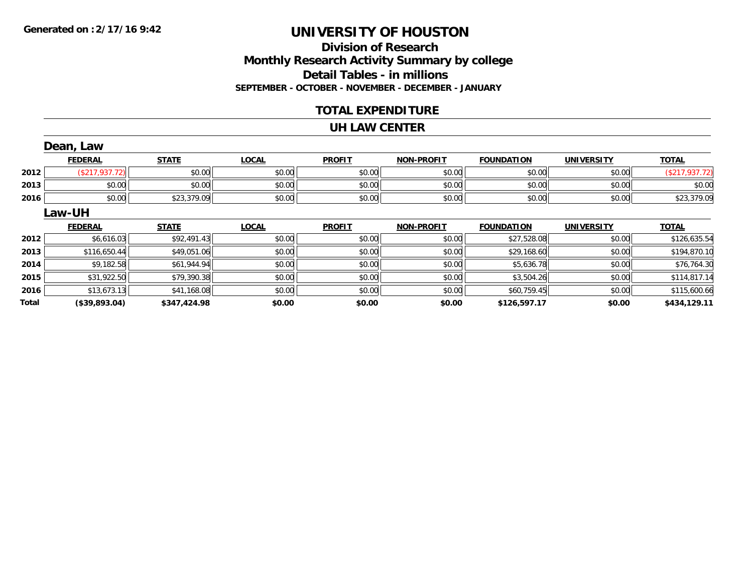Generated on :2/17/16 9:42

# UNIVERSITY OF HOUSTON

## Division of Research
## Monthly Research Activity Summary by college
## Detail Tables - in millions
### SEPTEMBER - OCTOBER - NOVEMBER - DECEMBER - JANUARY

## TOTAL EXPENDITURE

## UH LAW CENTER

### Dean, Law

| | FEDERAL | STATE | LOCAL | PROFIT | NON-PROFIT | FOUNDATION | UNIVERSITY | TOTAL |
|---|---|---|---|---|---|---|---|---|
| 2012 | ($217,937.72) | $0.00 | $0.00 | $0.00 | $0.00 | $0.00 | $0.00 | ($217,937.72) |
| 2013 | $0.00 | $0.00 | $0.00 | $0.00 | $0.00 | $0.00 | $0.00 | $0.00 |
| 2016 | $0.00 | $23,379.09 | $0.00 | $0.00 | $0.00 | $0.00 | $0.00 | $23,379.09 |

### Law-UH

| | FEDERAL | STATE | LOCAL | PROFIT | NON-PROFIT | FOUNDATION | UNIVERSITY | TOTAL |
|---|---|---|---|---|---|---|---|---|
| 2012 | $6,616.03 | $92,491.43 | $0.00 | $0.00 | $0.00 | $27,528.08 | $0.00 | $126,635.54 |
| 2013 | $116,650.44 | $49,051.06 | $0.00 | $0.00 | $0.00 | $29,168.60 | $0.00 | $194,870.10 |
| 2014 | $9,182.58 | $61,944.94 | $0.00 | $0.00 | $0.00 | $5,636.78 | $0.00 | $76,764.30 |
| 2015 | $31,922.50 | $79,390.38 | $0.00 | $0.00 | $0.00 | $3,504.26 | $0.00 | $114,817.14 |
| 2016 | $13,673.13 | $41,168.08 | $0.00 | $0.00 | $0.00 | $60,759.45 | $0.00 | $115,600.66 |
| **Total** | **($39,893.04)** | **$347,424.98** | **$0.00** | **$0.00** | **$0.00** | **$126,597.17** | **$0.00** | **$434,129.11** |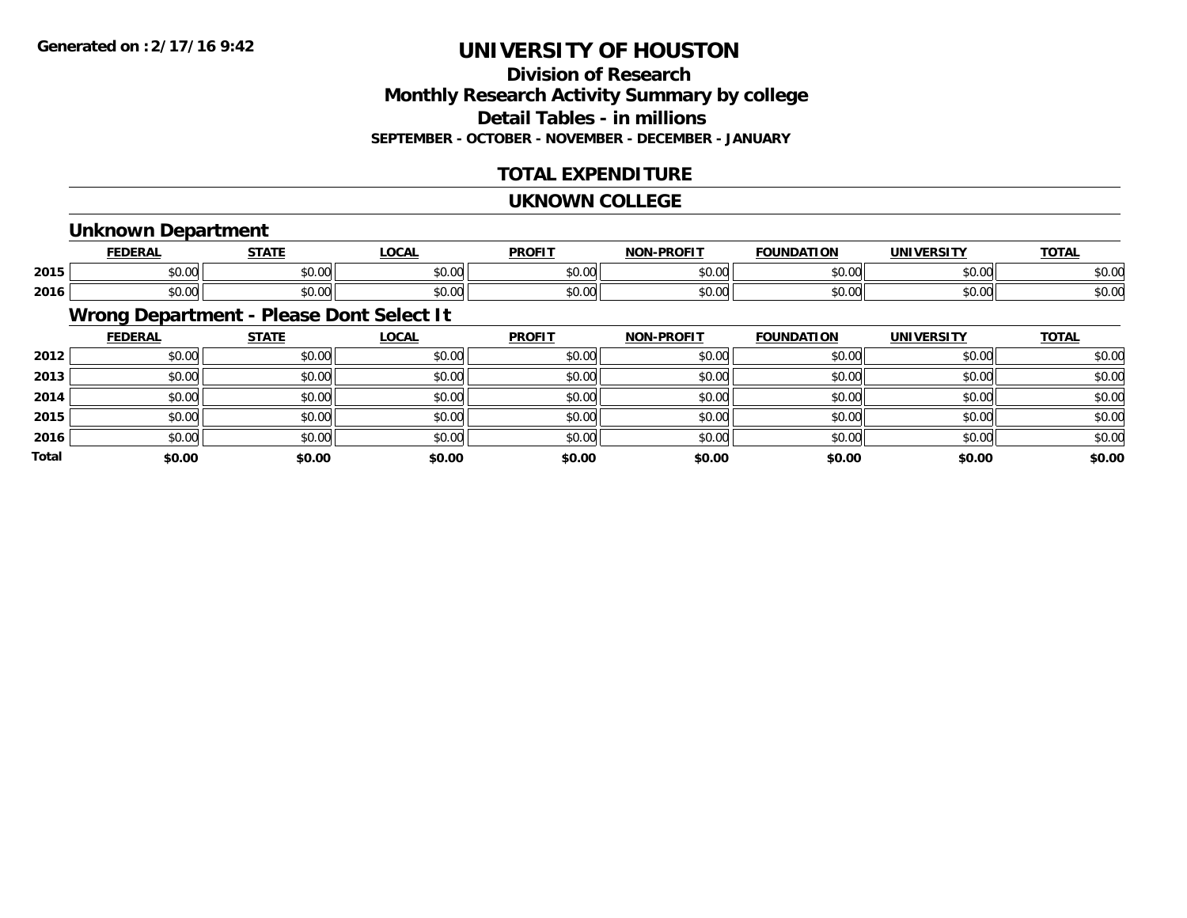Generated on :2/17/16 9:42

# UNIVERSITY OF HOUSTON

## Division of Research
## Monthly Research Activity Summary by college
## Detail Tables - in millions
### SEPTEMBER - OCTOBER - NOVEMBER - DECEMBER - JANUARY

## TOTAL EXPENDITURE

## UKNOWN COLLEGE

### Unknown Department

| | FEDERAL | STATE | LOCAL | PROFIT | NON-PROFIT | FOUNDATION | UNIVERSITY | TOTAL |
|---|---|---|---|---|---|---|---|---|
| 2015 | $0.00 | $0.00 | $0.00 | $0.00 | $0.00 | $0.00 | $0.00 | $0.00 |
| 2016 | $0.00 | $0.00 | $0.00 | $0.00 | $0.00 | $0.00 | $0.00 | $0.00 |

### Wrong Department - Please Dont Select It

| | FEDERAL | STATE | LOCAL | PROFIT | NON-PROFIT | FOUNDATION | UNIVERSITY | TOTAL |
|---|---|---|---|---|---|---|---|---|
| 2012 | $0.00 | $0.00 | $0.00 | $0.00 | $0.00 | $0.00 | $0.00 | $0.00 |
| 2013 | $0.00 | $0.00 | $0.00 | $0.00 | $0.00 | $0.00 | $0.00 | $0.00 |
| 2014 | $0.00 | $0.00 | $0.00 | $0.00 | $0.00 | $0.00 | $0.00 | $0.00 |
| 2015 | $0.00 | $0.00 | $0.00 | $0.00 | $0.00 | $0.00 | $0.00 | $0.00 |
| 2016 | $0.00 | $0.00 | $0.00 | $0.00 | $0.00 | $0.00 | $0.00 | $0.00 |
| **Total** | **$0.00** | **$0.00** | **$0.00** | **$0.00** | **$0.00** | **$0.00** | **$0.00** | **$0.00** |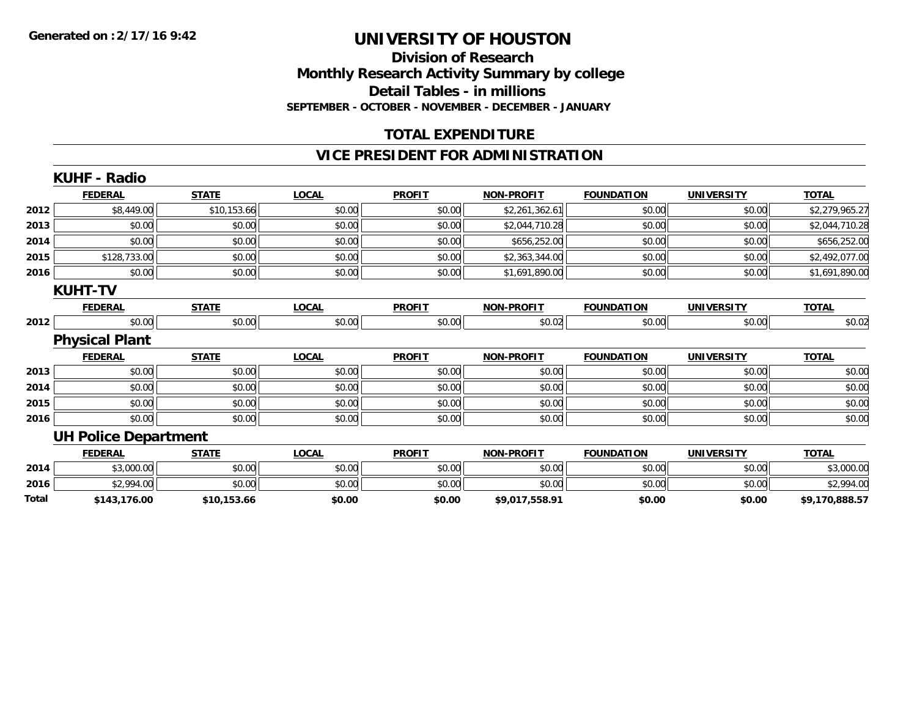**Generated on :2/17/16 9:42**

# UNIVERSITY OF HOUSTON

## Division of Research
## Monthly Research Activity Summary by college
## Detail Tables - in millions
### SEPTEMBER - OCTOBER - NOVEMBER - DECEMBER - JANUARY

## TOTAL EXPENDITURE

## VICE PRESIDENT FOR ADMINISTRATION

### KUHF - Radio

| | FEDERAL | STATE | LOCAL | PROFIT | NON-PROFIT | FOUNDATION | UNIVERSITY | TOTAL |
|---|---|---|---|---|---|---|---|---|
| 2012 | $8,449.00 | $10,153.66 | $0.00 | $0.00 | $2,261,362.61 | $0.00 | $0.00 | $2,279,965.27 |
| 2013 | $0.00 | $0.00 | $0.00 | $0.00 | $2,044,710.28 | $0.00 | $0.00 | $2,044,710.28 |
| 2014 | $0.00 | $0.00 | $0.00 | $0.00 | $656,252.00 | $0.00 | $0.00 | $656,252.00 |
| 2015 | $128,733.00 | $0.00 | $0.00 | $0.00 | $2,363,344.00 | $0.00 | $0.00 | $2,492,077.00 |
| 2016 | $0.00 | $0.00 | $0.00 | $0.00 | $1,691,890.00 | $0.00 | $0.00 | $1,691,890.00 |

### KUHT-TV

| | FEDERAL | STATE | LOCAL | PROFIT | NON-PROFIT | FOUNDATION | UNIVERSITY | TOTAL |
|---|---|---|---|---|---|---|---|---|
| 2012 | $0.00 | $0.00 | $0.00 | $0.00 | $0.02 | $0.00 | $0.00 | $0.02 |

### Physical Plant

| | FEDERAL | STATE | LOCAL | PROFIT | NON-PROFIT | FOUNDATION | UNIVERSITY | TOTAL |
|---|---|---|---|---|---|---|---|---|
| 2013 | $0.00 | $0.00 | $0.00 | $0.00 | $0.00 | $0.00 | $0.00 | $0.00 |
| 2014 | $0.00 | $0.00 | $0.00 | $0.00 | $0.00 | $0.00 | $0.00 | $0.00 |
| 2015 | $0.00 | $0.00 | $0.00 | $0.00 | $0.00 | $0.00 | $0.00 | $0.00 |
| 2016 | $0.00 | $0.00 | $0.00 | $0.00 | $0.00 | $0.00 | $0.00 | $0.00 |

### UH Police Department

| | FEDERAL | STATE | LOCAL | PROFIT | NON-PROFIT | FOUNDATION | UNIVERSITY | TOTAL |
|---|---|---|---|---|---|---|---|---|
| 2014 | $3,000.00 | $0.00 | $0.00 | $0.00 | $0.00 | $0.00 | $0.00 | $3,000.00 |
| 2016 | $2,994.00 | $0.00 | $0.00 | $0.00 | $0.00 | $0.00 | $0.00 | $2,994.00 |
| **Total** | **$143,176.00** | **$10,153.66** | **$0.00** | **$0.00** | **$9,017,558.91** | **$0.00** | **$0.00** | **$9,170,888.57** |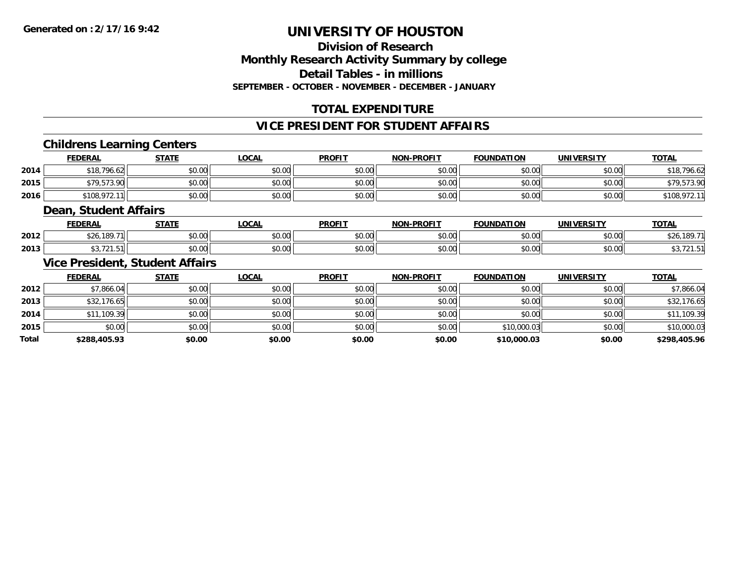**Generated on :2/17/16 9:42**

# UNIVERSITY OF HOUSTON

## Division of Research
## Monthly Research Activity Summary by college
## Detail Tables - in millions
### SEPTEMBER - OCTOBER - NOVEMBER - DECEMBER - JANUARY

## TOTAL EXPENDITURE

## VICE PRESIDENT FOR STUDENT AFFAIRS

### Childrens Learning Centers

| | FEDERAL | STATE | LOCAL | PROFIT | NON-PROFIT | FOUNDATION | UNIVERSITY | TOTAL |
|---|---|---|---|---|---|---|---|---|
| 2014 | $18,796.62 | $0.00 | $0.00 | $0.00 | $0.00 | $0.00 | $0.00 | $18,796.62 |
| 2015 | $79,573.90 | $0.00 | $0.00 | $0.00 | $0.00 | $0.00 | $0.00 | $79,573.90 |
| 2016 | $108,972.11 | $0.00 | $0.00 | $0.00 | $0.00 | $0.00 | $0.00 | $108,972.11 |

### Dean, Student Affairs

| | FEDERAL | STATE | LOCAL | PROFIT | NON-PROFIT | FOUNDATION | UNIVERSITY | TOTAL |
|---|---|---|---|---|---|---|---|---|
| 2012 | $26,189.71 | $0.00 | $0.00 | $0.00 | $0.00 | $0.00 | $0.00 | $26,189.71 |
| 2013 | $3,721.51 | $0.00 | $0.00 | $0.00 | $0.00 | $0.00 | $0.00 | $3,721.51 |

### Vice President, Student Affairs

| | FEDERAL | STATE | LOCAL | PROFIT | NON-PROFIT | FOUNDATION | UNIVERSITY | TOTAL |
|---|---|---|---|---|---|---|---|---|
| 2012 | $7,866.04 | $0.00 | $0.00 | $0.00 | $0.00 | $0.00 | $0.00 | $7,866.04 |
| 2013 | $32,176.65 | $0.00 | $0.00 | $0.00 | $0.00 | $0.00 | $0.00 | $32,176.65 |
| 2014 | $11,109.39 | $0.00 | $0.00 | $0.00 | $0.00 | $0.00 | $0.00 | $11,109.39 |
| 2015 | $0.00 | $0.00 | $0.00 | $0.00 | $0.00 | $10,000.03 | $0.00 | $10,000.03 |
| **Total** | **$288,405.93** | **$0.00** | **$0.00** | **$0.00** | **$0.00** | **$10,000.03** | **$0.00** | **$298,405.96** |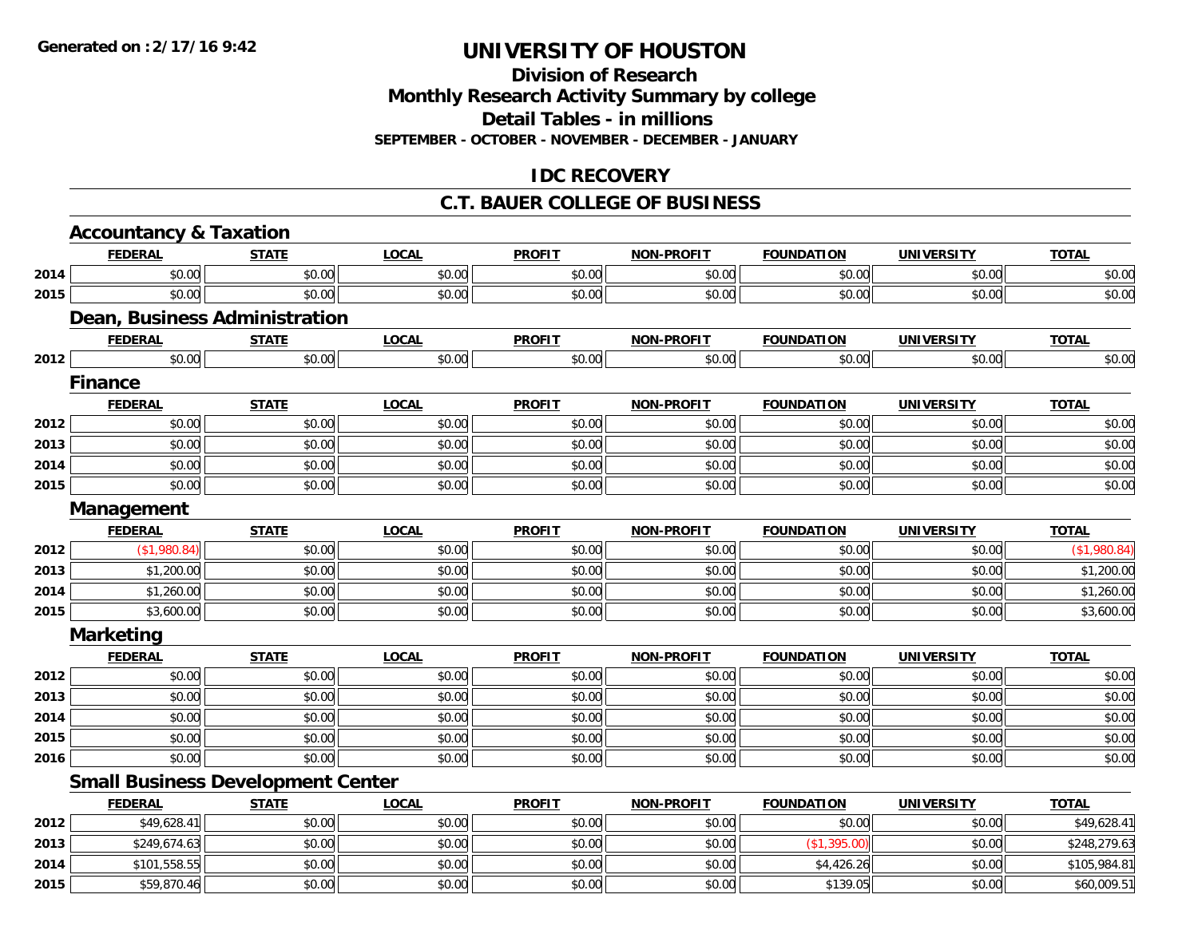Generated on :2/17/16 9:42

# UNIVERSITY OF HOUSTON

## Division of Research
## Monthly Research Activity Summary by college
## Detail Tables - in millions
### SEPTEMBER - OCTOBER - NOVEMBER - DECEMBER - JANUARY

## IDC RECOVERY

## C.T. BAUER COLLEGE OF BUSINESS

### Accountancy & Taxation

| | FEDERAL | STATE | LOCAL | PROFIT | NON-PROFIT | FOUNDATION | UNIVERSITY | TOTAL |
|---|---|---|---|---|---|---|---|---|
| 2014 | $0.00 | $0.00 | $0.00 | $0.00 | $0.00 | $0.00 | $0.00 | $0.00 |
| 2015 | $0.00 | $0.00 | $0.00 | $0.00 | $0.00 | $0.00 | $0.00 | $0.00 |

### Dean, Business Administration

| | FEDERAL | STATE | LOCAL | PROFIT | NON-PROFIT | FOUNDATION | UNIVERSITY | TOTAL |
|---|---|---|---|---|---|---|---|---|
| 2012 | $0.00 | $0.00 | $0.00 | $0.00 | $0.00 | $0.00 | $0.00 | $0.00 |

### Finance

| | FEDERAL | STATE | LOCAL | PROFIT | NON-PROFIT | FOUNDATION | UNIVERSITY | TOTAL |
|---|---|---|---|---|---|---|---|---|
| 2012 | $0.00 | $0.00 | $0.00 | $0.00 | $0.00 | $0.00 | $0.00 | $0.00 |
| 2013 | $0.00 | $0.00 | $0.00 | $0.00 | $0.00 | $0.00 | $0.00 | $0.00 |
| 2014 | $0.00 | $0.00 | $0.00 | $0.00 | $0.00 | $0.00 | $0.00 | $0.00 |
| 2015 | $0.00 | $0.00 | $0.00 | $0.00 | $0.00 | $0.00 | $0.00 | $0.00 |

### Management

| | FEDERAL | STATE | LOCAL | PROFIT | NON-PROFIT | FOUNDATION | UNIVERSITY | TOTAL |
|---|---|---|---|---|---|---|---|---|
| 2012 | ($1,980.84) | $0.00 | $0.00 | $0.00 | $0.00 | $0.00 | $0.00 | ($1,980.84) |
| 2013 | $1,200.00 | $0.00 | $0.00 | $0.00 | $0.00 | $0.00 | $0.00 | $1,200.00 |
| 2014 | $1,260.00 | $0.00 | $0.00 | $0.00 | $0.00 | $0.00 | $0.00 | $1,260.00 |
| 2015 | $3,600.00 | $0.00 | $0.00 | $0.00 | $0.00 | $0.00 | $0.00 | $3,600.00 |

### Marketing

| | FEDERAL | STATE | LOCAL | PROFIT | NON-PROFIT | FOUNDATION | UNIVERSITY | TOTAL |
|---|---|---|---|---|---|---|---|---|
| 2012 | $0.00 | $0.00 | $0.00 | $0.00 | $0.00 | $0.00 | $0.00 | $0.00 |
| 2013 | $0.00 | $0.00 | $0.00 | $0.00 | $0.00 | $0.00 | $0.00 | $0.00 |
| 2014 | $0.00 | $0.00 | $0.00 | $0.00 | $0.00 | $0.00 | $0.00 | $0.00 |
| 2015 | $0.00 | $0.00 | $0.00 | $0.00 | $0.00 | $0.00 | $0.00 | $0.00 |
| 2016 | $0.00 | $0.00 | $0.00 | $0.00 | $0.00 | $0.00 | $0.00 | $0.00 |

### Small Business Development Center

| | FEDERAL | STATE | LOCAL | PROFIT | NON-PROFIT | FOUNDATION | UNIVERSITY | TOTAL |
|---|---|---|---|---|---|---|---|---|
| 2012 | $49,628.41 | $0.00 | $0.00 | $0.00 | $0.00 | $0.00 | $0.00 | $49,628.41 |
| 2013 | $249,674.63 | $0.00 | $0.00 | $0.00 | $0.00 | ($1,395.00) | $0.00 | $248,279.63 |
| 2014 | $101,558.55 | $0.00 | $0.00 | $0.00 | $0.00 | $4,426.26 | $0.00 | $105,984.81 |
| 2015 | $59,870.46 | $0.00 | $0.00 | $0.00 | $0.00 | $139.05 | $0.00 | $60,009.51 |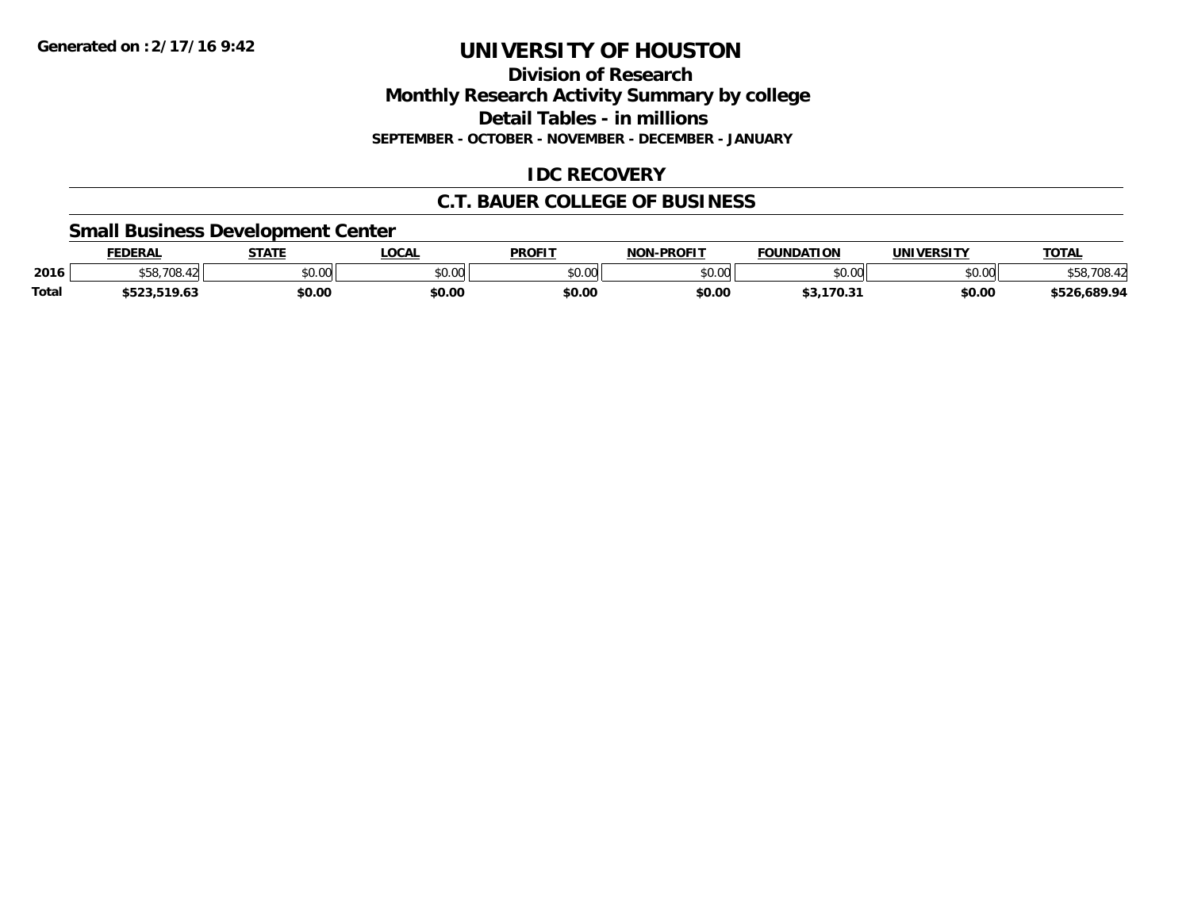# UNIVERSITY OF HOUSTON

## Division of Research

## Monthly Research Activity Summary by college

## Detail Tables - in millions

**SEPTEMBER - OCTOBER - NOVEMBER - DECEMBER - JANUARY**

## IDC RECOVERY

## C.T. BAUER COLLEGE OF BUSINESS

### Small Business Development Center

| | FEDERAL | STATE | LOCAL | PROFIT | NON-PROFIT | FOUNDATION | UNIVERSITY | TOTAL |
|---|---|---|---|---|---|---|---|---|
| 2016 | $58,708.42 | $0.00 | $0.00 | $0.00 | $0.00 | $0.00 | $0.00 | $58,708.42 |
| Total | $523,519.63 | $0.00 | $0.00 | $0.00 | $0.00 | $3,170.31 | $0.00 | $526,689.94 |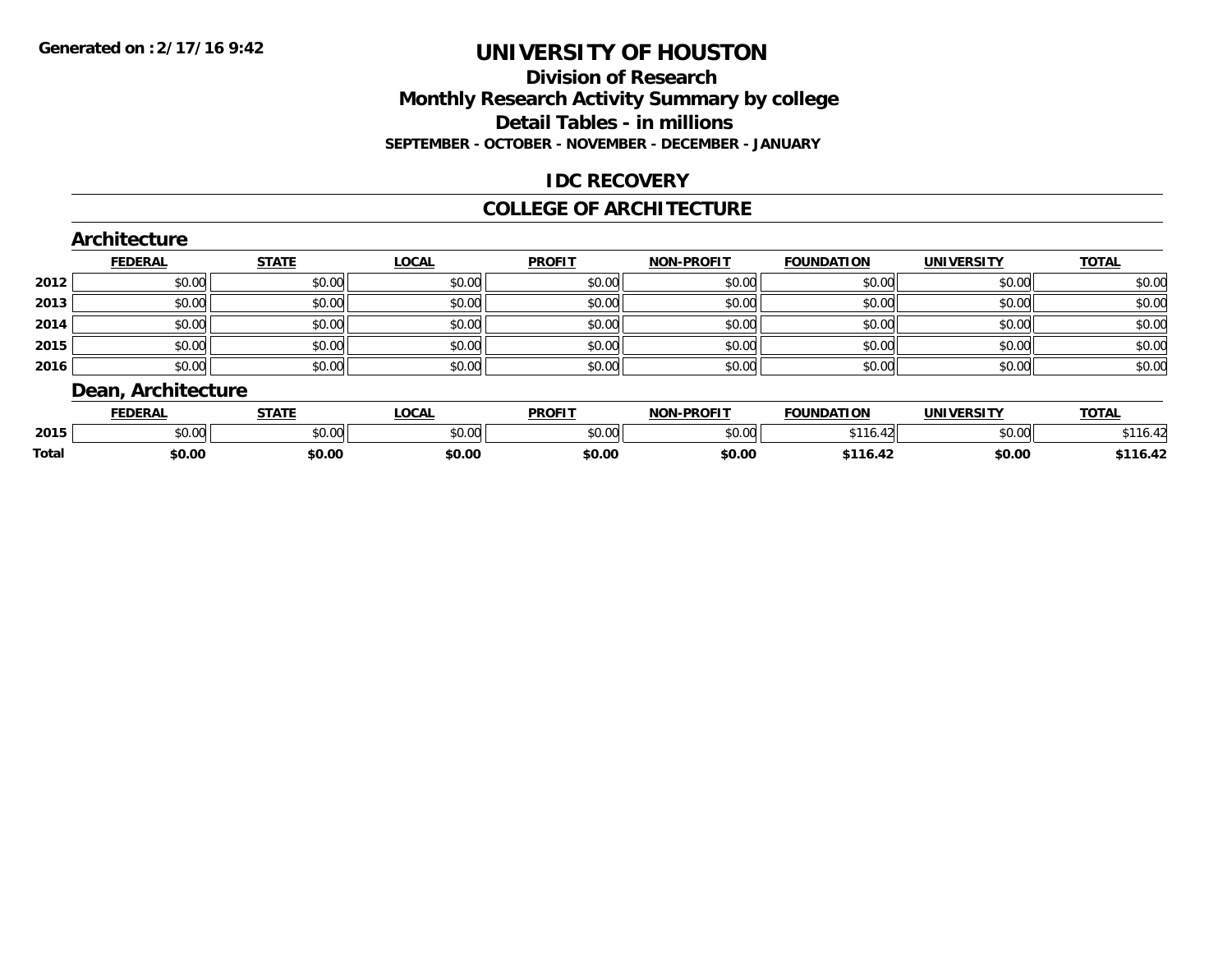Generated on :2/17/16 9:42

# UNIVERSITY OF HOUSTON

## Division of Research
## Monthly Research Activity Summary by college
## Detail Tables - in millions
### SEPTEMBER - OCTOBER - NOVEMBER - DECEMBER - JANUARY

## IDC RECOVERY

## COLLEGE OF ARCHITECTURE

### Architecture

| | FEDERAL | STATE | LOCAL | PROFIT | NON-PROFIT | FOUNDATION | UNIVERSITY | TOTAL |
|---|---|---|---|---|---|---|---|---|
| 2012 | $0.00 | $0.00 | $0.00 | $0.00 | $0.00 | $0.00 | $0.00 | $0.00 |
| 2013 | $0.00 | $0.00 | $0.00 | $0.00 | $0.00 | $0.00 | $0.00 | $0.00 |
| 2014 | $0.00 | $0.00 | $0.00 | $0.00 | $0.00 | $0.00 | $0.00 | $0.00 |
| 2015 | $0.00 | $0.00 | $0.00 | $0.00 | $0.00 | $0.00 | $0.00 | $0.00 |
| 2016 | $0.00 | $0.00 | $0.00 | $0.00 | $0.00 | $0.00 | $0.00 | $0.00 |

### Dean, Architecture

| | FEDERAL | STATE | LOCAL | PROFIT | NON-PROFIT | FOUNDATION | UNIVERSITY | TOTAL |
|---|---|---|---|---|---|---|---|---|
| 2015 | $0.00 | $0.00 | $0.00 | $0.00 | $0.00 | $116.42 | $0.00 | $116.42 |
| **Total** | **$0.00** | **$0.00** | **$0.00** | **$0.00** | **$0.00** | **$116.42** | **$0.00** | **$116.42** |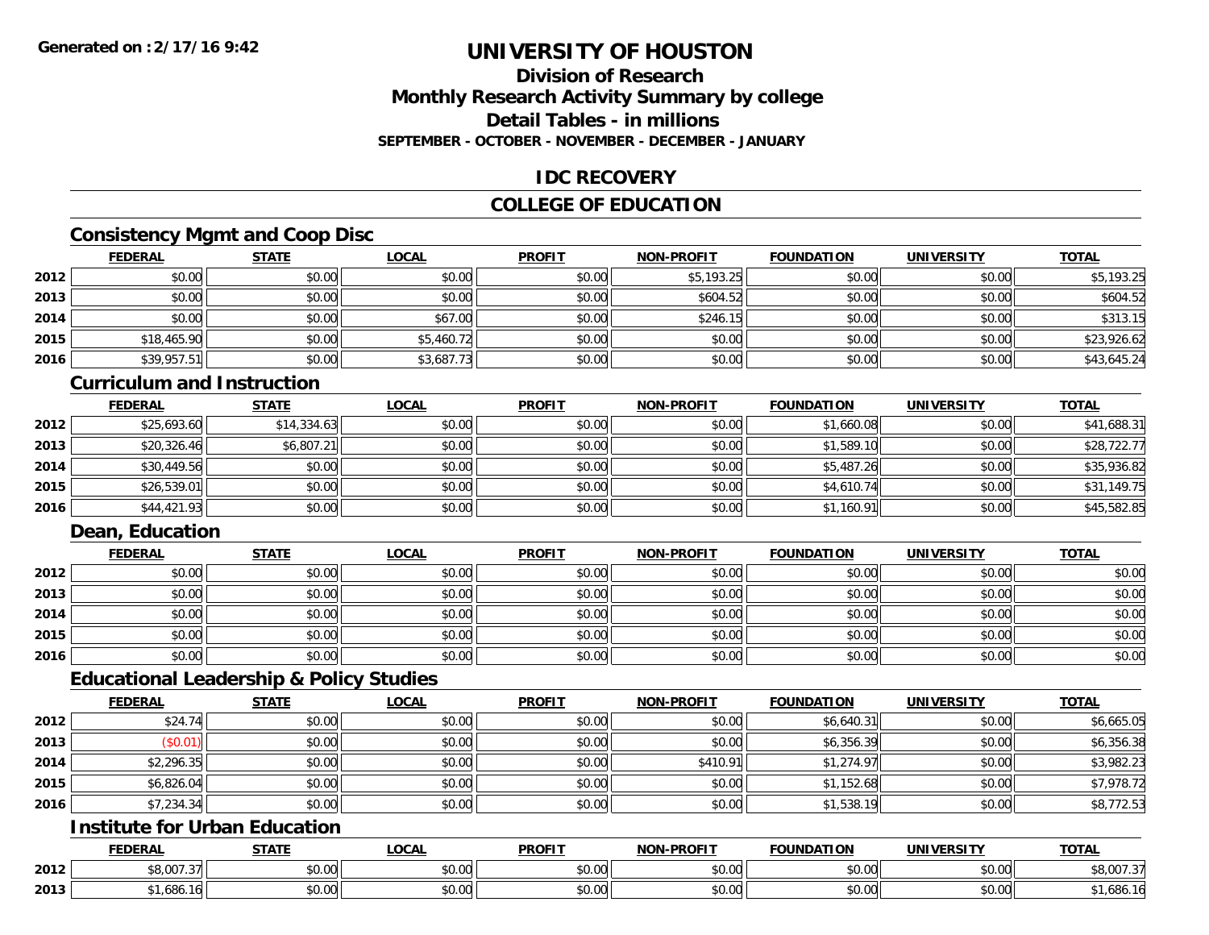# UNIVERSITY OF HOUSTON

## Division of Research
## Monthly Research Activity Summary by college
## Detail Tables - in millions
### SEPTEMBER - OCTOBER - NOVEMBER - DECEMBER - JANUARY

**Generated on : 2/17/16 9:42**

## IDC RECOVERY

## COLLEGE OF EDUCATION

### Consistency Mgmt and Coop Disc

| | FEDERAL | STATE | LOCAL | PROFIT | NON-PROFIT | FOUNDATION | UNIVERSITY | TOTAL |
|---|---|---|---|---|---|---|---|---|
| 2012 | $0.00 | $0.00 | $0.00 | $0.00 | $5,193.25 | $0.00 | $0.00 | $5,193.25 |
| 2013 | $0.00 | $0.00 | $0.00 | $0.00 | $604.52 | $0.00 | $0.00 | $604.52 |
| 2014 | $0.00 | $0.00 | $67.00 | $0.00 | $246.15 | $0.00 | $0.00 | $313.15 |
| 2015 | $18,465.90 | $0.00 | $5,460.72 | $0.00 | $0.00 | $0.00 | $0.00 | $23,926.62 |
| 2016 | $39,957.51 | $0.00 | $3,687.73 | $0.00 | $0.00 | $0.00 | $0.00 | $43,645.24 |

### Curriculum and Instruction

| | FEDERAL | STATE | LOCAL | PROFIT | NON-PROFIT | FOUNDATION | UNIVERSITY | TOTAL |
|---|---|---|---|---|---|---|---|---|
| 2012 | $25,693.60 | $14,334.63 | $0.00 | $0.00 | $0.00 | $1,660.08 | $0.00 | $41,688.31 |
| 2013 | $20,326.46 | $6,807.21 | $0.00 | $0.00 | $0.00 | $1,589.10 | $0.00 | $28,722.77 |
| 2014 | $30,449.56 | $0.00 | $0.00 | $0.00 | $0.00 | $5,487.26 | $0.00 | $35,936.82 |
| 2015 | $26,539.01 | $0.00 | $0.00 | $0.00 | $0.00 | $4,610.74 | $0.00 | $31,149.75 |
| 2016 | $44,421.93 | $0.00 | $0.00 | $0.00 | $0.00 | $1,160.91 | $0.00 | $45,582.85 |

### Dean, Education

| | FEDERAL | STATE | LOCAL | PROFIT | NON-PROFIT | FOUNDATION | UNIVERSITY | TOTAL |
|---|---|---|---|---|---|---|---|---|
| 2012 | $0.00 | $0.00 | $0.00 | $0.00 | $0.00 | $0.00 | $0.00 | $0.00 |
| 2013 | $0.00 | $0.00 | $0.00 | $0.00 | $0.00 | $0.00 | $0.00 | $0.00 |
| 2014 | $0.00 | $0.00 | $0.00 | $0.00 | $0.00 | $0.00 | $0.00 | $0.00 |
| 2015 | $0.00 | $0.00 | $0.00 | $0.00 | $0.00 | $0.00 | $0.00 | $0.00 |
| 2016 | $0.00 | $0.00 | $0.00 | $0.00 | $0.00 | $0.00 | $0.00 | $0.00 |

### Educational Leadership & Policy Studies

| | FEDERAL | STATE | LOCAL | PROFIT | NON-PROFIT | FOUNDATION | UNIVERSITY | TOTAL |
|---|---|---|---|---|---|---|---|---|
| 2012 | $24.74 | $0.00 | $0.00 | $0.00 | $0.00 | $6,640.31 | $0.00 | $6,665.05 |
| 2013 | ($0.01) | $0.00 | $0.00 | $0.00 | $0.00 | $6,356.39 | $0.00 | $6,356.38 |
| 2014 | $2,296.35 | $0.00 | $0.00 | $0.00 | $410.91 | $1,274.97 | $0.00 | $3,982.23 |
| 2015 | $6,826.04 | $0.00 | $0.00 | $0.00 | $0.00 | $1,152.68 | $0.00 | $7,978.72 |
| 2016 | $7,234.34 | $0.00 | $0.00 | $0.00 | $0.00 | $1,538.19 | $0.00 | $8,772.53 |

### Institute for Urban Education

| | FEDERAL | STATE | LOCAL | PROFIT | NON-PROFIT | FOUNDATION | UNIVERSITY | TOTAL |
|---|---|---|---|---|---|---|---|---|
| 2012 | $8,007.37 | $0.00 | $0.00 | $0.00 | $0.00 | $0.00 | $0.00 | $8,007.37 |
| 2013 | $1,686.16 | $0.00 | $0.00 | $0.00 | $0.00 | $0.00 | $0.00 | $1,686.16 |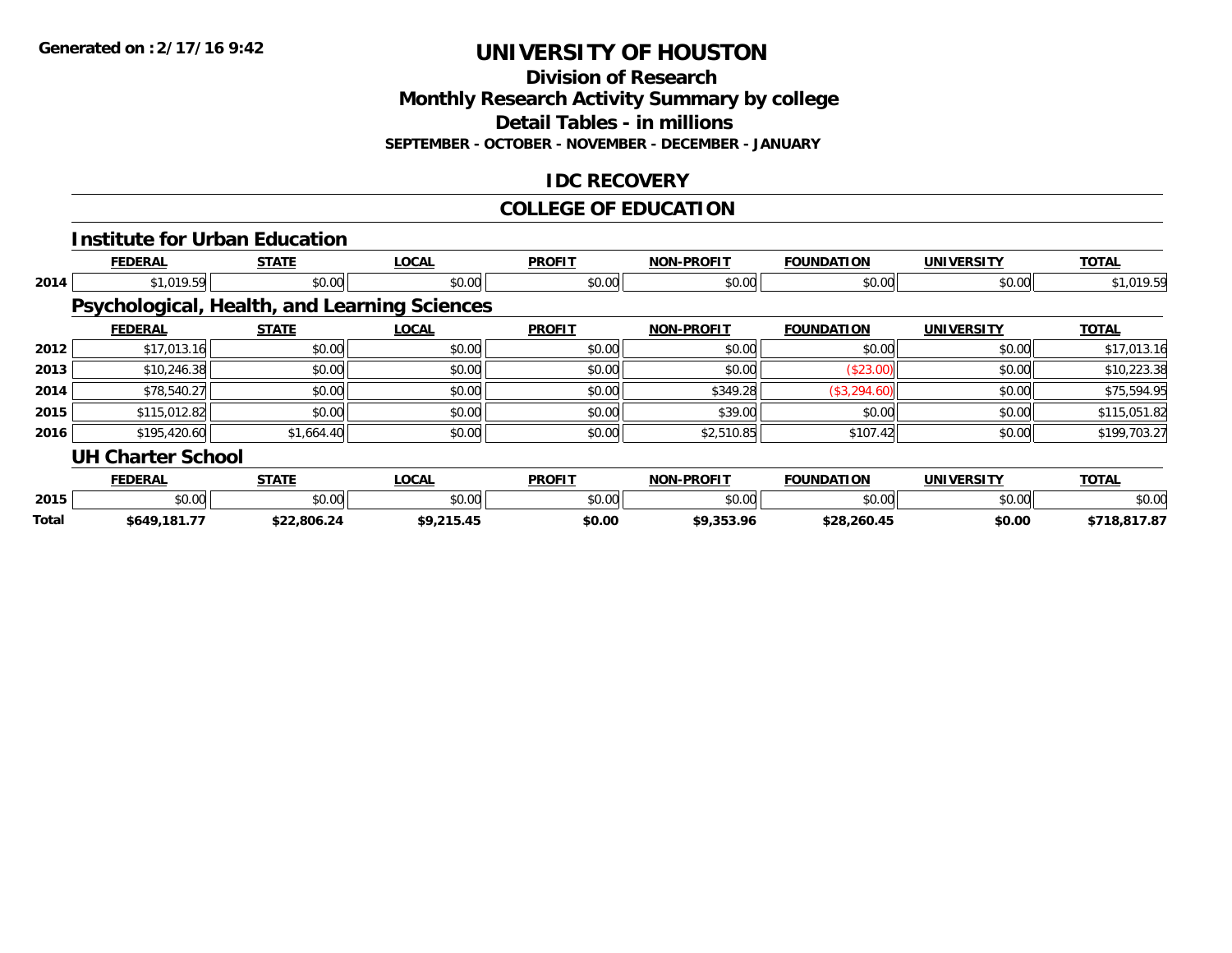Generated on :2/17/16 9:42

# UNIVERSITY OF HOUSTON

## Division of Research

## Monthly Research Activity Summary by college

## Detail Tables - in millions

**SEPTEMBER - OCTOBER - NOVEMBER - DECEMBER - JANUARY**

## IDC RECOVERY

## COLLEGE OF EDUCATION

### Institute for Urban Education

| | FEDERAL | STATE | LOCAL | PROFIT | NON-PROFIT | FOUNDATION | UNIVERSITY | TOTAL |
|---|---|---|---|---|---|---|---|---|
| 2014 | $1,019.59 | $0.00 | $0.00 | $0.00 | $0.00 | $0.00 | $0.00 | $1,019.59 |

### Psychological, Health, and Learning Sciences

| | FEDERAL | STATE | LOCAL | PROFIT | NON-PROFIT | FOUNDATION | UNIVERSITY | TOTAL |
|---|---|---|---|---|---|---|---|---|
| 2012 | $17,013.16 | $0.00 | $0.00 | $0.00 | $0.00 | $0.00 | $0.00 | $17,013.16 |
| 2013 | $10,246.38 | $0.00 | $0.00 | $0.00 | $0.00 | ($23.00) | $0.00 | $10,223.38 |
| 2014 | $78,540.27 | $0.00 | $0.00 | $0.00 | $349.28 | ($3,294.60) | $0.00 | $75,594.95 |
| 2015 | $115,012.82 | $0.00 | $0.00 | $0.00 | $39.00 | $0.00 | $0.00 | $115,051.82 |
| 2016 | $195,420.60 | $1,664.40 | $0.00 | $0.00 | $2,510.85 | $107.42 | $0.00 | $199,703.27 |

### UH Charter School

| | FEDERAL | STATE | LOCAL | PROFIT | NON-PROFIT | FOUNDATION | UNIVERSITY | TOTAL |
|---|---|---|---|---|---|---|---|---|
| 2015 | $0.00 | $0.00 | $0.00 | $0.00 | $0.00 | $0.00 | $0.00 | $0.00 |
| **Total** | **$649,181.77** | **$22,806.24** | **$9,215.45** | **$0.00** | **$9,353.96** | **$28,260.45** | **$0.00** | **$718,817.87** |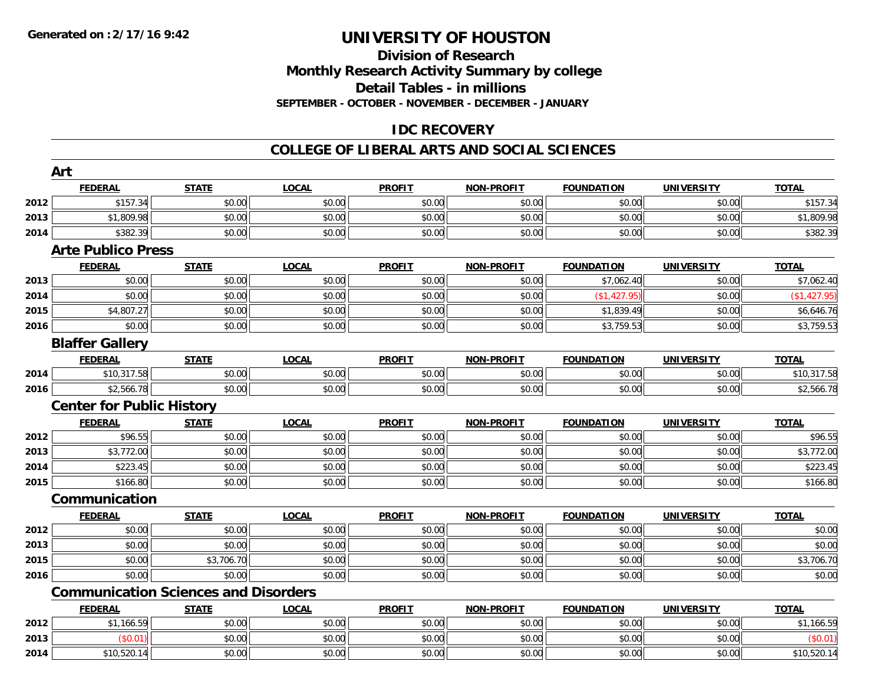**Generated on :2/17/16 9:42**

# UNIVERSITY OF HOUSTON

## Division of Research
## Monthly Research Activity Summary by college
## Detail Tables - in millions
### SEPTEMBER - OCTOBER - NOVEMBER - DECEMBER - JANUARY

## IDC RECOVERY

## COLLEGE OF LIBERAL ARTS AND SOCIAL SCIENCES

### Art

| | FEDERAL | STATE | LOCAL | PROFIT | NON-PROFIT | FOUNDATION | UNIVERSITY | TOTAL |
|---|---|---|---|---|---|---|---|---|
| 2012 | $157.34 | $0.00 | $0.00 | $0.00 | $0.00 | $0.00 | $0.00 | $157.34 |
| 2013 | $1,809.98 | $0.00 | $0.00 | $0.00 | $0.00 | $0.00 | $0.00 | $1,809.98 |
| 2014 | $382.39 | $0.00 | $0.00 | $0.00 | $0.00 | $0.00 | $0.00 | $382.39 |

### Arte Publico Press

| | FEDERAL | STATE | LOCAL | PROFIT | NON-PROFIT | FOUNDATION | UNIVERSITY | TOTAL |
|---|---|---|---|---|---|---|---|---|
| 2013 | $0.00 | $0.00 | $0.00 | $0.00 | $0.00 | $7,062.40 | $0.00 | $7,062.40 |
| 2014 | $0.00 | $0.00 | $0.00 | $0.00 | $0.00 | ($1,427.95) | $0.00 | ($1,427.95) |
| 2015 | $4,807.27 | $0.00 | $0.00 | $0.00 | $0.00 | $1,839.49 | $0.00 | $6,646.76 |
| 2016 | $0.00 | $0.00 | $0.00 | $0.00 | $0.00 | $3,759.53 | $0.00 | $3,759.53 |

### Blaffer Gallery

| | FEDERAL | STATE | LOCAL | PROFIT | NON-PROFIT | FOUNDATION | UNIVERSITY | TOTAL |
|---|---|---|---|---|---|---|---|---|
| 2014 | $10,317.58 | $0.00 | $0.00 | $0.00 | $0.00 | $0.00 | $0.00 | $10,317.58 |
| 2016 | $2,566.78 | $0.00 | $0.00 | $0.00 | $0.00 | $0.00 | $0.00 | $2,566.78 |

### Center for Public History

| | FEDERAL | STATE | LOCAL | PROFIT | NON-PROFIT | FOUNDATION | UNIVERSITY | TOTAL |
|---|---|---|---|---|---|---|---|---|
| 2012 | $96.55 | $0.00 | $0.00 | $0.00 | $0.00 | $0.00 | $0.00 | $96.55 |
| 2013 | $3,772.00 | $0.00 | $0.00 | $0.00 | $0.00 | $0.00 | $0.00 | $3,772.00 |
| 2014 | $223.45 | $0.00 | $0.00 | $0.00 | $0.00 | $0.00 | $0.00 | $223.45 |
| 2015 | $166.80 | $0.00 | $0.00 | $0.00 | $0.00 | $0.00 | $0.00 | $166.80 |

### Communication

| | FEDERAL | STATE | LOCAL | PROFIT | NON-PROFIT | FOUNDATION | UNIVERSITY | TOTAL |
|---|---|---|---|---|---|---|---|---|
| 2012 | $0.00 | $0.00 | $0.00 | $0.00 | $0.00 | $0.00 | $0.00 | $0.00 |
| 2013 | $0.00 | $0.00 | $0.00 | $0.00 | $0.00 | $0.00 | $0.00 | $0.00 |
| 2015 | $0.00 | $3,706.70 | $0.00 | $0.00 | $0.00 | $0.00 | $0.00 | $3,706.70 |
| 2016 | $0.00 | $0.00 | $0.00 | $0.00 | $0.00 | $0.00 | $0.00 | $0.00 |

### Communication Sciences and Disorders

| | FEDERAL | STATE | LOCAL | PROFIT | NON-PROFIT | FOUNDATION | UNIVERSITY | TOTAL |
|---|---|---|---|---|---|---|---|---|
| 2012 | $1,166.59 | $0.00 | $0.00 | $0.00 | $0.00 | $0.00 | $0.00 | $1,166.59 |
| 2013 | ($0.01) | $0.00 | $0.00 | $0.00 | $0.00 | $0.00 | $0.00 | ($0.01) |
| 2014 | $10,520.14 | $0.00 | $0.00 | $0.00 | $0.00 | $0.00 | $0.00 | $10,520.14 |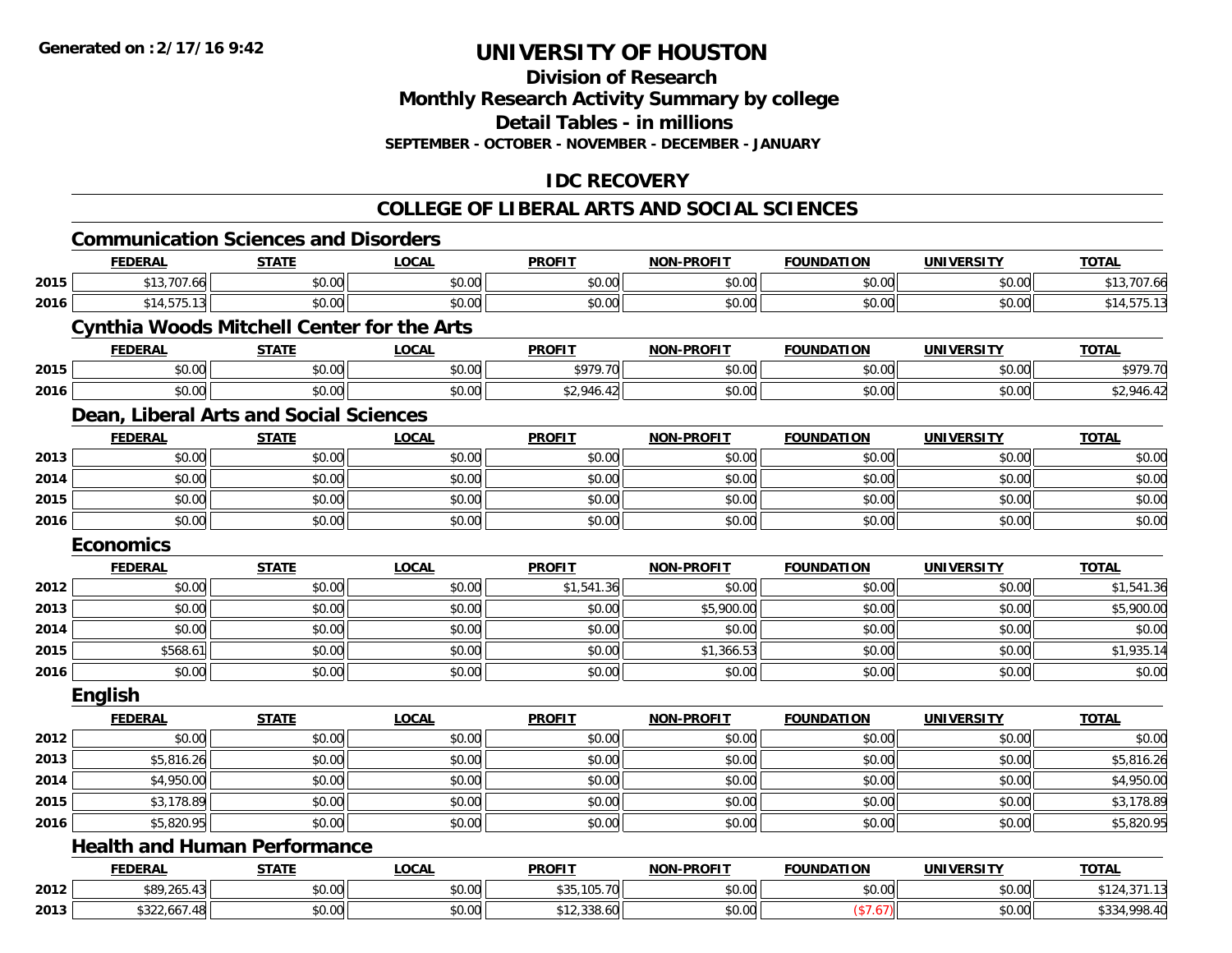**Generated on :2/17/16 9:42**

# UNIVERSITY OF HOUSTON

## Division of Research
## Monthly Research Activity Summary by college
## Detail Tables - in millions
### SEPTEMBER - OCTOBER - NOVEMBER - DECEMBER - JANUARY

## IDC RECOVERY

## COLLEGE OF LIBERAL ARTS AND SOCIAL SCIENCES

### Communication Sciences and Disorders

| | FEDERAL | STATE | LOCAL | PROFIT | NON-PROFIT | FOUNDATION | UNIVERSITY | TOTAL |
|---|---|---|---|---|---|---|---|---|
| 2015 | $13,707.66 | $0.00 | $0.00 | $0.00 | $0.00 | $0.00 | $0.00 | $13,707.66 |
| 2016 | $14,575.13 | $0.00 | $0.00 | $0.00 | $0.00 | $0.00 | $0.00 | $14,575.13 |

### Cynthia Woods Mitchell Center for the Arts

| | FEDERAL | STATE | LOCAL | PROFIT | NON-PROFIT | FOUNDATION | UNIVERSITY | TOTAL |
|---|---|---|---|---|---|---|---|---|
| 2015 | $0.00 | $0.00 | $0.00 | $979.70 | $0.00 | $0.00 | $0.00 | $979.70 |
| 2016 | $0.00 | $0.00 | $0.00 | $2,946.42 | $0.00 | $0.00 | $0.00 | $2,946.42 |

### Dean, Liberal Arts and Social Sciences

| | FEDERAL | STATE | LOCAL | PROFIT | NON-PROFIT | FOUNDATION | UNIVERSITY | TOTAL |
|---|---|---|---|---|---|---|---|---|
| 2013 | $0.00 | $0.00 | $0.00 | $0.00 | $0.00 | $0.00 | $0.00 | $0.00 |
| 2014 | $0.00 | $0.00 | $0.00 | $0.00 | $0.00 | $0.00 | $0.00 | $0.00 |
| 2015 | $0.00 | $0.00 | $0.00 | $0.00 | $0.00 | $0.00 | $0.00 | $0.00 |
| 2016 | $0.00 | $0.00 | $0.00 | $0.00 | $0.00 | $0.00 | $0.00 | $0.00 |

### Economics

| | FEDERAL | STATE | LOCAL | PROFIT | NON-PROFIT | FOUNDATION | UNIVERSITY | TOTAL |
|---|---|---|---|---|---|---|---|---|
| 2012 | $0.00 | $0.00 | $0.00 | $1,541.36 | $0.00 | $0.00 | $0.00 | $1,541.36 |
| 2013 | $0.00 | $0.00 | $0.00 | $0.00 | $5,900.00 | $0.00 | $0.00 | $5,900.00 |
| 2014 | $0.00 | $0.00 | $0.00 | $0.00 | $0.00 | $0.00 | $0.00 | $0.00 |
| 2015 | $568.61 | $0.00 | $0.00 | $0.00 | $1,366.53 | $0.00 | $0.00 | $1,935.14 |
| 2016 | $0.00 | $0.00 | $0.00 | $0.00 | $0.00 | $0.00 | $0.00 | $0.00 |

### English

| | FEDERAL | STATE | LOCAL | PROFIT | NON-PROFIT | FOUNDATION | UNIVERSITY | TOTAL |
|---|---|---|---|---|---|---|---|---|
| 2012 | $0.00 | $0.00 | $0.00 | $0.00 | $0.00 | $0.00 | $0.00 | $0.00 |
| 2013 | $5,816.26 | $0.00 | $0.00 | $0.00 | $0.00 | $0.00 | $0.00 | $5,816.26 |
| 2014 | $4,950.00 | $0.00 | $0.00 | $0.00 | $0.00 | $0.00 | $0.00 | $4,950.00 |
| 2015 | $3,178.89 | $0.00 | $0.00 | $0.00 | $0.00 | $0.00 | $0.00 | $3,178.89 |
| 2016 | $5,820.95 | $0.00 | $0.00 | $0.00 | $0.00 | $0.00 | $0.00 | $5,820.95 |

### Health and Human Performance

| | FEDERAL | STATE | LOCAL | PROFIT | NON-PROFIT | FOUNDATION | UNIVERSITY | TOTAL |
|---|---|---|---|---|---|---|---|---|
| 2012 | $89,265.43 | $0.00 | $0.00 | $35,105.70 | $0.00 | $0.00 | $0.00 | $124,371.13 |
| 2013 | $322,667.48 | $0.00 | $0.00 | $12,338.60 | $0.00 | ($7.67) | $0.00 | $334,998.40 |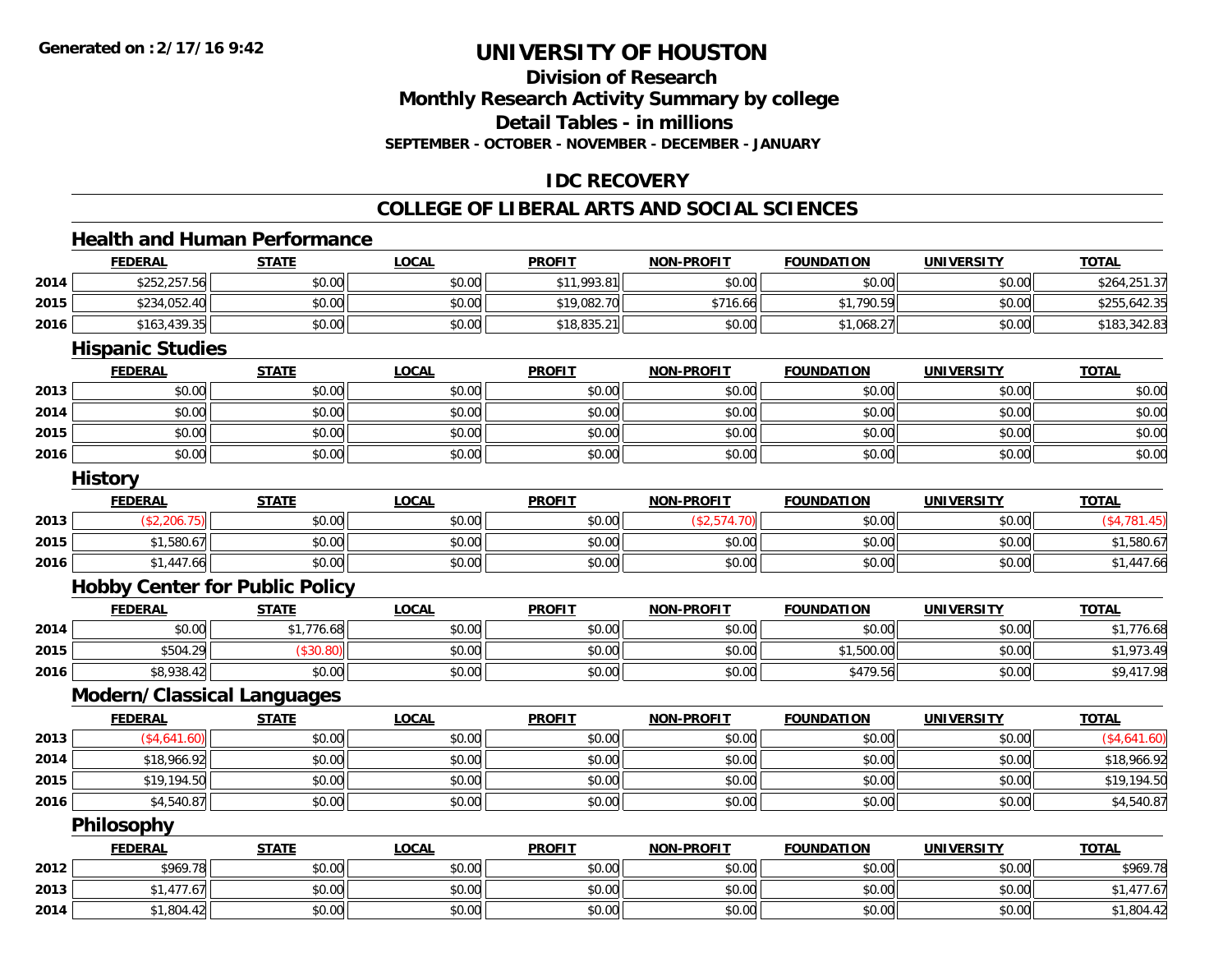**Generated on :2/17/16 9:42**

# UNIVERSITY OF HOUSTON

## Division of Research
## Monthly Research Activity Summary by college
## Detail Tables - in millions
### SEPTEMBER - OCTOBER - NOVEMBER - DECEMBER - JANUARY

## IDC RECOVERY

## COLLEGE OF LIBERAL ARTS AND SOCIAL SCIENCES

### Health and Human Performance

| | FEDERAL | STATE | LOCAL | PROFIT | NON-PROFIT | FOUNDATION | UNIVERSITY | TOTAL |
|---|---|---|---|---|---|---|---|---|
| 2014 | $252,257.56 | $0.00 | $0.00 | $11,993.81 | $0.00 | $0.00 | $0.00 | $264,251.37 |
| 2015 | $234,052.40 | $0.00 | $0.00 | $19,082.70 | $716.66 | $1,790.59 | $0.00 | $255,642.35 |
| 2016 | $163,439.35 | $0.00 | $0.00 | $18,835.21 | $0.00 | $1,068.27 | $0.00 | $183,342.83 |

### Hispanic Studies

| | FEDERAL | STATE | LOCAL | PROFIT | NON-PROFIT | FOUNDATION | UNIVERSITY | TOTAL |
|---|---|---|---|---|---|---|---|---|
| 2013 | $0.00 | $0.00 | $0.00 | $0.00 | $0.00 | $0.00 | $0.00 | $0.00 |
| 2014 | $0.00 | $0.00 | $0.00 | $0.00 | $0.00 | $0.00 | $0.00 | $0.00 |
| 2015 | $0.00 | $0.00 | $0.00 | $0.00 | $0.00 | $0.00 | $0.00 | $0.00 |
| 2016 | $0.00 | $0.00 | $0.00 | $0.00 | $0.00 | $0.00 | $0.00 | $0.00 |

### History

| | FEDERAL | STATE | LOCAL | PROFIT | NON-PROFIT | FOUNDATION | UNIVERSITY | TOTAL |
|---|---|---|---|---|---|---|---|---|
| 2013 | ($2,206.75) | $0.00 | $0.00 | $0.00 | ($2,574.70) | $0.00 | $0.00 | ($4,781.45) |
| 2015 | $1,580.67 | $0.00 | $0.00 | $0.00 | $0.00 | $0.00 | $0.00 | $1,580.67 |
| 2016 | $1,447.66 | $0.00 | $0.00 | $0.00 | $0.00 | $0.00 | $0.00 | $1,447.66 |

### Hobby Center for Public Policy

| | FEDERAL | STATE | LOCAL | PROFIT | NON-PROFIT | FOUNDATION | UNIVERSITY | TOTAL |
|---|---|---|---|---|---|---|---|---|
| 2014 | $0.00 | $1,776.68 | $0.00 | $0.00 | $0.00 | $0.00 | $0.00 | $1,776.68 |
| 2015 | $504.29 | ($30.80) | $0.00 | $0.00 | $0.00 | $1,500.00 | $0.00 | $1,973.49 |
| 2016 | $8,938.42 | $0.00 | $0.00 | $0.00 | $0.00 | $479.56 | $0.00 | $9,417.98 |

### Modern/Classical Languages

| | FEDERAL | STATE | LOCAL | PROFIT | NON-PROFIT | FOUNDATION | UNIVERSITY | TOTAL |
|---|---|---|---|---|---|---|---|---|
| 2013 | ($4,641.60) | $0.00 | $0.00 | $0.00 | $0.00 | $0.00 | $0.00 | ($4,641.60) |
| 2014 | $18,966.92 | $0.00 | $0.00 | $0.00 | $0.00 | $0.00 | $0.00 | $18,966.92 |
| 2015 | $19,194.50 | $0.00 | $0.00 | $0.00 | $0.00 | $0.00 | $0.00 | $19,194.50 |
| 2016 | $4,540.87 | $0.00 | $0.00 | $0.00 | $0.00 | $0.00 | $0.00 | $4,540.87 |

### Philosophy

| | FEDERAL | STATE | LOCAL | PROFIT | NON-PROFIT | FOUNDATION | UNIVERSITY | TOTAL |
|---|---|---|---|---|---|---|---|---|
| 2012 | $969.78 | $0.00 | $0.00 | $0.00 | $0.00 | $0.00 | $0.00 | $969.78 |
| 2013 | $1,477.67 | $0.00 | $0.00 | $0.00 | $0.00 | $0.00 | $0.00 | $1,477.67 |
| 2014 | $1,804.42 | $0.00 | $0.00 | $0.00 | $0.00 | $0.00 | $0.00 | $1,804.42 |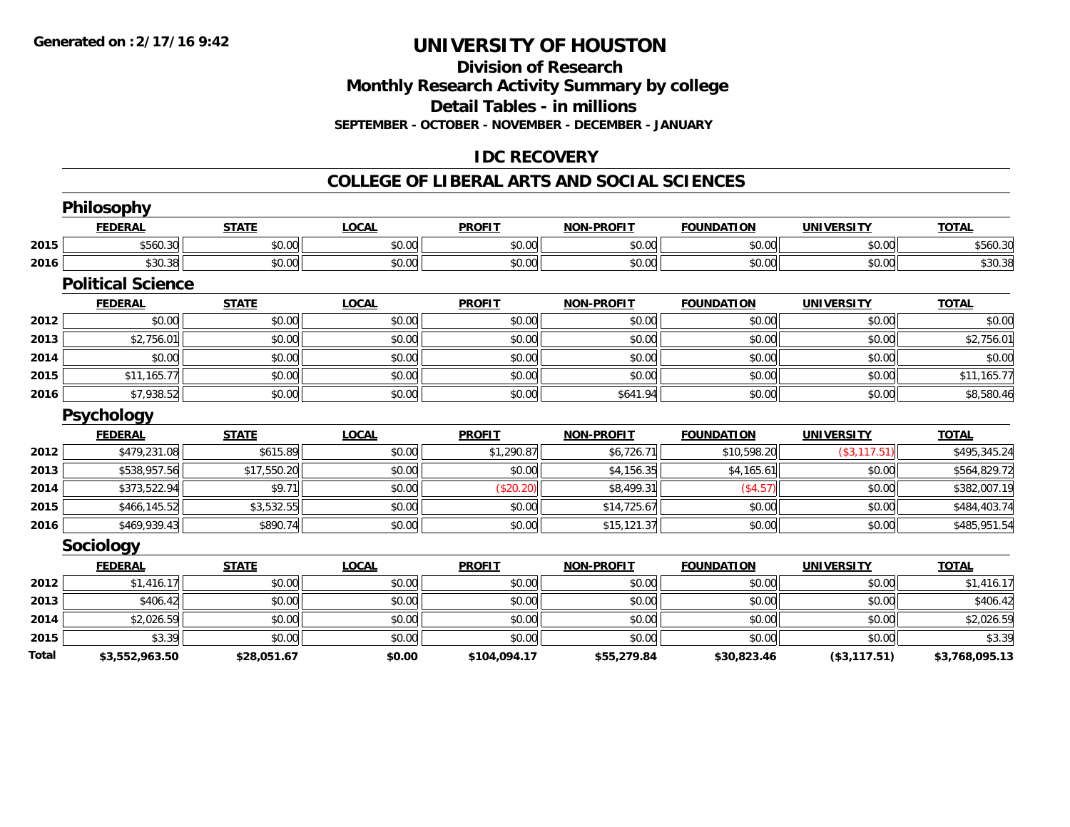**Generated on :2/17/16 9:42**

# UNIVERSITY OF HOUSTON

## Division of Research
## Monthly Research Activity Summary by college
## Detail Tables - in millions
### SEPTEMBER - OCTOBER - NOVEMBER - DECEMBER - JANUARY

## IDC RECOVERY

## COLLEGE OF LIBERAL ARTS AND SOCIAL SCIENCES

### Philosophy

| | FEDERAL | STATE | LOCAL | PROFIT | NON-PROFIT | FOUNDATION | UNIVERSITY | TOTAL |
|---|---|---|---|---|---|---|---|---|
| 2015 | $560.30 | $0.00 | $0.00 | $0.00 | $0.00 | $0.00 | $0.00 | $560.30 |
| 2016 | $30.38 | $0.00 | $0.00 | $0.00 | $0.00 | $0.00 | $0.00 | $30.38 |

### Political Science

| | FEDERAL | STATE | LOCAL | PROFIT | NON-PROFIT | FOUNDATION | UNIVERSITY | TOTAL |
|---|---|---|---|---|---|---|---|---|
| 2012 | $0.00 | $0.00 | $0.00 | $0.00 | $0.00 | $0.00 | $0.00 | $0.00 |
| 2013 | $2,756.01 | $0.00 | $0.00 | $0.00 | $0.00 | $0.00 | $0.00 | $2,756.01 |
| 2014 | $0.00 | $0.00 | $0.00 | $0.00 | $0.00 | $0.00 | $0.00 | $0.00 |
| 2015 | $11,165.77 | $0.00 | $0.00 | $0.00 | $0.00 | $0.00 | $0.00 | $11,165.77 |
| 2016 | $7,938.52 | $0.00 | $0.00 | $0.00 | $641.94 | $0.00 | $0.00 | $8,580.46 |

### Psychology

| | FEDERAL | STATE | LOCAL | PROFIT | NON-PROFIT | FOUNDATION | UNIVERSITY | TOTAL |
|---|---|---|---|---|---|---|---|---|
| 2012 | $479,231.08 | $615.89 | $0.00 | $1,290.87 | $6,726.71 | $10,598.20 | ($3,117.51) | $495,345.24 |
| 2013 | $538,957.56 | $17,550.20 | $0.00 | $0.00 | $4,156.35 | $4,165.61 | $0.00 | $564,829.72 |
| 2014 | $373,522.94 | $9.71 | $0.00 | ($20.20) | $8,499.31 | ($4.57) | $0.00 | $382,007.19 |
| 2015 | $466,145.52 | $3,532.55 | $0.00 | $0.00 | $14,725.67 | $0.00 | $0.00 | $484,403.74 |
| 2016 | $469,939.43 | $890.74 | $0.00 | $0.00 | $15,121.37 | $0.00 | $0.00 | $485,951.54 |

### Sociology

| | FEDERAL | STATE | LOCAL | PROFIT | NON-PROFIT | FOUNDATION | UNIVERSITY | TOTAL |
|---|---|---|---|---|---|---|---|---|
| 2012 | $1,416.17 | $0.00 | $0.00 | $0.00 | $0.00 | $0.00 | $0.00 | $1,416.17 |
| 2013 | $406.42 | $0.00 | $0.00 | $0.00 | $0.00 | $0.00 | $0.00 | $406.42 |
| 2014 | $2,026.59 | $0.00 | $0.00 | $0.00 | $0.00 | $0.00 | $0.00 | $2,026.59 |
| 2015 | $3.39 | $0.00 | $0.00 | $0.00 | $0.00 | $0.00 | $0.00 | $3.39 |
| **Total** | **$3,552,963.50** | **$28,051.67** | **$0.00** | **$104,094.17** | **$55,279.84** | **$30,823.46** | **($3,117.51)** | **$3,768,095.13** |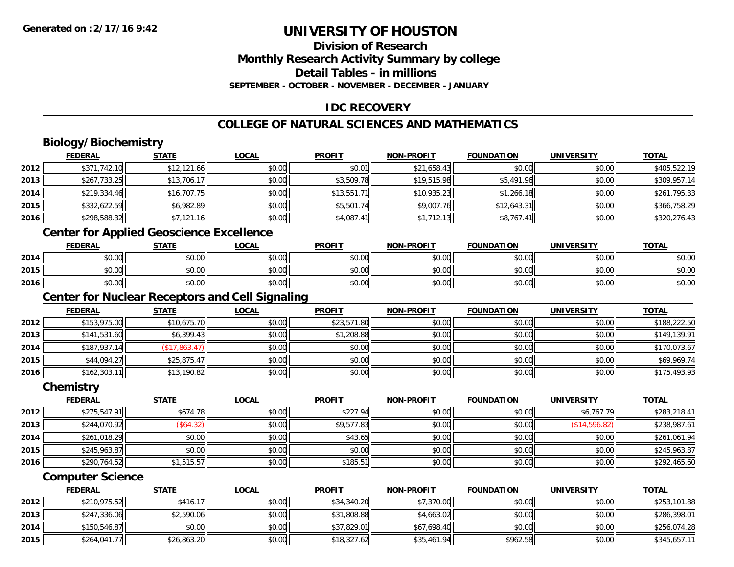Generated on :2/17/16 9:42

# UNIVERSITY OF HOUSTON

## Division of Research
## Monthly Research Activity Summary by college
## Detail Tables - in millions
### SEPTEMBER - OCTOBER - NOVEMBER - DECEMBER - JANUARY

## IDC RECOVERY

## COLLEGE OF NATURAL SCIENCES AND MATHEMATICS

### Biology/Biochemistry

| | FEDERAL | STATE | LOCAL | PROFIT | NON-PROFIT | FOUNDATION | UNIVERSITY | TOTAL |
|---|---|---|---|---|---|---|---|---|
| 2012 | $371,742.10 | $12,121.66 | $0.00 | $0.01 | $21,658.43 | $0.00 | $0.00 | $405,522.19 |
| 2013 | $267,733.25 | $13,706.17 | $0.00 | $3,509.78 | $19,515.98 | $5,491.96 | $0.00 | $309,957.14 |
| 2014 | $219,334.46 | $16,707.75 | $0.00 | $13,551.71 | $10,935.23 | $1,266.18 | $0.00 | $261,795.33 |
| 2015 | $332,622.59 | $6,982.89 | $0.00 | $5,501.74 | $9,007.76 | $12,643.31 | $0.00 | $366,758.29 |
| 2016 | $298,588.32 | $7,121.16 | $0.00 | $4,087.41 | $1,712.13 | $8,767.41 | $0.00 | $320,276.43 |

### Center for Applied Geoscience Excellence

| | FEDERAL | STATE | LOCAL | PROFIT | NON-PROFIT | FOUNDATION | UNIVERSITY | TOTAL |
|---|---|---|---|---|---|---|---|---|
| 2014 | $0.00 | $0.00 | $0.00 | $0.00 | $0.00 | $0.00 | $0.00 | $0.00 |
| 2015 | $0.00 | $0.00 | $0.00 | $0.00 | $0.00 | $0.00 | $0.00 | $0.00 |
| 2016 | $0.00 | $0.00 | $0.00 | $0.00 | $0.00 | $0.00 | $0.00 | $0.00 |

### Center for Nuclear Receptors and Cell Signaling

| | FEDERAL | STATE | LOCAL | PROFIT | NON-PROFIT | FOUNDATION | UNIVERSITY | TOTAL |
|---|---|---|---|---|---|---|---|---|
| 2012 | $153,975.00 | $10,675.70 | $0.00 | $23,571.80 | $0.00 | $0.00 | $0.00 | $188,222.50 |
| 2013 | $141,531.60 | $6,399.43 | $0.00 | $1,208.88 | $0.00 | $0.00 | $0.00 | $149,139.91 |
| 2014 | $187,937.14 | ($17,863.47) | $0.00 | $0.00 | $0.00 | $0.00 | $0.00 | $170,073.67 |
| 2015 | $44,094.27 | $25,875.47 | $0.00 | $0.00 | $0.00 | $0.00 | $0.00 | $69,969.74 |
| 2016 | $162,303.11 | $13,190.82 | $0.00 | $0.00 | $0.00 | $0.00 | $0.00 | $175,493.93 |

### Chemistry

| | FEDERAL | STATE | LOCAL | PROFIT | NON-PROFIT | FOUNDATION | UNIVERSITY | TOTAL |
|---|---|---|---|---|---|---|---|---|
| 2012 | $275,547.91 | $674.78 | $0.00 | $227.94 | $0.00 | $0.00 | $6,767.79 | $283,218.41 |
| 2013 | $244,070.92 | ($64.32) | $0.00 | $9,577.83 | $0.00 | $0.00 | ($14,596.82) | $238,987.61 |
| 2014 | $261,018.29 | $0.00 | $0.00 | $43.65 | $0.00 | $0.00 | $0.00 | $261,061.94 |
| 2015 | $245,963.87 | $0.00 | $0.00 | $0.00 | $0.00 | $0.00 | $0.00 | $245,963.87 |
| 2016 | $290,764.52 | $1,515.57 | $0.00 | $185.51 | $0.00 | $0.00 | $0.00 | $292,465.60 |

### Computer Science

| | FEDERAL | STATE | LOCAL | PROFIT | NON-PROFIT | FOUNDATION | UNIVERSITY | TOTAL |
|---|---|---|---|---|---|---|---|---|
| 2012 | $210,975.52 | $416.17 | $0.00 | $34,340.20 | $7,370.00 | $0.00 | $0.00 | $253,101.88 |
| 2013 | $247,336.06 | $2,590.06 | $0.00 | $31,808.88 | $4,663.02 | $0.00 | $0.00 | $286,398.01 |
| 2014 | $150,546.87 | $0.00 | $0.00 | $37,829.01 | $67,698.40 | $0.00 | $0.00 | $256,074.28 |
| 2015 | $264,041.77 | $26,863.20 | $0.00 | $18,327.62 | $35,461.94 | $962.58 | $0.00 | $345,657.11 |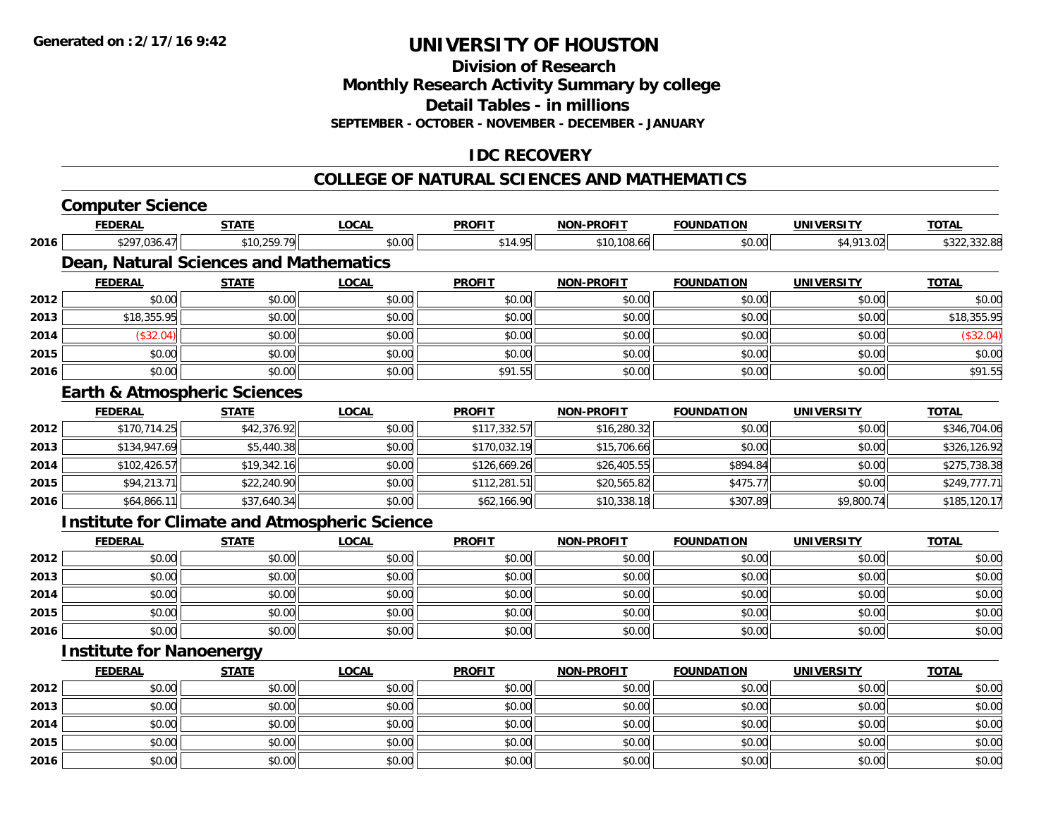# UNIVERSITY OF HOUSTON

## Division of Research

## Monthly Research Activity Summary by college

## Detail Tables - in millions

**SEPTEMBER - OCTOBER - NOVEMBER - DECEMBER - JANUARY**

## IDC RECOVERY

## COLLEGE OF NATURAL SCIENCES AND MATHEMATICS

### Computer Science

| | FEDERAL | STATE | LOCAL | PROFIT | NON-PROFIT | FOUNDATION | UNIVERSITY | TOTAL |
|---|---|---|---|---|---|---|---|---|
| 2016 | $297,036.47 | $10,259.79 | $0.00 | $14.95 | $10,108.66 | $0.00 | $4,913.02 | $322,332.88 |

### Dean, Natural Sciences and Mathematics

| | FEDERAL | STATE | LOCAL | PROFIT | NON-PROFIT | FOUNDATION | UNIVERSITY | TOTAL |
|---|---|---|---|---|---|---|---|---|
| 2012 | $0.00 | $0.00 | $0.00 | $0.00 | $0.00 | $0.00 | $0.00 | $0.00 |
| 2013 | $18,355.95 | $0.00 | $0.00 | $0.00 | $0.00 | $0.00 | $0.00 | $18,355.95 |
| 2014 | ($32.04) | $0.00 | $0.00 | $0.00 | $0.00 | $0.00 | $0.00 | ($32.04) |
| 2015 | $0.00 | $0.00 | $0.00 | $0.00 | $0.00 | $0.00 | $0.00 | $0.00 |
| 2016 | $0.00 | $0.00 | $0.00 | $91.55 | $0.00 | $0.00 | $0.00 | $91.55 |

### Earth & Atmospheric Sciences

| | FEDERAL | STATE | LOCAL | PROFIT | NON-PROFIT | FOUNDATION | UNIVERSITY | TOTAL |
|---|---|---|---|---|---|---|---|---|
| 2012 | $170,714.25 | $42,376.92 | $0.00 | $117,332.57 | $16,280.32 | $0.00 | $0.00 | $346,704.06 |
| 2013 | $134,947.69 | $5,440.38 | $0.00 | $170,032.19 | $15,706.66 | $0.00 | $0.00 | $326,126.92 |
| 2014 | $102,426.57 | $19,342.16 | $0.00 | $126,669.26 | $26,405.55 | $894.84 | $0.00 | $275,738.38 |
| 2015 | $94,213.71 | $22,240.90 | $0.00 | $112,281.51 | $20,565.82 | $475.77 | $0.00 | $249,777.71 |
| 2016 | $64,866.11 | $37,640.34 | $0.00 | $62,166.90 | $10,338.18 | $307.89 | $9,800.74 | $185,120.17 |

### Institute for Climate and Atmospheric Science

| | FEDERAL | STATE | LOCAL | PROFIT | NON-PROFIT | FOUNDATION | UNIVERSITY | TOTAL |
|---|---|---|---|---|---|---|---|---|
| 2012 | $0.00 | $0.00 | $0.00 | $0.00 | $0.00 | $0.00 | $0.00 | $0.00 |
| 2013 | $0.00 | $0.00 | $0.00 | $0.00 | $0.00 | $0.00 | $0.00 | $0.00 |
| 2014 | $0.00 | $0.00 | $0.00 | $0.00 | $0.00 | $0.00 | $0.00 | $0.00 |
| 2015 | $0.00 | $0.00 | $0.00 | $0.00 | $0.00 | $0.00 | $0.00 | $0.00 |
| 2016 | $0.00 | $0.00 | $0.00 | $0.00 | $0.00 | $0.00 | $0.00 | $0.00 |

### Institute for Nanoenergy

| | FEDERAL | STATE | LOCAL | PROFIT | NON-PROFIT | FOUNDATION | UNIVERSITY | TOTAL |
|---|---|---|---|---|---|---|---|---|
| 2012 | $0.00 | $0.00 | $0.00 | $0.00 | $0.00 | $0.00 | $0.00 | $0.00 |
| 2013 | $0.00 | $0.00 | $0.00 | $0.00 | $0.00 | $0.00 | $0.00 | $0.00 |
| 2014 | $0.00 | $0.00 | $0.00 | $0.00 | $0.00 | $0.00 | $0.00 | $0.00 |
| 2015 | $0.00 | $0.00 | $0.00 | $0.00 | $0.00 | $0.00 | $0.00 | $0.00 |
| 2016 | $0.00 | $0.00 | $0.00 | $0.00 | $0.00 | $0.00 | $0.00 | $0.00 |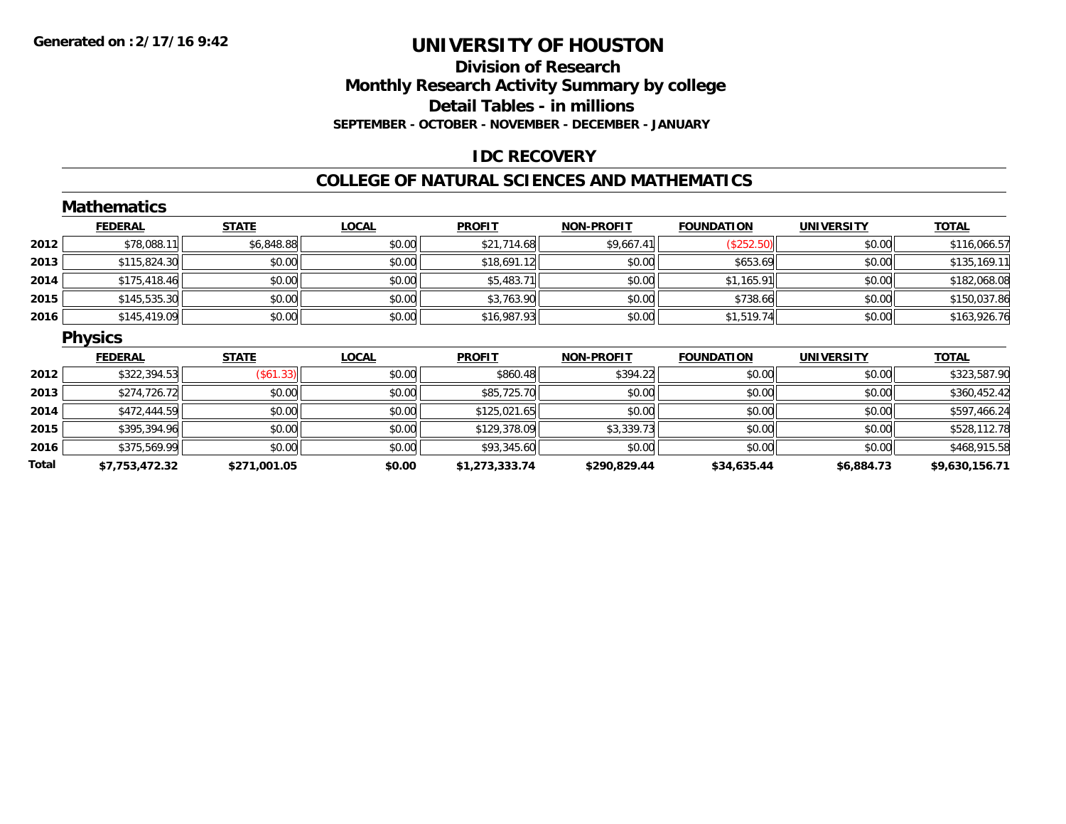**Generated on :2/17/16 9:42**

# UNIVERSITY OF HOUSTON

## Division of Research

## Monthly Research Activity Summary by college

## Detail Tables - in millions

### SEPTEMBER - OCTOBER - NOVEMBER - DECEMBER - JANUARY

### IDC RECOVERY

### COLLEGE OF NATURAL SCIENCES AND MATHEMATICS

#### Mathematics

| | FEDERAL | STATE | LOCAL | PROFIT | NON-PROFIT | FOUNDATION | UNIVERSITY | TOTAL |
|---|---|---|---|---|---|---|---|---|
| 2012 | $78,088.11 | $6,848.88 | $0.00 | $21,714.68 | $9,667.41 | ($252.50) | $0.00 | $116,066.57 |
| 2013 | $115,824.30 | $0.00 | $0.00 | $18,691.12 | $0.00 | $653.69 | $0.00 | $135,169.11 |
| 2014 | $175,418.46 | $0.00 | $0.00 | $5,483.71 | $0.00 | $1,165.91 | $0.00 | $182,068.08 |
| 2015 | $145,535.30 | $0.00 | $0.00 | $3,763.90 | $0.00 | $738.66 | $0.00 | $150,037.86 |
| 2016 | $145,419.09 | $0.00 | $0.00 | $16,987.93 | $0.00 | $1,519.74 | $0.00 | $163,926.76 |

#### Physics

| | FEDERAL | STATE | LOCAL | PROFIT | NON-PROFIT | FOUNDATION | UNIVERSITY | TOTAL |
|---|---|---|---|---|---|---|---|---|
| 2012 | $322,394.53 | ($61.33) | $0.00 | $860.48 | $394.22 | $0.00 | $0.00 | $323,587.90 |
| 2013 | $274,726.72 | $0.00 | $0.00 | $85,725.70 | $0.00 | $0.00 | $0.00 | $360,452.42 |
| 2014 | $472,444.59 | $0.00 | $0.00 | $125,021.65 | $0.00 | $0.00 | $0.00 | $597,466.24 |
| 2015 | $395,394.96 | $0.00 | $0.00 | $129,378.09 | $3,339.73 | $0.00 | $0.00 | $528,112.78 |
| 2016 | $375,569.99 | $0.00 | $0.00 | $93,345.60 | $0.00 | $0.00 | $0.00 | $468,915.58 |
| **Total** | **$7,753,472.32** | **$271,001.05** | **$0.00** | **$1,273,333.74** | **$290,829.44** | **$34,635.44** | **$6,884.73** | **$9,630,156.71** |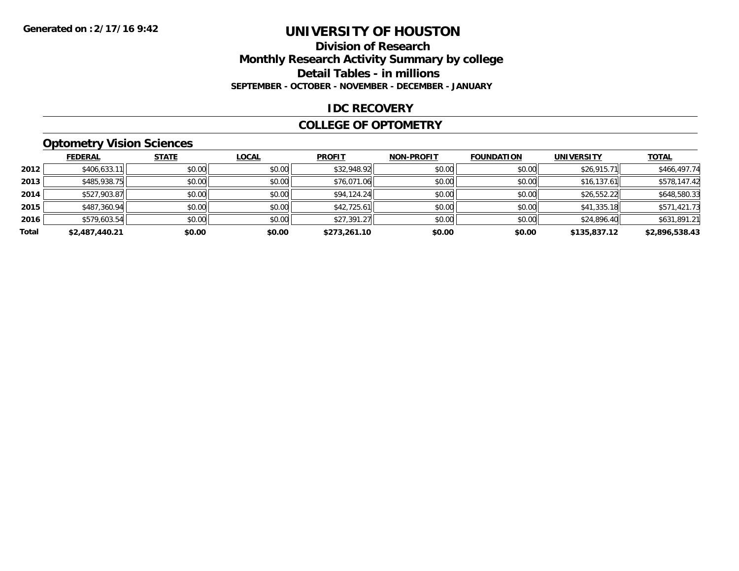Generated on :2/17/16 9:42

# UNIVERSITY OF HOUSTON

## Division of Research

## Monthly Research Activity Summary by college

## Detail Tables - in millions

**SEPTEMBER - OCTOBER - NOVEMBER - DECEMBER - JANUARY**

## IDC RECOVERY

## COLLEGE OF OPTOMETRY

### Optometry Vision Sciences

| | FEDERAL | STATE | LOCAL | PROFIT | NON-PROFIT | FOUNDATION | UNIVERSITY | TOTAL |
|---|---|---|---|---|---|---|---|---|
| 2012 | $406,633.11 | $0.00 | $0.00 | $32,948.92 | $0.00 | $0.00 | $26,915.71 | $466,497.74 |
| 2013 | $485,938.75 | $0.00 | $0.00 | $76,071.06 | $0.00 | $0.00 | $16,137.61 | $578,147.42 |
| 2014 | $527,903.87 | $0.00 | $0.00 | $94,124.24 | $0.00 | $0.00 | $26,552.22 | $648,580.33 |
| 2015 | $487,360.94 | $0.00 | $0.00 | $42,725.61 | $0.00 | $0.00 | $41,335.18 | $571,421.73 |
| 2016 | $579,603.54 | $0.00 | $0.00 | $27,391.27 | $0.00 | $0.00 | $24,896.40 | $631,891.21 |
| **Total** | **$2,487,440.21** | **$0.00** | **$0.00** | **$273,261.10** | **$0.00** | **$0.00** | **$135,837.12** | **$2,896,538.43** |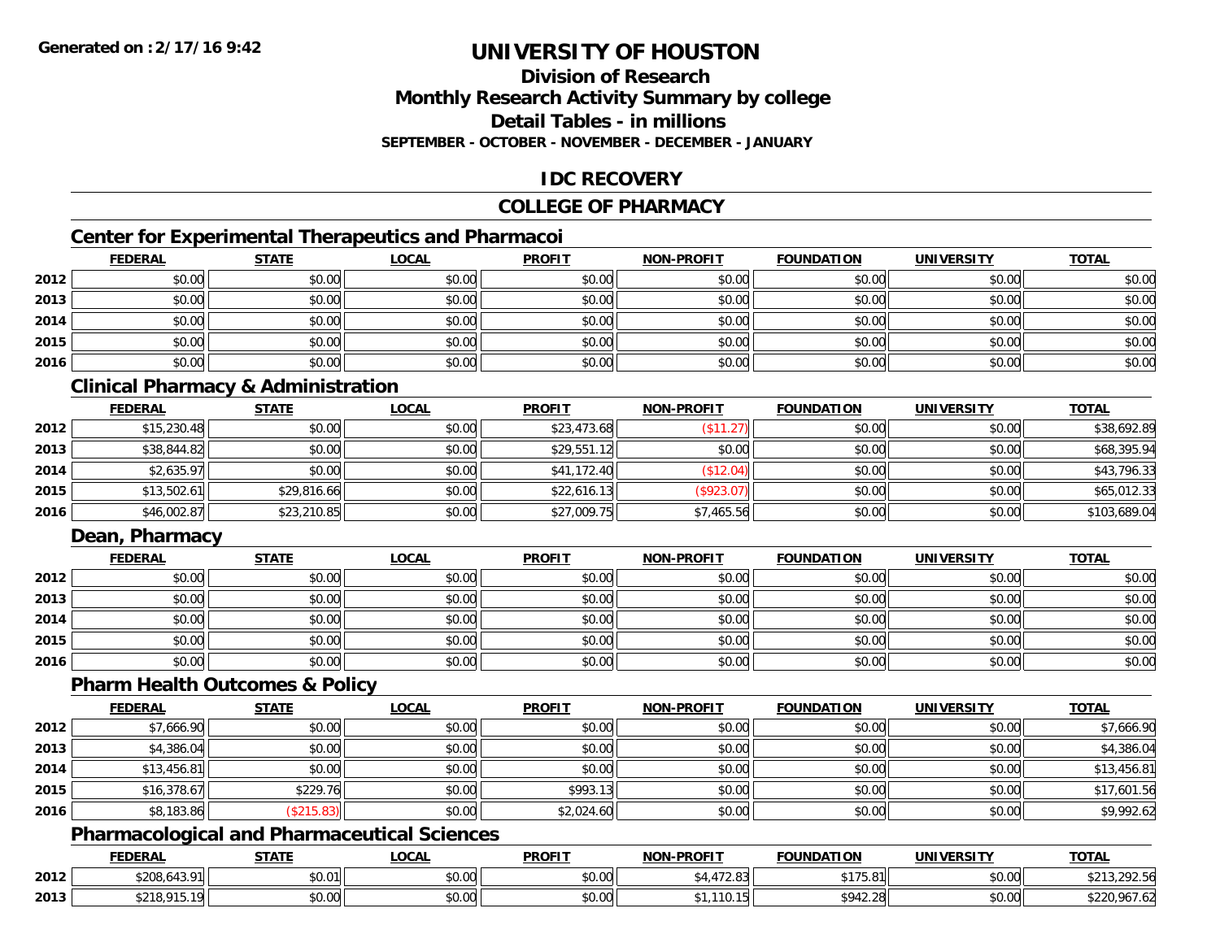**Generated on :2/17/16 9:42**

# UNIVERSITY OF HOUSTON

## Division of Research
## Monthly Research Activity Summary by college
## Detail Tables - in millions
### SEPTEMBER - OCTOBER - NOVEMBER - DECEMBER - JANUARY

## IDC RECOVERY

## COLLEGE OF PHARMACY

### Center for Experimental Therapeutics and Pharmacoi

| | FEDERAL | STATE | LOCAL | PROFIT | NON-PROFIT | FOUNDATION | UNIVERSITY | TOTAL |
|---|---|---|---|---|---|---|---|---|
| 2012 | $0.00 | $0.00 | $0.00 | $0.00 | $0.00 | $0.00 | $0.00 | $0.00 |
| 2013 | $0.00 | $0.00 | $0.00 | $0.00 | $0.00 | $0.00 | $0.00 | $0.00 |
| 2014 | $0.00 | $0.00 | $0.00 | $0.00 | $0.00 | $0.00 | $0.00 | $0.00 |
| 2015 | $0.00 | $0.00 | $0.00 | $0.00 | $0.00 | $0.00 | $0.00 | $0.00 |
| 2016 | $0.00 | $0.00 | $0.00 | $0.00 | $0.00 | $0.00 | $0.00 | $0.00 |

### Clinical Pharmacy & Administration

| | FEDERAL | STATE | LOCAL | PROFIT | NON-PROFIT | FOUNDATION | UNIVERSITY | TOTAL |
|---|---|---|---|---|---|---|---|---|
| 2012 | $15,230.48 | $0.00 | $0.00 | $23,473.68 | ($11.27) | $0.00 | $0.00 | $38,692.89 |
| 2013 | $38,844.82 | $0.00 | $0.00 | $29,551.12 | $0.00 | $0.00 | $0.00 | $68,395.94 |
| 2014 | $2,635.97 | $0.00 | $0.00 | $41,172.40 | ($12.04) | $0.00 | $0.00 | $43,796.33 |
| 2015 | $13,502.61 | $29,816.66 | $0.00 | $22,616.13 | ($923.07) | $0.00 | $0.00 | $65,012.33 |
| 2016 | $46,002.87 | $23,210.85 | $0.00 | $27,009.75 | $7,465.56 | $0.00 | $0.00 | $103,689.04 |

### Dean, Pharmacy

| | FEDERAL | STATE | LOCAL | PROFIT | NON-PROFIT | FOUNDATION | UNIVERSITY | TOTAL |
|---|---|---|---|---|---|---|---|---|
| 2012 | $0.00 | $0.00 | $0.00 | $0.00 | $0.00 | $0.00 | $0.00 | $0.00 |
| 2013 | $0.00 | $0.00 | $0.00 | $0.00 | $0.00 | $0.00 | $0.00 | $0.00 |
| 2014 | $0.00 | $0.00 | $0.00 | $0.00 | $0.00 | $0.00 | $0.00 | $0.00 |
| 2015 | $0.00 | $0.00 | $0.00 | $0.00 | $0.00 | $0.00 | $0.00 | $0.00 |
| 2016 | $0.00 | $0.00 | $0.00 | $0.00 | $0.00 | $0.00 | $0.00 | $0.00 |

### Pharm Health Outcomes & Policy

| | FEDERAL | STATE | LOCAL | PROFIT | NON-PROFIT | FOUNDATION | UNIVERSITY | TOTAL |
|---|---|---|---|---|---|---|---|---|
| 2012 | $7,666.90 | $0.00 | $0.00 | $0.00 | $0.00 | $0.00 | $0.00 | $7,666.90 |
| 2013 | $4,386.04 | $0.00 | $0.00 | $0.00 | $0.00 | $0.00 | $0.00 | $4,386.04 |
| 2014 | $13,456.81 | $0.00 | $0.00 | $0.00 | $0.00 | $0.00 | $0.00 | $13,456.81 |
| 2015 | $16,378.67 | $229.76 | $0.00 | $993.13 | $0.00 | $0.00 | $0.00 | $17,601.56 |
| 2016 | $8,183.86 | ($215.83) | $0.00 | $2,024.60 | $0.00 | $0.00 | $0.00 | $9,992.62 |

### Pharmacological and Pharmaceutical Sciences

| | FEDERAL | STATE | LOCAL | PROFIT | NON-PROFIT | FOUNDATION | UNIVERSITY | TOTAL |
|---|---|---|---|---|---|---|---|---|
| 2012 | $208,643.91 | $0.01 | $0.00 | $0.00 | $4,472.83 | $175.81 | $0.00 | $213,292.56 |
| 2013 | $218,915.19 | $0.00 | $0.00 | $0.00 | $1,110.15 | $942.28 | $0.00 | $220,967.62 |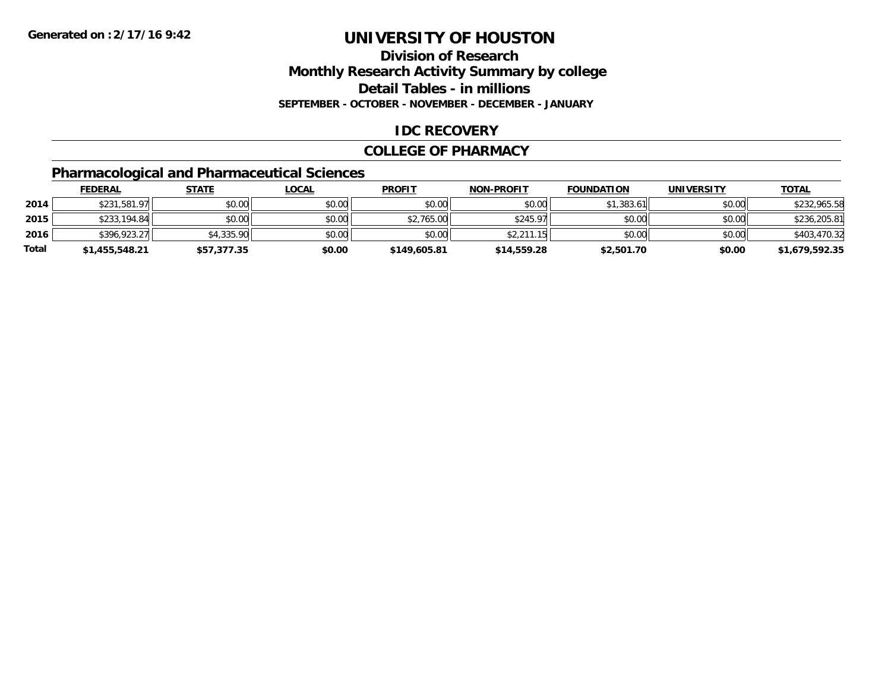# UNIVERSITY OF HOUSTON

## Division of Research
## Monthly Research Activity Summary by college
## Detail Tables - in millions
### SEPTEMBER - OCTOBER - NOVEMBER - DECEMBER - JANUARY

**Generated on :2/17/16 9:42**

## IDC RECOVERY

## COLLEGE OF PHARMACY

### Pharmacological and Pharmaceutical Sciences

| | FEDERAL | STATE | LOCAL | PROFIT | NON-PROFIT | FOUNDATION | UNIVERSITY | TOTAL |
|---|---|---|---|---|---|---|---|---|
| 2014 | $231,581.97 | $0.00 | $0.00 | $0.00 | $0.00 | $1,383.61 | $0.00 | $232,965.58 |
| 2015 | $233,194.84 | $0.00 | $0.00 | $2,765.00 | $245.97 | $0.00 | $0.00 | $236,205.81 |
| 2016 | $396,923.27 | $4,335.90 | $0.00 | $0.00 | $2,211.15 | $0.00 | $0.00 | $403,470.32 |
| **Total** | **$1,455,548.21** | **$57,377.35** | **$0.00** | **$149,605.81** | **$14,559.28** | **$2,501.70** | **$0.00** | **$1,679,592.35** |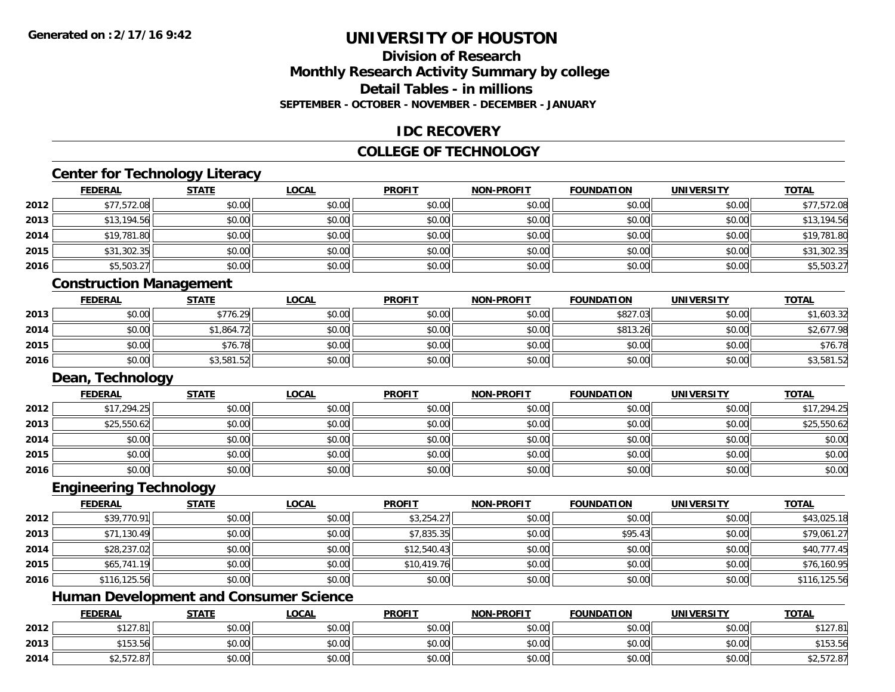**Generated on :2/17/16 9:42**

# UNIVERSITY OF HOUSTON

## Division of Research
## Monthly Research Activity Summary by college
## Detail Tables - in millions
### SEPTEMBER - OCTOBER - NOVEMBER - DECEMBER - JANUARY

## IDC RECOVERY

## COLLEGE OF TECHNOLOGY

### Center for Technology Literacy

| | FEDERAL | STATE | LOCAL | PROFIT | NON-PROFIT | FOUNDATION | UNIVERSITY | TOTAL |
|---|---|---|---|---|---|---|---|---|
| 2012 | $77,572.08 | $0.00 | $0.00 | $0.00 | $0.00 | $0.00 | $0.00 | $77,572.08 |
| 2013 | $13,194.56 | $0.00 | $0.00 | $0.00 | $0.00 | $0.00 | $0.00 | $13,194.56 |
| 2014 | $19,781.80 | $0.00 | $0.00 | $0.00 | $0.00 | $0.00 | $0.00 | $19,781.80 |
| 2015 | $31,302.35 | $0.00 | $0.00 | $0.00 | $0.00 | $0.00 | $0.00 | $31,302.35 |
| 2016 | $5,503.27 | $0.00 | $0.00 | $0.00 | $0.00 | $0.00 | $0.00 | $5,503.27 |

### Construction Management

| | FEDERAL | STATE | LOCAL | PROFIT | NON-PROFIT | FOUNDATION | UNIVERSITY | TOTAL |
|---|---|---|---|---|---|---|---|---|
| 2013 | $0.00 | $776.29 | $0.00 | $0.00 | $0.00 | $827.03 | $0.00 | $1,603.32 |
| 2014 | $0.00 | $1,864.72 | $0.00 | $0.00 | $0.00 | $813.26 | $0.00 | $2,677.98 |
| 2015 | $0.00 | $76.78 | $0.00 | $0.00 | $0.00 | $0.00 | $0.00 | $76.78 |
| 2016 | $0.00 | $3,581.52 | $0.00 | $0.00 | $0.00 | $0.00 | $0.00 | $3,581.52 |

### Dean, Technology

| | FEDERAL | STATE | LOCAL | PROFIT | NON-PROFIT | FOUNDATION | UNIVERSITY | TOTAL |
|---|---|---|---|---|---|---|---|---|
| 2012 | $17,294.25 | $0.00 | $0.00 | $0.00 | $0.00 | $0.00 | $0.00 | $17,294.25 |
| 2013 | $25,550.62 | $0.00 | $0.00 | $0.00 | $0.00 | $0.00 | $0.00 | $25,550.62 |
| 2014 | $0.00 | $0.00 | $0.00 | $0.00 | $0.00 | $0.00 | $0.00 | $0.00 |
| 2015 | $0.00 | $0.00 | $0.00 | $0.00 | $0.00 | $0.00 | $0.00 | $0.00 |
| 2016 | $0.00 | $0.00 | $0.00 | $0.00 | $0.00 | $0.00 | $0.00 | $0.00 |

### Engineering Technology

| | FEDERAL | STATE | LOCAL | PROFIT | NON-PROFIT | FOUNDATION | UNIVERSITY | TOTAL |
|---|---|---|---|---|---|---|---|---|
| 2012 | $39,770.91 | $0.00 | $0.00 | $3,254.27 | $0.00 | $0.00 | $0.00 | $43,025.18 |
| 2013 | $71,130.49 | $0.00 | $0.00 | $7,835.35 | $0.00 | $95.43 | $0.00 | $79,061.27 |
| 2014 | $28,237.02 | $0.00 | $0.00 | $12,540.43 | $0.00 | $0.00 | $0.00 | $40,777.45 |
| 2015 | $65,741.19 | $0.00 | $0.00 | $10,419.76 | $0.00 | $0.00 | $0.00 | $76,160.95 |
| 2016 | $116,125.56 | $0.00 | $0.00 | $0.00 | $0.00 | $0.00 | $0.00 | $116,125.56 |

### Human Development and Consumer Science

| | FEDERAL | STATE | LOCAL | PROFIT | NON-PROFIT | FOUNDATION | UNIVERSITY | TOTAL |
|---|---|---|---|---|---|---|---|---|
| 2012 | $127.81 | $0.00 | $0.00 | $0.00 | $0.00 | $0.00 | $0.00 | $127.81 |
| 2013 | $153.56 | $0.00 | $0.00 | $0.00 | $0.00 | $0.00 | $0.00 | $153.56 |
| 2014 | $2,572.87 | $0.00 | $0.00 | $0.00 | $0.00 | $0.00 | $0.00 | $2,572.87 |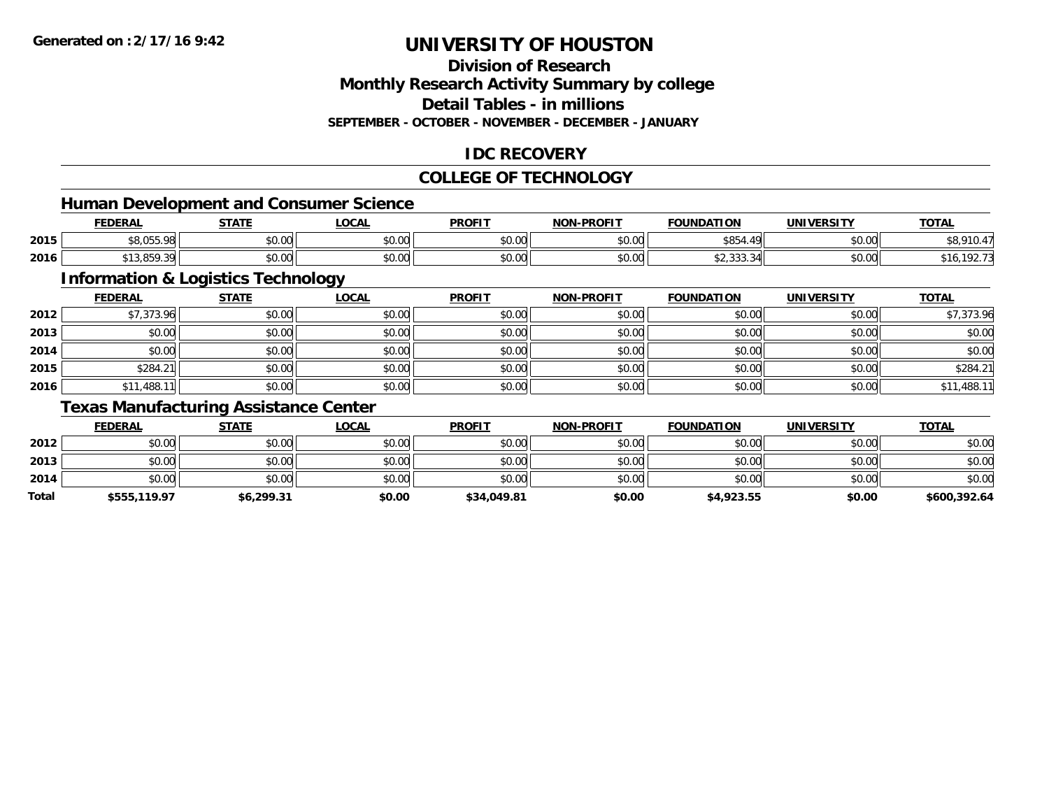**Generated on :2/17/16 9:42**

# UNIVERSITY OF HOUSTON

## Division of Research
## Monthly Research Activity Summary by college
## Detail Tables - in millions
### SEPTEMBER - OCTOBER - NOVEMBER - DECEMBER - JANUARY

## IDC RECOVERY

## COLLEGE OF TECHNOLOGY

### Human Development and Consumer Science

| | FEDERAL | STATE | LOCAL | PROFIT | NON-PROFIT | FOUNDATION | UNIVERSITY | TOTAL |
|---|---|---|---|---|---|---|---|---|
| 2015 | $8,055.98 | $0.00 | $0.00 | $0.00 | $0.00 | $854.49 | $0.00 | $8,910.47 |
| 2016 | $13,859.39 | $0.00 | $0.00 | $0.00 | $0.00 | $2,333.34 | $0.00 | $16,192.73 |

### Information & Logistics Technology

| | FEDERAL | STATE | LOCAL | PROFIT | NON-PROFIT | FOUNDATION | UNIVERSITY | TOTAL |
|---|---|---|---|---|---|---|---|---|
| 2012 | $7,373.96 | $0.00 | $0.00 | $0.00 | $0.00 | $0.00 | $0.00 | $7,373.96 |
| 2013 | $0.00 | $0.00 | $0.00 | $0.00 | $0.00 | $0.00 | $0.00 | $0.00 |
| 2014 | $0.00 | $0.00 | $0.00 | $0.00 | $0.00 | $0.00 | $0.00 | $0.00 |
| 2015 | $284.21 | $0.00 | $0.00 | $0.00 | $0.00 | $0.00 | $0.00 | $284.21 |
| 2016 | $11,488.11 | $0.00 | $0.00 | $0.00 | $0.00 | $0.00 | $0.00 | $11,488.11 |

### Texas Manufacturing Assistance Center

| | FEDERAL | STATE | LOCAL | PROFIT | NON-PROFIT | FOUNDATION | UNIVERSITY | TOTAL |
|---|---|---|---|---|---|---|---|---|
| 2012 | $0.00 | $0.00 | $0.00 | $0.00 | $0.00 | $0.00 | $0.00 | $0.00 |
| 2013 | $0.00 | $0.00 | $0.00 | $0.00 | $0.00 | $0.00 | $0.00 | $0.00 |
| 2014 | $0.00 | $0.00 | $0.00 | $0.00 | $0.00 | $0.00 | $0.00 | $0.00 |
| **Total** | **$555,119.97** | **$6,299.31** | **$0.00** | **$34,049.81** | **$0.00** | **$4,923.55** | **$0.00** | **$600,392.64** |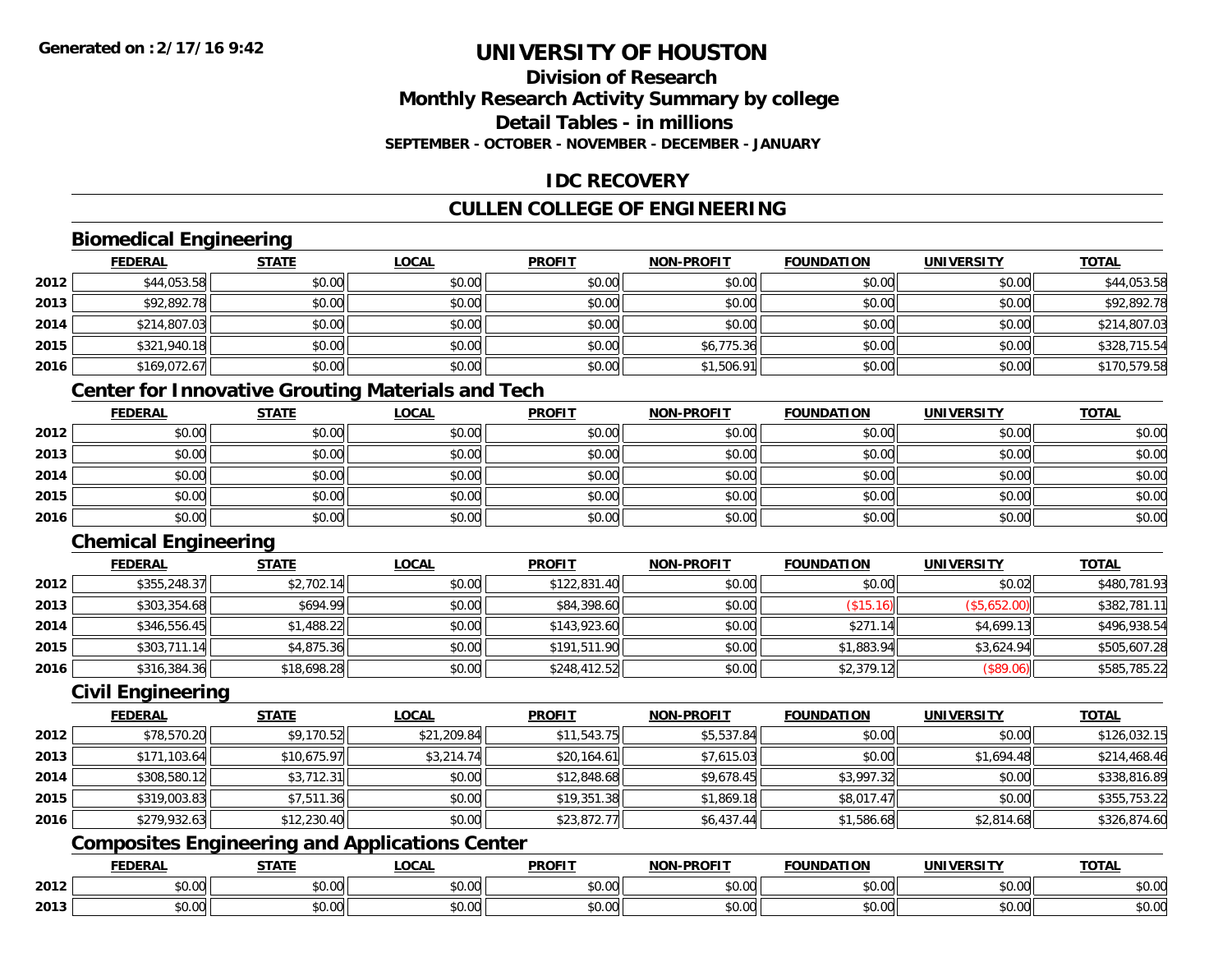# UNIVERSITY OF HOUSTON

## Division of Research
## Monthly Research Activity Summary by college
## Detail Tables - in millions
### SEPTEMBER - OCTOBER - NOVEMBER - DECEMBER - JANUARY

## IDC RECOVERY

## CULLEN COLLEGE OF ENGINEERING

### Biomedical Engineering

| | FEDERAL | STATE | LOCAL | PROFIT | NON-PROFIT | FOUNDATION | UNIVERSITY | TOTAL |
|---|---|---|---|---|---|---|---|---|
| 2012 | $44,053.58 | $0.00 | $0.00 | $0.00 | $0.00 | $0.00 | $0.00 | $44,053.58 |
| 2013 | $92,892.78 | $0.00 | $0.00 | $0.00 | $0.00 | $0.00 | $0.00 | $92,892.78 |
| 2014 | $214,807.03 | $0.00 | $0.00 | $0.00 | $0.00 | $0.00 | $0.00 | $214,807.03 |
| 2015 | $321,940.18 | $0.00 | $0.00 | $0.00 | $6,775.36 | $0.00 | $0.00 | $328,715.54 |
| 2016 | $169,072.67 | $0.00 | $0.00 | $0.00 | $1,506.91 | $0.00 | $0.00 | $170,579.58 |

### Center for Innovative Grouting Materials and Tech

| | FEDERAL | STATE | LOCAL | PROFIT | NON-PROFIT | FOUNDATION | UNIVERSITY | TOTAL |
|---|---|---|---|---|---|---|---|---|
| 2012 | $0.00 | $0.00 | $0.00 | $0.00 | $0.00 | $0.00 | $0.00 | $0.00 |
| 2013 | $0.00 | $0.00 | $0.00 | $0.00 | $0.00 | $0.00 | $0.00 | $0.00 |
| 2014 | $0.00 | $0.00 | $0.00 | $0.00 | $0.00 | $0.00 | $0.00 | $0.00 |
| 2015 | $0.00 | $0.00 | $0.00 | $0.00 | $0.00 | $0.00 | $0.00 | $0.00 |
| 2016 | $0.00 | $0.00 | $0.00 | $0.00 | $0.00 | $0.00 | $0.00 | $0.00 |

### Chemical Engineering

| | FEDERAL | STATE | LOCAL | PROFIT | NON-PROFIT | FOUNDATION | UNIVERSITY | TOTAL |
|---|---|---|---|---|---|---|---|---|
| 2012 | $355,248.37 | $2,702.14 | $0.00 | $122,831.40 | $0.00 | $0.00 | $0.02 | $480,781.93 |
| 2013 | $303,354.68 | $694.99 | $0.00 | $84,398.60 | $0.00 | ($15.16) | ($5,652.00) | $382,781.11 |
| 2014 | $346,556.45 | $1,488.22 | $0.00 | $143,923.60 | $0.00 | $271.14 | $4,699.13 | $496,938.54 |
| 2015 | $303,711.14 | $4,875.36 | $0.00 | $191,511.90 | $0.00 | $1,883.94 | $3,624.94 | $505,607.28 |
| 2016 | $316,384.36 | $18,698.28 | $0.00 | $248,412.52 | $0.00 | $2,379.12 | ($89.06) | $585,785.22 |

### Civil Engineering

| | FEDERAL | STATE | LOCAL | PROFIT | NON-PROFIT | FOUNDATION | UNIVERSITY | TOTAL |
|---|---|---|---|---|---|---|---|---|
| 2012 | $78,570.20 | $9,170.52 | $21,209.84 | $11,543.75 | $5,537.84 | $0.00 | $0.00 | $126,032.15 |
| 2013 | $171,103.64 | $10,675.97 | $3,214.74 | $20,164.61 | $7,615.03 | $0.00 | $1,694.48 | $214,468.46 |
| 2014 | $308,580.12 | $3,712.31 | $0.00 | $12,848.68 | $9,678.45 | $3,997.32 | $0.00 | $338,816.89 |
| 2015 | $319,003.83 | $7,511.36 | $0.00 | $19,351.38 | $1,869.18 | $8,017.47 | $0.00 | $355,753.22 |
| 2016 | $279,932.63 | $12,230.40 | $0.00 | $23,872.77 | $6,437.44 | $1,586.68 | $2,814.68 | $326,874.60 |

### Composites Engineering and Applications Center

| | FEDERAL | STATE | LOCAL | PROFIT | NON-PROFIT | FOUNDATION | UNIVERSITY | TOTAL |
|---|---|---|---|---|---|---|---|---|
| 2012 | $0.00 | $0.00 | $0.00 | $0.00 | $0.00 | $0.00 | $0.00 | $0.00 |
| 2013 | $0.00 | $0.00 | $0.00 | $0.00 | $0.00 | $0.00 | $0.00 | $0.00 |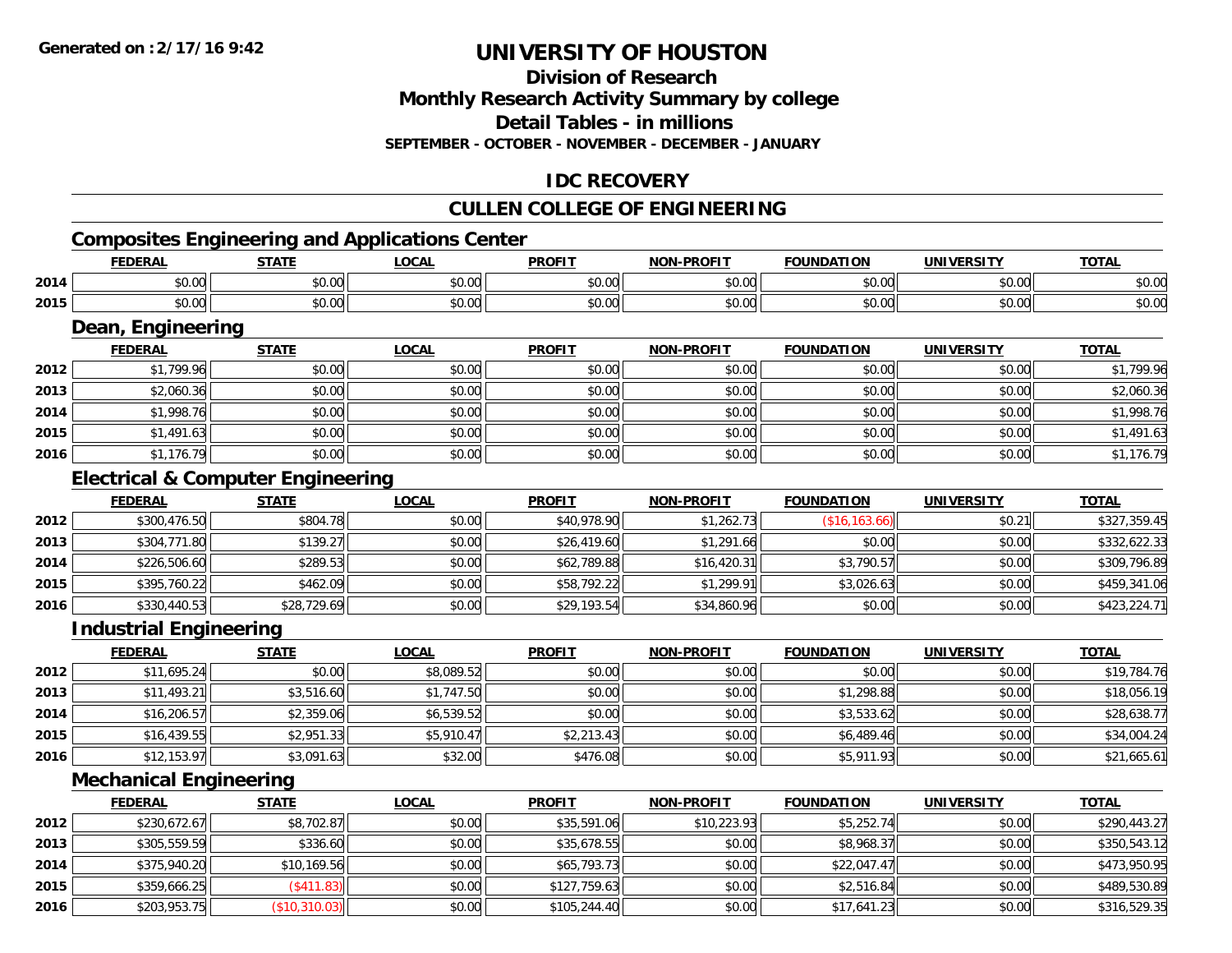**Generated on :2/17/16 9:42**

# UNIVERSITY OF HOUSTON

## Division of Research
## Monthly Research Activity Summary by college
## Detail Tables - in millions
### SEPTEMBER - OCTOBER - NOVEMBER - DECEMBER - JANUARY

## IDC RECOVERY

## CULLEN COLLEGE OF ENGINEERING

### Composites Engineering and Applications Center

| | FEDERAL | STATE | LOCAL | PROFIT | NON-PROFIT | FOUNDATION | UNIVERSITY | TOTAL |
|---|---|---|---|---|---|---|---|---|
| 2014 | $0.00 | $0.00 | $0.00 | $0.00 | $0.00 | $0.00 | $0.00 | $0.00 |
| 2015 | $0.00 | $0.00 | $0.00 | $0.00 | $0.00 | $0.00 | $0.00 | $0.00 |

### Dean, Engineering

| | FEDERAL | STATE | LOCAL | PROFIT | NON-PROFIT | FOUNDATION | UNIVERSITY | TOTAL |
|---|---|---|---|---|---|---|---|---|
| 2012 | $1,799.96 | $0.00 | $0.00 | $0.00 | $0.00 | $0.00 | $0.00 | $1,799.96 |
| 2013 | $2,060.36 | $0.00 | $0.00 | $0.00 | $0.00 | $0.00 | $0.00 | $2,060.36 |
| 2014 | $1,998.76 | $0.00 | $0.00 | $0.00 | $0.00 | $0.00 | $0.00 | $1,998.76 |
| 2015 | $1,491.63 | $0.00 | $0.00 | $0.00 | $0.00 | $0.00 | $0.00 | $1,491.63 |
| 2016 | $1,176.79 | $0.00 | $0.00 | $0.00 | $0.00 | $0.00 | $0.00 | $1,176.79 |

### Electrical & Computer Engineering

| | FEDERAL | STATE | LOCAL | PROFIT | NON-PROFIT | FOUNDATION | UNIVERSITY | TOTAL |
|---|---|---|---|---|---|---|---|---|
| 2012 | $300,476.50 | $804.78 | $0.00 | $40,978.90 | $1,262.73 | ($16,163.66) | $0.21 | $327,359.45 |
| 2013 | $304,771.80 | $139.27 | $0.00 | $26,419.60 | $1,291.66 | $0.00 | $0.00 | $332,622.33 |
| 2014 | $226,506.60 | $289.53 | $0.00 | $62,789.88 | $16,420.31 | $3,790.57 | $0.00 | $309,796.89 |
| 2015 | $395,760.22 | $462.09 | $0.00 | $58,792.22 | $1,299.91 | $3,026.63 | $0.00 | $459,341.06 |
| 2016 | $330,440.53 | $28,729.69 | $0.00 | $29,193.54 | $34,860.96 | $0.00 | $0.00 | $423,224.71 |

### Industrial Engineering

| | FEDERAL | STATE | LOCAL | PROFIT | NON-PROFIT | FOUNDATION | UNIVERSITY | TOTAL |
|---|---|---|---|---|---|---|---|---|
| 2012 | $11,695.24 | $0.00 | $8,089.52 | $0.00 | $0.00 | $0.00 | $0.00 | $19,784.76 |
| 2013 | $11,493.21 | $3,516.60 | $1,747.50 | $0.00 | $0.00 | $1,298.88 | $0.00 | $18,056.19 |
| 2014 | $16,206.57 | $2,359.06 | $6,539.52 | $0.00 | $0.00 | $3,533.62 | $0.00 | $28,638.77 |
| 2015 | $16,439.55 | $2,951.33 | $5,910.47 | $2,213.43 | $0.00 | $6,489.46 | $0.00 | $34,004.24 |
| 2016 | $12,153.97 | $3,091.63 | $32.00 | $476.08 | $0.00 | $5,911.93 | $0.00 | $21,665.61 |

### Mechanical Engineering

| | FEDERAL | STATE | LOCAL | PROFIT | NON-PROFIT | FOUNDATION | UNIVERSITY | TOTAL |
|---|---|---|---|---|---|---|---|---|
| 2012 | $230,672.67 | $8,702.87 | $0.00 | $35,591.06 | $10,223.93 | $5,252.74 | $0.00 | $290,443.27 |
| 2013 | $305,559.59 | $336.60 | $0.00 | $35,678.55 | $0.00 | $8,968.37 | $0.00 | $350,543.12 |
| 2014 | $375,940.20 | $10,169.56 | $0.00 | $65,793.73 | $0.00 | $22,047.47 | $0.00 | $473,950.95 |
| 2015 | $359,666.25 | ($411.83) | $0.00 | $127,759.63 | $0.00 | $2,516.84 | $0.00 | $489,530.89 |
| 2016 | $203,953.75 | ($10,310.03) | $0.00 | $105,244.40 | $0.00 | $17,641.23 | $0.00 | $316,529.35 |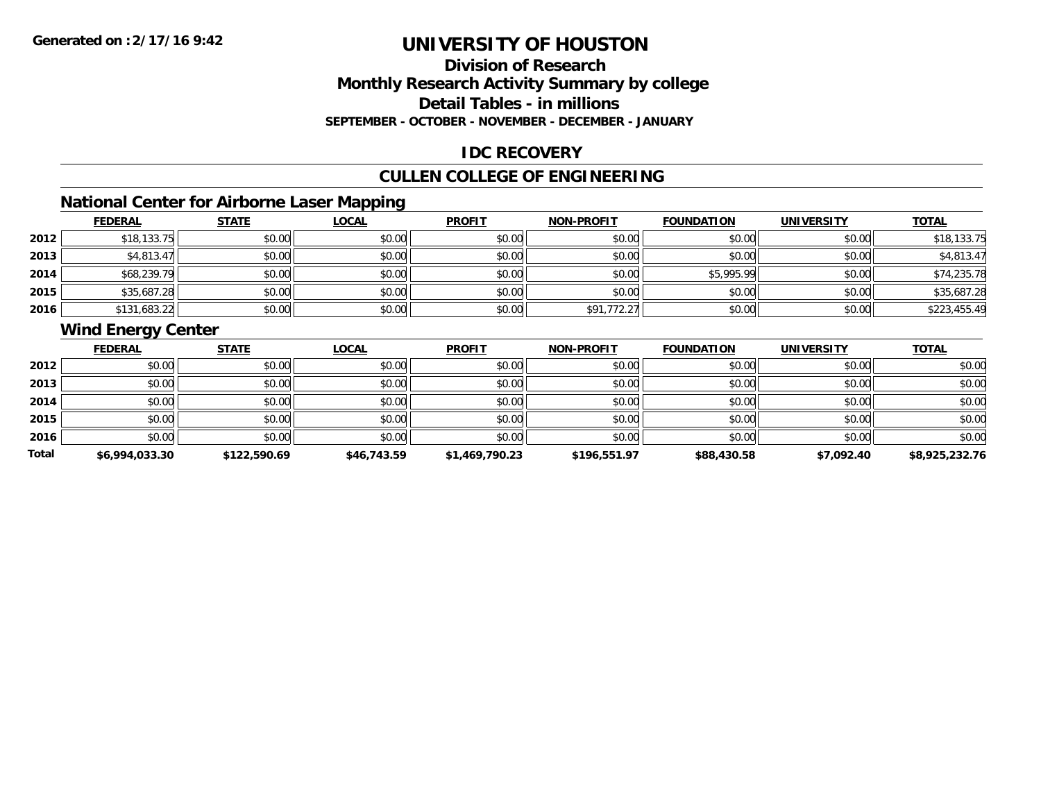# UNIVERSITY OF HOUSTON

## Division of Research
## Monthly Research Activity Summary by college
## Detail Tables - in millions
### SEPTEMBER - OCTOBER - NOVEMBER - DECEMBER - JANUARY

Generated on :2/17/16 9:42

## IDC RECOVERY

## CULLEN COLLEGE OF ENGINEERING

### National Center for Airborne Laser Mapping

| | FEDERAL | STATE | LOCAL | PROFIT | NON-PROFIT | FOUNDATION | UNIVERSITY | TOTAL |
|---|---|---|---|---|---|---|---|---|
| 2012 | $18,133.75 | $0.00 | $0.00 | $0.00 | $0.00 | $0.00 | $0.00 | $18,133.75 |
| 2013 | $4,813.47 | $0.00 | $0.00 | $0.00 | $0.00 | $0.00 | $0.00 | $4,813.47 |
| 2014 | $68,239.79 | $0.00 | $0.00 | $0.00 | $0.00 | $5,995.99 | $0.00 | $74,235.78 |
| 2015 | $35,687.28 | $0.00 | $0.00 | $0.00 | $0.00 | $0.00 | $0.00 | $35,687.28 |
| 2016 | $131,683.22 | $0.00 | $0.00 | $0.00 | $91,772.27 | $0.00 | $0.00 | $223,455.49 |

### Wind Energy Center

| | FEDERAL | STATE | LOCAL | PROFIT | NON-PROFIT | FOUNDATION | UNIVERSITY | TOTAL |
|---|---|---|---|---|---|---|---|---|
| 2012 | $0.00 | $0.00 | $0.00 | $0.00 | $0.00 | $0.00 | $0.00 | $0.00 |
| 2013 | $0.00 | $0.00 | $0.00 | $0.00 | $0.00 | $0.00 | $0.00 | $0.00 |
| 2014 | $0.00 | $0.00 | $0.00 | $0.00 | $0.00 | $0.00 | $0.00 | $0.00 |
| 2015 | $0.00 | $0.00 | $0.00 | $0.00 | $0.00 | $0.00 | $0.00 | $0.00 |
| 2016 | $0.00 | $0.00 | $0.00 | $0.00 | $0.00 | $0.00 | $0.00 | $0.00 |
| **Total** | **$6,994,033.30** | **$122,590.69** | **$46,743.59** | **$1,469,790.23** | **$196,551.97** | **$88,430.58** | **$7,092.40** | **$8,925,232.76** |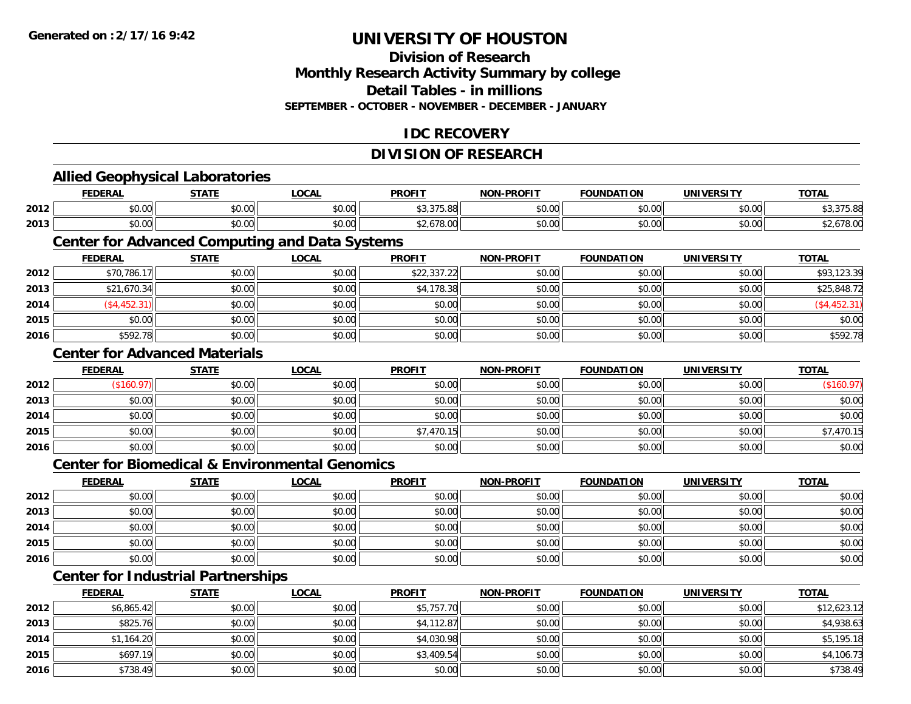# UNIVERSITY OF HOUSTON

## Division of Research
## Monthly Research Activity Summary by college
## Detail Tables - in millions
### SEPTEMBER - OCTOBER - NOVEMBER - DECEMBER - JANUARY

## IDC RECOVERY

## DIVISION OF RESEARCH

### Allied Geophysical Laboratories

| | FEDERAL | STATE | LOCAL | PROFIT | NON-PROFIT | FOUNDATION | UNIVERSITY | TOTAL |
|---|---|---|---|---|---|---|---|---|
| 2012 | $0.00 | $0.00 | $0.00 | $3,375.88 | $0.00 | $0.00 | $0.00 | $3,375.88 |
| 2013 | $0.00 | $0.00 | $0.00 | $2,678.00 | $0.00 | $0.00 | $0.00 | $2,678.00 |

### Center for Advanced Computing and Data Systems

| | FEDERAL | STATE | LOCAL | PROFIT | NON-PROFIT | FOUNDATION | UNIVERSITY | TOTAL |
|---|---|---|---|---|---|---|---|---|
| 2012 | $70,786.17 | $0.00 | $0.00 | $22,337.22 | $0.00 | $0.00 | $0.00 | $93,123.39 |
| 2013 | $21,670.34 | $0.00 | $0.00 | $4,178.38 | $0.00 | $0.00 | $0.00 | $25,848.72 |
| 2014 | ($4,452.31) | $0.00 | $0.00 | $0.00 | $0.00 | $0.00 | $0.00 | ($4,452.31) |
| 2015 | $0.00 | $0.00 | $0.00 | $0.00 | $0.00 | $0.00 | $0.00 | $0.00 |
| 2016 | $592.78 | $0.00 | $0.00 | $0.00 | $0.00 | $0.00 | $0.00 | $592.78 |

### Center for Advanced Materials

| | FEDERAL | STATE | LOCAL | PROFIT | NON-PROFIT | FOUNDATION | UNIVERSITY | TOTAL |
|---|---|---|---|---|---|---|---|---|
| 2012 | ($160.97) | $0.00 | $0.00 | $0.00 | $0.00 | $0.00 | $0.00 | ($160.97) |
| 2013 | $0.00 | $0.00 | $0.00 | $0.00 | $0.00 | $0.00 | $0.00 | $0.00 |
| 2014 | $0.00 | $0.00 | $0.00 | $0.00 | $0.00 | $0.00 | $0.00 | $0.00 |
| 2015 | $0.00 | $0.00 | $0.00 | $7,470.15 | $0.00 | $0.00 | $0.00 | $7,470.15 |
| 2016 | $0.00 | $0.00 | $0.00 | $0.00 | $0.00 | $0.00 | $0.00 | $0.00 |

### Center for Biomedical & Environmental Genomics

| | FEDERAL | STATE | LOCAL | PROFIT | NON-PROFIT | FOUNDATION | UNIVERSITY | TOTAL |
|---|---|---|---|---|---|---|---|---|
| 2012 | $0.00 | $0.00 | $0.00 | $0.00 | $0.00 | $0.00 | $0.00 | $0.00 |
| 2013 | $0.00 | $0.00 | $0.00 | $0.00 | $0.00 | $0.00 | $0.00 | $0.00 |
| 2014 | $0.00 | $0.00 | $0.00 | $0.00 | $0.00 | $0.00 | $0.00 | $0.00 |
| 2015 | $0.00 | $0.00 | $0.00 | $0.00 | $0.00 | $0.00 | $0.00 | $0.00 |
| 2016 | $0.00 | $0.00 | $0.00 | $0.00 | $0.00 | $0.00 | $0.00 | $0.00 |

### Center for Industrial Partnerships

| | FEDERAL | STATE | LOCAL | PROFIT | NON-PROFIT | FOUNDATION | UNIVERSITY | TOTAL |
|---|---|---|---|---|---|---|---|---|
| 2012 | $6,865.42 | $0.00 | $0.00 | $5,757.70 | $0.00 | $0.00 | $0.00 | $12,623.12 |
| 2013 | $825.76 | $0.00 | $0.00 | $4,112.87 | $0.00 | $0.00 | $0.00 | $4,938.63 |
| 2014 | $1,164.20 | $0.00 | $0.00 | $4,030.98 | $0.00 | $0.00 | $0.00 | $5,195.18 |
| 2015 | $697.19 | $0.00 | $0.00 | $3,409.54 | $0.00 | $0.00 | $0.00 | $4,106.73 |
| 2016 | $738.49 | $0.00 | $0.00 | $0.00 | $0.00 | $0.00 | $0.00 | $738.49 |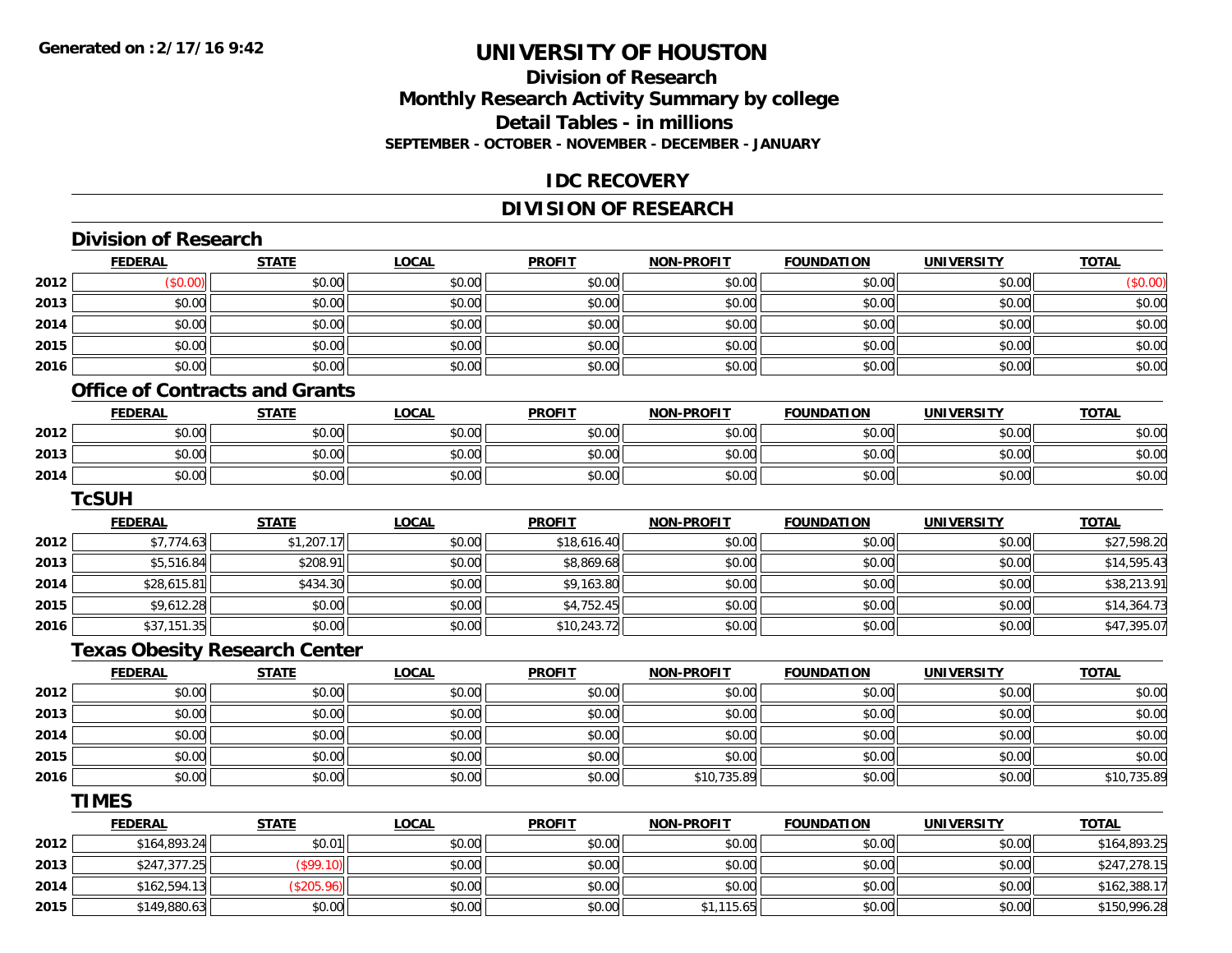**Generated on :2/17/16 9:42**

# UNIVERSITY OF HOUSTON

## Division of Research

## Monthly Research Activity Summary by college

## Detail Tables - in millions

**SEPTEMBER - OCTOBER - NOVEMBER - DECEMBER - JANUARY**

## IDC RECOVERY

## DIVISION OF RESEARCH

### Division of Research

| | FEDERAL | STATE | LOCAL | PROFIT | NON-PROFIT | FOUNDATION | UNIVERSITY | TOTAL |
|---|---|---|---|---|---|---|---|---|
| 2012 | ($0.00) | $0.00 | $0.00 | $0.00 | $0.00 | $0.00 | $0.00 | ($0.00) |
| 2013 | $0.00 | $0.00 | $0.00 | $0.00 | $0.00 | $0.00 | $0.00 | $0.00 |
| 2014 | $0.00 | $0.00 | $0.00 | $0.00 | $0.00 | $0.00 | $0.00 | $0.00 |
| 2015 | $0.00 | $0.00 | $0.00 | $0.00 | $0.00 | $0.00 | $0.00 | $0.00 |
| 2016 | $0.00 | $0.00 | $0.00 | $0.00 | $0.00 | $0.00 | $0.00 | $0.00 |

### Office of Contracts and Grants

| | FEDERAL | STATE | LOCAL | PROFIT | NON-PROFIT | FOUNDATION | UNIVERSITY | TOTAL |
|---|---|---|---|---|---|---|---|---|
| 2012 | $0.00 | $0.00 | $0.00 | $0.00 | $0.00 | $0.00 | $0.00 | $0.00 |
| 2013 | $0.00 | $0.00 | $0.00 | $0.00 | $0.00 | $0.00 | $0.00 | $0.00 |
| 2014 | $0.00 | $0.00 | $0.00 | $0.00 | $0.00 | $0.00 | $0.00 | $0.00 |

### TcSUH

| | FEDERAL | STATE | LOCAL | PROFIT | NON-PROFIT | FOUNDATION | UNIVERSITY | TOTAL |
|---|---|---|---|---|---|---|---|---|
| 2012 | $7,774.63 | $1,207.17 | $0.00 | $18,616.40 | $0.00 | $0.00 | $0.00 | $27,598.20 |
| 2013 | $5,516.84 | $208.91 | $0.00 | $8,869.68 | $0.00 | $0.00 | $0.00 | $14,595.43 |
| 2014 | $28,615.81 | $434.30 | $0.00 | $9,163.80 | $0.00 | $0.00 | $0.00 | $38,213.91 |
| 2015 | $9,612.28 | $0.00 | $0.00 | $4,752.45 | $0.00 | $0.00 | $0.00 | $14,364.73 |
| 2016 | $37,151.35 | $0.00 | $0.00 | $10,243.72 | $0.00 | $0.00 | $0.00 | $47,395.07 |

### Texas Obesity Research Center

| | FEDERAL | STATE | LOCAL | PROFIT | NON-PROFIT | FOUNDATION | UNIVERSITY | TOTAL |
|---|---|---|---|---|---|---|---|---|
| 2012 | $0.00 | $0.00 | $0.00 | $0.00 | $0.00 | $0.00 | $0.00 | $0.00 |
| 2013 | $0.00 | $0.00 | $0.00 | $0.00 | $0.00 | $0.00 | $0.00 | $0.00 |
| 2014 | $0.00 | $0.00 | $0.00 | $0.00 | $0.00 | $0.00 | $0.00 | $0.00 |
| 2015 | $0.00 | $0.00 | $0.00 | $0.00 | $0.00 | $0.00 | $0.00 | $0.00 |
| 2016 | $0.00 | $0.00 | $0.00 | $0.00 | $10,735.89 | $0.00 | $0.00 | $10,735.89 |

### TIMES

| | FEDERAL | STATE | LOCAL | PROFIT | NON-PROFIT | FOUNDATION | UNIVERSITY | TOTAL |
|---|---|---|---|---|---|---|---|---|
| 2012 | $164,893.24 | $0.01 | $0.00 | $0.00 | $0.00 | $0.00 | $0.00 | $164,893.25 |
| 2013 | $247,377.25 | ($99.10) | $0.00 | $0.00 | $0.00 | $0.00 | $0.00 | $247,278.15 |
| 2014 | $162,594.13 | ($205.96) | $0.00 | $0.00 | $0.00 | $0.00 | $0.00 | $162,388.17 |
| 2015 | $149,880.63 | $0.00 | $0.00 | $0.00 | $1,115.65 | $0.00 | $0.00 | $150,996.28 |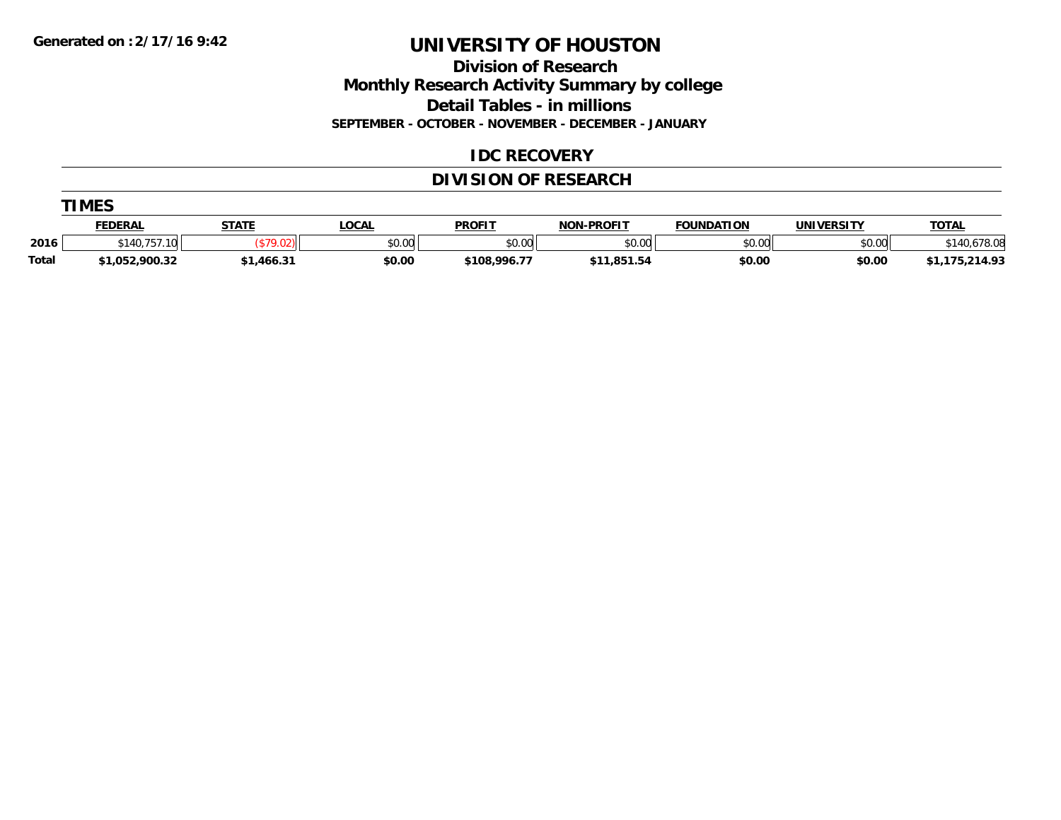**Generated on :2/17/16 9:42**

# UNIVERSITY OF HOUSTON

## Division of Research
## Monthly Research Activity Summary by college
## Detail Tables - in millions

**SEPTEMBER - OCTOBER - NOVEMBER - DECEMBER - JANUARY**

## IDC RECOVERY

## DIVISION OF RESEARCH

### TIMES

| | FEDERAL | STATE | LOCAL | PROFIT | NON-PROFIT | FOUNDATION | UNIVERSITY | TOTAL |
|---|---|---|---|---|---|---|---|---|
| 2016 | $140,757.10 | ($79.02) | $0.00 | $0.00 | $0.00 | $0.00 | $0.00 | $140,678.08 |
| **Total** | **$1,052,900.32** | **$1,466.31** | **$0.00** | **$108,996.77** | **$11,851.54** | **$0.00** | **$0.00** | **$1,175,214.93** |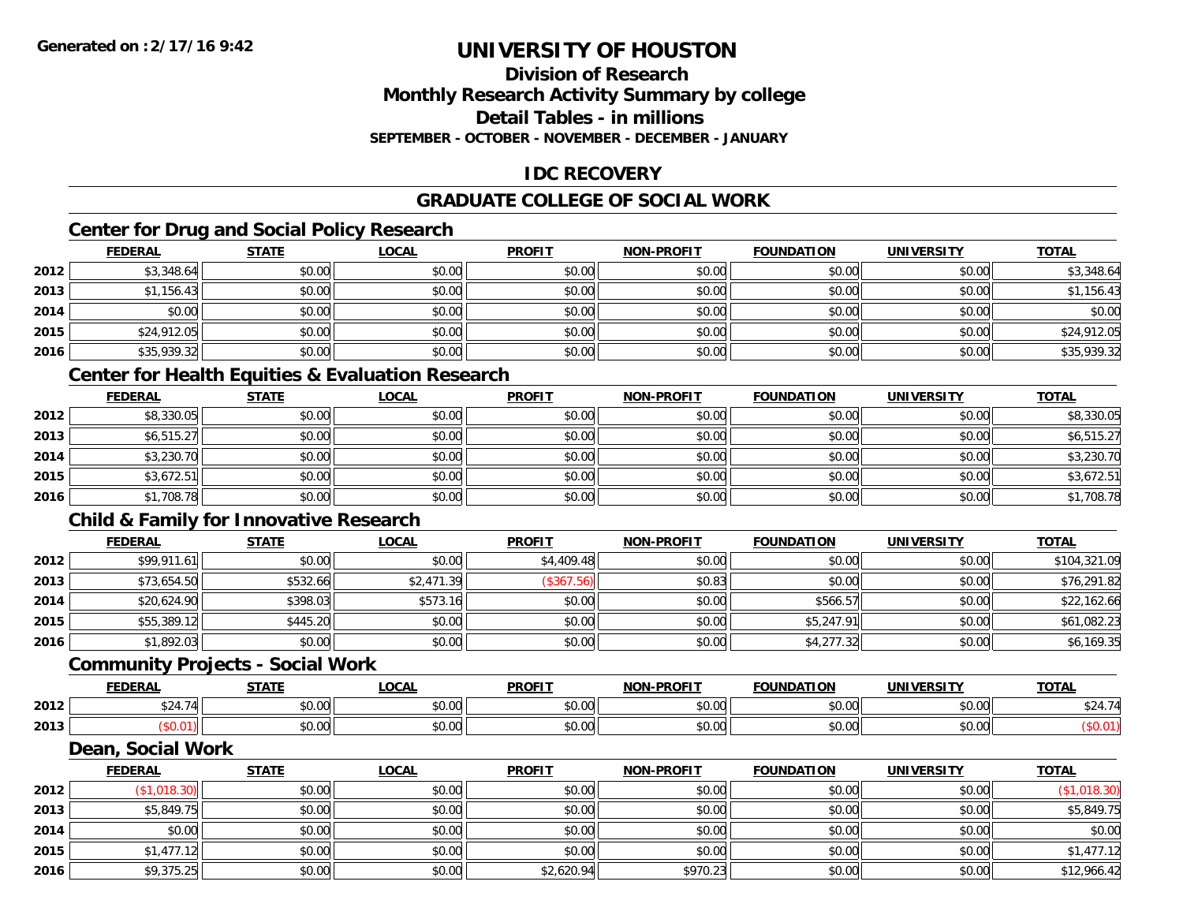Generated on :2/17/16 9:42

# UNIVERSITY OF HOUSTON

## Division of Research
## Monthly Research Activity Summary by college
## Detail Tables - in millions
### SEPTEMBER - OCTOBER - NOVEMBER - DECEMBER - JANUARY

## IDC RECOVERY

## GRADUATE COLLEGE OF SOCIAL WORK

### Center for Drug and Social Policy Research

| | FEDERAL | STATE | LOCAL | PROFIT | NON-PROFIT | FOUNDATION | UNIVERSITY | TOTAL |
|---|---|---|---|---|---|---|---|---|
| 2012 | $3,348.64 | $0.00 | $0.00 | $0.00 | $0.00 | $0.00 | $0.00 | $3,348.64 |
| 2013 | $1,156.43 | $0.00 | $0.00 | $0.00 | $0.00 | $0.00 | $0.00 | $1,156.43 |
| 2014 | $0.00 | $0.00 | $0.00 | $0.00 | $0.00 | $0.00 | $0.00 | $0.00 |
| 2015 | $24,912.05 | $0.00 | $0.00 | $0.00 | $0.00 | $0.00 | $0.00 | $24,912.05 |
| 2016 | $35,939.32 | $0.00 | $0.00 | $0.00 | $0.00 | $0.00 | $0.00 | $35,939.32 |

### Center for Health Equities & Evaluation Research

| | FEDERAL | STATE | LOCAL | PROFIT | NON-PROFIT | FOUNDATION | UNIVERSITY | TOTAL |
|---|---|---|---|---|---|---|---|---|
| 2012 | $8,330.05 | $0.00 | $0.00 | $0.00 | $0.00 | $0.00 | $0.00 | $8,330.05 |
| 2013 | $6,515.27 | $0.00 | $0.00 | $0.00 | $0.00 | $0.00 | $0.00 | $6,515.27 |
| 2014 | $3,230.70 | $0.00 | $0.00 | $0.00 | $0.00 | $0.00 | $0.00 | $3,230.70 |
| 2015 | $3,672.51 | $0.00 | $0.00 | $0.00 | $0.00 | $0.00 | $0.00 | $3,672.51 |
| 2016 | $1,708.78 | $0.00 | $0.00 | $0.00 | $0.00 | $0.00 | $0.00 | $1,708.78 |

### Child & Family for Innovative Research

| | FEDERAL | STATE | LOCAL | PROFIT | NON-PROFIT | FOUNDATION | UNIVERSITY | TOTAL |
|---|---|---|---|---|---|---|---|---|
| 2012 | $99,911.61 | $0.00 | $0.00 | $4,409.48 | $0.00 | $0.00 | $0.00 | $104,321.09 |
| 2013 | $73,654.50 | $532.66 | $2,471.39 | ($367.56) | $0.83 | $0.00 | $0.00 | $76,291.82 |
| 2014 | $20,624.90 | $398.03 | $573.16 | $0.00 | $0.00 | $566.57 | $0.00 | $22,162.66 |
| 2015 | $55,389.12 | $445.20 | $0.00 | $0.00 | $0.00 | $5,247.91 | $0.00 | $61,082.23 |
| 2016 | $1,892.03 | $0.00 | $0.00 | $0.00 | $0.00 | $4,277.32 | $0.00 | $6,169.35 |

### Community Projects - Social Work

| | FEDERAL | STATE | LOCAL | PROFIT | NON-PROFIT | FOUNDATION | UNIVERSITY | TOTAL |
|---|---|---|---|---|---|---|---|---|
| 2012 | $24.74 | $0.00 | $0.00 | $0.00 | $0.00 | $0.00 | $0.00 | $24.74 |
| 2013 | ($0.01) | $0.00 | $0.00 | $0.00 | $0.00 | $0.00 | $0.00 | ($0.01) |

### Dean, Social Work

| | FEDERAL | STATE | LOCAL | PROFIT | NON-PROFIT | FOUNDATION | UNIVERSITY | TOTAL |
|---|---|---|---|---|---|---|---|---|
| 2012 | ($1,018.30) | $0.00 | $0.00 | $0.00 | $0.00 | $0.00 | $0.00 | ($1,018.30) |
| 2013 | $5,849.75 | $0.00 | $0.00 | $0.00 | $0.00 | $0.00 | $0.00 | $5,849.75 |
| 2014 | $0.00 | $0.00 | $0.00 | $0.00 | $0.00 | $0.00 | $0.00 | $0.00 |
| 2015 | $1,477.12 | $0.00 | $0.00 | $0.00 | $0.00 | $0.00 | $0.00 | $1,477.12 |
| 2016 | $9,375.25 | $0.00 | $0.00 | $2,620.94 | $970.23 | $0.00 | $0.00 | $12,966.42 |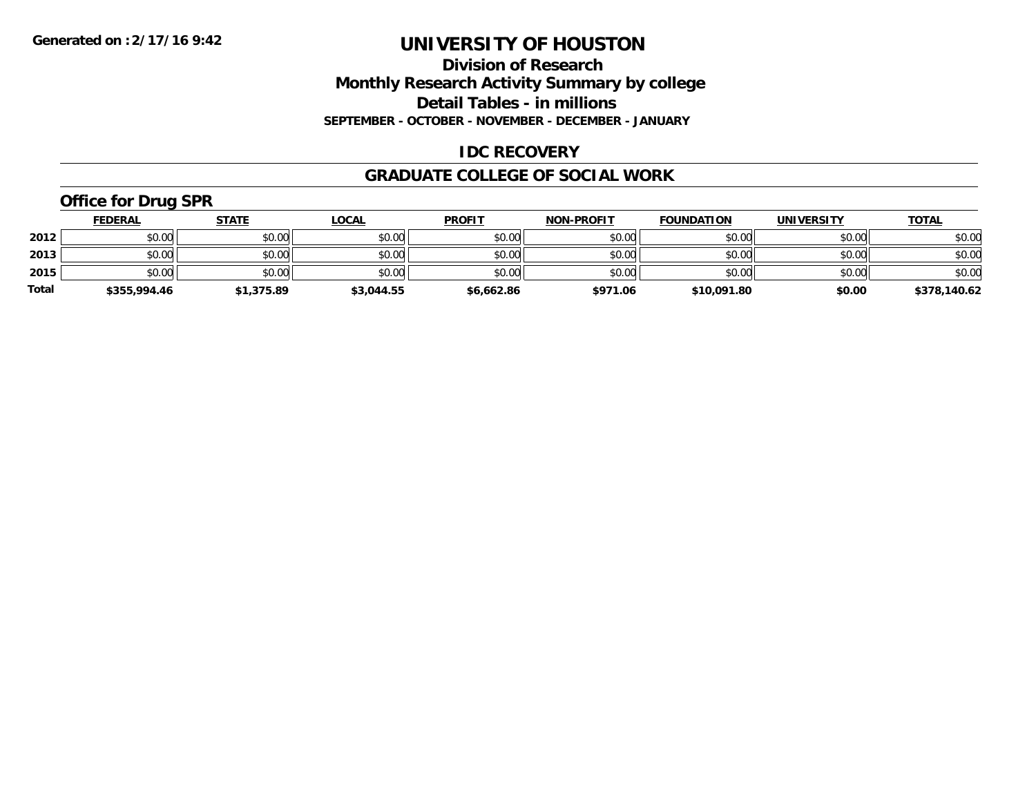**Generated on :2/17/16 9:42**

# UNIVERSITY OF HOUSTON

## Division of Research
## Monthly Research Activity Summary by college
## Detail Tables - in millions
### SEPTEMBER - OCTOBER - NOVEMBER - DECEMBER - JANUARY

## IDC RECOVERY

## GRADUATE COLLEGE OF SOCIAL WORK

### Office for Drug SPR

| | FEDERAL | STATE | LOCAL | PROFIT | NON-PROFIT | FOUNDATION | UNIVERSITY | TOTAL |
|---|---|---|---|---|---|---|---|---|
| 2012 | $0.00 | $0.00 | $0.00 | $0.00 | $0.00 | $0.00 | $0.00 | $0.00 |
| 2013 | $0.00 | $0.00 | $0.00 | $0.00 | $0.00 | $0.00 | $0.00 | $0.00 |
| 2015 | $0.00 | $0.00 | $0.00 | $0.00 | $0.00 | $0.00 | $0.00 | $0.00 |
| **Total** | **$355,994.46** | **$1,375.89** | **$3,044.55** | **$6,662.86** | **$971.06** | **$10,091.80** | **$0.00** | **$378,140.62** |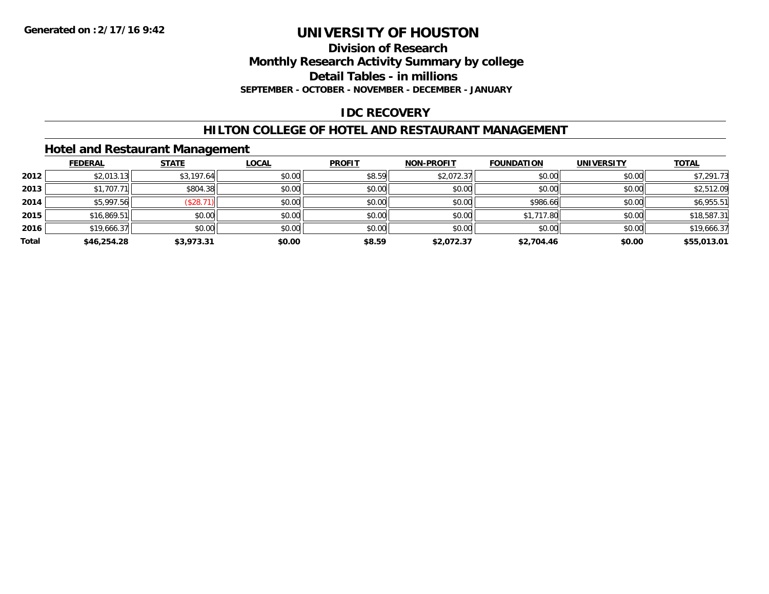Generated on :2/17/16 9:42

# UNIVERSITY OF HOUSTON

## Division of Research
## Monthly Research Activity Summary by college
## Detail Tables - in millions

**SEPTEMBER - OCTOBER - NOVEMBER - DECEMBER - JANUARY**

## IDC RECOVERY

## HILTON COLLEGE OF HOTEL AND RESTAURANT MANAGEMENT

### Hotel and Restaurant Management

| | FEDERAL | STATE | LOCAL | PROFIT | NON-PROFIT | FOUNDATION | UNIVERSITY | TOTAL |
|---|---|---|---|---|---|---|---|---|
| **2012** | $2,013.13 | $3,197.64 | $0.00 | $8.59 | $2,072.37 | $0.00 | $0.00 | $7,291.73 |
| **2013** | $1,707.71 | $804.38 | $0.00 | $0.00 | $0.00 | $0.00 | $0.00 | $2,512.09 |
| **2014** | $5,997.56 | ($28.71) | $0.00 | $0.00 | $0.00 | $986.66 | $0.00 | $6,955.51 |
| **2015** | $16,869.51 | $0.00 | $0.00 | $0.00 | $0.00 | $1,717.80 | $0.00 | $18,587.31 |
| **2016** | $19,666.37 | $0.00 | $0.00 | $0.00 | $0.00 | $0.00 | $0.00 | $19,666.37 |
| **Total** | **$46,254.28** | **$3,973.31** | **$0.00** | **$8.59** | **$2,072.37** | **$2,704.46** | **$0.00** | **$55,013.01** |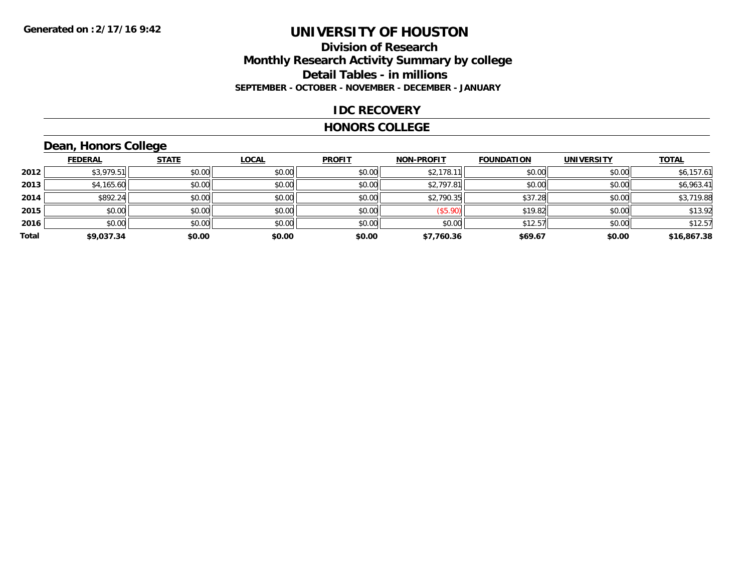**Generated on :2/17/16 9:42**

# UNIVERSITY OF HOUSTON

## Division of Research
## Monthly Research Activity Summary by college
## Detail Tables - in millions
**SEPTEMBER - OCTOBER - NOVEMBER - DECEMBER - JANUARY**

## IDC RECOVERY

## HONORS COLLEGE

### Dean, Honors College

| | FEDERAL | STATE | LOCAL | PROFIT | NON-PROFIT | FOUNDATION | UNIVERSITY | TOTAL |
|---|---|---|---|---|---|---|---|---|
| **2012** | $3,979.51 | $0.00 | $0.00 | $0.00 | $2,178.11 | $0.00 | $0.00 | $6,157.61 |
| **2013** | $4,165.60 | $0.00 | $0.00 | $0.00 | $2,797.81 | $0.00 | $0.00 | $6,963.41 |
| **2014** | $892.24 | $0.00 | $0.00 | $0.00 | $2,790.35 | $37.28 | $0.00 | $3,719.88 |
| **2015** | $0.00 | $0.00 | $0.00 | $0.00 | ($5.90) | $19.82 | $0.00 | $13.92 |
| **2016** | $0.00 | $0.00 | $0.00 | $0.00 | $0.00 | $12.57 | $0.00 | $12.57 |
| **Total** | **$9,037.34** | **$0.00** | **$0.00** | **$0.00** | **$7,760.36** | **$69.67** | **$0.00** | **$16,867.38** |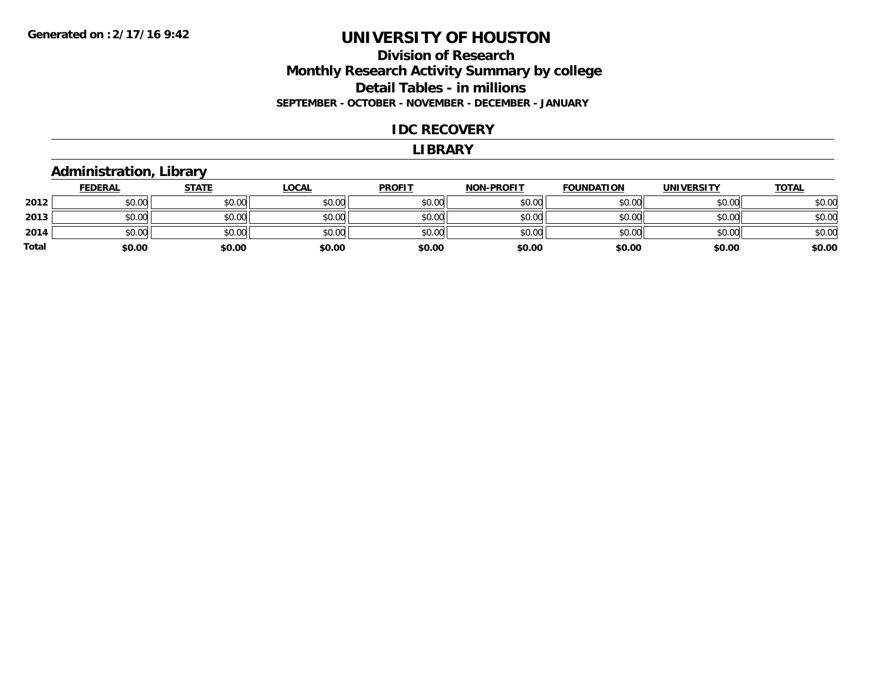Generated on :2/17/16 9:42

# UNIVERSITY OF HOUSTON

## Division of Research

## Monthly Research Activity Summary by college

## Detail Tables - in millions

**SEPTEMBER - OCTOBER - NOVEMBER - DECEMBER - JANUARY**

### IDC RECOVERY

### LIBRARY

### Administration, Library

| | FEDERAL | STATE | LOCAL | PROFIT | NON-PROFIT | FOUNDATION | UNIVERSITY | TOTAL |
|---|---|---|---|---|---|---|---|---|
| **2012** | $0.00 | $0.00 | $0.00 | $0.00 | $0.00 | $0.00 | $0.00 | $0.00 |
| **2013** | $0.00 | $0.00 | $0.00 | $0.00 | $0.00 | $0.00 | $0.00 | $0.00 |
| **2014** | $0.00 | $0.00 | $0.00 | $0.00 | $0.00 | $0.00 | $0.00 | $0.00 |
| **Total** | **$0.00** | **$0.00** | **$0.00** | **$0.00** | **$0.00** | **$0.00** | **$0.00** | **$0.00** |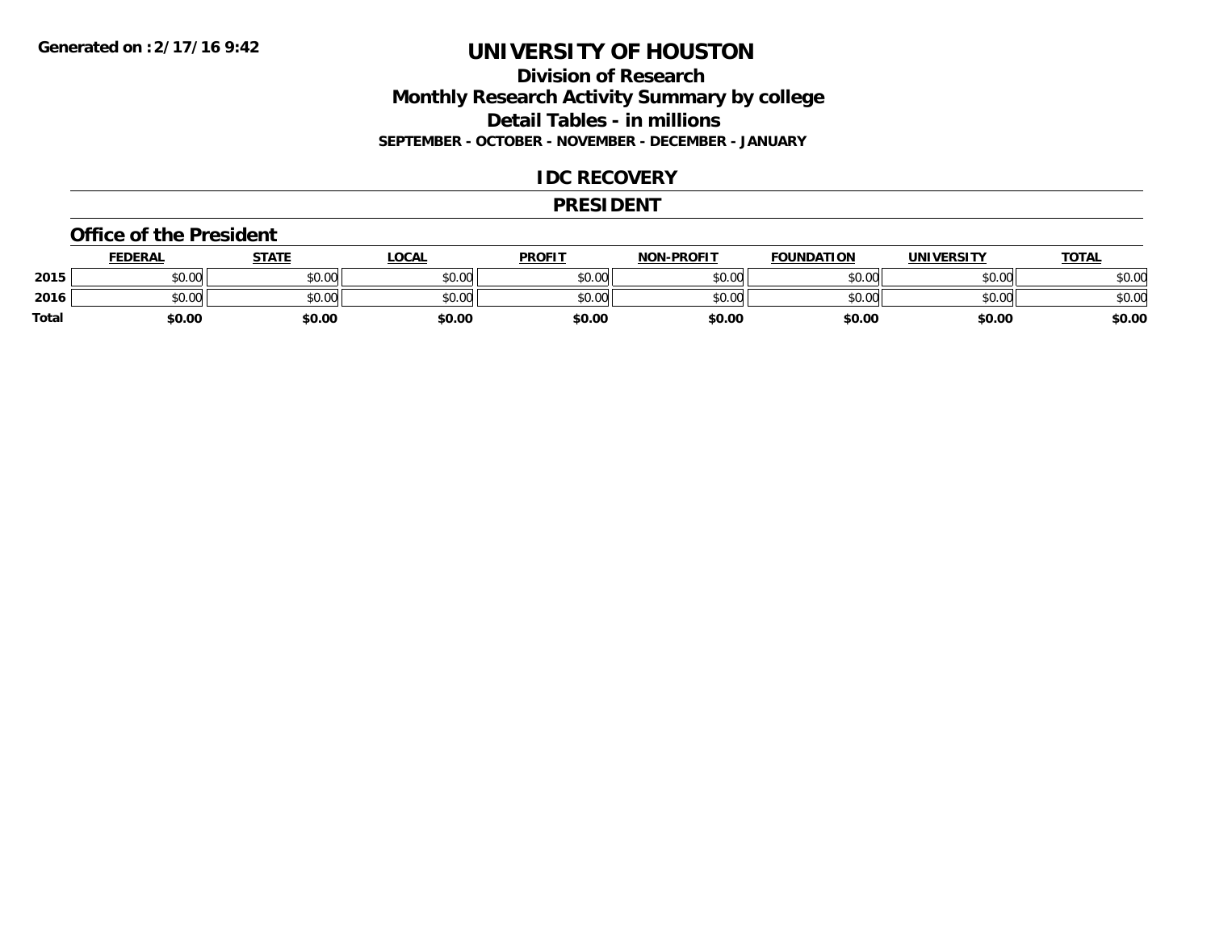**Generated on :2/17/16 9:42**

# UNIVERSITY OF HOUSTON

## Division of Research
## Monthly Research Activity Summary by college
## Detail Tables - in millions
### SEPTEMBER - OCTOBER - NOVEMBER - DECEMBER - JANUARY

## IDC RECOVERY

## PRESIDENT

### Office of the President

| | FEDERAL | STATE | LOCAL | PROFIT | NON-PROFIT | FOUNDATION | UNIVERSITY | TOTAL |
|---|---|---|---|---|---|---|---|---|
| 2015 | $0.00 | $0.00 | $0.00 | $0.00 | $0.00 | $0.00 | $0.00 | $0.00 |
| 2016 | $0.00 | $0.00 | $0.00 | $0.00 | $0.00 | $0.00 | $0.00 | $0.00 |
| **Total** | **$0.00** | **$0.00** | **$0.00** | **$0.00** | **$0.00** | **$0.00** | **$0.00** | **$0.00** |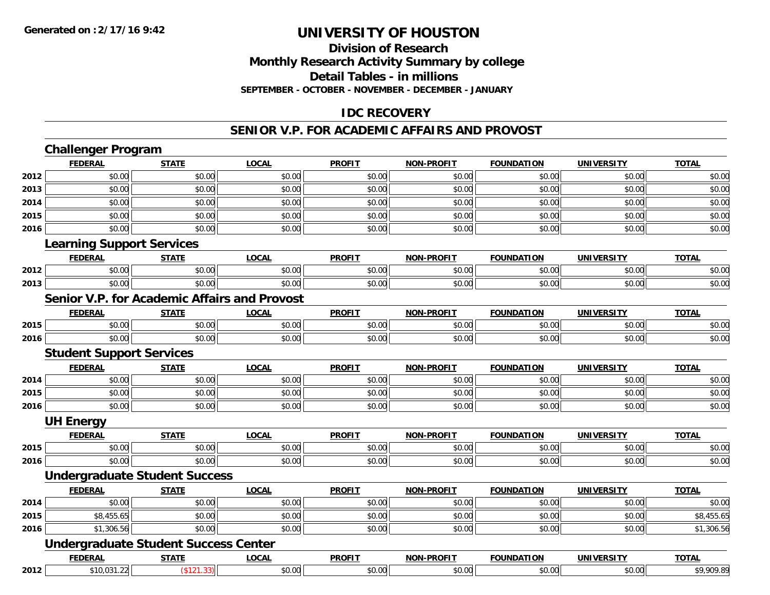**Generated on :2/17/16 9:42**

# UNIVERSITY OF HOUSTON

## Division of Research
## Monthly Research Activity Summary by college
## Detail Tables - in millions
### SEPTEMBER - OCTOBER - NOVEMBER - DECEMBER - JANUARY

## IDC RECOVERY

## SENIOR V.P. FOR ACADEMIC AFFAIRS AND PROVOST

### Challenger Program

| | FEDERAL | STATE | LOCAL | PROFIT | NON-PROFIT | FOUNDATION | UNIVERSITY | TOTAL |
|---|---|---|---|---|---|---|---|---|
| 2012 | $0.00 | $0.00 | $0.00 | $0.00 | $0.00 | $0.00 | $0.00 | $0.00 |
| 2013 | $0.00 | $0.00 | $0.00 | $0.00 | $0.00 | $0.00 | $0.00 | $0.00 |
| 2014 | $0.00 | $0.00 | $0.00 | $0.00 | $0.00 | $0.00 | $0.00 | $0.00 |
| 2015 | $0.00 | $0.00 | $0.00 | $0.00 | $0.00 | $0.00 | $0.00 | $0.00 |
| 2016 | $0.00 | $0.00 | $0.00 | $0.00 | $0.00 | $0.00 | $0.00 | $0.00 |

### Learning Support Services

| | FEDERAL | STATE | LOCAL | PROFIT | NON-PROFIT | FOUNDATION | UNIVERSITY | TOTAL |
|---|---|---|---|---|---|---|---|---|
| 2012 | $0.00 | $0.00 | $0.00 | $0.00 | $0.00 | $0.00 | $0.00 | $0.00 |
| 2013 | $0.00 | $0.00 | $0.00 | $0.00 | $0.00 | $0.00 | $0.00 | $0.00 |

### Senior V.P. for Academic Affairs and Provost

| | FEDERAL | STATE | LOCAL | PROFIT | NON-PROFIT | FOUNDATION | UNIVERSITY | TOTAL |
|---|---|---|---|---|---|---|---|---|
| 2015 | $0.00 | $0.00 | $0.00 | $0.00 | $0.00 | $0.00 | $0.00 | $0.00 |
| 2016 | $0.00 | $0.00 | $0.00 | $0.00 | $0.00 | $0.00 | $0.00 | $0.00 |

### Student Support Services

| | FEDERAL | STATE | LOCAL | PROFIT | NON-PROFIT | FOUNDATION | UNIVERSITY | TOTAL |
|---|---|---|---|---|---|---|---|---|
| 2014 | $0.00 | $0.00 | $0.00 | $0.00 | $0.00 | $0.00 | $0.00 | $0.00 |
| 2015 | $0.00 | $0.00 | $0.00 | $0.00 | $0.00 | $0.00 | $0.00 | $0.00 |
| 2016 | $0.00 | $0.00 | $0.00 | $0.00 | $0.00 | $0.00 | $0.00 | $0.00 |

### UH Energy

| | FEDERAL | STATE | LOCAL | PROFIT | NON-PROFIT | FOUNDATION | UNIVERSITY | TOTAL |
|---|---|---|---|---|---|---|---|---|
| 2015 | $0.00 | $0.00 | $0.00 | $0.00 | $0.00 | $0.00 | $0.00 | $0.00 |
| 2016 | $0.00 | $0.00 | $0.00 | $0.00 | $0.00 | $0.00 | $0.00 | $0.00 |

### Undergraduate Student Success

| | FEDERAL | STATE | LOCAL | PROFIT | NON-PROFIT | FOUNDATION | UNIVERSITY | TOTAL |
|---|---|---|---|---|---|---|---|---|
| 2014 | $0.00 | $0.00 | $0.00 | $0.00 | $0.00 | $0.00 | $0.00 | $0.00 |
| 2015 | $8,455.65 | $0.00 | $0.00 | $0.00 | $0.00 | $0.00 | $0.00 | $8,455.65 |
| 2016 | $1,306.56 | $0.00 | $0.00 | $0.00 | $0.00 | $0.00 | $0.00 | $1,306.56 |

### Undergraduate Student Success Center

| | FEDERAL | STATE | LOCAL | PROFIT | NON-PROFIT | FOUNDATION | UNIVERSITY | TOTAL |
|---|---|---|---|---|---|---|---|---|
| 2012 | $10,031.22 | ($121.33) | $0.00 | $0.00 | $0.00 | $0.00 | $0.00 | $9,909.89 |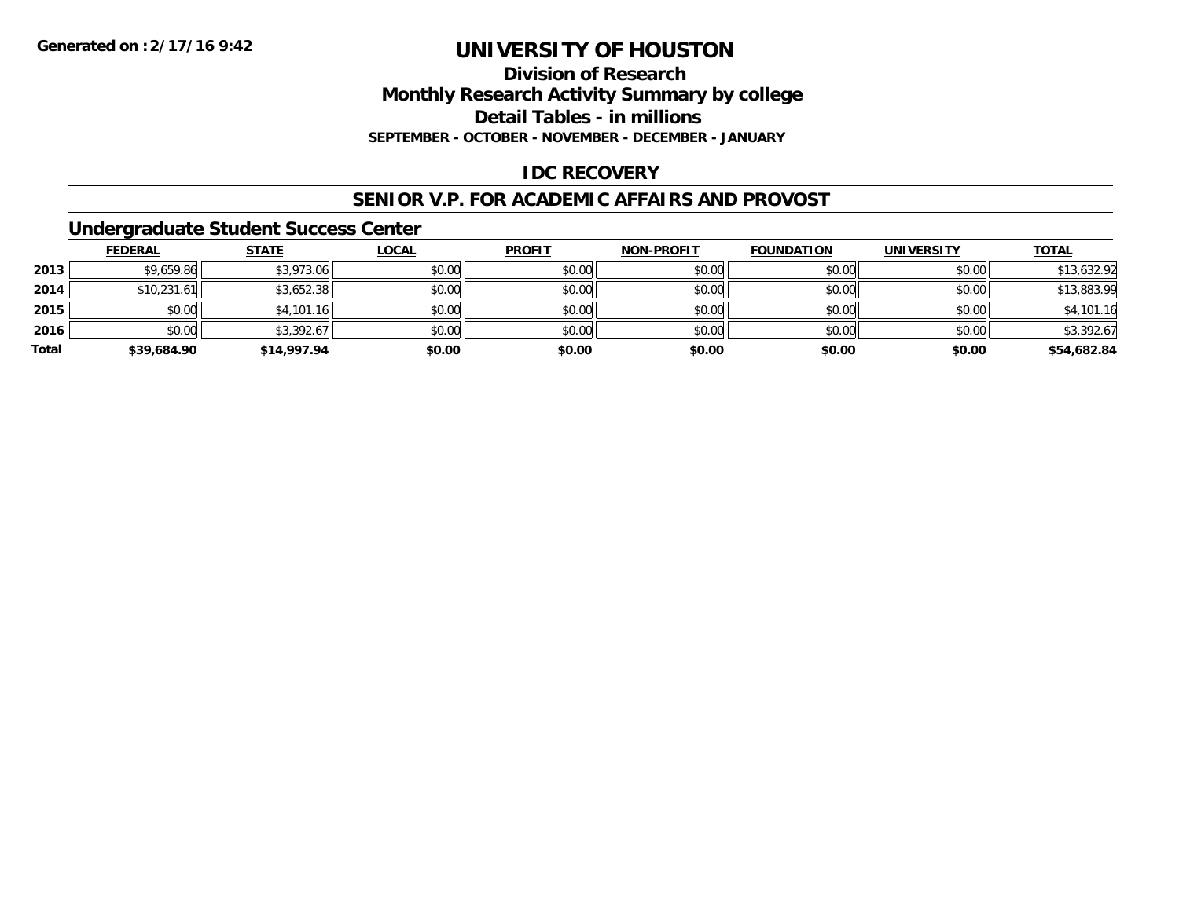**Generated on :2/17/16 9:42**

# UNIVERSITY OF HOUSTON

## Division of Research

## Monthly Research Activity Summary by college

## Detail Tables - in millions

**SEPTEMBER - OCTOBER - NOVEMBER - DECEMBER - JANUARY**

## IDC RECOVERY

## SENIOR V.P. FOR ACADEMIC AFFAIRS AND PROVOST

### Undergraduate Student Success Center

| | FEDERAL | STATE | LOCAL | PROFIT | NON-PROFIT | FOUNDATION | UNIVERSITY | TOTAL |
|---|---|---|---|---|---|---|---|---|
| 2013 | $9,659.86 | $3,973.06 | $0.00 | $0.00 | $0.00 | $0.00 | $0.00 | $13,632.92 |
| 2014 | $10,231.61 | $3,652.38 | $0.00 | $0.00 | $0.00 | $0.00 | $0.00 | $13,883.99 |
| 2015 | $0.00 | $4,101.16 | $0.00 | $0.00 | $0.00 | $0.00 | $0.00 | $4,101.16 |
| 2016 | $0.00 | $3,392.67 | $0.00 | $0.00 | $0.00 | $0.00 | $0.00 | $3,392.67 |
| **Total** | **$39,684.90** | **$14,997.94** | **$0.00** | **$0.00** | **$0.00** | **$0.00** | **$0.00** | **$54,682.84** |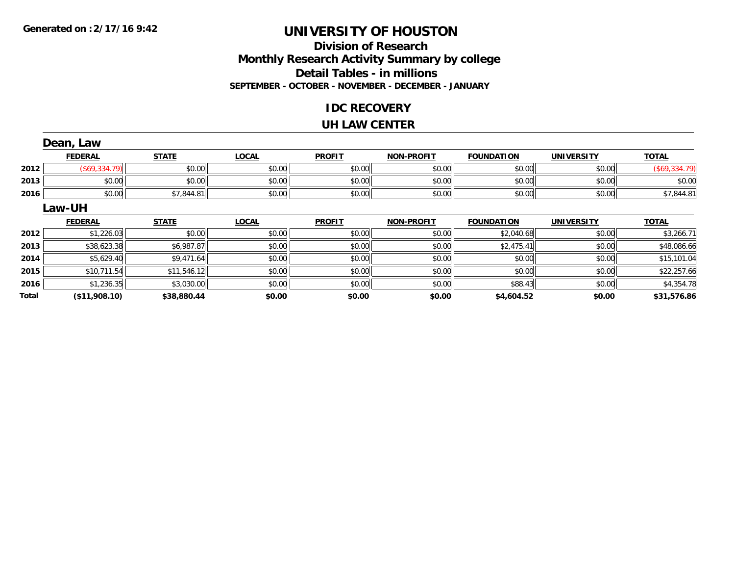Generated on :2/17/16 9:42

# UNIVERSITY OF HOUSTON

## Division of Research

## Monthly Research Activity Summary by college

## Detail Tables - in millions

### SEPTEMBER - OCTOBER - NOVEMBER - DECEMBER - JANUARY

### IDC RECOVERY

### UH LAW CENTER

#### Dean, Law

| | FEDERAL | STATE | LOCAL | PROFIT | NON-PROFIT | FOUNDATION | UNIVERSITY | TOTAL |
|---|---|---|---|---|---|---|---|---|
| 2012 | ($69,334.79) | $0.00 | $0.00 | $0.00 | $0.00 | $0.00 | $0.00 | ($69,334.79) |
| 2013 | $0.00 | $0.00 | $0.00 | $0.00 | $0.00 | $0.00 | $0.00 | $0.00 |
| 2016 | $0.00 | $7,844.81 | $0.00 | $0.00 | $0.00 | $0.00 | $0.00 | $7,844.81 |

#### Law-UH

| | FEDERAL | STATE | LOCAL | PROFIT | NON-PROFIT | FOUNDATION | UNIVERSITY | TOTAL |
|---|---|---|---|---|---|---|---|---|
| 2012 | $1,226.03 | $0.00 | $0.00 | $0.00 | $0.00 | $2,040.68 | $0.00 | $3,266.71 |
| 2013 | $38,623.38 | $6,987.87 | $0.00 | $0.00 | $0.00 | $2,475.41 | $0.00 | $48,086.66 |
| 2014 | $5,629.40 | $9,471.64 | $0.00 | $0.00 | $0.00 | $0.00 | $0.00 | $15,101.04 |
| 2015 | $10,711.54 | $11,546.12 | $0.00 | $0.00 | $0.00 | $0.00 | $0.00 | $22,257.66 |
| 2016 | $1,236.35 | $3,030.00 | $0.00 | $0.00 | $0.00 | $88.43 | $0.00 | $4,354.78 |
| **Total** | **($11,908.10)** | **$38,880.44** | **$0.00** | **$0.00** | **$0.00** | **$4,604.52** | **$0.00** | **$31,576.86** |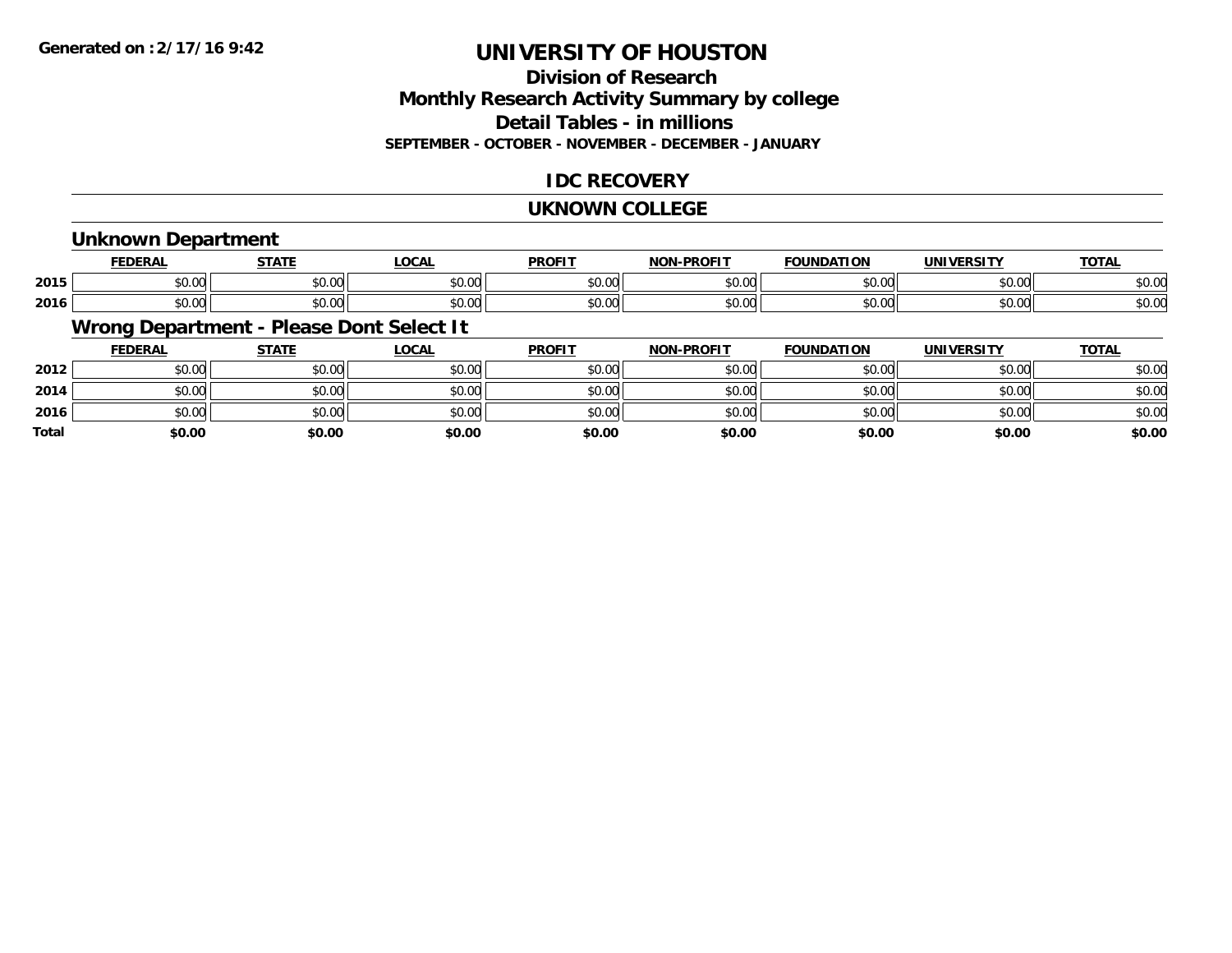# UNIVERSITY OF HOUSTON

## Division of Research
## Monthly Research Activity Summary by college
## Detail Tables - in millions
### SEPTEMBER - OCTOBER - NOVEMBER - DECEMBER - JANUARY

## IDC RECOVERY

## UKNOWN COLLEGE

### Unknown Department

| | FEDERAL | STATE | LOCAL | PROFIT | NON-PROFIT | FOUNDATION | UNIVERSITY | TOTAL |
|---|---|---|---|---|---|---|---|---|
| 2015 | $0.00 | $0.00 | $0.00 | $0.00 | $0.00 | $0.00 | $0.00 | $0.00 |
| 2016 | $0.00 | $0.00 | $0.00 | $0.00 | $0.00 | $0.00 | $0.00 | $0.00 |

### Wrong Department - Please Dont Select It

| | FEDERAL | STATE | LOCAL | PROFIT | NON-PROFIT | FOUNDATION | UNIVERSITY | TOTAL |
|---|---|---|---|---|---|---|---|---|
| 2012 | $0.00 | $0.00 | $0.00 | $0.00 | $0.00 | $0.00 | $0.00 | $0.00 |
| 2014 | $0.00 | $0.00 | $0.00 | $0.00 | $0.00 | $0.00 | $0.00 | $0.00 |
| 2016 | $0.00 | $0.00 | $0.00 | $0.00 | $0.00 | $0.00 | $0.00 | $0.00 |
| **Total** | **$0.00** | **$0.00** | **$0.00** | **$0.00** | **$0.00** | **$0.00** | **$0.00** | **$0.00** |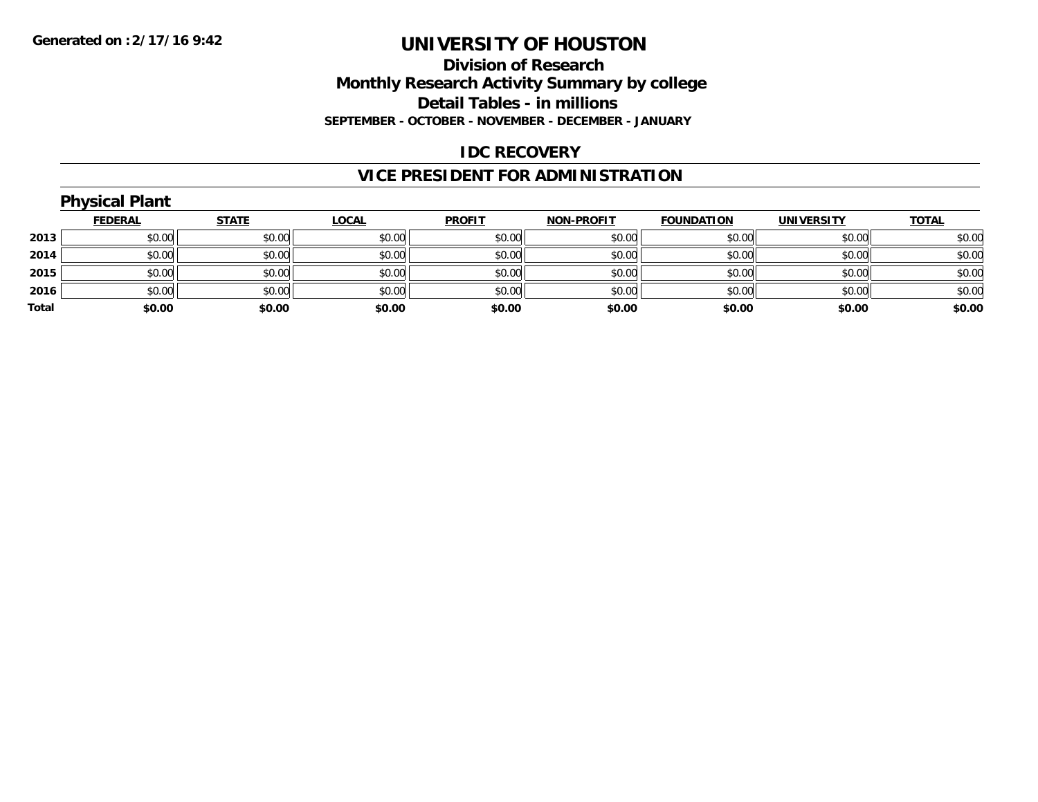**Generated on :2/17/16 9:42**

# UNIVERSITY OF HOUSTON

## Division of Research
## Monthly Research Activity Summary by college
## Detail Tables - in millions
### SEPTEMBER - OCTOBER - NOVEMBER - DECEMBER - JANUARY

## IDC RECOVERY

## VICE PRESIDENT FOR ADMINISTRATION

### Physical Plant

| | FEDERAL | STATE | LOCAL | PROFIT | NON-PROFIT | FOUNDATION | UNIVERSITY | TOTAL |
|---|---|---|---|---|---|---|---|---|
| **2013** | $0.00 | $0.00 | $0.00 | $0.00 | $0.00 | $0.00 | $0.00 | $0.00 |
| **2014** | $0.00 | $0.00 | $0.00 | $0.00 | $0.00 | $0.00 | $0.00 | $0.00 |
| **2015** | $0.00 | $0.00 | $0.00 | $0.00 | $0.00 | $0.00 | $0.00 | $0.00 |
| **2016** | $0.00 | $0.00 | $0.00 | $0.00 | $0.00 | $0.00 | $0.00 | $0.00 |
| **Total** | **$0.00** | **$0.00** | **$0.00** | **$0.00** | **$0.00** | **$0.00** | **$0.00** | **$0.00** |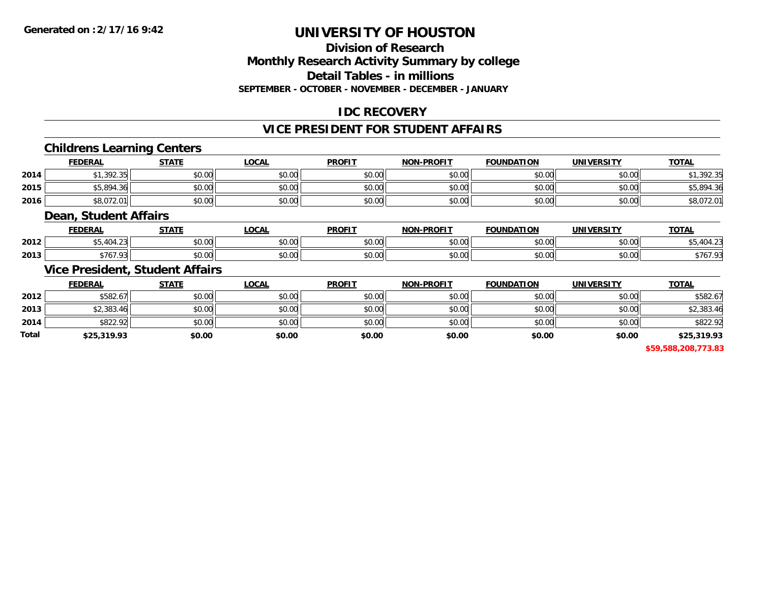**Generated on :2/17/16 9:42**

# UNIVERSITY OF HOUSTON

## Division of Research
## Monthly Research Activity Summary by college
## Detail Tables - in millions
### SEPTEMBER - OCTOBER - NOVEMBER - DECEMBER - JANUARY

## IDC RECOVERY

## VICE PRESIDENT FOR STUDENT AFFAIRS

### Childrens Learning Centers

| | FEDERAL | STATE | LOCAL | PROFIT | NON-PROFIT | FOUNDATION | UNIVERSITY | TOTAL |
|---|---|---|---|---|---|---|---|---|
| 2014 | $1,392.35 | $0.00 | $0.00 | $0.00 | $0.00 | $0.00 | $0.00 | $1,392.35 |
| 2015 | $5,894.36 | $0.00 | $0.00 | $0.00 | $0.00 | $0.00 | $0.00 | $5,894.36 |
| 2016 | $8,072.01 | $0.00 | $0.00 | $0.00 | $0.00 | $0.00 | $0.00 | $8,072.01 |

### Dean, Student Affairs

| | FEDERAL | STATE | LOCAL | PROFIT | NON-PROFIT | FOUNDATION | UNIVERSITY | TOTAL |
|---|---|---|---|---|---|---|---|---|
| 2012 | $5,404.23 | $0.00 | $0.00 | $0.00 | $0.00 | $0.00 | $0.00 | $5,404.23 |
| 2013 | $767.93 | $0.00 | $0.00 | $0.00 | $0.00 | $0.00 | $0.00 | $767.93 |

### Vice President, Student Affairs

| | FEDERAL | STATE | LOCAL | PROFIT | NON-PROFIT | FOUNDATION | UNIVERSITY | TOTAL |
|---|---|---|---|---|---|---|---|---|
| 2012 | $582.67 | $0.00 | $0.00 | $0.00 | $0.00 | $0.00 | $0.00 | $582.67 |
| 2013 | $2,383.46 | $0.00 | $0.00 | $0.00 | $0.00 | $0.00 | $0.00 | $2,383.46 |
| 2014 | $822.92 | $0.00 | $0.00 | $0.00 | $0.00 | $0.00 | $0.00 | $822.92 |
| **Total** | **$25,319.93** | **$0.00** | **$0.00** | **$0.00** | **$0.00** | **$0.00** | **$0.00** | **$25,319.93** |

**$59,588,208,773.83**